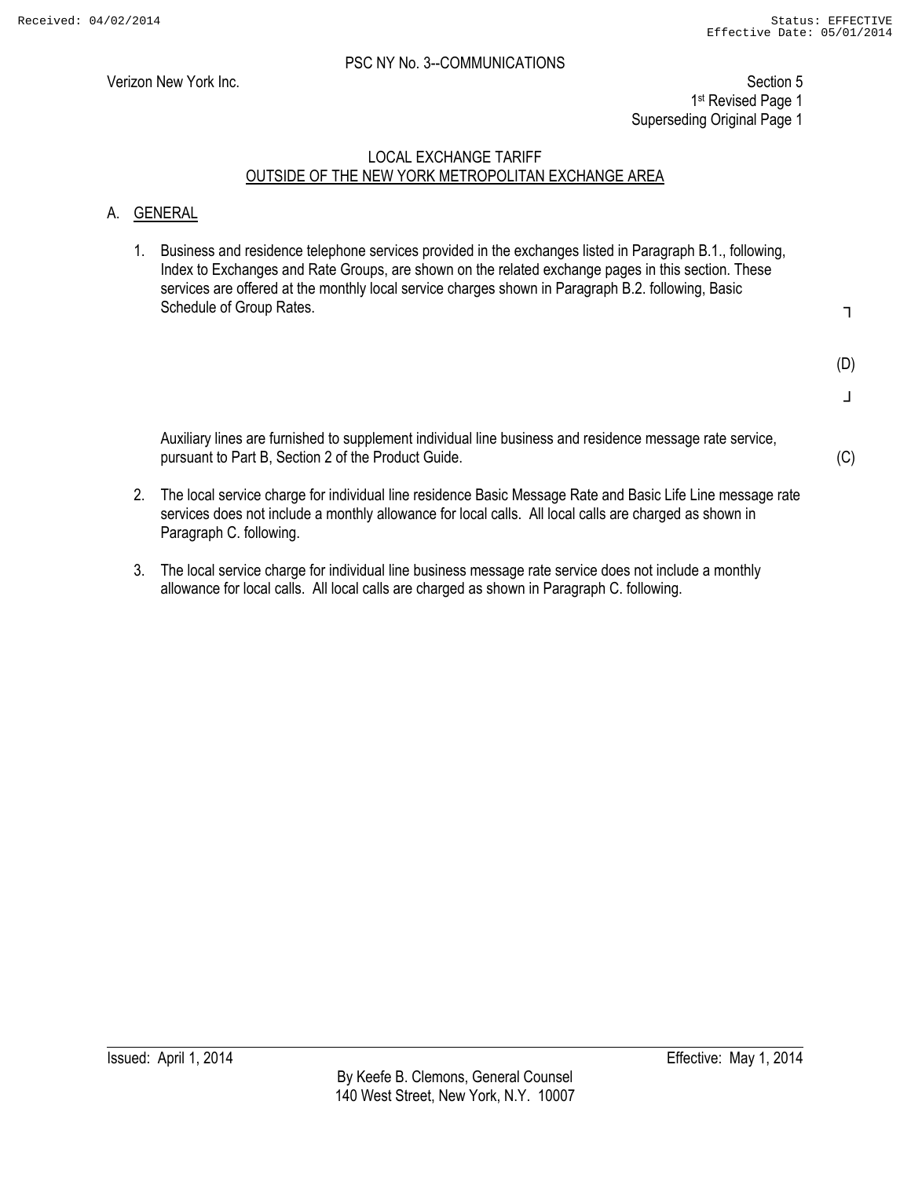PSC NY No. 3--COMMUNICATIONS

Verizon New York Inc.

Section 5
1st Revised Page 1
Superseding Original Page 1

LOCAL EXCHANGE TARIFF
OUTSIDE OF THE NEW YORK METROPOLITAN EXCHANGE AREA

## A. GENERAL

1. Business and residence telephone services provided in the exchanges listed in Paragraph B.1., following, Index to Exchanges and Rate Groups, are shown on the related exchange pages in this section. These services are offered at the monthly local service charges shown in Paragraph B.2. following, Basic Schedule of Group Rates.

   (D)

   Auxiliary lines are furnished to supplement individual line business and residence message rate service, pursuant to Part B, Section 2 of the Product Guide. (C)

2. The local service charge for individual line residence Basic Message Rate and Basic Life Line message rate services does not include a monthly allowance for local calls. All local calls are charged as shown in Paragraph C. following.

3. The local service charge for individual line business message rate service does not include a monthly allowance for local calls. All local calls are charged as shown in Paragraph C. following.

Issued: April 1, 2014

Effective: May 1, 2014

By Keefe B. Clemons, General Counsel
140 West Street, New York, N.Y. 10007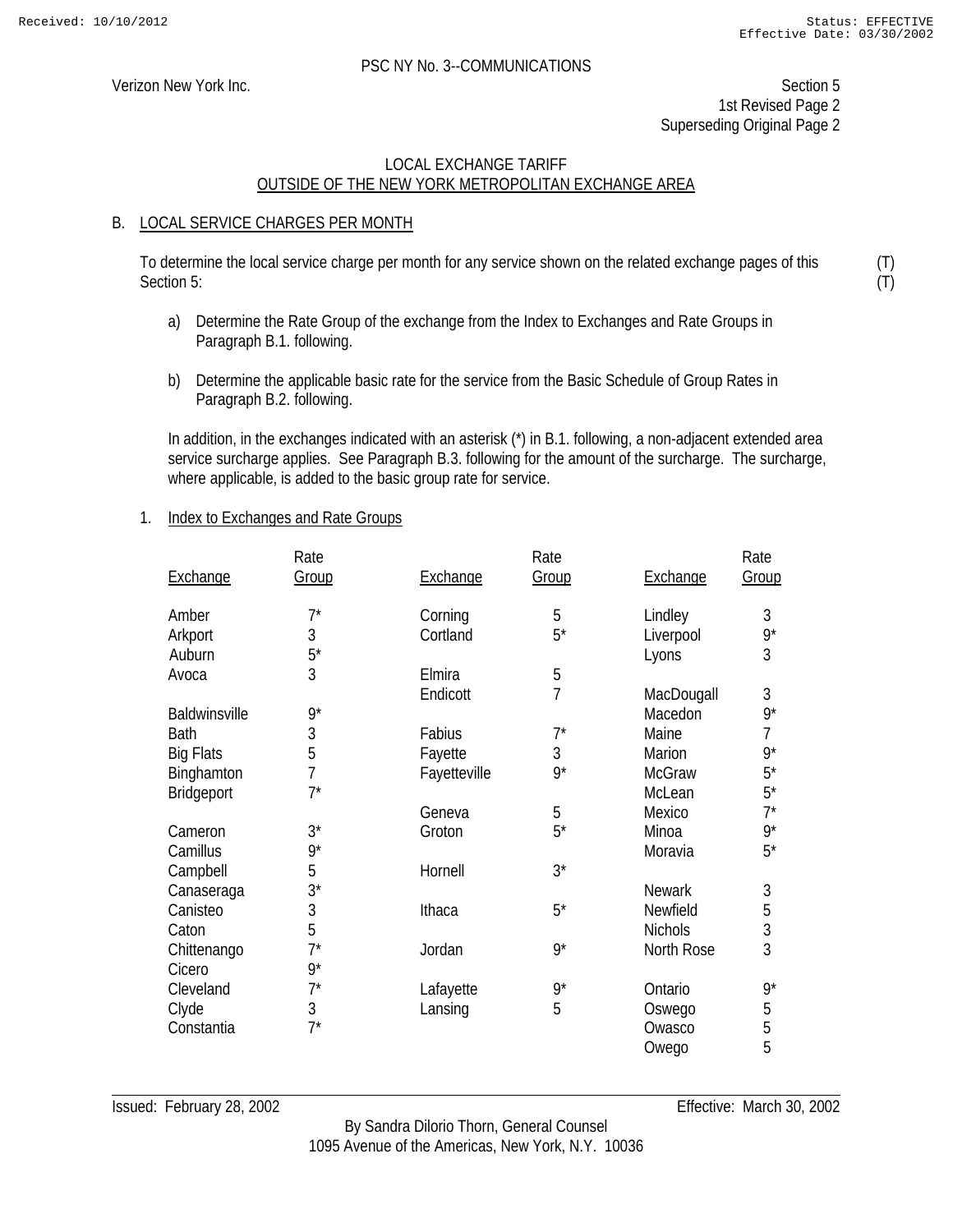PSC NY No. 3--COMMUNICATIONS

Verizon New York Inc.

Section 5
1st Revised Page 2
Superseding Original Page 2

LOCAL EXCHANGE TARIFF
OUTSIDE OF THE NEW YORK METROPOLITAN EXCHANGE AREA

## B. LOCAL SERVICE CHARGES PER MONTH

To determine the local service charge per month for any service shown on the related exchange pages of this Section 5: (T)

a) Determine the Rate Group of the exchange from the Index to Exchanges and Rate Groups in Paragraph B.1. following.

b) Determine the applicable basic rate for the service from the Basic Schedule of Group Rates in Paragraph B.2. following.

In addition, in the exchanges indicated with an asterisk (*) in B.1. following, a non-adjacent extended area service surcharge applies. See Paragraph B.3. following for the amount of the surcharge. The surcharge, where applicable, is added to the basic group rate for service.

### 1. Index to Exchanges and Rate Groups

| Exchange | Rate Group | Exchange | Rate Group | Exchange | Rate Group |
|---|---|---|---|---|---|
| Amber | 7* | Corning | 5 | Lindley | 3 |
| Arkport | 3 | Cortland | 5* | Liverpool | 9* |
| Auburn | 5* | | | Lyons | 3 |
| Avoca | 3 | Elmira | 5 | | |
| | | Endicott | 7 | MacDougall | 3 |
| Baldwinsville | 9* | | | Macedon | 9* |
| Bath | 3 | Fabius | 7* | Maine | 7 |
| Big Flats | 5 | Fayette | 3 | Marion | 9* |
| Binghamton | 7 | Fayetteville | 9* | McGraw | 5* |
| Bridgeport | 7* | | | McLean | 5* |
| | | Geneva | 5 | Mexico | 7* |
| Cameron | 3* | Groton | 5* | Minoa | 9* |
| Camillus | 9* | | | Moravia | 5* |
| Campbell | 5 | Hornell | 3* | | |
| Canaseraga | 3* | | | Newark | 3 |
| Canisteo | 3 | Ithaca | 5* | Newfield | 5 |
| Caton | 5 | | | Nichols | 3 |
| Chittenango | 7* | Jordan | 9* | North Rose | 3 |
| Cicero | 9* | | | | |
| Cleveland | 7* | Lafayette | 9* | Ontario | 9* |
| Clyde | 3 | Lansing | 5 | Oswego | 5 |
| Constantia | 7* | | | Owasco | 5 |
| | | | | Owego | 5 |

Issued: February 28, 2002 Effective: March 30, 2002

By Sandra Dilorio Thorn, General Counsel
1095 Avenue of the Americas, New York, N.Y. 10036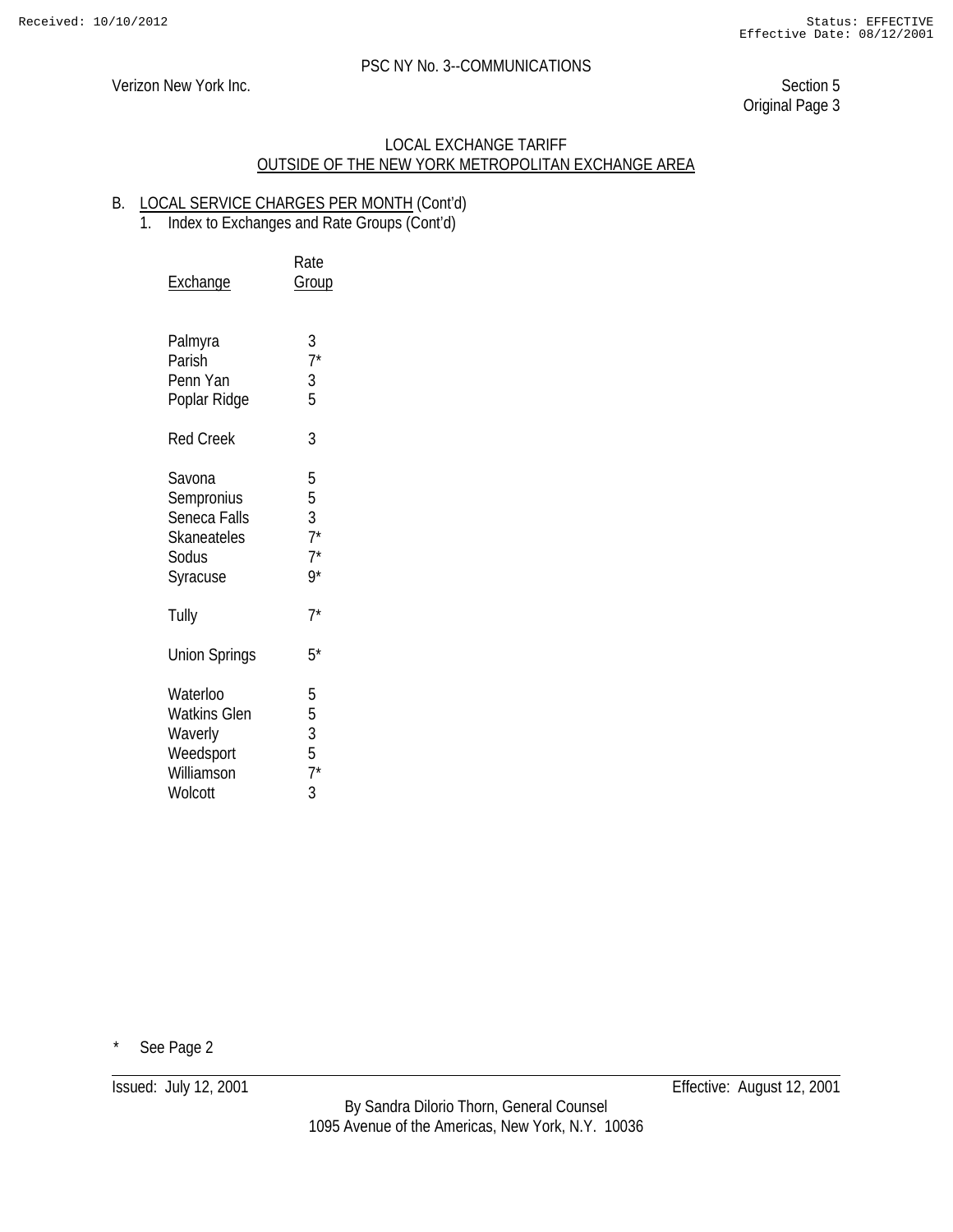PSC NY No. 3--COMMUNICATIONS

Verizon New York Inc.

Section 5
Original Page 3

## LOCAL EXCHANGE TARIFF
## OUTSIDE OF THE NEW YORK METROPOLITAN EXCHANGE AREA

B. LOCAL SERVICE CHARGES PER MONTH (Cont'd)

1. Index to Exchanges and Rate Groups (Cont'd)

| Exchange | Rate Group |
|---|---|
| Palmyra | 3 |
| Parish | 7* |
| Penn Yan | 3 |
| Poplar Ridge | 5 |
| Red Creek | 3 |
| Savona | 5 |
| Sempronius | 5 |
| Seneca Falls | 3 |
| Skaneateles | 7* |
| Sodus | 7* |
| Syracuse | 9* |
| Tully | 7* |
| Union Springs | 5* |
| Waterloo | 5 |
| Watkins Glen | 5 |
| Waverly | 3 |
| Weedsport | 5 |
| Williamson | 7* |
| Wolcott | 3 |

\* See Page 2

Issued: July 12, 2001

Effective: August 12, 2001

By Sandra Dilorio Thorn, General Counsel
1095 Avenue of the Americas, New York, N.Y. 10036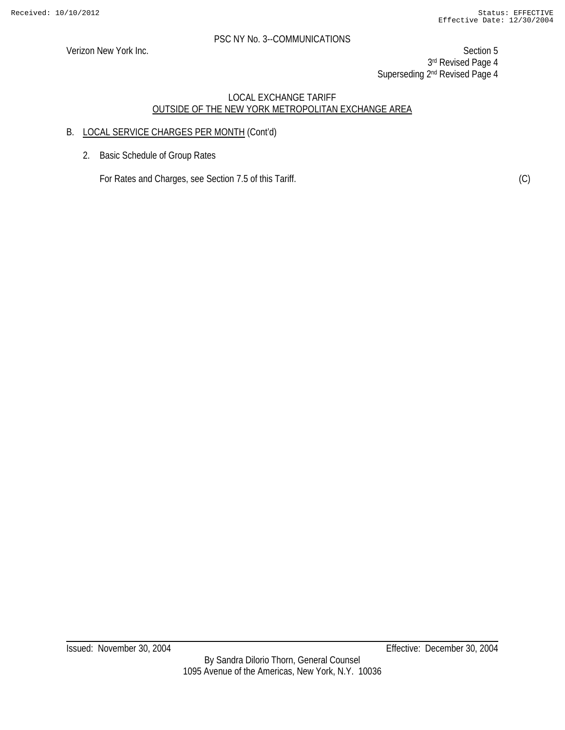PSC NY No. 3--COMMUNICATIONS

Verizon New York Inc.

Section 5
3rd Revised Page 4
Superseding 2nd Revised Page 4

LOCAL EXCHANGE TARIFF
OUTSIDE OF THE NEW YORK METROPOLITAN EXCHANGE AREA

B. LOCAL SERVICE CHARGES PER MONTH (Cont'd)

2. Basic Schedule of Group Rates

For Rates and Charges, see Section 7.5 of this Tariff. (C)

Issued: November 30, 2004

Effective: December 30, 2004

By Sandra Dilorio Thorn, General Counsel
1095 Avenue of the Americas, New York, N.Y. 10036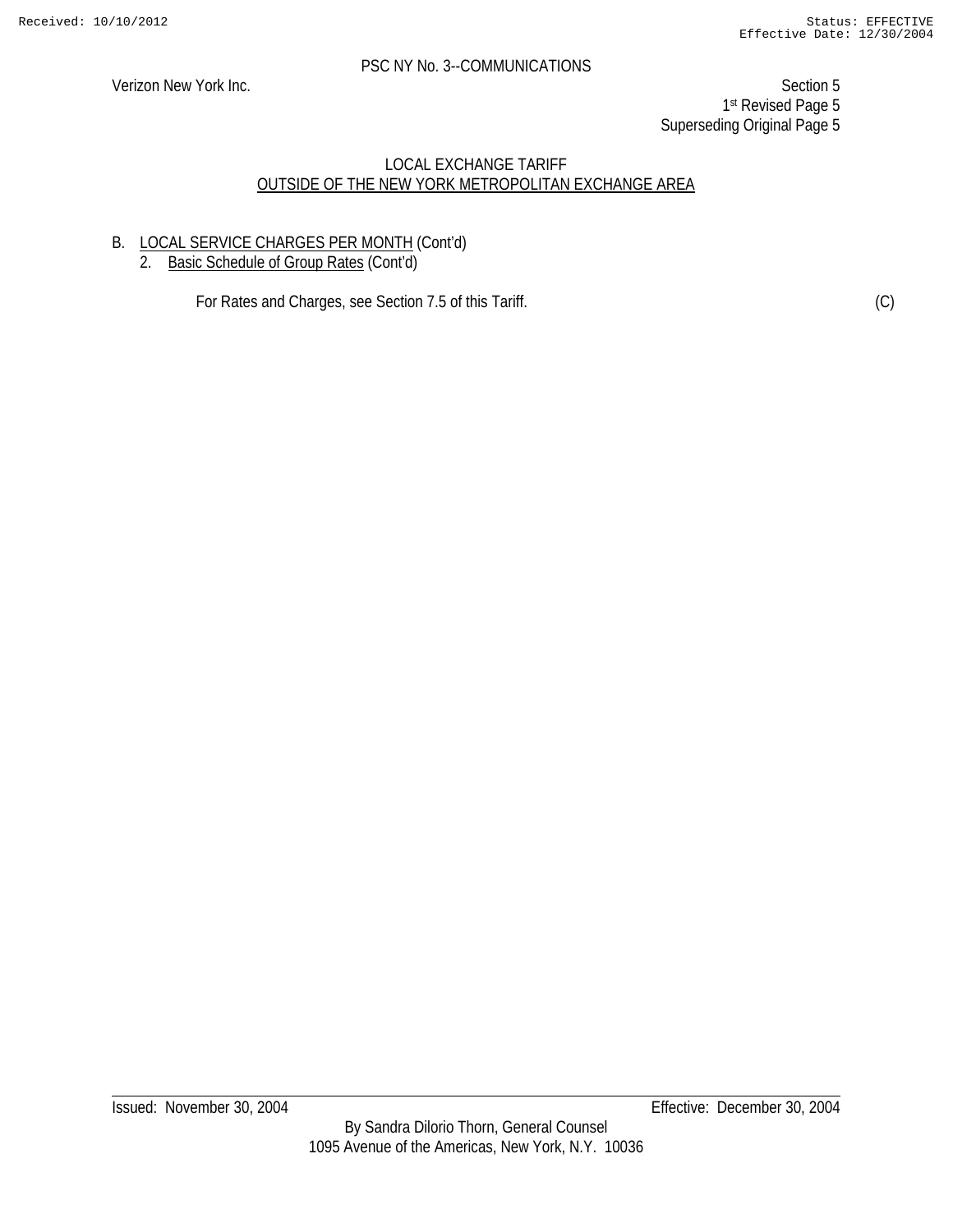LOCAL EXCHANGE TARIFF

OUTSIDE OF THE NEW YORK METROPOLITAN EXCHANGE AREA

B. LOCAL SERVICE CHARGES PER MONTH (Cont'd)

2. Basic Schedule of Group Rates (Cont'd)

For Rates and Charges, see Section 7.5 of this Tariff. (C)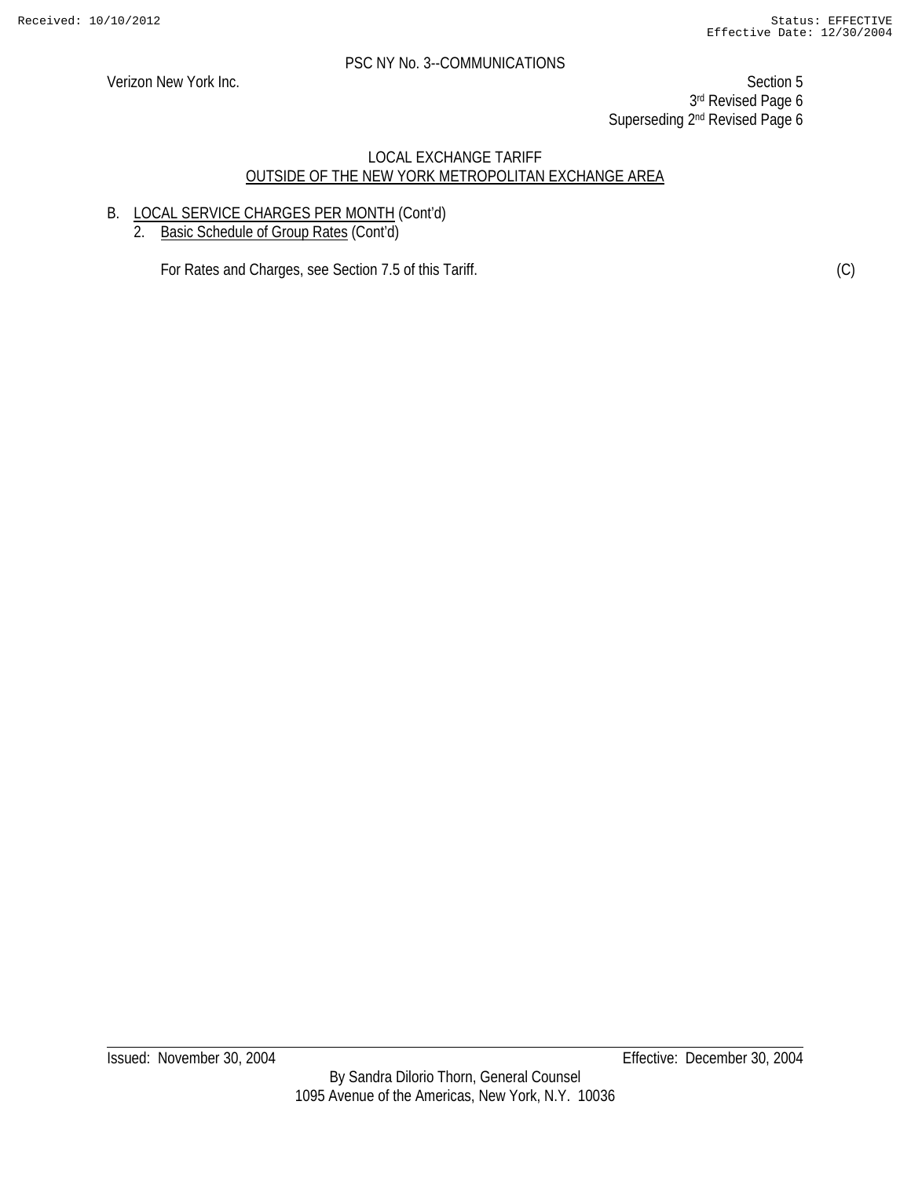PSC NY No. 3--COMMUNICATIONS

Verizon New York Inc.

Section 5
3rd Revised Page 6
Superseding 2nd Revised Page 6

LOCAL EXCHANGE TARIFF
OUTSIDE OF THE NEW YORK METROPOLITAN EXCHANGE AREA

B. LOCAL SERVICE CHARGES PER MONTH (Cont'd)
   2. Basic Schedule of Group Rates (Cont'd)

      For Rates and Charges, see Section 7.5 of this Tariff. (C)

Issued: November 30, 2004 Effective: December 30, 2004

By Sandra Dilorio Thorn, General Counsel
1095 Avenue of the Americas, New York, N.Y. 10036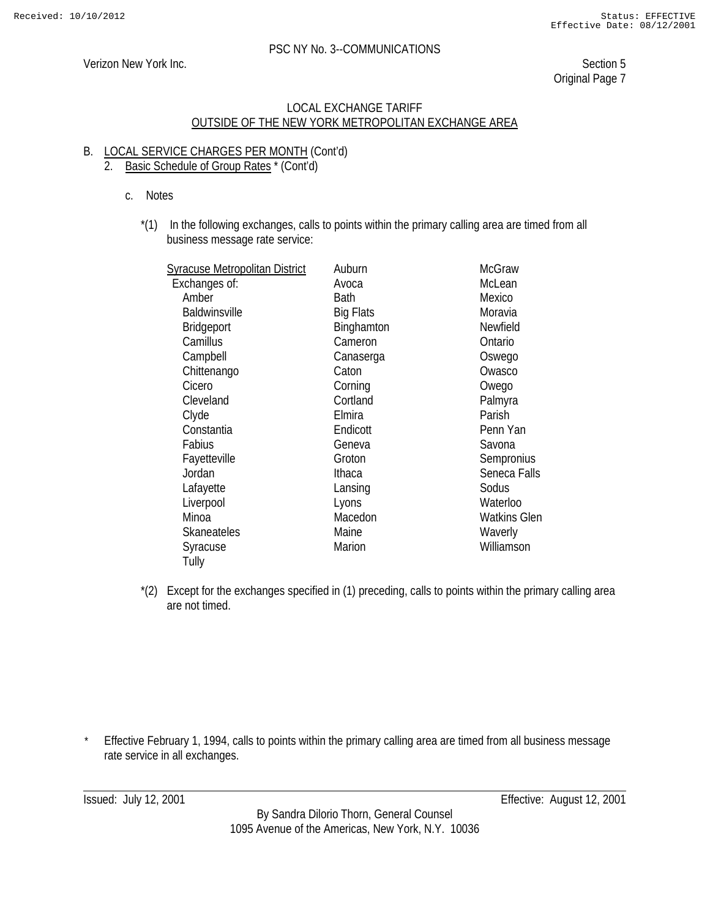PSC NY No. 3--COMMUNICATIONS

Verizon New York Inc.

Section 5
Original Page 7

## LOCAL EXCHANGE TARIFF
## OUTSIDE OF THE NEW YORK METROPOLITAN EXCHANGE AREA

B. LOCAL SERVICE CHARGES PER MONTH (Cont'd)

2. Basic Schedule of Group Rates * (Cont'd)

c. Notes

*(1) In the following exchanges, calls to points within the primary calling area are timed from all business message rate service:

| Syracuse Metropolitan District | Auburn | McGraw |
|---|---|---|
| Exchanges of: | Avoca | McLean |
| Amber | Bath | Mexico |
| Baldwinsville | Big Flats | Moravia |
| Bridgeport | Binghamton | Newfield |
| Camillus | Cameron | Ontario |
| Campbell | Canaserga | Oswego |
| Chittenango | Caton | Owasco |
| Cicero | Corning | Owego |
| Cleveland | Cortland | Palmyra |
| Clyde | Elmira | Parish |
| Constantia | Endicott | Penn Yan |
| Fabius | Geneva | Savona |
| Fayetteville | Groton | Sempronius |
| Jordan | Ithaca | Seneca Falls |
| Lafayette | Lansing | Sodus |
| Liverpool | Lyons | Waterloo |
| Minoa | Macedon | Watkins Glen |
| Skaneateles | Maine | Waverly |
| Syracuse | Marion | Williamson |
| Tully | | |

*(2) Except for the exchanges specified in (1) preceding, calls to points within the primary calling area are not timed.

\* Effective February 1, 1994, calls to points within the primary calling area are timed from all business message rate service in all exchanges.

Issued: July 12, 2001 Effective: August 12, 2001

By Sandra Dilorio Thorn, General Counsel
1095 Avenue of the Americas, New York, N.Y. 10036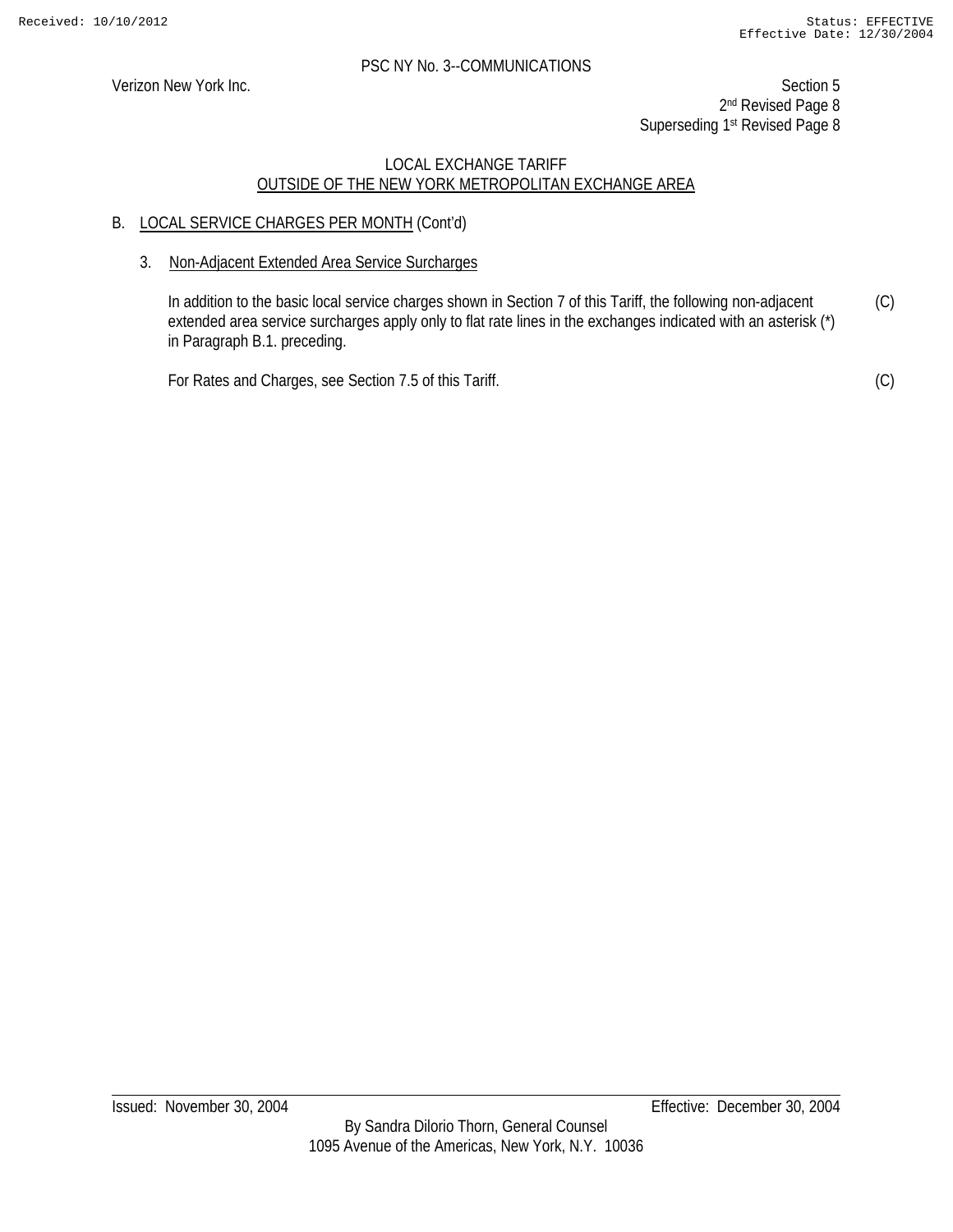PSC NY No. 3--COMMUNICATIONS

Verizon New York Inc.

Section 5
2nd Revised Page 8
Superseding 1st Revised Page 8

LOCAL EXCHANGE TARIFF
OUTSIDE OF THE NEW YORK METROPOLITAN EXCHANGE AREA

B. LOCAL SERVICE CHARGES PER MONTH (Cont'd)

3. Non-Adjacent Extended Area Service Surcharges

In addition to the basic local service charges shown in Section 7 of this Tariff, the following non-adjacent extended area service surcharges apply only to flat rate lines in the exchanges indicated with an asterisk (*) in Paragraph B.1. preceding. (C)

For Rates and Charges, see Section 7.5 of this Tariff. (C)

Issued: November 30, 2004

Effective: December 30, 2004

By Sandra Dilorio Thorn, General Counsel
1095 Avenue of the Americas, New York, N.Y. 10036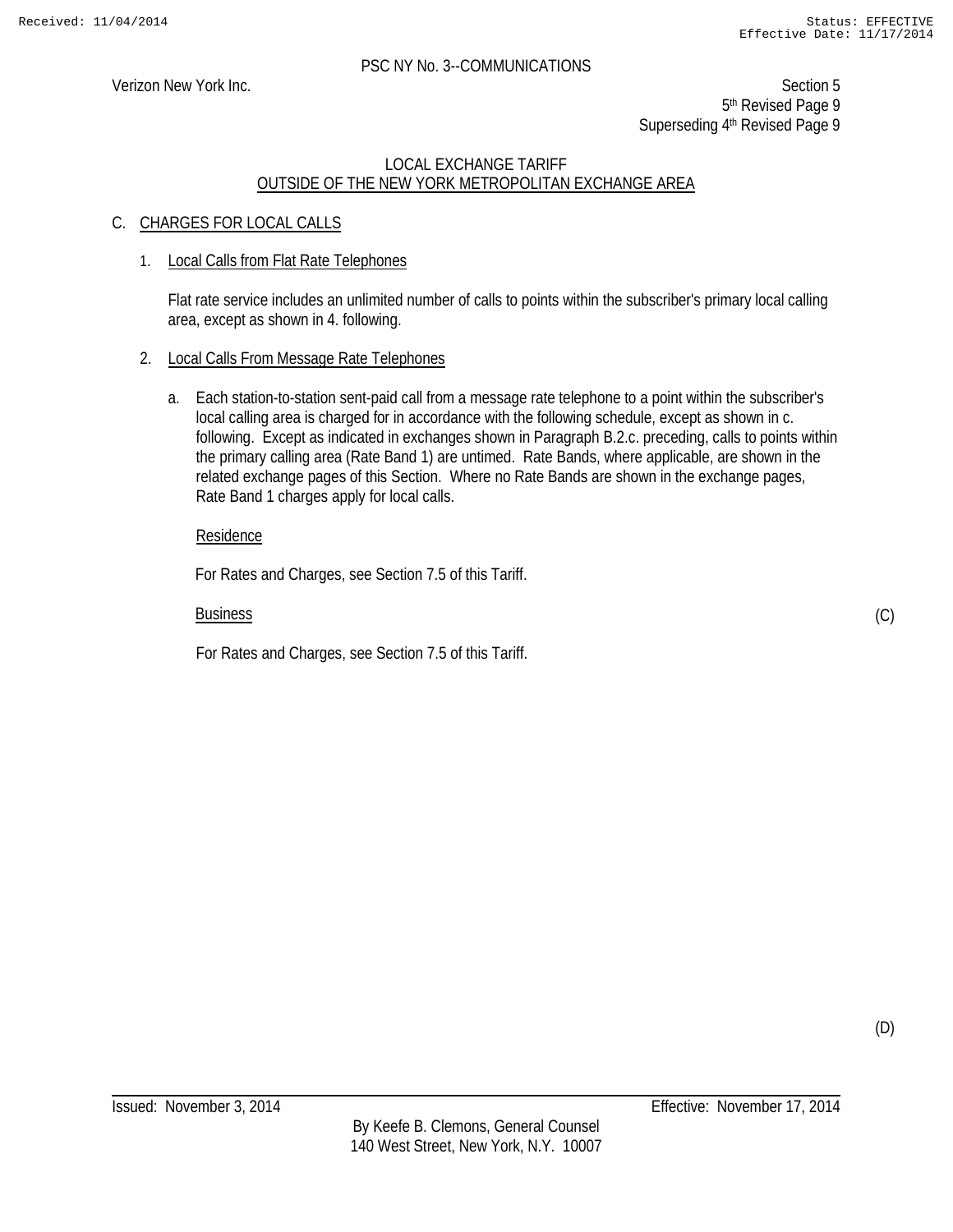PSC NY No. 3--COMMUNICATIONS

Verizon New York Inc.

Section 5
5th Revised Page 9
Superseding 4th Revised Page 9

LOCAL EXCHANGE TARIFF
OUTSIDE OF THE NEW YORK METROPOLITAN EXCHANGE AREA

## C. CHARGES FOR LOCAL CALLS

1. Local Calls from Flat Rate Telephones

   Flat rate service includes an unlimited number of calls to points within the subscriber's primary local calling area, except as shown in 4. following.

2. Local Calls From Message Rate Telephones

   a. Each station-to-station sent-paid call from a message rate telephone to a point within the subscriber's local calling area is charged for in accordance with the following schedule, except as shown in c. following. Except as indicated in exchanges shown in Paragraph B.2.c. preceding, calls to points within the primary calling area (Rate Band 1) are untimed. Rate Bands, where applicable, are shown in the related exchange pages of this Section. Where no Rate Bands are shown in the exchange pages, Rate Band 1 charges apply for local calls.

      Residence

      For Rates and Charges, see Section 7.5 of this Tariff.

      Business (C)

      For Rates and Charges, see Section 7.5 of this Tariff.

(D)

Issued: November 3, 2014 Effective: November 17, 2014

By Keefe B. Clemons, General Counsel
140 West Street, New York, N.Y. 10007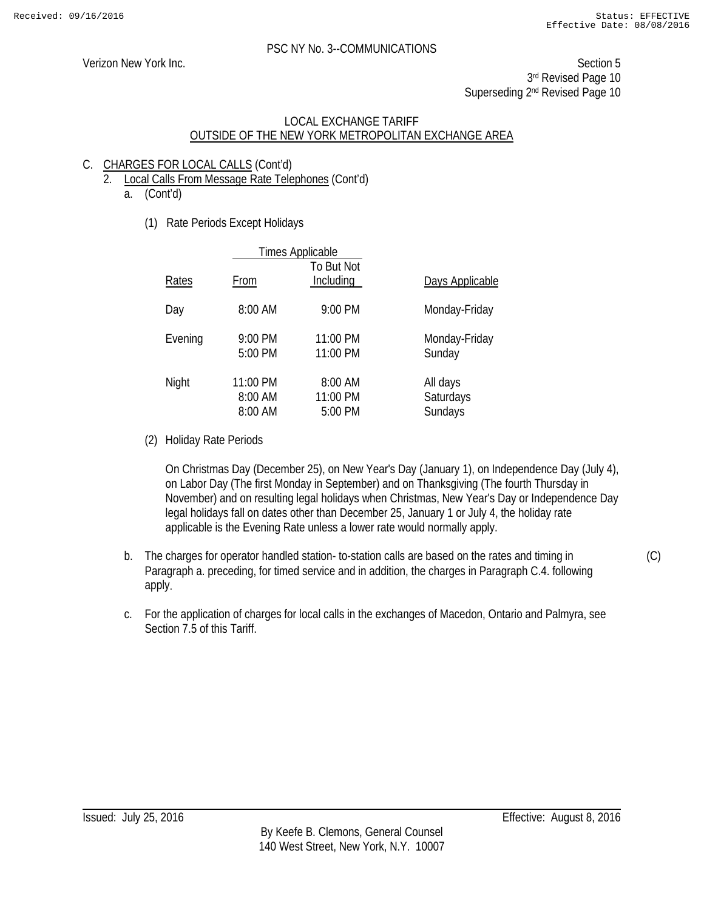PSC NY No. 3--COMMUNICATIONS

Verizon New York Inc.

Section 5
3rd Revised Page 10
Superseding 2nd Revised Page 10

LOCAL EXCHANGE TARIFF
OUTSIDE OF THE NEW YORK METROPOLITAN EXCHANGE AREA

C. CHARGES FOR LOCAL CALLS (Cont'd)

2. Local Calls From Message Rate Telephones (Cont'd)

a. (Cont'd)

(1) Rate Periods Except Holidays

| Rates | Times Applicable From | Times Applicable To But Not Including | Days Applicable |
|---|---|---|---|
| Day | 8:00 AM | 9:00 PM | Monday-Friday |
| Evening | 9:00 PM | 11:00 PM | Monday-Friday |
| | 5:00 PM | 11:00 PM | Sunday |
| Night | 11:00 PM | 8:00 AM | All days |
| | 8:00 AM | 11:00 PM | Saturdays |
| | 8:00 AM | 5:00 PM | Sundays |

(2) Holiday Rate Periods

On Christmas Day (December 25), on New Year's Day (January 1), on Independence Day (July 4), on Labor Day (The first Monday in September) and on Thanksgiving (The fourth Thursday in November) and on resulting legal holidays when Christmas, New Year's Day or Independence Day legal holidays fall on dates other than December 25, January 1 or July 4, the holiday rate applicable is the Evening Rate unless a lower rate would normally apply.

b. The charges for operator handled station- to-station calls are based on the rates and timing in Paragraph a. preceding, for timed service and in addition, the charges in Paragraph C.4. following apply. (C)

c. For the application of charges for local calls in the exchanges of Macedon, Ontario and Palmyra, see Section 7.5 of this Tariff.

Issued: July 25, 2016

Effective: August 8, 2016

By Keefe B. Clemons, General Counsel
140 West Street, New York, N.Y. 10007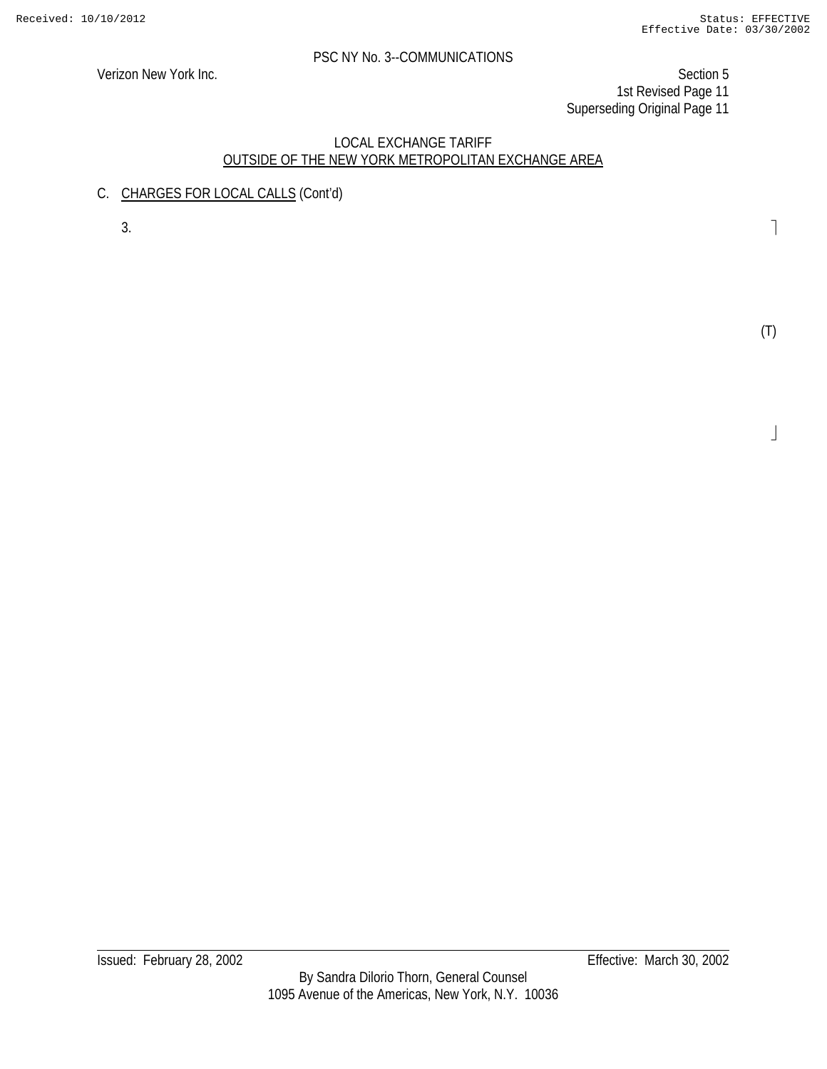## LOCAL EXCHANGE TARIFF
## OUTSIDE OF THE NEW YORK METROPOLITAN EXCHANGE AREA

C. CHARGES FOR LOCAL CALLS (Cont'd)

3.

(T)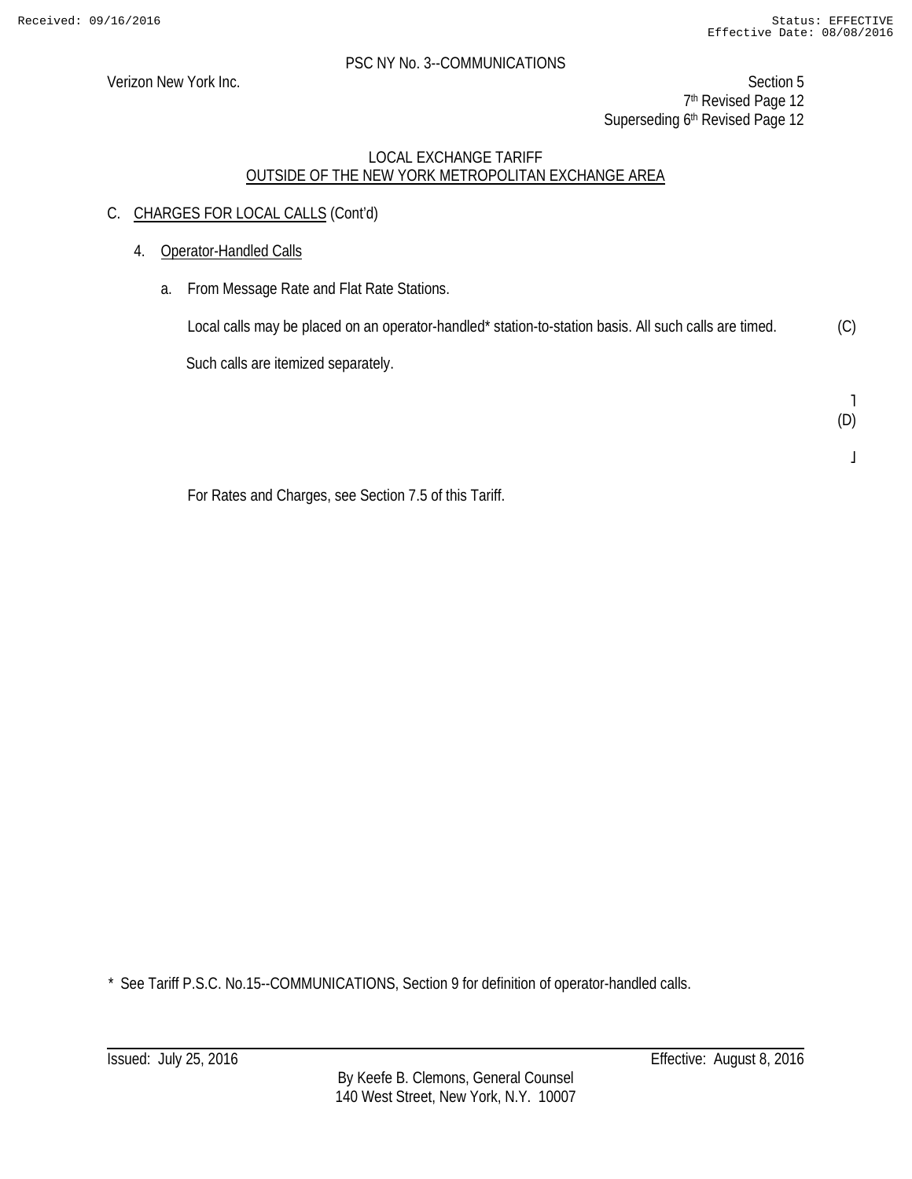PSC NY No. 3--COMMUNICATIONS

Verizon New York Inc.

Section 5
7th Revised Page 12
Superseding 6th Revised Page 12

LOCAL EXCHANGE TARIFF
OUTSIDE OF THE NEW YORK METROPOLITAN EXCHANGE AREA

C. CHARGES FOR LOCAL CALLS (Cont'd)

4. Operator-Handled Calls

a. From Message Rate and Flat Rate Stations.

Local calls may be placed on an operator-handled* station-to-station basis. All such calls are timed. (C)

Such calls are itemized separately.

(D)

For Rates and Charges, see Section 7.5 of this Tariff.

\* See Tariff P.S.C. No.15--COMMUNICATIONS, Section 9 for definition of operator-handled calls.

Issued: July 25, 2016

Effective: August 8, 2016

By Keefe B. Clemons, General Counsel
140 West Street, New York, N.Y. 10007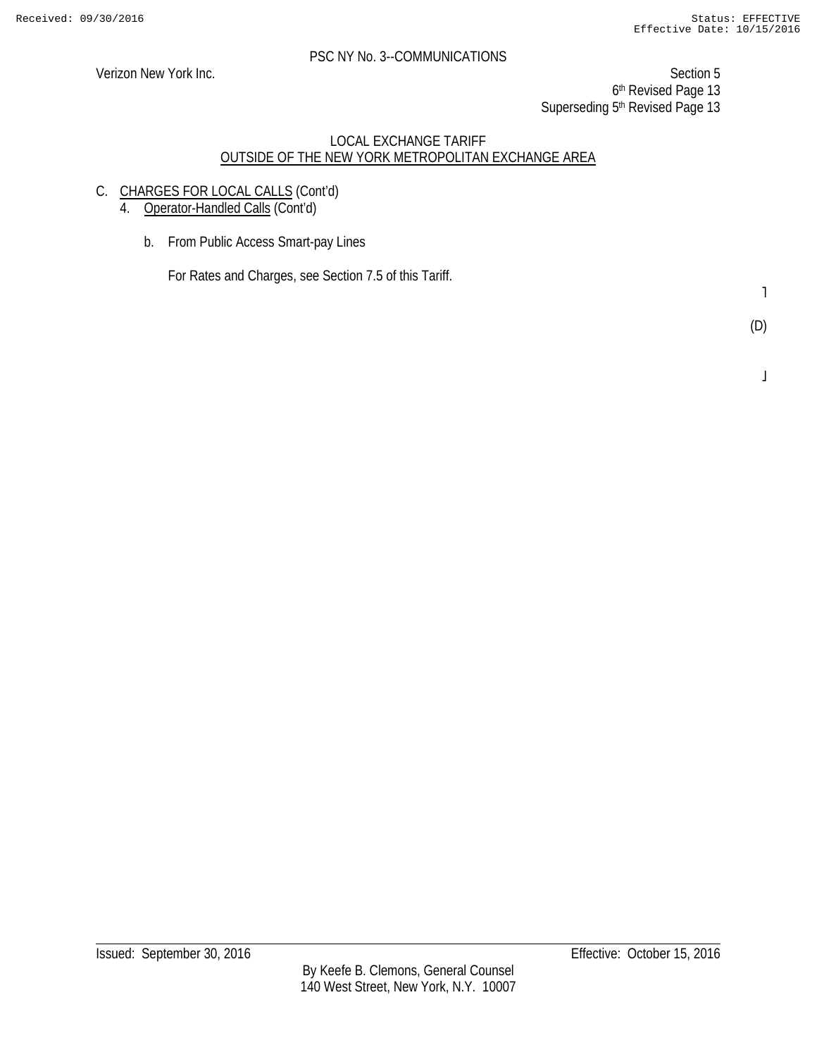PSC NY No. 3--COMMUNICATIONS

Verizon New York Inc.

Section 5
6th Revised Page 13
Superseding 5th Revised Page 13

LOCAL EXCHANGE TARIFF
OUTSIDE OF THE NEW YORK METROPOLITAN EXCHANGE AREA

C. CHARGES FOR LOCAL CALLS (Cont'd)

4. Operator-Handled Calls (Cont'd)

b. From Public Access Smart-pay Lines

For Rates and Charges, see Section 7.5 of this Tariff.

(D)

Issued: September 30, 2016

Effective: October 15, 2016

By Keefe B. Clemons, General Counsel
140 West Street, New York, N.Y. 10007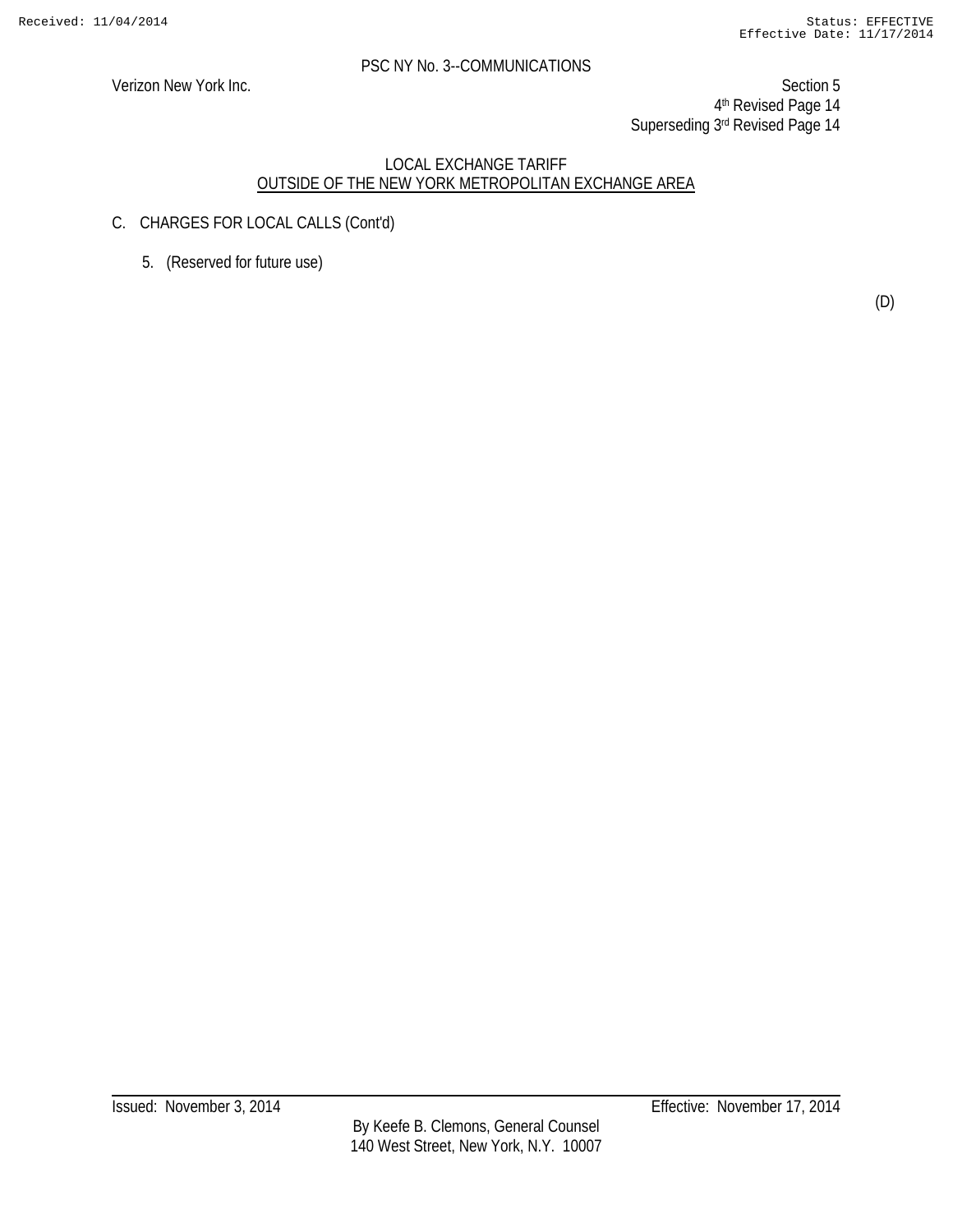PSC NY No. 3--COMMUNICATIONS

Verizon New York Inc.

Section 5
4th Revised Page 14
Superseding 3rd Revised Page 14

LOCAL EXCHANGE TARIFF
OUTSIDE OF THE NEW YORK METROPOLITAN EXCHANGE AREA

C. CHARGES FOR LOCAL CALLS (Cont'd)

5. (Reserved for future use)

(D)

Issued: November 3, 2014

Effective: November 17, 2014

By Keefe B. Clemons, General Counsel
140 West Street, New York, N.Y. 10007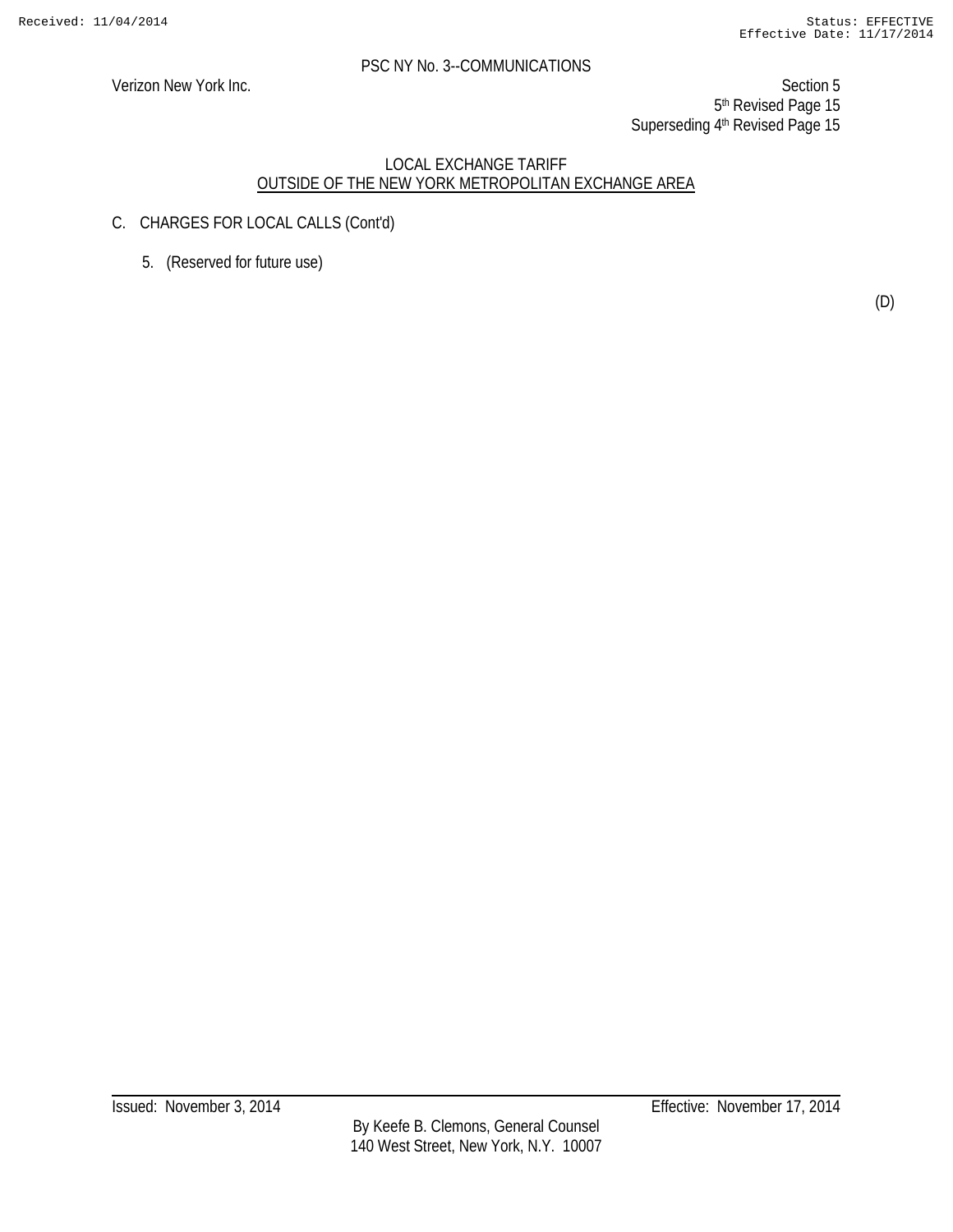PSC NY No. 3--COMMUNICATIONS

Verizon New York Inc.

Section 5
5th Revised Page 15
Superseding 4th Revised Page 15

LOCAL EXCHANGE TARIFF
OUTSIDE OF THE NEW YORK METROPOLITAN EXCHANGE AREA

C. CHARGES FOR LOCAL CALLS (Cont'd)

5. (Reserved for future use)

(D)

Issued: November 3, 2014

Effective: November 17, 2014

By Keefe B. Clemons, General Counsel
140 West Street, New York, N.Y. 10007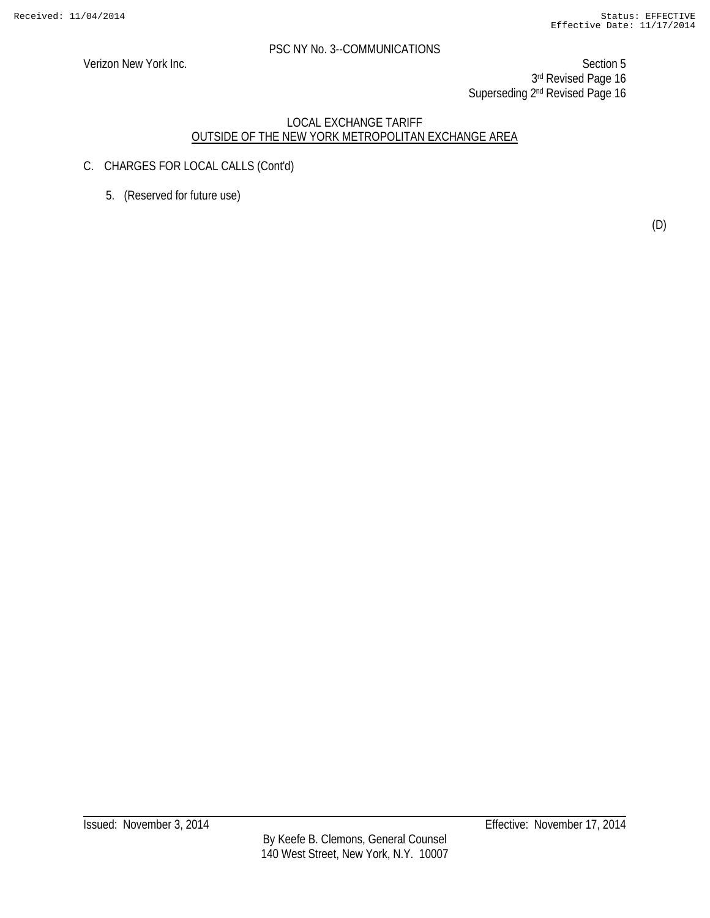PSC NY No. 3--COMMUNICATIONS

Verizon New York Inc.

Section 5
3rd Revised Page 16
Superseding 2nd Revised Page 16

LOCAL EXCHANGE TARIFF
OUTSIDE OF THE NEW YORK METROPOLITAN EXCHANGE AREA

C. CHARGES FOR LOCAL CALLS (Cont'd)

5. (Reserved for future use)

(D)

Issued: November 3, 2014

Effective: November 17, 2014

By Keefe B. Clemons, General Counsel
140 West Street, New York, N.Y. 10007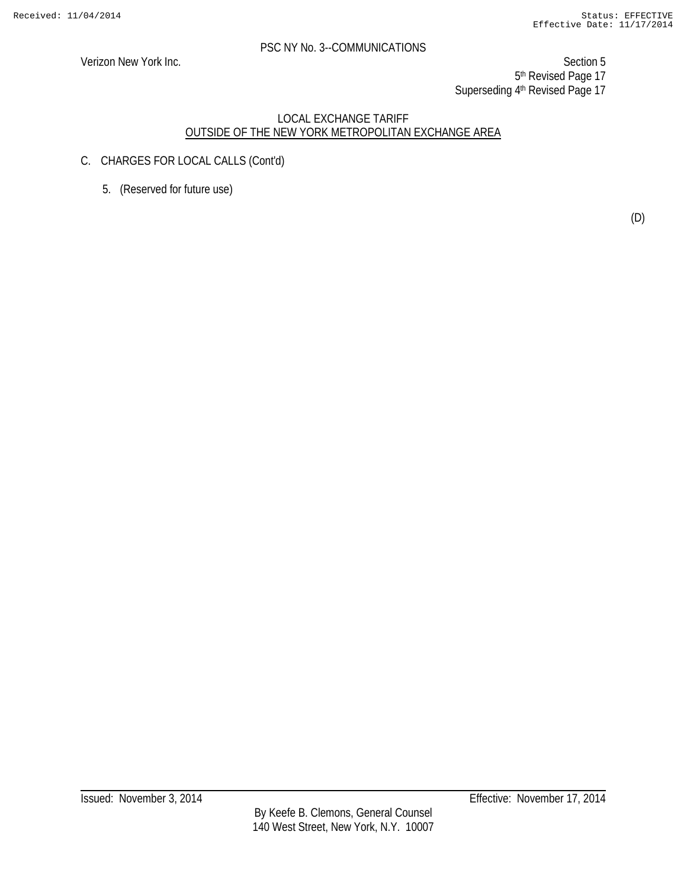PSC NY No. 3--COMMUNICATIONS

Verizon New York Inc.

Section 5
5th Revised Page 17
Superseding 4th Revised Page 17

LOCAL EXCHANGE TARIFF
OUTSIDE OF THE NEW YORK METROPOLITAN EXCHANGE AREA

C. CHARGES FOR LOCAL CALLS (Cont'd)

5. (Reserved for future use)

(D)

Issued: November 3, 2014

Effective: November 17, 2014

By Keefe B. Clemons, General Counsel
140 West Street, New York, N.Y. 10007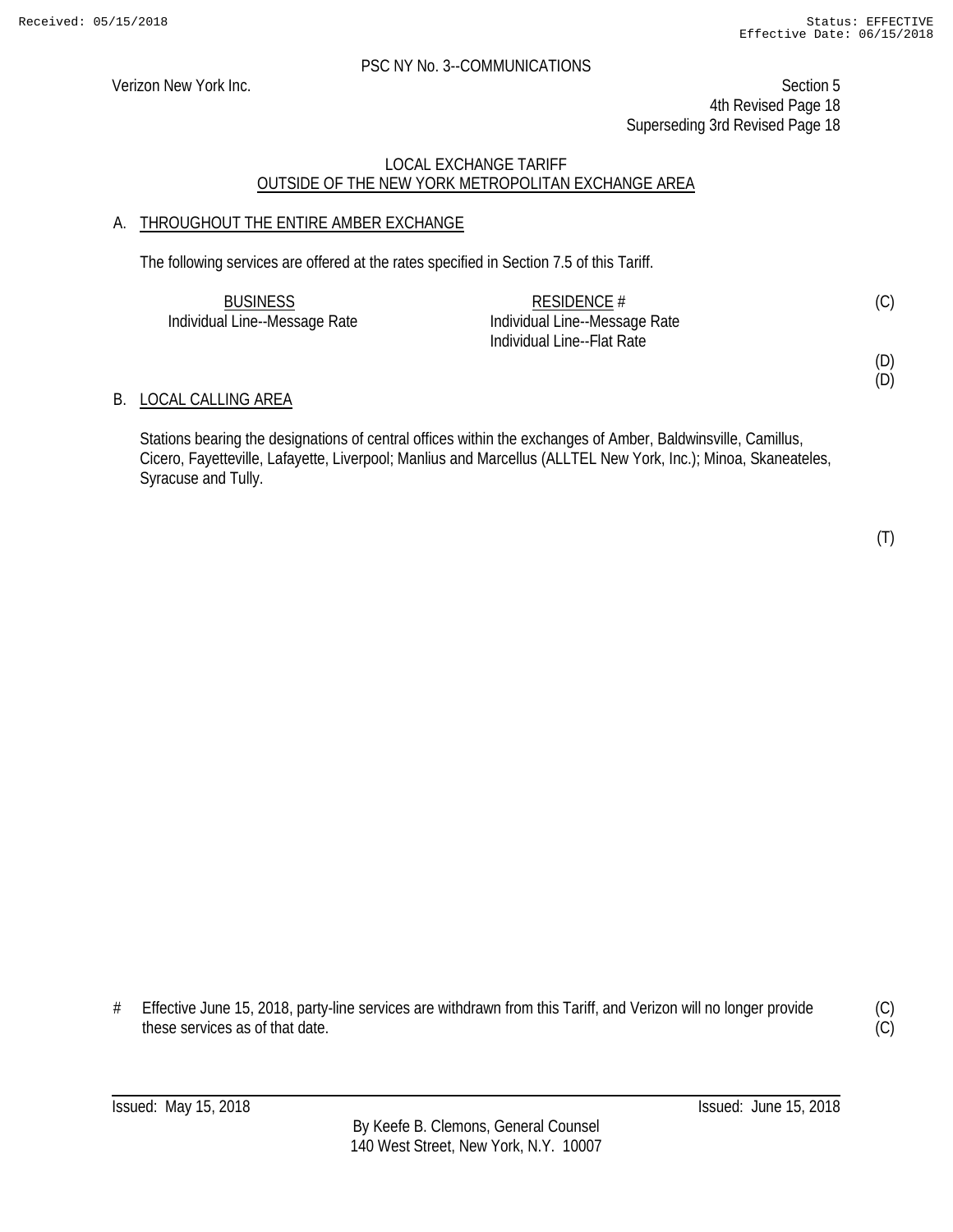PSC NY No. 3--COMMUNICATIONS

Verizon New York Inc.

Section 5
4th Revised Page 18
Superseding 3rd Revised Page 18

LOCAL EXCHANGE TARIFF
OUTSIDE OF THE NEW YORK METROPOLITAN EXCHANGE AREA

## A. THROUGHOUT THE ENTIRE AMBER EXCHANGE

The following services are offered at the rates specified in Section 7.5 of this Tariff.

| BUSINESS | RESIDENCE # | |
|---|---|---|
| Individual Line--Message Rate | Individual Line--Message Rate | (C) |
| | Individual Line--Flat Rate | |
| | | (D) |
| | | (D) |

## B. LOCAL CALLING AREA

Stations bearing the designations of central offices within the exchanges of Amber, Baldwinsville, Camillus, Cicero, Fayetteville, Lafayette, Liverpool; Manlius and Marcellus (ALLTEL New York, Inc.); Minoa, Skaneateles, Syracuse and Tully.

(T)

# Effective June 15, 2018, party-line services are withdrawn from this Tariff, and Verizon will no longer provide these services as of that date. (C)
(C)

Issued: May 15, 2018

Issued: June 15, 2018

By Keefe B. Clemons, General Counsel
140 West Street, New York, N.Y. 10007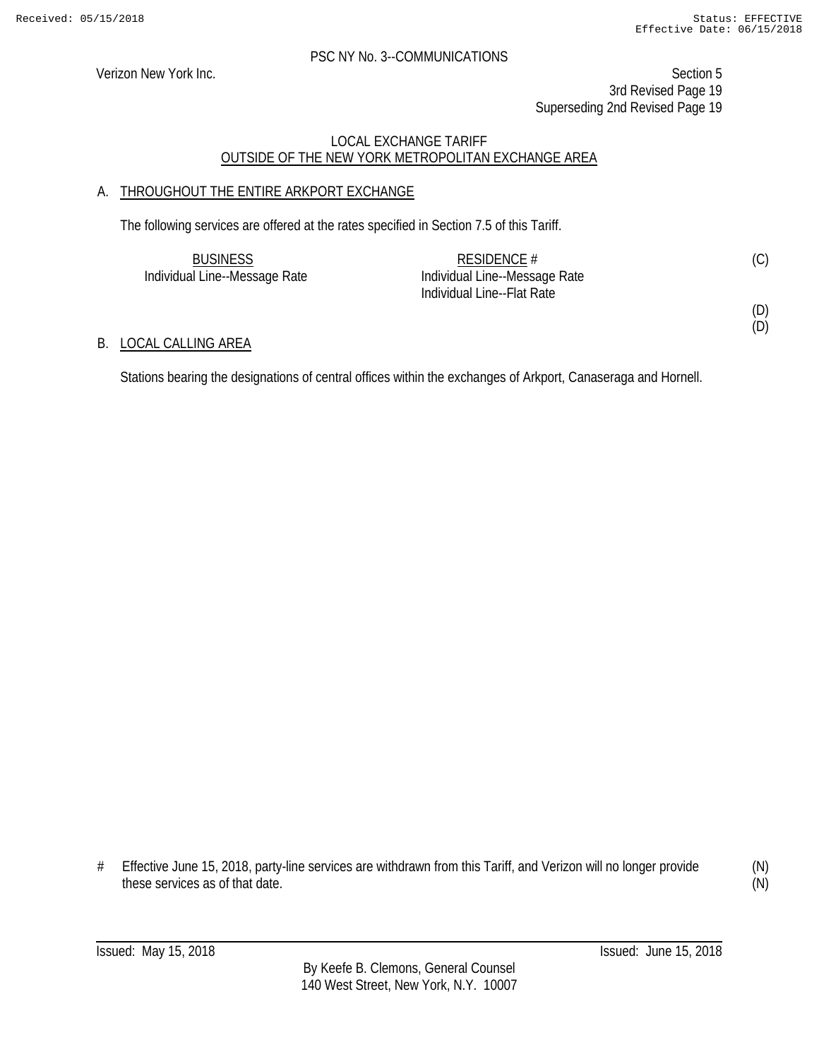PSC NY No. 3--COMMUNICATIONS

Verizon New York Inc.

Section 5
3rd Revised Page 19
Superseding 2nd Revised Page 19

LOCAL EXCHANGE TARIFF
OUTSIDE OF THE NEW YORK METROPOLITAN EXCHANGE AREA

## A. THROUGHOUT THE ENTIRE ARKPORT EXCHANGE

The following services are offered at the rates specified in Section 7.5 of this Tariff.

| BUSINESS | RESIDENCE # | |
|---|---|---|
| Individual Line--Message Rate | Individual Line--Message Rate | (C) |
| | Individual Line--Flat Rate | |
| | | (D) |
| | | (D) |

## B. LOCAL CALLING AREA

Stations bearing the designations of central offices within the exchanges of Arkport, Canaseraga and Hornell.

# Effective June 15, 2018, party-line services are withdrawn from this Tariff, and Verizon will no longer provide these services as of that date. (N) (N)

Issued: May 15, 2018

Issued: June 15, 2018

By Keefe B. Clemons, General Counsel
140 West Street, New York, N.Y. 10007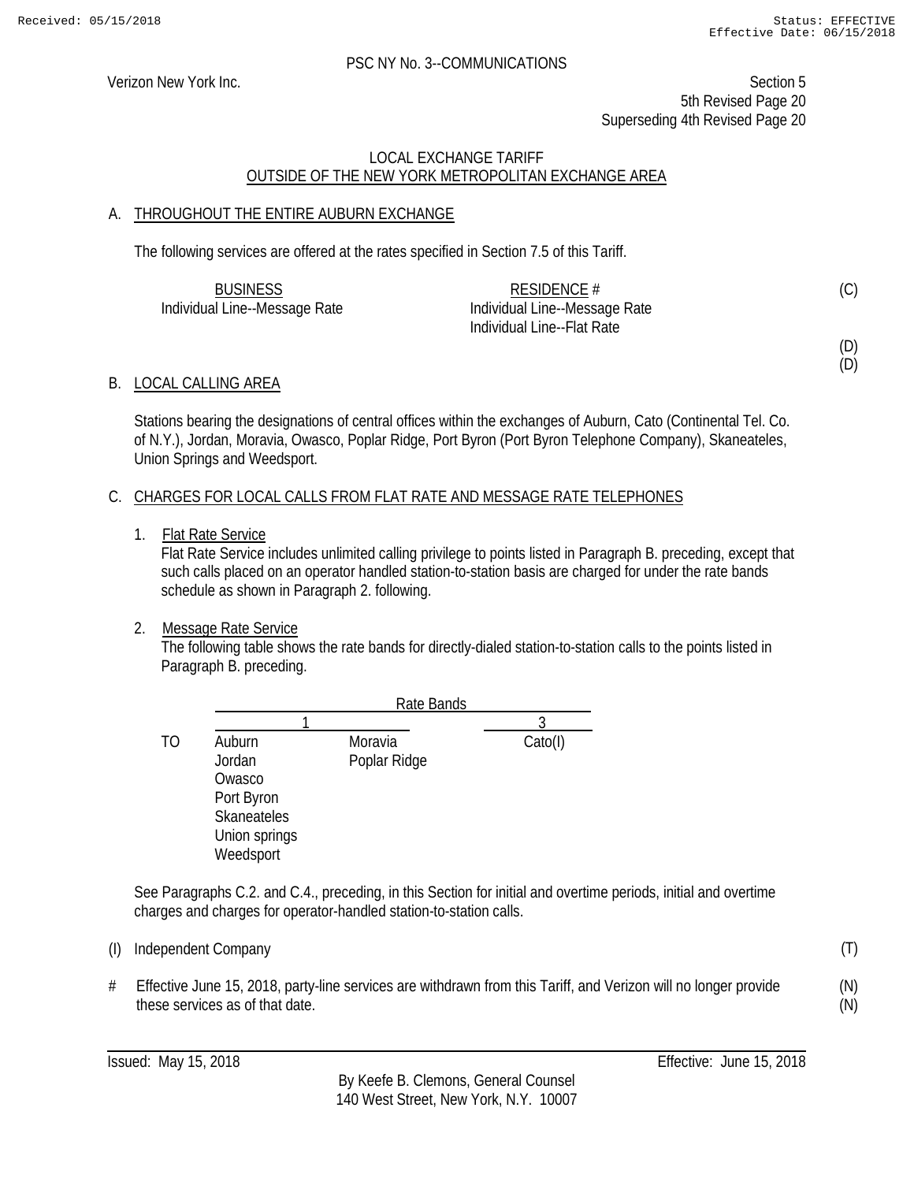PSC NY No. 3--COMMUNICATIONS

Verizon New York Inc.

Section 5
5th Revised Page 20
Superseding 4th Revised Page 20

## LOCAL EXCHANGE TARIFF
## OUTSIDE OF THE NEW YORK METROPOLITAN EXCHANGE AREA

### A. THROUGHOUT THE ENTIRE AUBURN EXCHANGE

The following services are offered at the rates specified in Section 7.5 of this Tariff.

| BUSINESS | RESIDENCE # | |
|---|---|---|
| Individual Line--Message Rate | Individual Line--Message Rate | (C) |
| | Individual Line--Flat Rate | |
| | | (D) |
| | | (D) |

### B. LOCAL CALLING AREA

Stations bearing the designations of central offices within the exchanges of Auburn, Cato (Continental Tel. Co. of N.Y.), Jordan, Moravia, Owasco, Poplar Ridge, Port Byron (Port Byron Telephone Company), Skaneateles, Union Springs and Weedsport.

### C. CHARGES FOR LOCAL CALLS FROM FLAT RATE AND MESSAGE RATE TELEPHONES

1. Flat Rate Service
   Flat Rate Service includes unlimited calling privilege to points listed in Paragraph B. preceding, except that such calls placed on an operator handled station-to-station basis are charged for under the rate bands schedule as shown in Paragraph 2. following.

2. Message Rate Service
   The following table shows the rate bands for directly-dialed station-to-station calls to the points listed in Paragraph B. preceding.

| | Rate Bands | | |
|---|---|---|---|
| | 1 | | 3 |
| TO | Auburn | Moravia | Cato(I) |
| | Jordan | Poplar Ridge | |
| | Owasco | | |
| | Port Byron | | |
| | Skaneateles | | |
| | Union springs | | |
| | Weedsport | | |

See Paragraphs C.2. and C.4., preceding, in this Section for initial and overtime periods, initial and overtime charges and charges for operator-handled station-to-station calls.

(I) Independent Company (T)

\# Effective June 15, 2018, party-line services are withdrawn from this Tariff, and Verizon will no longer provide these services as of that date. (N)

Issued: May 15, 2018

Effective: June 15, 2018

By Keefe B. Clemons, General Counsel
140 West Street, New York, N.Y. 10007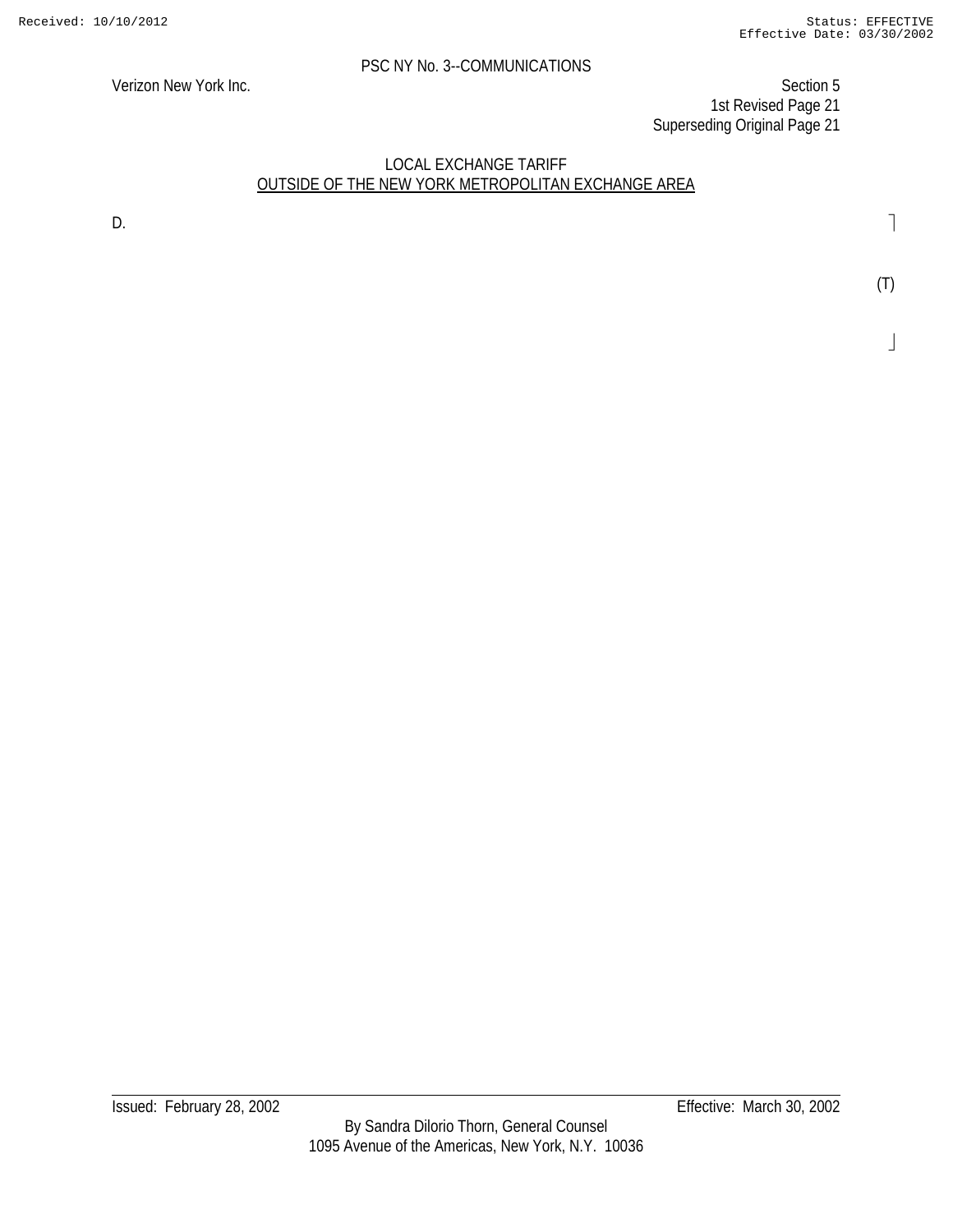PSC NY No. 3--COMMUNICATIONS

Verizon New York Inc.

Section 5
1st Revised Page 21
Superseding Original Page 21

LOCAL EXCHANGE TARIFF
OUTSIDE OF THE NEW YORK METROPOLITAN EXCHANGE AREA

D.

(T)

Issued: February 28, 2002

Effective: March 30, 2002

By Sandra Dilorio Thorn, General Counsel
1095 Avenue of the Americas, New York, N.Y. 10036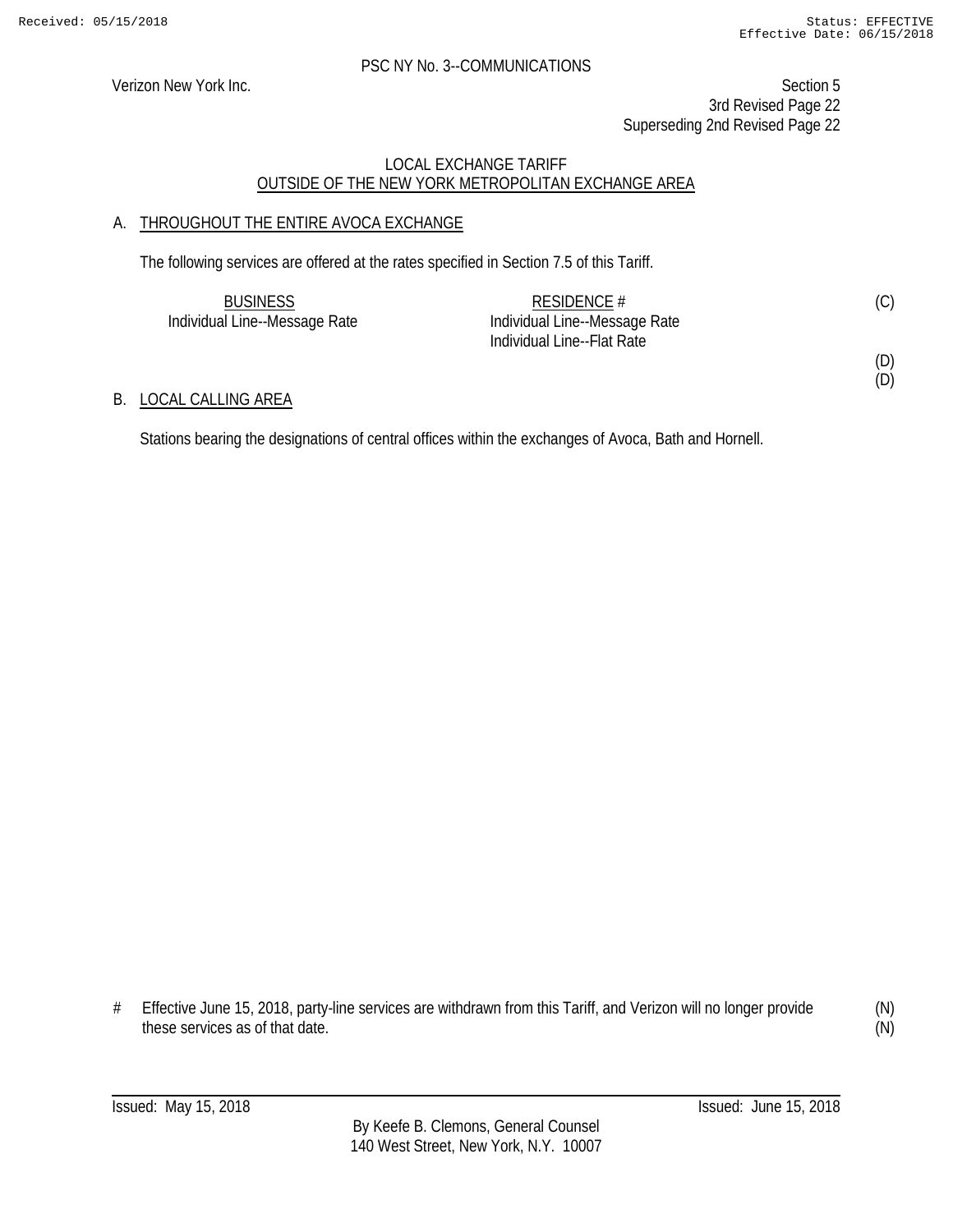PSC NY No. 3--COMMUNICATIONS

Verizon New York Inc.

Section 5
3rd Revised Page 22
Superseding 2nd Revised Page 22

## LOCAL EXCHANGE TARIFF
## OUTSIDE OF THE NEW YORK METROPOLITAN EXCHANGE AREA

### A. THROUGHOUT THE ENTIRE AVOCA EXCHANGE

The following services are offered at the rates specified in Section 7.5 of this Tariff.

| BUSINESS | RESIDENCE # | |
|---|---|---|
| Individual Line--Message Rate | Individual Line--Message Rate | (C) |
| | Individual Line--Flat Rate | |
| | | (D) |
| | | (D) |

### B. LOCAL CALLING AREA

Stations bearing the designations of central offices within the exchanges of Avoca, Bath and Hornell.

# Effective June 15, 2018, party-line services are withdrawn from this Tariff, and Verizon will no longer provide these services as of that date. (N) (N)

Issued: May 15, 2018 Issued: June 15, 2018

By Keefe B. Clemons, General Counsel
140 West Street, New York, N.Y. 10007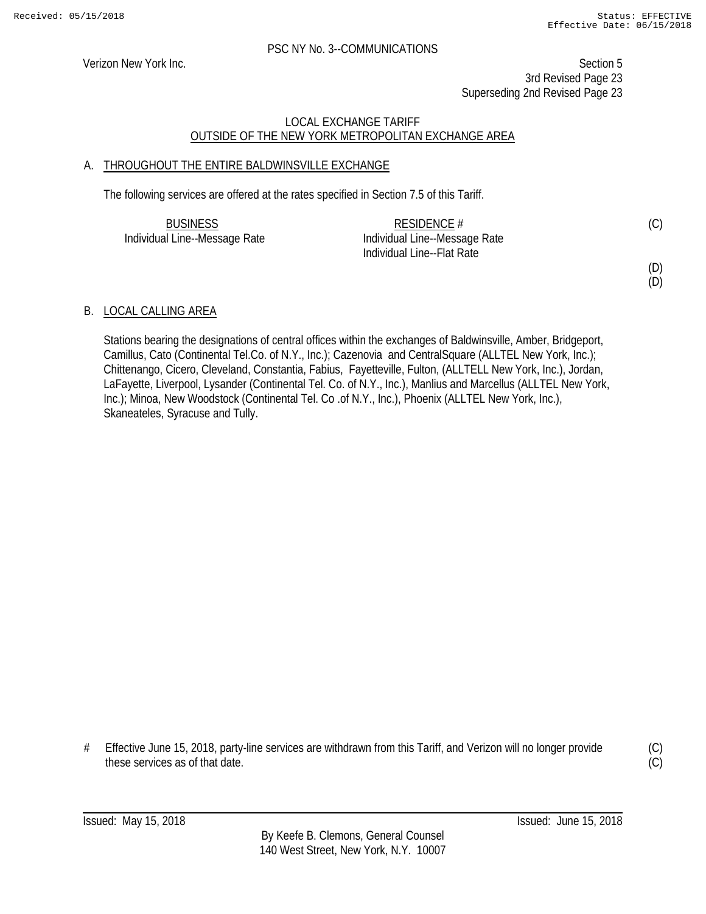PSC NY No. 3--COMMUNICATIONS

Verizon New York Inc.

Section 5
3rd Revised Page 23
Superseding 2nd Revised Page 23

LOCAL EXCHANGE TARIFF
OUTSIDE OF THE NEW YORK METROPOLITAN EXCHANGE AREA

## A. THROUGHOUT THE ENTIRE BALDWINSVILLE EXCHANGE

The following services are offered at the rates specified in Section 7.5 of this Tariff.

| BUSINESS | RESIDENCE # | |
|---|---|---|
| Individual Line--Message Rate | Individual Line--Message Rate | (C) |
| | Individual Line--Flat Rate | |
| | | (D) |
| | | (D) |

## B. LOCAL CALLING AREA

Stations bearing the designations of central offices within the exchanges of Baldwinsville, Amber, Bridgeport, Camillus, Cato (Continental Tel.Co. of N.Y., Inc.); Cazenovia and CentralSquare (ALLTEL New York, Inc.); Chittenango, Cicero, Cleveland, Constantia, Fabius, Fayetteville, Fulton, (ALLTELL New York, Inc.), Jordan, LaFayette, Liverpool, Lysander (Continental Tel. Co. of N.Y., Inc.), Manlius and Marcellus (ALLTEL New York, Inc.); Minoa, New Woodstock (Continental Tel. Co .of N.Y., Inc.), Phoenix (ALLTEL New York, Inc.), Skaneateles, Syracuse and Tully.

# Effective June 15, 2018, party-line services are withdrawn from this Tariff, and Verizon will no longer provide these services as of that date. (C)
(C)

Issued: May 15, 2018    Issued: June 15, 2018

By Keefe B. Clemons, General Counsel
140 West Street, New York, N.Y. 10007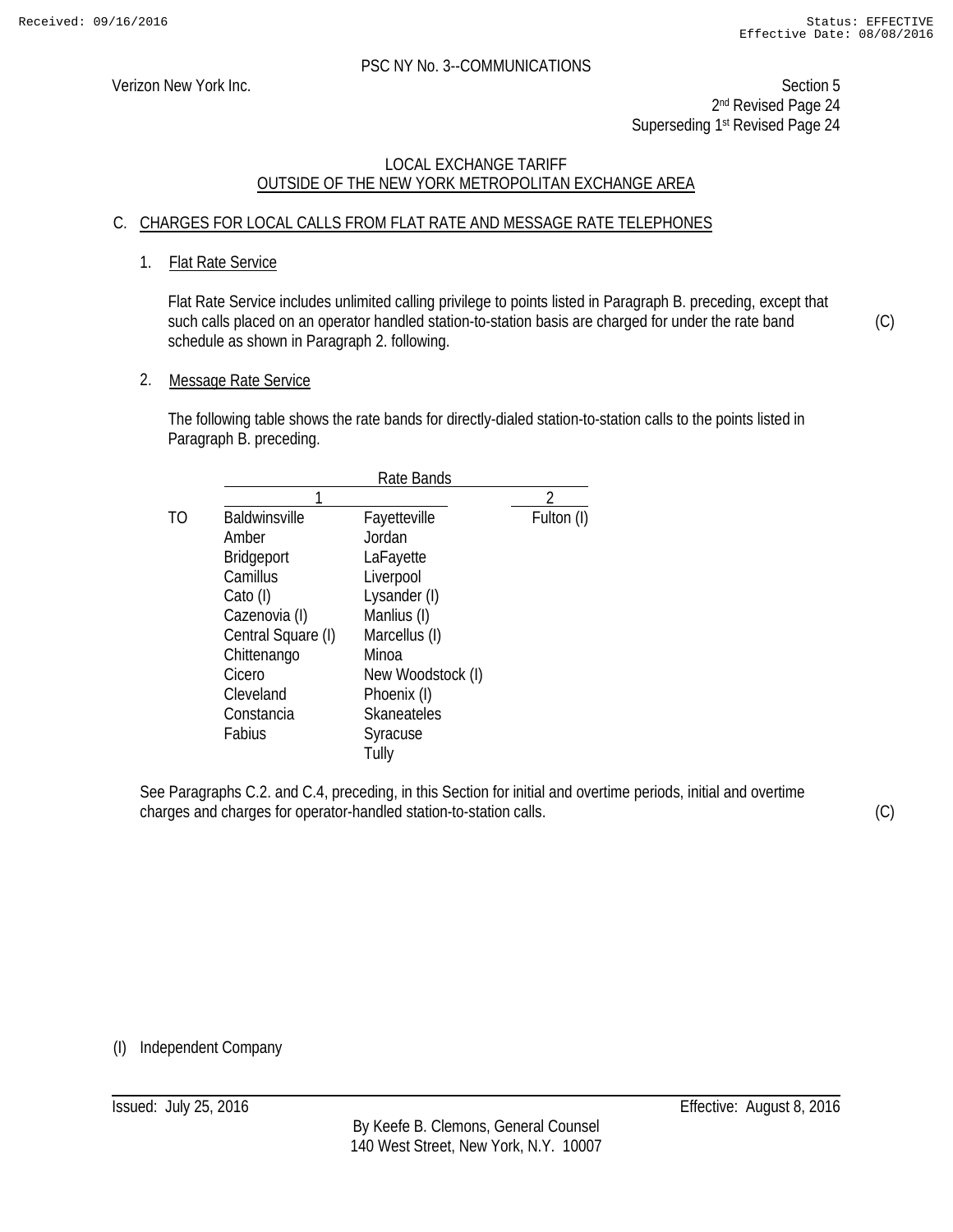PSC NY No. 3--COMMUNICATIONS

Verizon New York Inc.

Section 5
2nd Revised Page 24
Superseding 1st Revised Page 24

LOCAL EXCHANGE TARIFF
OUTSIDE OF THE NEW YORK METROPOLITAN EXCHANGE AREA

## C. CHARGES FOR LOCAL CALLS FROM FLAT RATE AND MESSAGE RATE TELEPHONES

### 1. Flat Rate Service

Flat Rate Service includes unlimited calling privilege to points listed in Paragraph B. preceding, except that such calls placed on an operator handled station-to-station basis are charged for under the rate band schedule as shown in Paragraph 2. following. (C)

### 2. Message Rate Service

The following table shows the rate bands for directly-dialed station-to-station calls to the points listed in Paragraph B. preceding.

| | Rate Bands | | |
|---|---|---|---|
| | 1 | | 2 |
| TO | Baldwinsville | Fayetteville | Fulton (I) |
| | Amber | Jordan | |
| | Bridgeport | LaFayette | |
| | Camillus | Liverpool | |
| | Cato (I) | Lysander (I) | |
| | Cazenovia (I) | Manlius (I) | |
| | Central Square (I) | Marcellus (I) | |
| | Chittenango | Minoa | |
| | Cicero | New Woodstock (I) | |
| | Cleveland | Phoenix (I) | |
| | Constancia | Skaneateles | |
| | Fabius | Syracuse | |
| | | Tully | |

See Paragraphs C.2. and C.4, preceding, in this Section for initial and overtime periods, initial and overtime charges and charges for operator-handled station-to-station calls. (C)

(I) Independent Company

Issued: July 25, 2016

Effective: August 8, 2016

By Keefe B. Clemons, General Counsel
140 West Street, New York, N.Y. 10007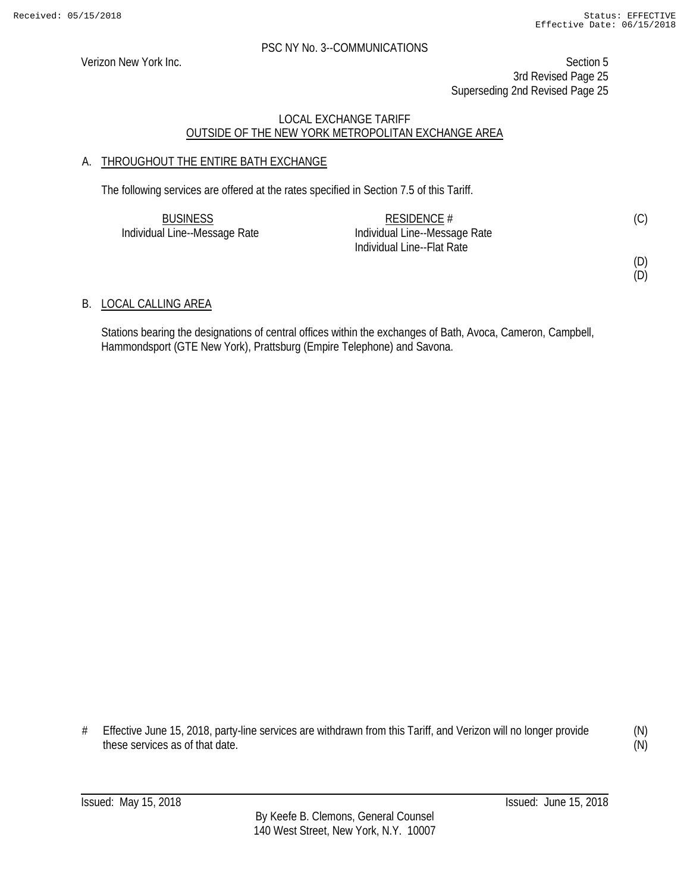PSC NY No. 3--COMMUNICATIONS

Verizon New York Inc.

Section 5
3rd Revised Page 25
Superseding 2nd Revised Page 25

LOCAL EXCHANGE TARIFF
OUTSIDE OF THE NEW YORK METROPOLITAN EXCHANGE AREA

A. THROUGHOUT THE ENTIRE BATH EXCHANGE

The following services are offered at the rates specified in Section 7.5 of this Tariff.

| BUSINESS | RESIDENCE # | |
|---|---|---|
| Individual Line--Message Rate | Individual Line--Message Rate | (C) |
| | Individual Line--Flat Rate | |
| | | (D) |
| | | (D) |

B. LOCAL CALLING AREA

Stations bearing the designations of central offices within the exchanges of Bath, Avoca, Cameron, Campbell, Hammondsport (GTE New York), Prattsburg (Empire Telephone) and Savona.

# Effective June 15, 2018, party-line services are withdrawn from this Tariff, and Verizon will no longer provide these services as of that date. (N)

Issued: May 15, 2018
Issued: June 15, 2018

By Keefe B. Clemons, General Counsel
140 West Street, New York, N.Y. 10007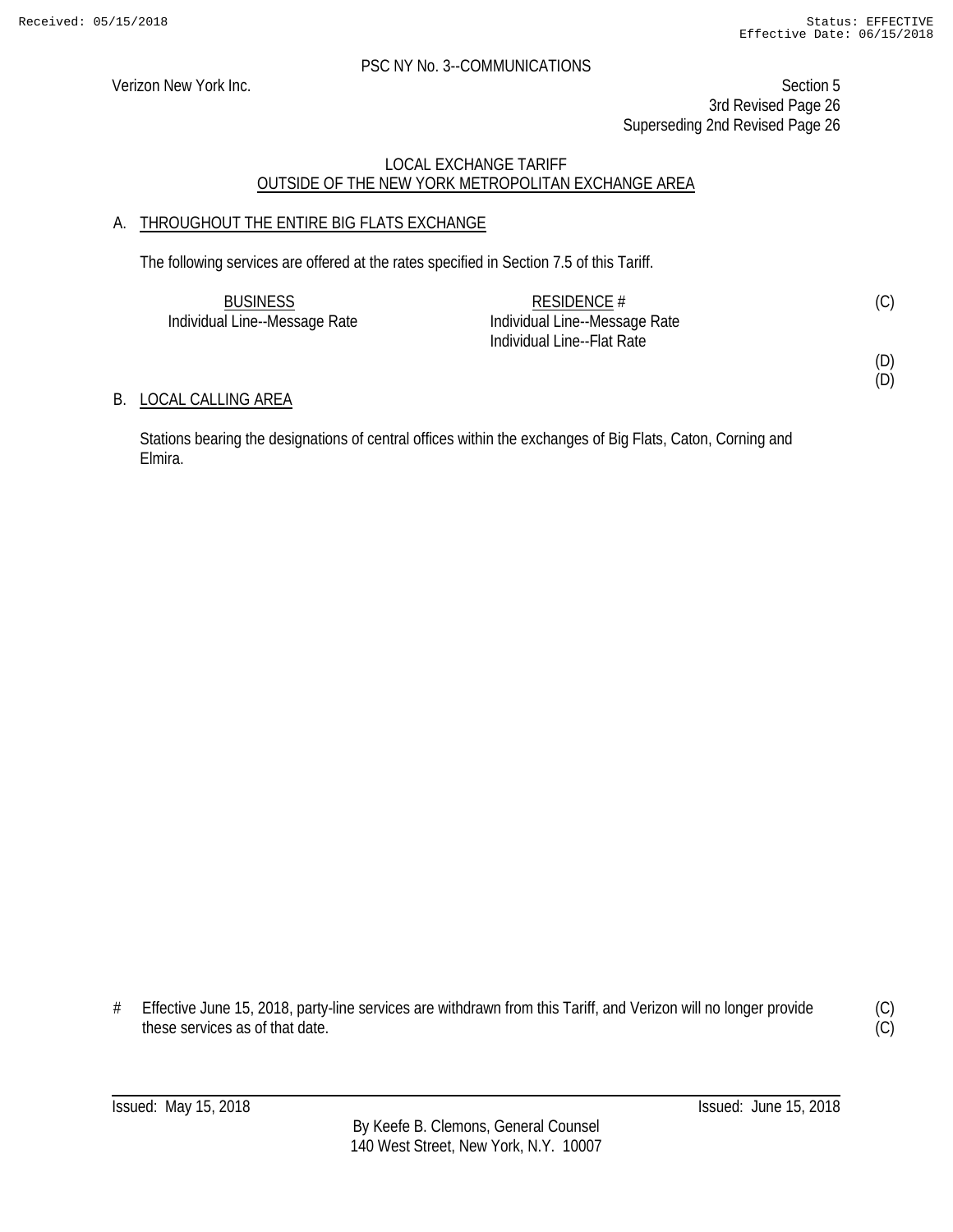PSC NY No. 3--COMMUNICATIONS

Verizon New York Inc.

Section 5
3rd Revised Page 26
Superseding 2nd Revised Page 26

LOCAL EXCHANGE TARIFF
OUTSIDE OF THE NEW YORK METROPOLITAN EXCHANGE AREA

## A. THROUGHOUT THE ENTIRE BIG FLATS EXCHANGE

The following services are offered at the rates specified in Section 7.5 of this Tariff.

| BUSINESS | RESIDENCE # | |
|---|---|---|
| Individual Line--Message Rate | Individual Line--Message Rate | (C) |
| | Individual Line--Flat Rate | |
| | | (D) |
| | | (D) |

## B. LOCAL CALLING AREA

Stations bearing the designations of central offices within the exchanges of Big Flats, Caton, Corning and Elmira.

\# Effective June 15, 2018, party-line services are withdrawn from this Tariff, and Verizon will no longer provide these services as of that date. (C)
(C)

Issued: May 15, 2018

Issued: June 15, 2018

By Keefe B. Clemons, General Counsel
140 West Street, New York, N.Y. 10007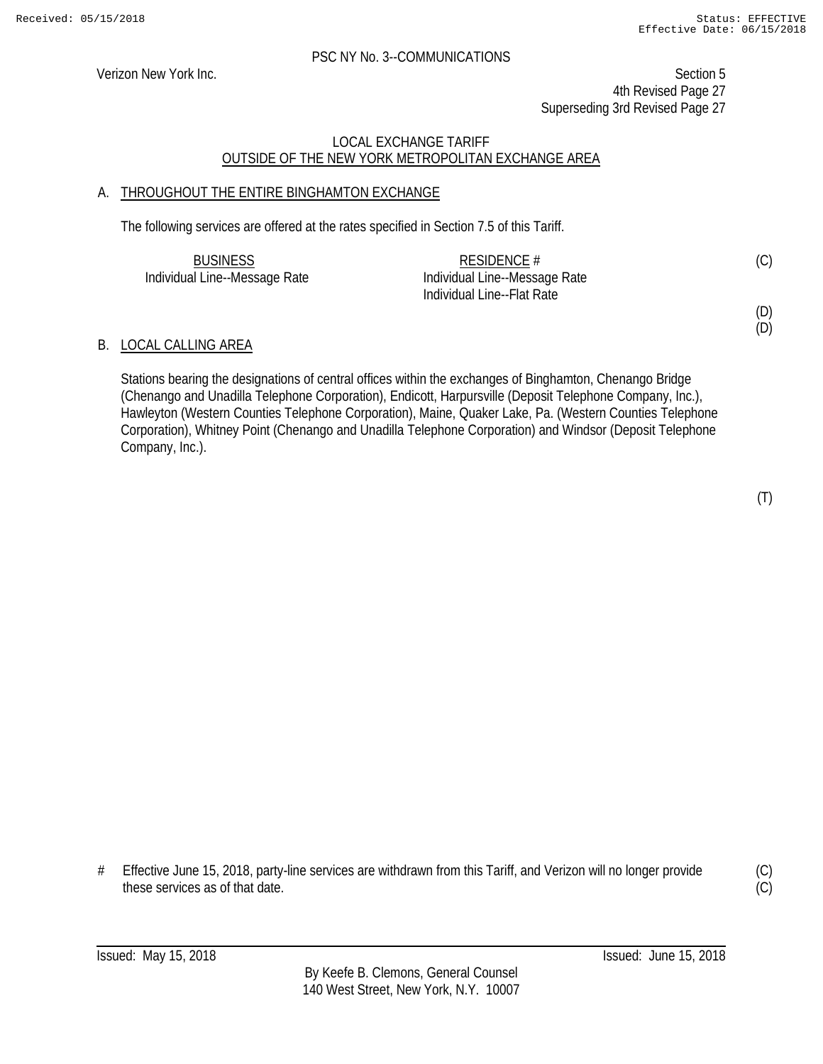PSC NY No. 3--COMMUNICATIONS

Verizon New York Inc.

Section 5
4th Revised Page 27
Superseding 3rd Revised Page 27

LOCAL EXCHANGE TARIFF
OUTSIDE OF THE NEW YORK METROPOLITAN EXCHANGE AREA

## A. THROUGHOUT THE ENTIRE BINGHAMTON EXCHANGE

The following services are offered at the rates specified in Section 7.5 of this Tariff.

| BUSINESS | RESIDENCE # | |
|---|---|---|
| Individual Line--Message Rate | Individual Line--Message Rate | (C) |
| | Individual Line--Flat Rate | |
| | | (D) |
| | | (D) |

## B. LOCAL CALLING AREA

Stations bearing the designations of central offices within the exchanges of Binghamton, Chenango Bridge (Chenango and Unadilla Telephone Corporation), Endicott, Harpursville (Deposit Telephone Company, Inc.), Hawleyton (Western Counties Telephone Corporation), Maine, Quaker Lake, Pa. (Western Counties Telephone Corporation), Whitney Point (Chenango and Unadilla Telephone Corporation) and Windsor (Deposit Telephone Company, Inc.).

(T)

# Effective June 15, 2018, party-line services are withdrawn from this Tariff, and Verizon will no longer provide these services as of that date. (C)(C)

Issued: May 15, 2018

Issued: June 15, 2018

By Keefe B. Clemons, General Counsel
140 West Street, New York, N.Y. 10007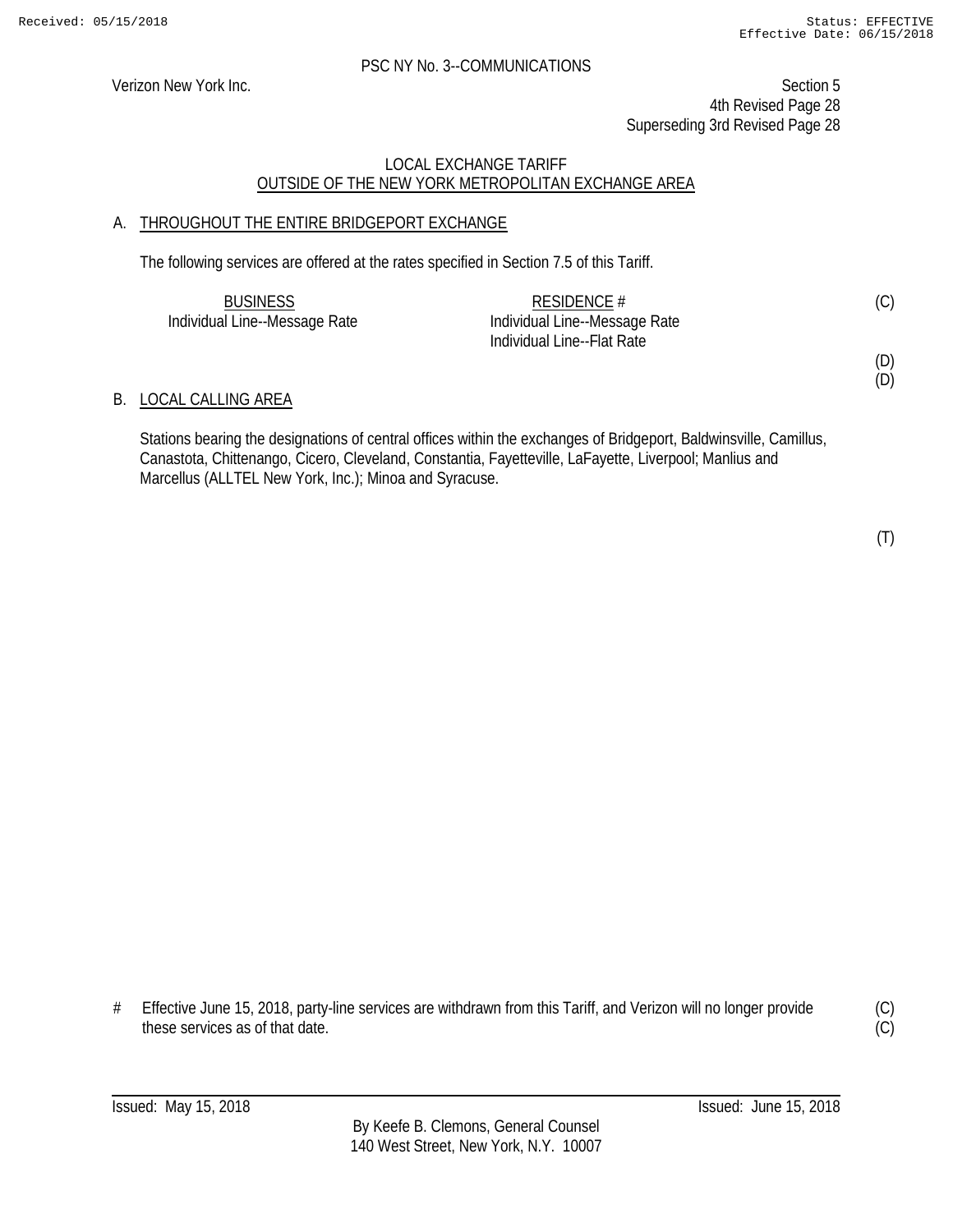PSC NY No. 3--COMMUNICATIONS

Verizon New York Inc.

Section 5
4th Revised Page 28
Superseding 3rd Revised Page 28

LOCAL EXCHANGE TARIFF
OUTSIDE OF THE NEW YORK METROPOLITAN EXCHANGE AREA

## A. THROUGHOUT THE ENTIRE BRIDGEPORT EXCHANGE

The following services are offered at the rates specified in Section 7.5 of this Tariff.

| BUSINESS | RESIDENCE # | |
|---|---|---|
| Individual Line--Message Rate | Individual Line--Message Rate | (C) |
| | Individual Line--Flat Rate | |
| | | (D) |
| | | (D) |

## B. LOCAL CALLING AREA

Stations bearing the designations of central offices within the exchanges of Bridgeport, Baldwinsville, Camillus, Canastota, Chittenango, Cicero, Cleveland, Constantia, Fayetteville, LaFayette, Liverpool; Manlius and Marcellus (ALLTEL New York, Inc.); Minoa and Syracuse.

(T)

\# Effective June 15, 2018, party-line services are withdrawn from this Tariff, and Verizon will no longer provide these services as of that date. (C) (C)

Issued: May 15, 2018 Issued: June 15, 2018

By Keefe B. Clemons, General Counsel
140 West Street, New York, N.Y. 10007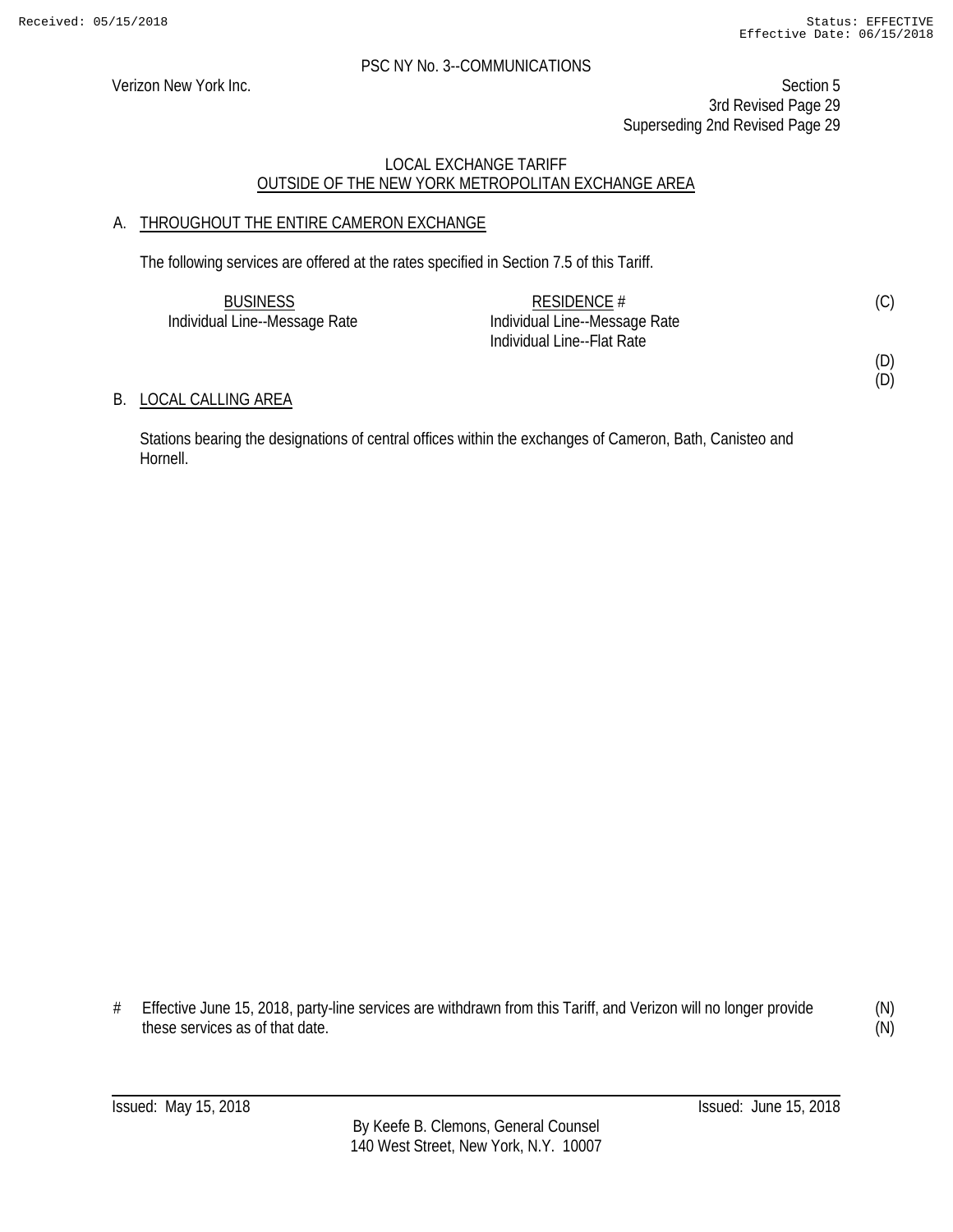PSC NY No. 3--COMMUNICATIONS

Verizon New York Inc.

Section 5
3rd Revised Page 29
Superseding 2nd Revised Page 29

LOCAL EXCHANGE TARIFF
OUTSIDE OF THE NEW YORK METROPOLITAN EXCHANGE AREA

## A. THROUGHOUT THE ENTIRE CAMERON EXCHANGE

The following services are offered at the rates specified in Section 7.5 of this Tariff.

| BUSINESS | RESIDENCE # | |
|---|---|---|
| Individual Line--Message Rate | Individual Line--Message Rate | (C) |
| | Individual Line--Flat Rate | |
| | | (D) |
| | | (D) |

## B. LOCAL CALLING AREA

Stations bearing the designations of central offices within the exchanges of Cameron, Bath, Canisteo and Hornell.

# Effective June 15, 2018, party-line services are withdrawn from this Tariff, and Verizon will no longer provide these services as of that date. (N)

Issued: May 15, 2018

Issued: June 15, 2018

By Keefe B. Clemons, General Counsel
140 West Street, New York, N.Y. 10007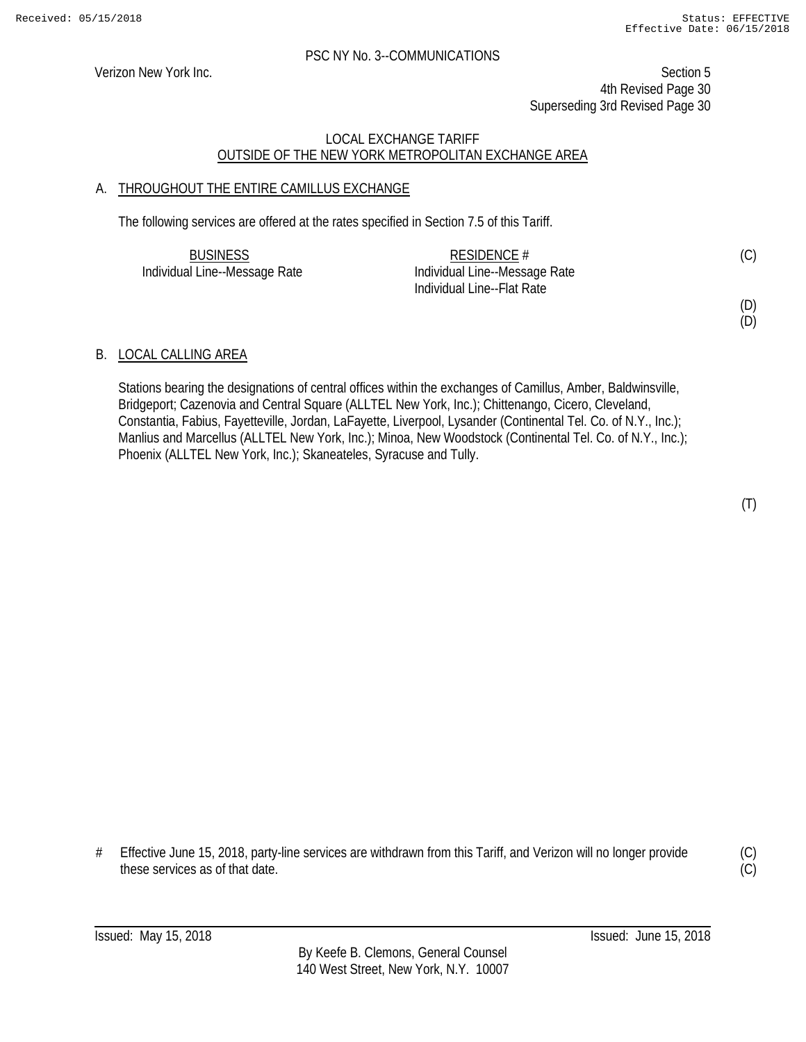PSC NY No. 3--COMMUNICATIONS

Verizon New York Inc.

Section 5
4th Revised Page 30
Superseding 3rd Revised Page 30

## LOCAL EXCHANGE TARIFF
## OUTSIDE OF THE NEW YORK METROPOLITAN EXCHANGE AREA

### A. THROUGHOUT THE ENTIRE CAMILLUS EXCHANGE

The following services are offered at the rates specified in Section 7.5 of this Tariff.

| BUSINESS | RESIDENCE # | |
|---|---|---|
| Individual Line--Message Rate | Individual Line--Message Rate | (C) |
| | Individual Line--Flat Rate | |
| | | (D) |
| | | (D) |

### B. LOCAL CALLING AREA

Stations bearing the designations of central offices within the exchanges of Camillus, Amber, Baldwinsville, Bridgeport; Cazenovia and Central Square (ALLTEL New York, Inc.); Chittenango, Cicero, Cleveland, Constantia, Fabius, Fayetteville, Jordan, LaFayette, Liverpool, Lysander (Continental Tel. Co. of N.Y., Inc.); Manlius and Marcellus (ALLTEL New York, Inc.); Minoa, New Woodstock (Continental Tel. Co. of N.Y., Inc.); Phoenix (ALLTEL New York, Inc.); Skaneateles, Syracuse and Tully.

(T)

\# Effective June 15, 2018, party-line services are withdrawn from this Tariff, and Verizon will no longer provide these services as of that date. (C)(C)

Issued: May 15, 2018 — Issued: June 15, 2018

By Keefe B. Clemons, General Counsel
140 West Street, New York, N.Y. 10007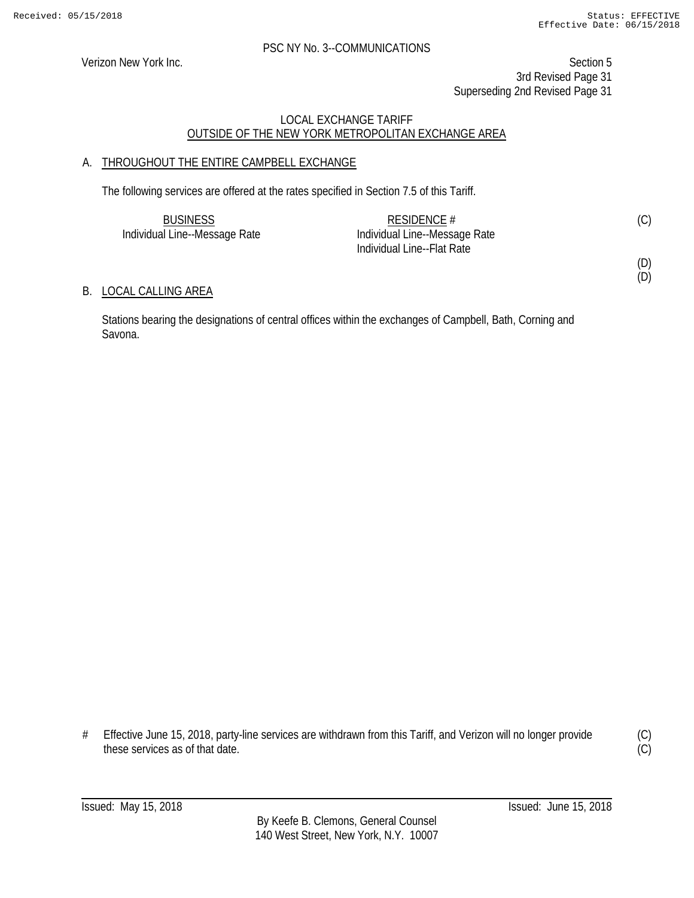PSC NY No. 3--COMMUNICATIONS

Verizon New York Inc.

Section 5
3rd Revised Page 31
Superseding 2nd Revised Page 31

## LOCAL EXCHANGE TARIFF
## OUTSIDE OF THE NEW YORK METROPOLITAN EXCHANGE AREA

### A. THROUGHOUT THE ENTIRE CAMPBELL EXCHANGE

The following services are offered at the rates specified in Section 7.5 of this Tariff.

| BUSINESS | RESIDENCE # | |
|---|---|---|
| Individual Line--Message Rate | Individual Line--Message Rate | (C) |
| | Individual Line--Flat Rate | |
| | | (D) |
| | | (D) |

### B. LOCAL CALLING AREA

Stations bearing the designations of central offices within the exchanges of Campbell, Bath, Corning and Savona.

# Effective June 15, 2018, party-line services are withdrawn from this Tariff, and Verizon will no longer provide these services as of that date. (C)
(C)

Issued: May 15, 2018 Issued: June 15, 2018

By Keefe B. Clemons, General Counsel
140 West Street, New York, N.Y. 10007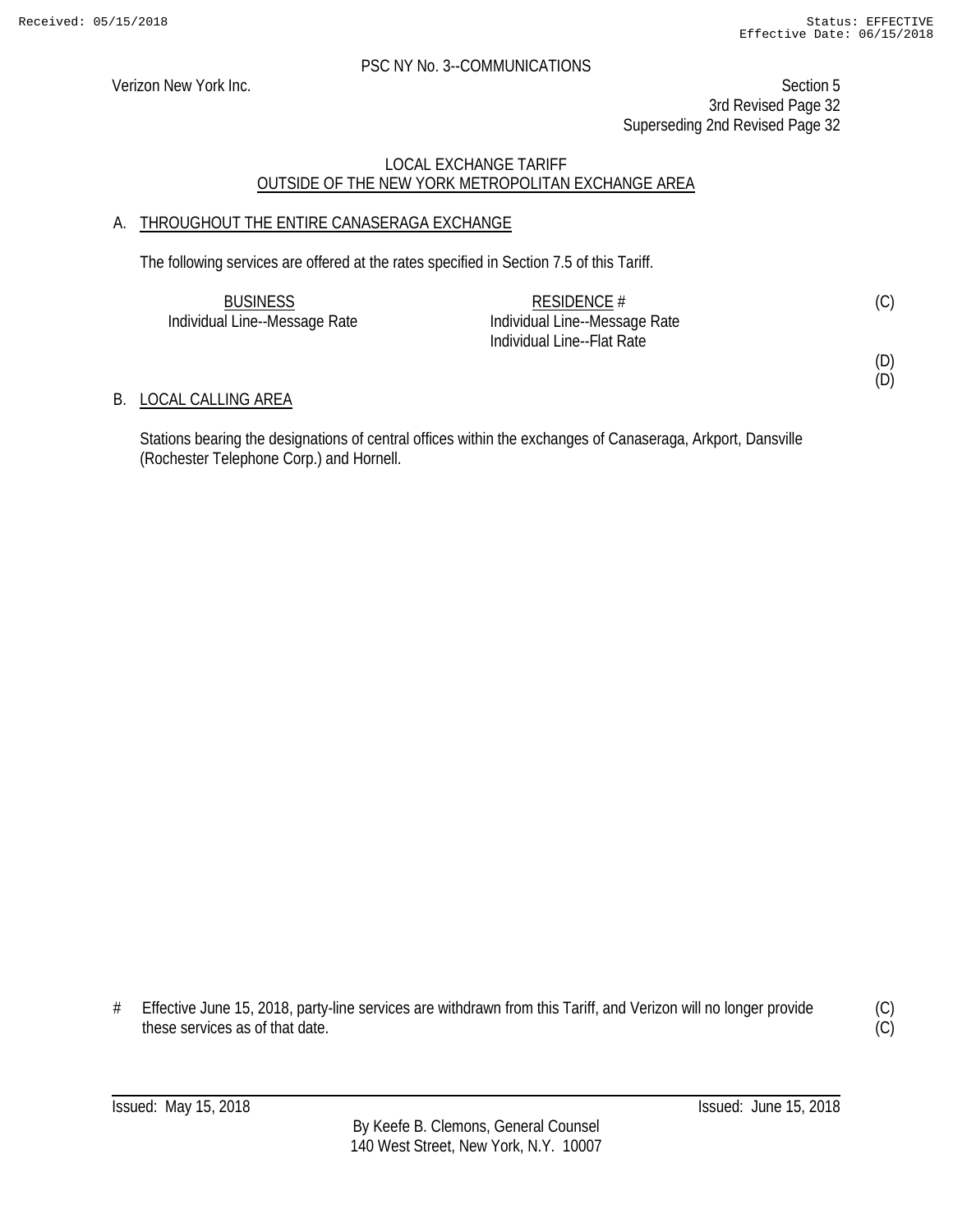PSC NY No. 3--COMMUNICATIONS

Verizon New York Inc.

Section 5
3rd Revised Page 32
Superseding 2nd Revised Page 32

## LOCAL EXCHANGE TARIFF
## OUTSIDE OF THE NEW YORK METROPOLITAN EXCHANGE AREA

### A. THROUGHOUT THE ENTIRE CANASERAGA EXCHANGE

The following services are offered at the rates specified in Section 7.5 of this Tariff.

| BUSINESS | RESIDENCE # | |
|---|---|---|
| Individual Line--Message Rate | Individual Line--Message Rate | (C) |
| | Individual Line--Flat Rate | |
| | | (D) |
| | | (D) |

### B. LOCAL CALLING AREA

Stations bearing the designations of central offices within the exchanges of Canaseraga, Arkport, Dansville (Rochester Telephone Corp.) and Hornell.

# Effective June 15, 2018, party-line services are withdrawn from this Tariff, and Verizon will no longer provide these services as of that date. (C) (C)

Issued: May 15, 2018 Issued: June 15, 2018

By Keefe B. Clemons, General Counsel
140 West Street, New York, N.Y. 10007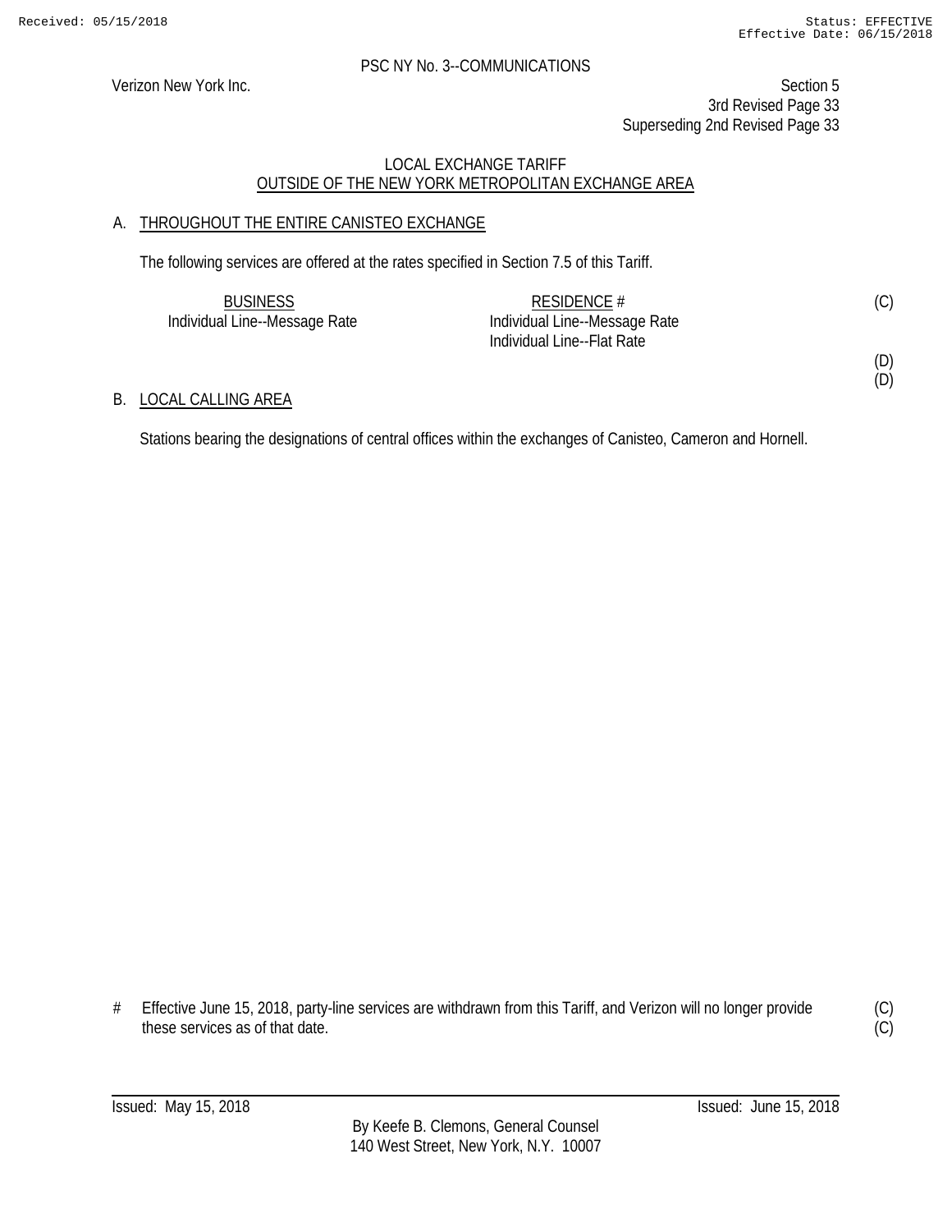PSC NY No. 3--COMMUNICATIONS

Verizon New York Inc.

Section 5
3rd Revised Page 33
Superseding 2nd Revised Page 33

LOCAL EXCHANGE TARIFF
OUTSIDE OF THE NEW YORK METROPOLITAN EXCHANGE AREA

## A. THROUGHOUT THE ENTIRE CANISTEO EXCHANGE

The following services are offered at the rates specified in Section 7.5 of this Tariff.

| BUSINESS | RESIDENCE # | |
|---|---|---|
| Individual Line--Message Rate | Individual Line--Message Rate | (C) |
| | Individual Line--Flat Rate | |
| | | (D) |
| | | (D) |

## B. LOCAL CALLING AREA

Stations bearing the designations of central offices within the exchanges of Canisteo, Cameron and Hornell.

\# Effective June 15, 2018, party-line services are withdrawn from this Tariff, and Verizon will no longer provide these services as of that date. (C)
(C)

Issued: May 15, 2018
Issued: June 15, 2018

By Keefe B. Clemons, General Counsel
140 West Street, New York, N.Y. 10007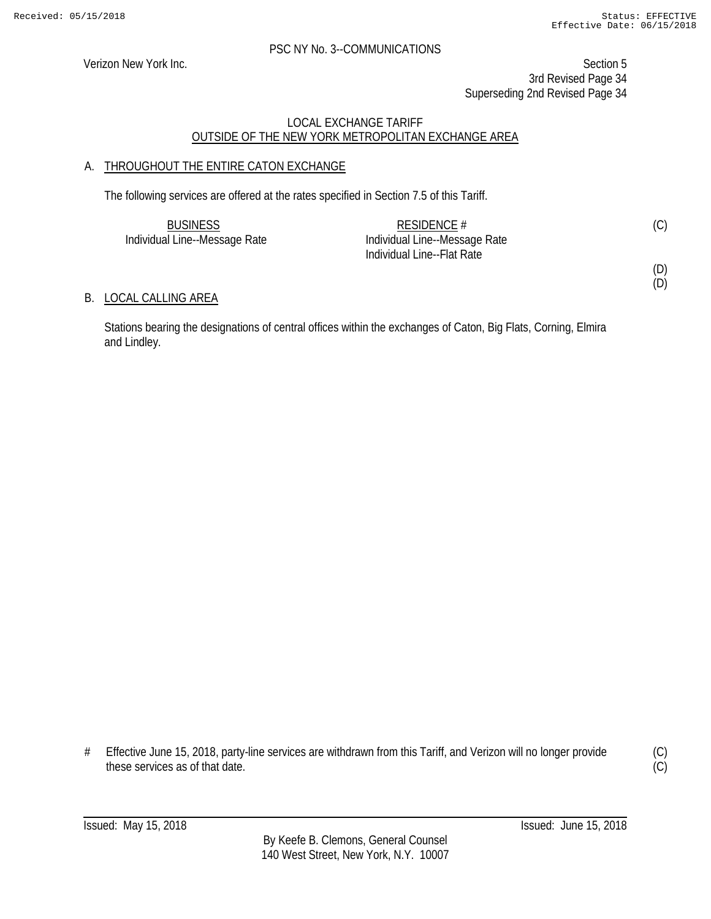PSC NY No. 3--COMMUNICATIONS

Verizon New York Inc.

Section 5
3rd Revised Page 34
Superseding 2nd Revised Page 34

LOCAL EXCHANGE TARIFF
OUTSIDE OF THE NEW YORK METROPOLITAN EXCHANGE AREA

A. THROUGHOUT THE ENTIRE CATON EXCHANGE

The following services are offered at the rates specified in Section 7.5 of this Tariff.

| BUSINESS | RESIDENCE # | |
|---|---|---|
| Individual Line--Message Rate | Individual Line--Message Rate | (C) |
| | Individual Line--Flat Rate | |
| | | (D) |
| | | (D) |

B. LOCAL CALLING AREA

Stations bearing the designations of central offices within the exchanges of Caton, Big Flats, Corning, Elmira and Lindley.

# Effective June 15, 2018, party-line services are withdrawn from this Tariff, and Verizon will no longer provide these services as of that date. (C)(C)

Issued: May 15, 2018

Issued: June 15, 2018

By Keefe B. Clemons, General Counsel
140 West Street, New York, N.Y. 10007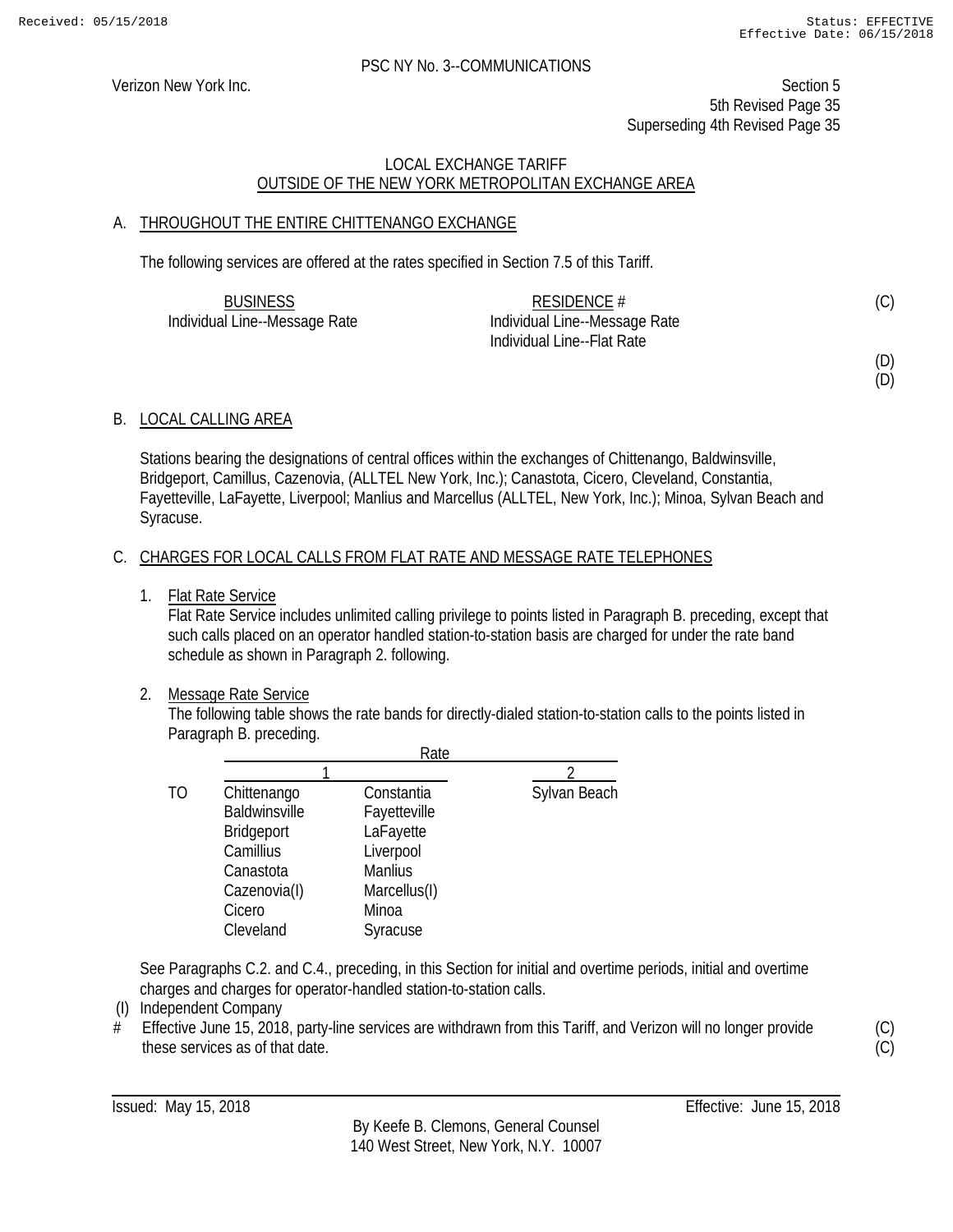PSC NY No. 3--COMMUNICATIONS

Verizon New York Inc.

Section 5
5th Revised Page 35
Superseding 4th Revised Page 35

LOCAL EXCHANGE TARIFF
OUTSIDE OF THE NEW YORK METROPOLITAN EXCHANGE AREA

## A. THROUGHOUT THE ENTIRE CHITTENANGO EXCHANGE

The following services are offered at the rates specified in Section 7.5 of this Tariff.

| BUSINESS | RESIDENCE # | |
|---|---|---|
| Individual Line--Message Rate | Individual Line--Message Rate | (C) |
| | Individual Line--Flat Rate | |
| | | (D) |
| | | (D) |

## B. LOCAL CALLING AREA

Stations bearing the designations of central offices within the exchanges of Chittenango, Baldwinsville, Bridgeport, Camillus, Cazenovia, (ALLTEL New York, Inc.); Canastota, Cicero, Cleveland, Constantia, Fayetteville, LaFayette, Liverpool; Manlius and Marcellus (ALLTEL, New York, Inc.); Minoa, Sylvan Beach and Syracuse.

## C. CHARGES FOR LOCAL CALLS FROM FLAT RATE AND MESSAGE RATE TELEPHONES

1. Flat Rate Service
   Flat Rate Service includes unlimited calling privilege to points listed in Paragraph B. preceding, except that such calls placed on an operator handled station-to-station basis are charged for under the rate band schedule as shown in Paragraph 2. following.

2. Message Rate Service
   The following table shows the rate bands for directly-dialed station-to-station calls to the points listed in Paragraph B. preceding.

| | Rate | | |
|---|---|---|---|
| | 1 | | 2 |
| TO | Chittenango | Constantia | Sylvan Beach |
| | Baldwinsville | Fayetteville | |
| | Bridgeport | LaFayette | |
| | Camillius | Liverpool | |
| | Canastota | Manlius | |
| | Cazenovia(I) | Marcellus(I) | |
| | Cicero | Minoa | |
| | Cleveland | Syracuse | |

See Paragraphs C.2. and C.4., preceding, in this Section for initial and overtime periods, initial and overtime charges and charges for operator-handled station-to-station calls.

(I) Independent Company

\# Effective June 15, 2018, party-line services are withdrawn from this Tariff, and Verizon will no longer provide these services as of that date. (C) (C)

Issued: May 15, 2018

Effective: June 15, 2018

By Keefe B. Clemons, General Counsel
140 West Street, New York, N.Y. 10007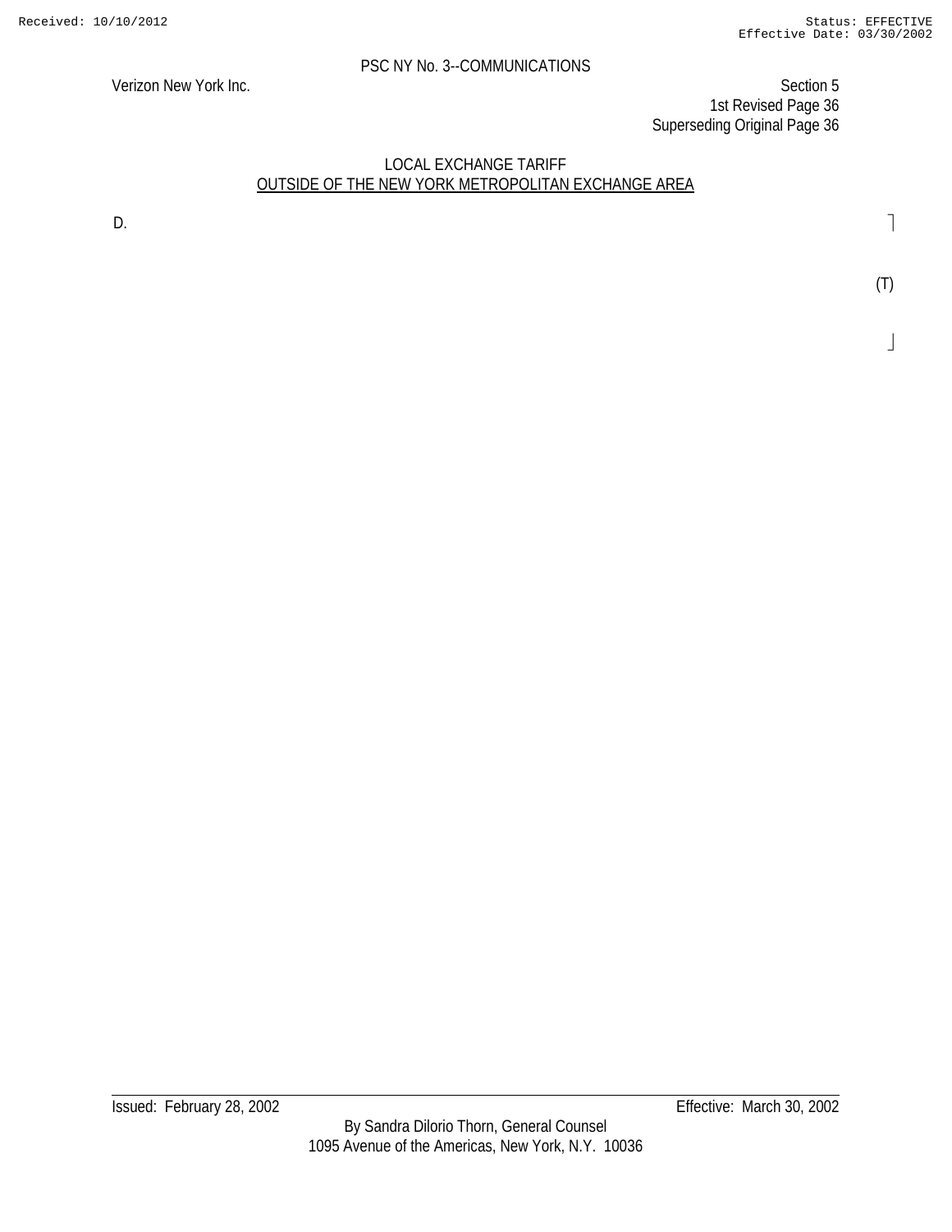PSC NY No. 3--COMMUNICATIONS

Verizon New York Inc.

Section 5
1st Revised Page 36
Superseding Original Page 36

LOCAL EXCHANGE TARIFF
OUTSIDE OF THE NEW YORK METROPOLITAN EXCHANGE AREA

D.

(T)

Issued: February 28, 2002

Effective: March 30, 2002

By Sandra Dilorio Thorn, General Counsel
1095 Avenue of the Americas, New York, N.Y. 10036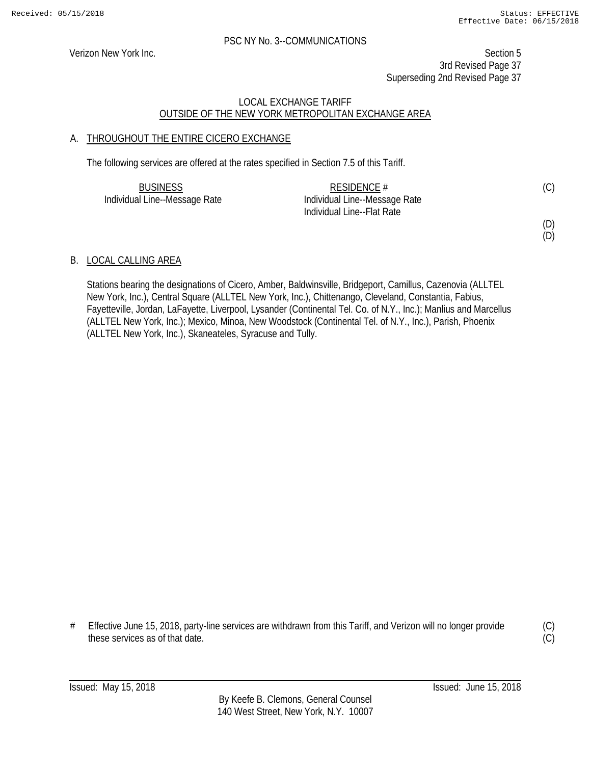PSC NY No. 3--COMMUNICATIONS

Verizon New York Inc.

Section 5
3rd Revised Page 37
Superseding 2nd Revised Page 37

LOCAL EXCHANGE TARIFF
OUTSIDE OF THE NEW YORK METROPOLITAN EXCHANGE AREA

## A. THROUGHOUT THE ENTIRE CICERO EXCHANGE

The following services are offered at the rates specified in Section 7.5 of this Tariff.

| BUSINESS | RESIDENCE # | |
|---|---|---|
| Individual Line--Message Rate | Individual Line--Message Rate | (C) |
| | Individual Line--Flat Rate | |
| | | (D) |
| | | (D) |

## B. LOCAL CALLING AREA

Stations bearing the designations of Cicero, Amber, Baldwinsville, Bridgeport, Camillus, Cazenovia (ALLTEL New York, Inc.), Central Square (ALLTEL New York, Inc.), Chittenango, Cleveland, Constantia, Fabius, Fayetteville, Jordan, LaFayette, Liverpool, Lysander (Continental Tel. Co. of N.Y., Inc.); Manlius and Marcellus (ALLTEL New York, Inc.); Mexico, Minoa, New Woodstock (Continental Tel. of N.Y., Inc.), Parish, Phoenix (ALLTEL New York, Inc.), Skaneateles, Syracuse and Tully.

# Effective June 15, 2018, party-line services are withdrawn from this Tariff, and Verizon will no longer provide these services as of that date. (C)(C)

Issued: May 15, 2018 Issued: June 15, 2018

By Keefe B. Clemons, General Counsel
140 West Street, New York, N.Y. 10007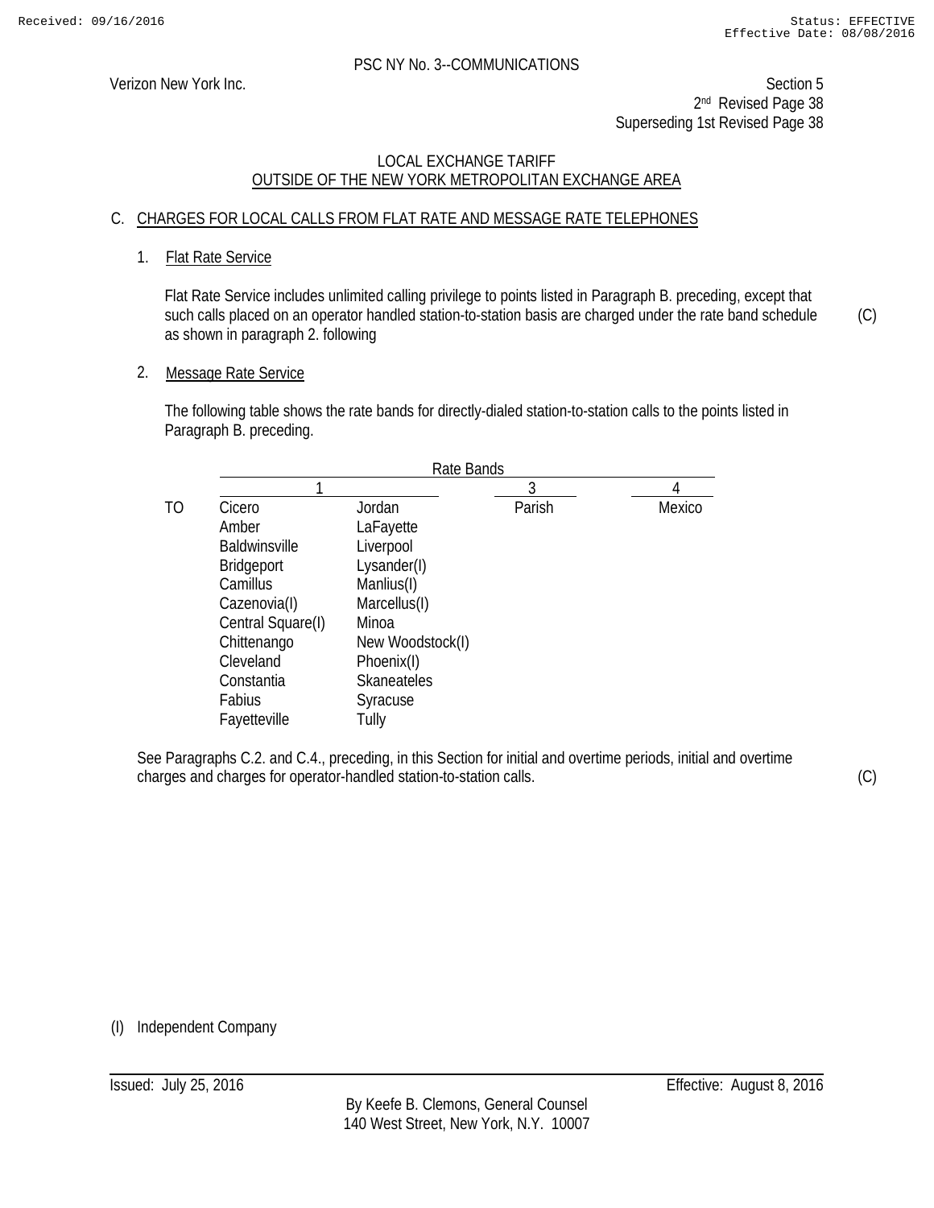PSC NY No. 3--COMMUNICATIONS

Verizon New York Inc.

Section 5
2nd Revised Page 38
Superseding 1st Revised Page 38

LOCAL EXCHANGE TARIFF
OUTSIDE OF THE NEW YORK METROPOLITAN EXCHANGE AREA

## C. CHARGES FOR LOCAL CALLS FROM FLAT RATE AND MESSAGE RATE TELEPHONES

### 1. Flat Rate Service

Flat Rate Service includes unlimited calling privilege to points listed in Paragraph B. preceding, except that such calls placed on an operator handled station-to-station basis are charged under the rate band schedule as shown in paragraph 2. following (C)

### 2. Message Rate Service

The following table shows the rate bands for directly-dialed station-to-station calls to the points listed in Paragraph B. preceding.

| | Rate Bands | | | |
|---|---|---|---|---|
| | 1 | | 3 | 4 |
| TO | Cicero | Jordan | Parish | Mexico |
| | Amber | LaFayette | | |
| | Baldwinsville | Liverpool | | |
| | Bridgeport | Lysander(I) | | |
| | Camillus | Manlius(I) | | |
| | Cazenovia(I) | Marcellus(I) | | |
| | Central Square(I) | Minoa | | |
| | Chittenango | New Woodstock(I) | | |
| | Cleveland | Phoenix(I) | | |
| | Constantia | Skaneateles | | |
| | Fabius | Syracuse | | |
| | Fayetteville | Tully | | |

See Paragraphs C.2. and C.4., preceding, in this Section for initial and overtime periods, initial and overtime charges and charges for operator-handled station-to-station calls. (C)

(I) Independent Company

Issued: July 25, 2016 Effective: August 8, 2016

By Keefe B. Clemons, General Counsel
140 West Street, New York, N.Y. 10007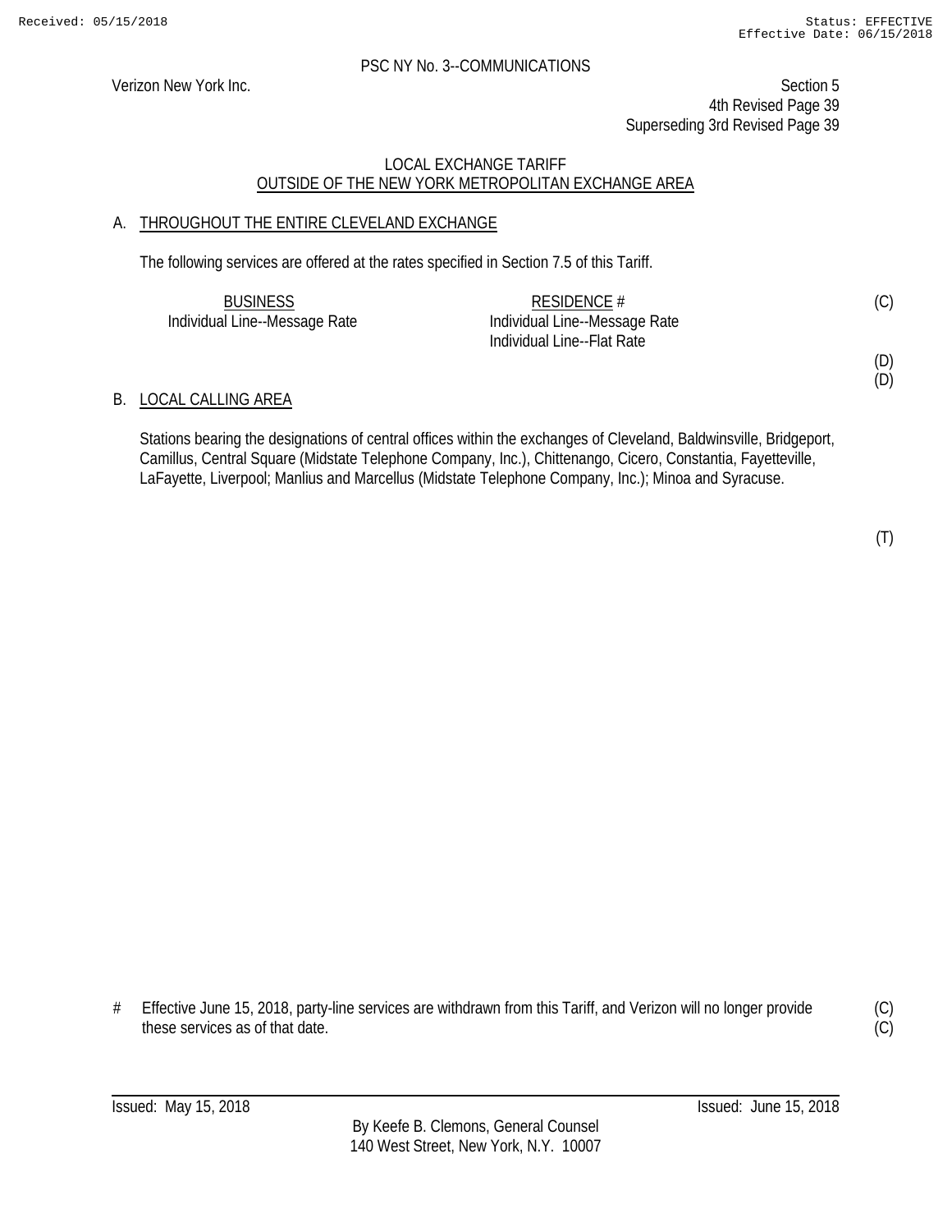PSC NY No. 3--COMMUNICATIONS

Verizon New York Inc.

Section 5
4th Revised Page 39
Superseding 3rd Revised Page 39

LOCAL EXCHANGE TARIFF
OUTSIDE OF THE NEW YORK METROPOLITAN EXCHANGE AREA

A. THROUGHOUT THE ENTIRE CLEVELAND EXCHANGE

The following services are offered at the rates specified in Section 7.5 of this Tariff.

| BUSINESS | RESIDENCE # | |
|---|---|---|
| Individual Line--Message Rate | Individual Line--Message Rate | (C) |
| | Individual Line--Flat Rate | |
| | | (D) |
| | | (D) |

B. LOCAL CALLING AREA

Stations bearing the designations of central offices within the exchanges of Cleveland, Baldwinsville, Bridgeport, Camillus, Central Square (Midstate Telephone Company, Inc.), Chittenango, Cicero, Constantia, Fayetteville, LaFayette, Liverpool; Manlius and Marcellus (Midstate Telephone Company, Inc.); Minoa and Syracuse.

(T)

# Effective June 15, 2018, party-line services are withdrawn from this Tariff, and Verizon will no longer provide these services as of that date. (C)(C)

Issued: May 15, 2018 Issued: June 15, 2018

By Keefe B. Clemons, General Counsel
140 West Street, New York, N.Y. 10007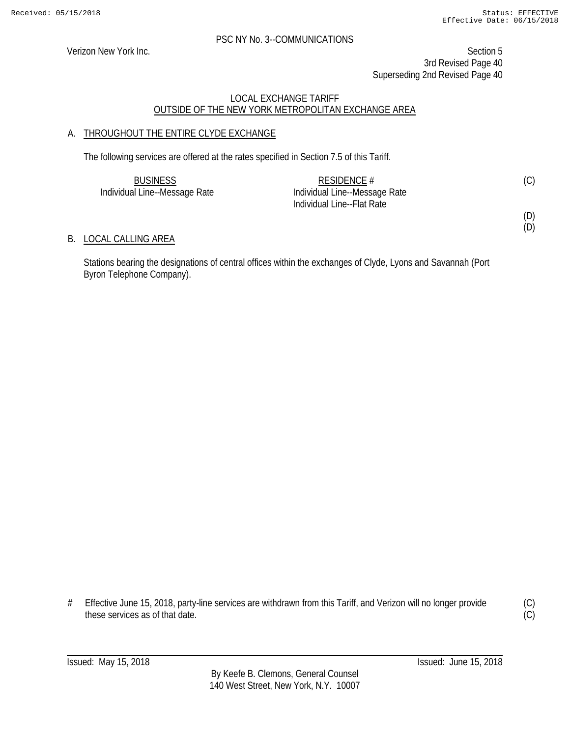PSC NY No. 3--COMMUNICATIONS

Verizon New York Inc.

Section 5
3rd Revised Page 40
Superseding 2nd Revised Page 40

LOCAL EXCHANGE TARIFF
OUTSIDE OF THE NEW YORK METROPOLITAN EXCHANGE AREA

A. THROUGHOUT THE ENTIRE CLYDE EXCHANGE

The following services are offered at the rates specified in Section 7.5 of this Tariff.

| BUSINESS | RESIDENCE # | |
|---|---|---|
| Individual Line--Message Rate | Individual Line--Message Rate | (C) |
| | Individual Line--Flat Rate | |
| | | (D) |
| | | (D) |

B. LOCAL CALLING AREA

Stations bearing the designations of central offices within the exchanges of Clyde, Lyons and Savannah (Port Byron Telephone Company).

# Effective June 15, 2018, party-line services are withdrawn from this Tariff, and Verizon will no longer provide these services as of that date. (C) (C)

Issued: May 15, 2018

Issued: June 15, 2018

By Keefe B. Clemons, General Counsel
140 West Street, New York, N.Y. 10007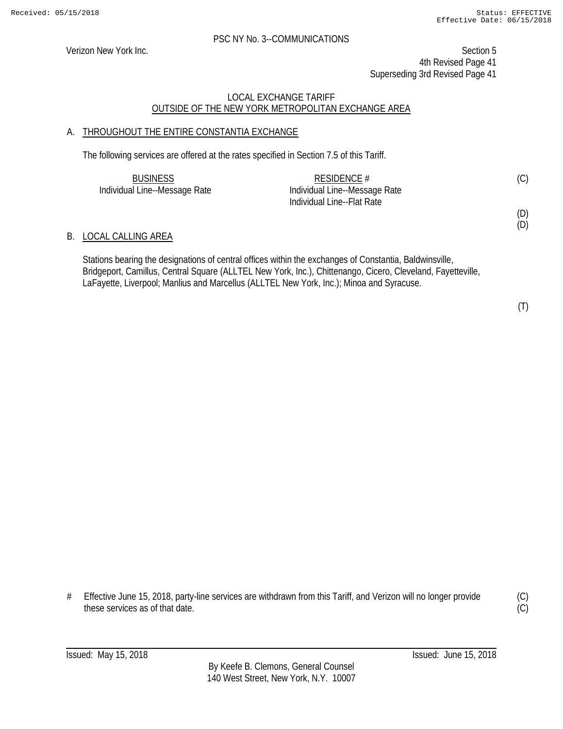PSC NY No. 3--COMMUNICATIONS

Verizon New York Inc.

Section 5
4th Revised Page 41
Superseding 3rd Revised Page 41

LOCAL EXCHANGE TARIFF
OUTSIDE OF THE NEW YORK METROPOLITAN EXCHANGE AREA

## A. THROUGHOUT THE ENTIRE CONSTANTIA EXCHANGE

The following services are offered at the rates specified in Section 7.5 of this Tariff.

| BUSINESS | RESIDENCE # | |
|---|---|---|
| Individual Line--Message Rate | Individual Line--Message Rate | (C) |
| | Individual Line--Flat Rate | |
| | | (D) |
| | | (D) |

## B. LOCAL CALLING AREA

Stations bearing the designations of central offices within the exchanges of Constantia, Baldwinsville, Bridgeport, Camillus, Central Square (ALLTEL New York, Inc.), Chittenango, Cicero, Cleveland, Fayetteville, LaFayette, Liverpool; Manlius and Marcellus (ALLTEL New York, Inc.); Minoa and Syracuse.

(T)

# Effective June 15, 2018, party-line services are withdrawn from this Tariff, and Verizon will no longer provide these services as of that date. (C)

Issued: May 15, 2018 Issued: June 15, 2018

By Keefe B. Clemons, General Counsel
140 West Street, New York, N.Y. 10007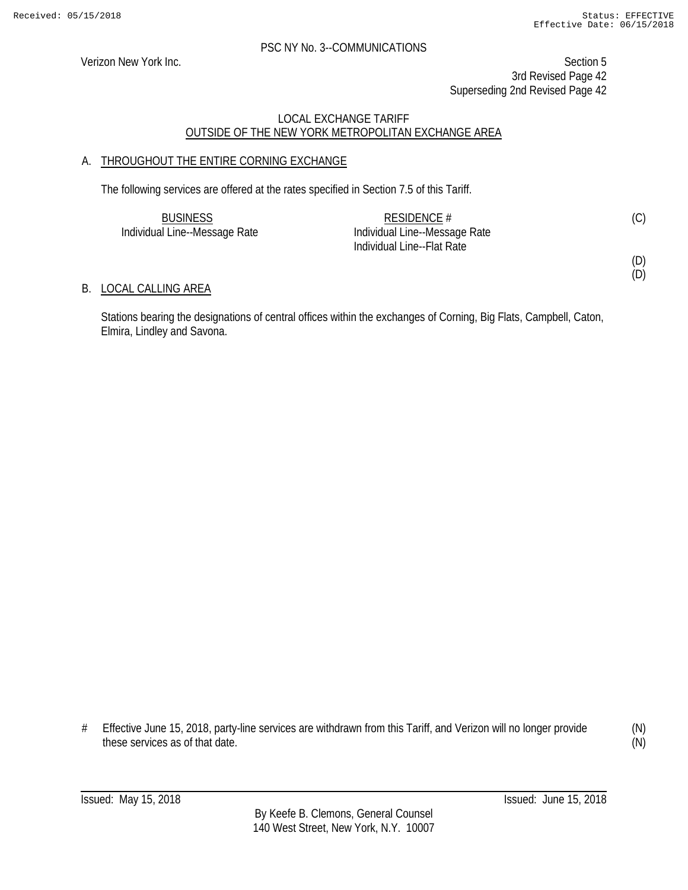PSC NY No. 3--COMMUNICATIONS

Verizon New York Inc.

Section 5
3rd Revised Page 42
Superseding 2nd Revised Page 42

LOCAL EXCHANGE TARIFF
OUTSIDE OF THE NEW YORK METROPOLITAN EXCHANGE AREA

A. THROUGHOUT THE ENTIRE CORNING EXCHANGE

The following services are offered at the rates specified in Section 7.5 of this Tariff.

| BUSINESS | RESIDENCE # | |
|---|---|---|
| Individual Line--Message Rate | Individual Line--Message Rate | (C) |
| | Individual Line--Flat Rate | |
| | | (D) |
| | | (D) |

B. LOCAL CALLING AREA

Stations bearing the designations of central offices within the exchanges of Corning, Big Flats, Campbell, Caton, Elmira, Lindley and Savona.

# Effective June 15, 2018, party-line services are withdrawn from this Tariff, and Verizon will no longer provide these services as of that date. (N) (N)

Issued: May 15, 2018 Issued: June 15, 2018

By Keefe B. Clemons, General Counsel
140 West Street, New York, N.Y. 10007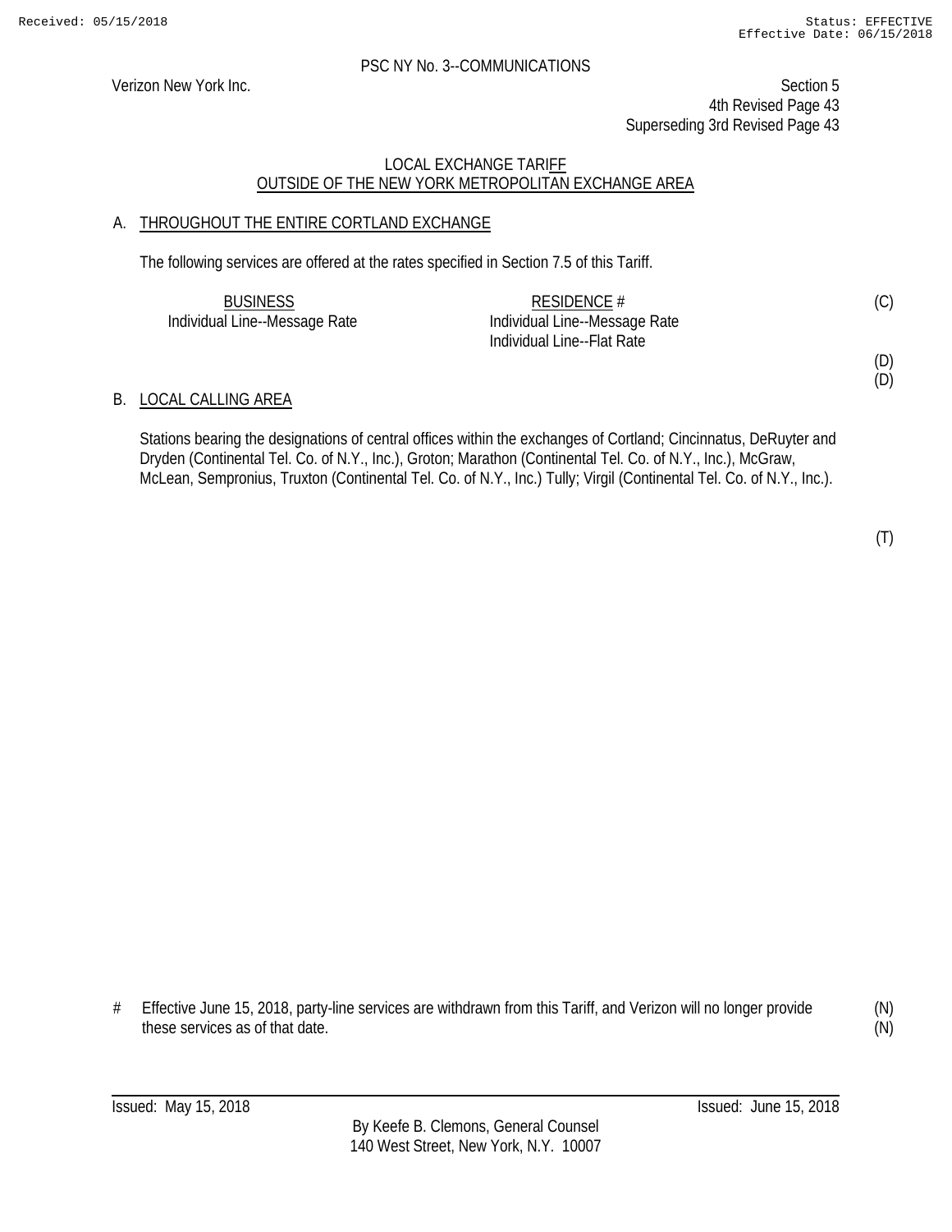PSC NY No. 3--COMMUNICATIONS

Verizon New York Inc.

Section 5
4th Revised Page 43
Superseding 3rd Revised Page 43

LOCAL EXCHANGE TARIFF
OUTSIDE OF THE NEW YORK METROPOLITAN EXCHANGE AREA

## A. THROUGHOUT THE ENTIRE CORTLAND EXCHANGE

The following services are offered at the rates specified in Section 7.5 of this Tariff.

| BUSINESS | RESIDENCE # | |
|---|---|---|
| Individual Line--Message Rate | Individual Line--Message Rate | (C) |
| | Individual Line--Flat Rate | |
| | | (D) |
| | | (D) |

## B. LOCAL CALLING AREA

Stations bearing the designations of central offices within the exchanges of Cortland; Cincinnatus, DeRuyter and Dryden (Continental Tel. Co. of N.Y., Inc.), Groton; Marathon (Continental Tel. Co. of N.Y., Inc.), McGraw, McLean, Sempronius, Truxton (Continental Tel. Co. of N.Y., Inc.) Tully; Virgil (Continental Tel. Co. of N.Y., Inc.).

(T)

# Effective June 15, 2018, party-line services are withdrawn from this Tariff, and Verizon will no longer provide these services as of that date. (N)(N)

Issued: May 15, 2018 Issued: June 15, 2018

By Keefe B. Clemons, General Counsel
140 West Street, New York, N.Y. 10007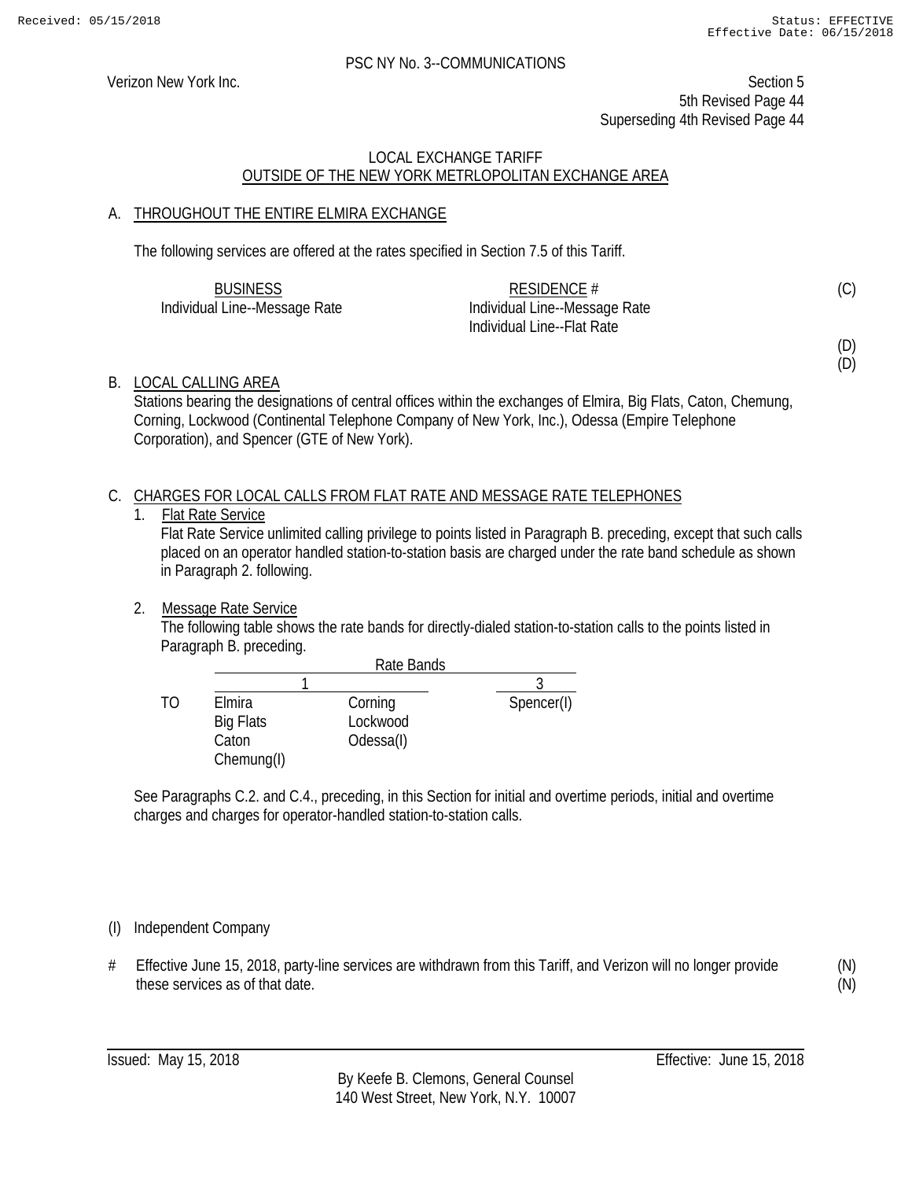PSC NY No. 3--COMMUNICATIONS

Verizon New York Inc.

Section 5
5th Revised Page 44
Superseding 4th Revised Page 44

LOCAL EXCHANGE TARIFF
OUTSIDE OF THE NEW YORK METRLOPOLITAN EXCHANGE AREA

A. THROUGHOUT THE ENTIRE ELMIRA EXCHANGE

The following services are offered at the rates specified in Section 7.5 of this Tariff.

| BUSINESS | RESIDENCE # | |
|---|---|---|
| Individual Line--Message Rate | Individual Line--Message Rate | (C) |
| | Individual Line--Flat Rate | |
| | | (D) |
| | | (D) |

B. LOCAL CALLING AREA

Stations bearing the designations of central offices within the exchanges of Elmira, Big Flats, Caton, Chemung, Corning, Lockwood (Continental Telephone Company of New York, Inc.), Odessa (Empire Telephone Corporation), and Spencer (GTE of New York).

C. CHARGES FOR LOCAL CALLS FROM FLAT RATE AND MESSAGE RATE TELEPHONES

1. Flat Rate Service

   Flat Rate Service unlimited calling privilege to points listed in Paragraph B. preceding, except that such calls placed on an operator handled station-to-station basis are charged under the rate band schedule as shown in Paragraph 2. following.

2. Message Rate Service

   The following table shows the rate bands for directly-dialed station-to-station calls to the points listed in Paragraph B. preceding.

| | Rate Bands | | |
|---|---|---|---|
| | 1 | | 3 |
| TO | Elmira | Corning | Spencer(I) |
| | Big Flats | Lockwood | |
| | Caton | Odessa(I) | |
| | Chemung(I) | | |

See Paragraphs C.2. and C.4., preceding, in this Section for initial and overtime periods, initial and overtime charges and charges for operator-handled station-to-station calls.

(I) Independent Company

# Effective June 15, 2018, party-line services are withdrawn from this Tariff, and Verizon will no longer provide these services as of that date. (N) (N)

Issued: May 15, 2018

Effective: June 15, 2018

By Keefe B. Clemons, General Counsel
140 West Street, New York, N.Y. 10007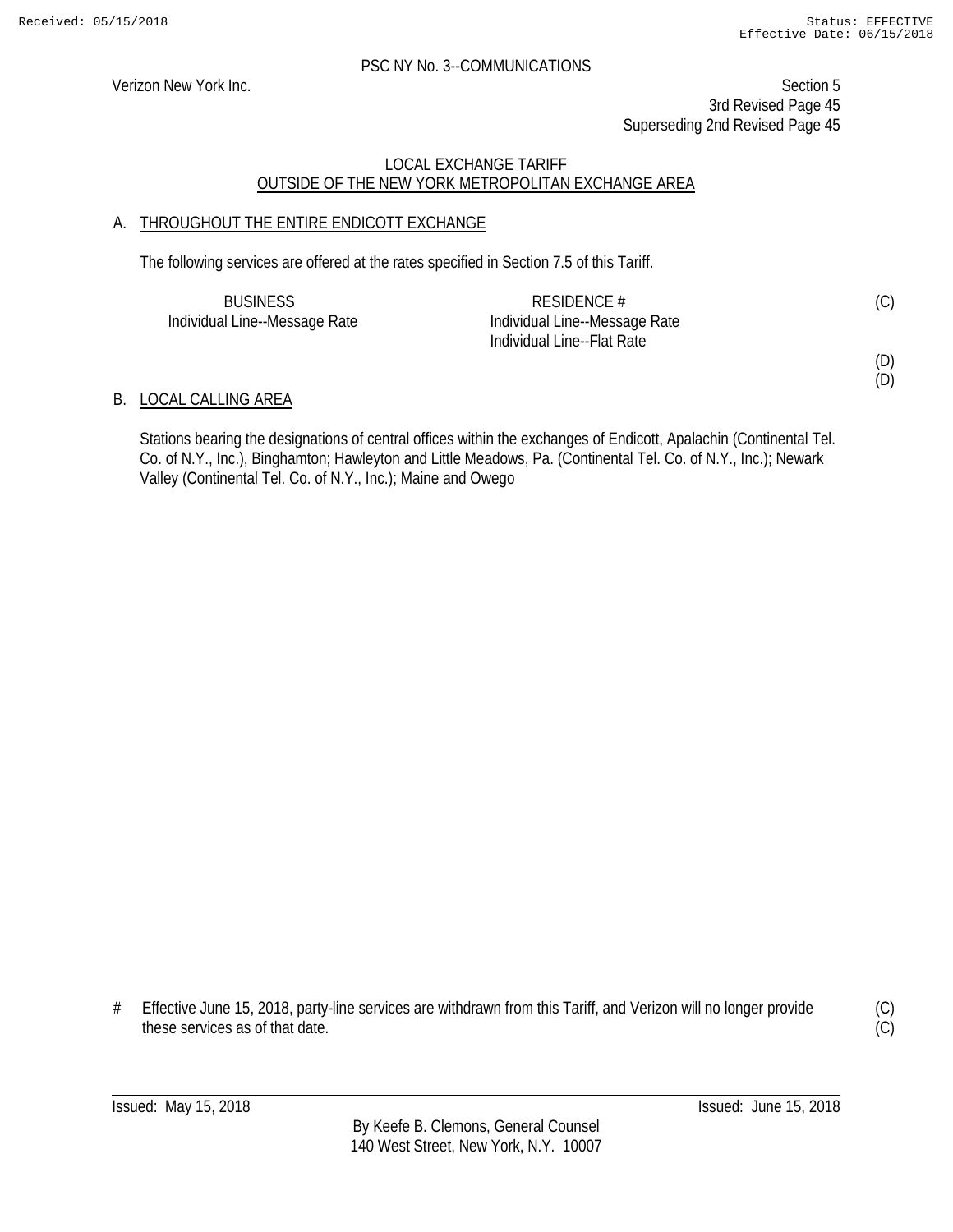PSC NY No. 3--COMMUNICATIONS

Verizon New York Inc.

Section 5
3rd Revised Page 45
Superseding 2nd Revised Page 45

LOCAL EXCHANGE TARIFF
OUTSIDE OF THE NEW YORK METROPOLITAN EXCHANGE AREA

## A. THROUGHOUT THE ENTIRE ENDICOTT EXCHANGE

The following services are offered at the rates specified in Section 7.5 of this Tariff.

| BUSINESS | RESIDENCE # | |
|---|---|---|
| Individual Line--Message Rate | Individual Line--Message Rate | (C) |
| | Individual Line--Flat Rate | |
| | | (D) |
| | | (D) |

## B. LOCAL CALLING AREA

Stations bearing the designations of central offices within the exchanges of Endicott, Apalachin (Continental Tel. Co. of N.Y., Inc.), Binghamton; Hawleyton and Little Meadows, Pa. (Continental Tel. Co. of N.Y., Inc.); Newark Valley (Continental Tel. Co. of N.Y., Inc.); Maine and Owego

# Effective June 15, 2018, party-line services are withdrawn from this Tariff, and Verizon will no longer provide these services as of that date. (C) (C)

Issued: May 15, 2018 Issued: June 15, 2018

By Keefe B. Clemons, General Counsel
140 West Street, New York, N.Y. 10007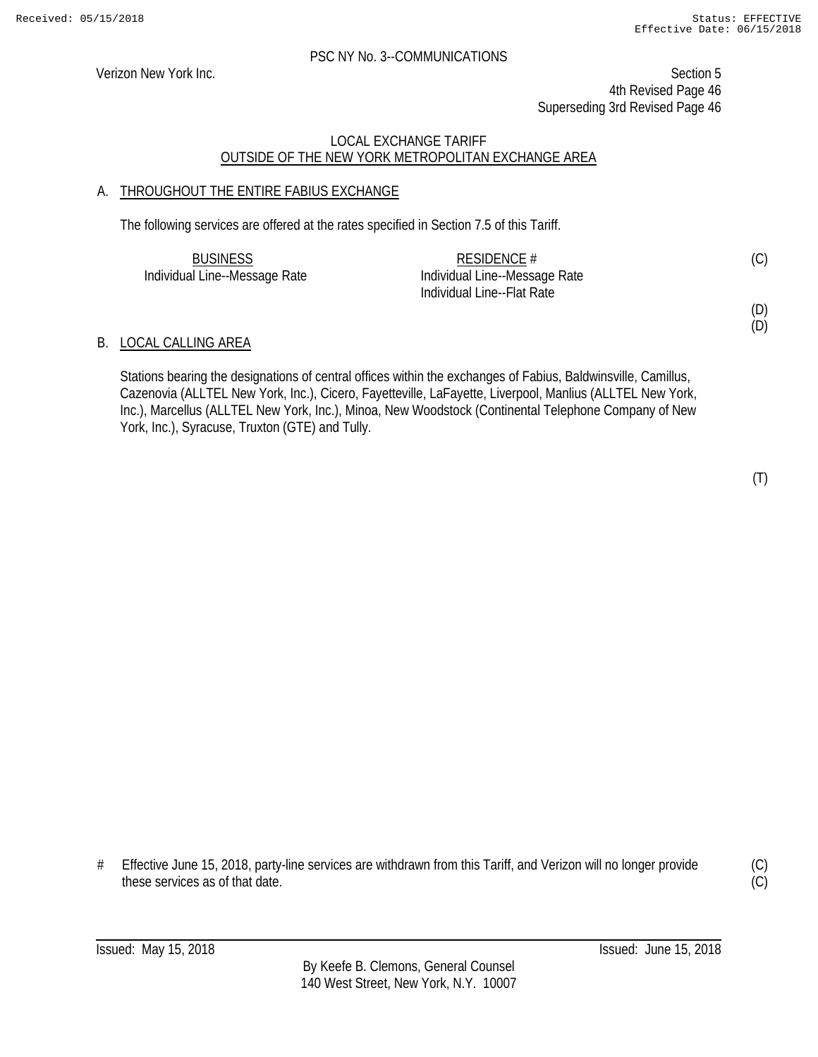PSC NY No. 3--COMMUNICATIONS

Verizon New York Inc.

Section 5
4th Revised Page 46
Superseding 3rd Revised Page 46

LOCAL EXCHANGE TARIFF
OUTSIDE OF THE NEW YORK METROPOLITAN EXCHANGE AREA

## A. THROUGHOUT THE ENTIRE FABIUS EXCHANGE

The following services are offered at the rates specified in Section 7.5 of this Tariff.

| BUSINESS | RESIDENCE # | |
|---|---|---|
| Individual Line--Message Rate | Individual Line--Message Rate | (C) |
| | Individual Line--Flat Rate | |
| | | (D) |
| | | (D) |

## B. LOCAL CALLING AREA

Stations bearing the designations of central offices within the exchanges of Fabius, Baldwinsville, Camillus, Cazenovia (ALLTEL New York, Inc.), Cicero, Fayetteville, LaFayette, Liverpool, Manlius (ALLTEL New York, Inc.), Marcellus (ALLTEL New York, Inc.), Minoa, New Woodstock (Continental Telephone Company of New York, Inc.), Syracuse, Truxton (GTE) and Tully.

(T)

# Effective June 15, 2018, party-line services are withdrawn from this Tariff, and Verizon will no longer provide these services as of that date. (C)

Issued: May 15, 2018
Issued: June 15, 2018

By Keefe B. Clemons, General Counsel
140 West Street, New York, N.Y. 10007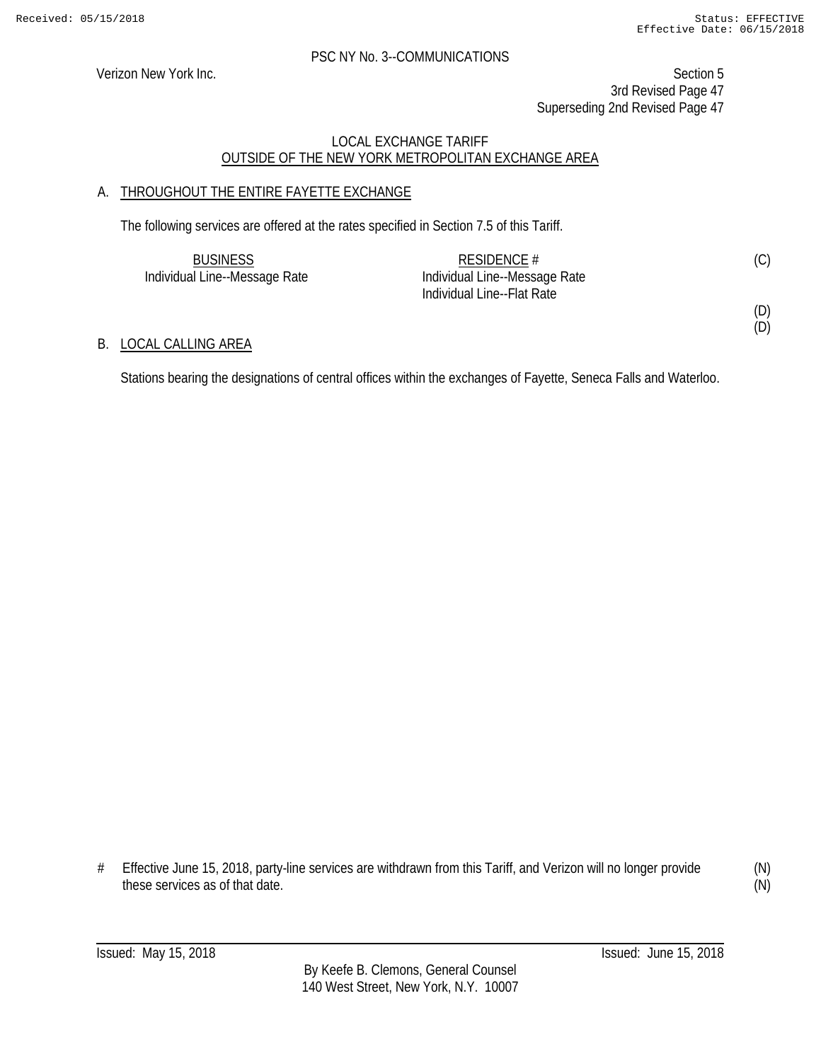PSC NY No. 3--COMMUNICATIONS

Verizon New York Inc.

Section 5
3rd Revised Page 47
Superseding 2nd Revised Page 47

LOCAL EXCHANGE TARIFF
OUTSIDE OF THE NEW YORK METROPOLITAN EXCHANGE AREA

## A. THROUGHOUT THE ENTIRE FAYETTE EXCHANGE

The following services are offered at the rates specified in Section 7.5 of this Tariff.

| BUSINESS | RESIDENCE # | |
|---|---|---|
| Individual Line--Message Rate | Individual Line--Message Rate | (C) |
| | Individual Line--Flat Rate | |
| | | (D) |
| | | (D) |

## B. LOCAL CALLING AREA

Stations bearing the designations of central offices within the exchanges of Fayette, Seneca Falls and Waterloo.

# Effective June 15, 2018, party-line services are withdrawn from this Tariff, and Verizon will no longer provide these services as of that date. (N)

Issued: May 15, 2018 Issued: June 15, 2018

By Keefe B. Clemons, General Counsel
140 West Street, New York, N.Y. 10007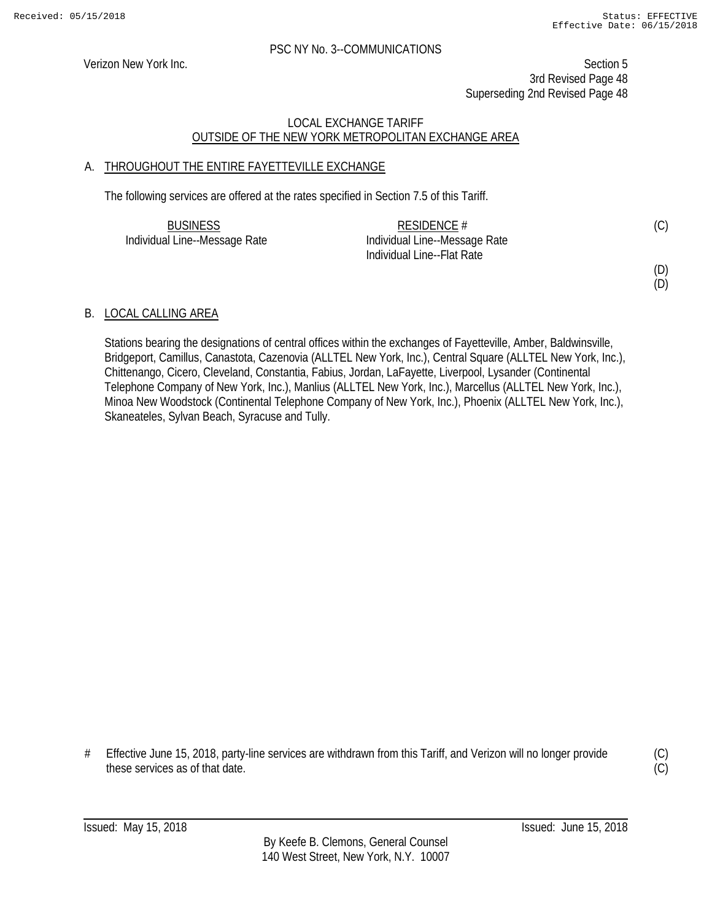PSC NY No. 3--COMMUNICATIONS

Verizon New York Inc.

Section 5
3rd Revised Page 48
Superseding 2nd Revised Page 48

LOCAL EXCHANGE TARIFF
OUTSIDE OF THE NEW YORK METROPOLITAN EXCHANGE AREA

A. THROUGHOUT THE ENTIRE FAYETTEVILLE EXCHANGE

The following services are offered at the rates specified in Section 7.5 of this Tariff.

| BUSINESS | RESIDENCE # | |
|---|---|---|
| Individual Line--Message Rate | Individual Line--Message Rate | (C) |
| | Individual Line--Flat Rate | |
| | | (D) |
| | | (D) |

B. LOCAL CALLING AREA

Stations bearing the designations of central offices within the exchanges of Fayetteville, Amber, Baldwinsville, Bridgeport, Camillus, Canastota, Cazenovia (ALLTEL New York, Inc.), Central Square (ALLTEL New York, Inc.), Chittenango, Cicero, Cleveland, Constantia, Fabius, Jordan, LaFayette, Liverpool, Lysander (Continental Telephone Company of New York, Inc.), Manlius (ALLTEL New York, Inc.), Marcellus (ALLTEL New York, Inc.), Minoa New Woodstock (Continental Telephone Company of New York, Inc.), Phoenix (ALLTEL New York, Inc.), Skaneateles, Sylvan Beach, Syracuse and Tully.

# Effective June 15, 2018, party-line services are withdrawn from this Tariff, and Verizon will no longer provide these services as of that date. (C) (C)

Issued: May 15, 2018

Issued: June 15, 2018

By Keefe B. Clemons, General Counsel
140 West Street, New York, N.Y. 10007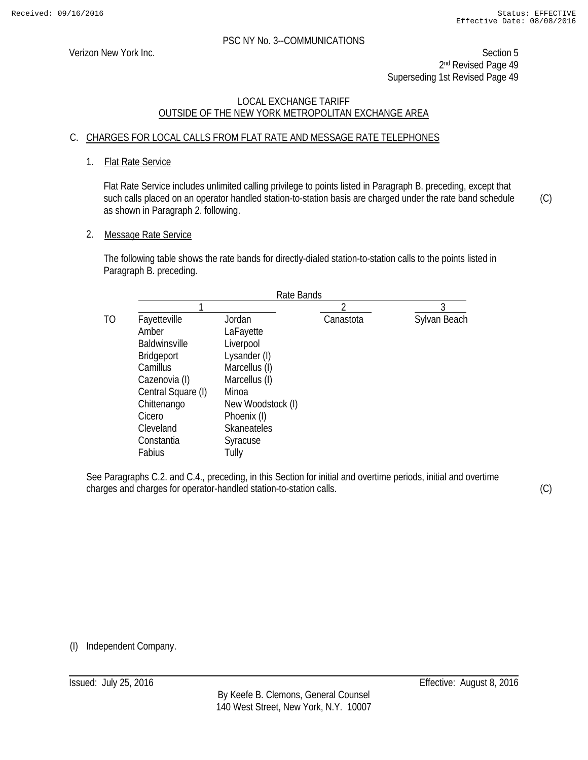PSC NY No. 3--COMMUNICATIONS

Verizon New York Inc.

Section 5
2nd Revised Page 49
Superseding 1st Revised Page 49

LOCAL EXCHANGE TARIFF
OUTSIDE OF THE NEW YORK METROPOLITAN EXCHANGE AREA

## C. CHARGES FOR LOCAL CALLS FROM FLAT RATE AND MESSAGE RATE TELEPHONES

### 1. Flat Rate Service

Flat Rate Service includes unlimited calling privilege to points listed in Paragraph B. preceding, except that such calls placed on an operator handled station-to-station basis are charged under the rate band schedule as shown in Paragraph 2. following. (C)

### 2. Message Rate Service

The following table shows the rate bands for directly-dialed station-to-station calls to the points listed in Paragraph B. preceding.

| | Rate Bands | | | |
|---|---|---|---|---|
| | 1 | | 2 | 3 |
| TO | Fayetteville | Jordan | Canastota | Sylvan Beach |
| | Amber | LaFayette | | |
| | Baldwinsville | Liverpool | | |
| | Bridgeport | Lysander (I) | | |
| | Camillus | Marcellus (I) | | |
| | Cazenovia (I) | Marcellus (I) | | |
| | Central Square (I) | Minoa | | |
| | Chittenango | New Woodstock (I) | | |
| | Cicero | Phoenix (I) | | |
| | Cleveland | Skaneateles | | |
| | Constantia | Syracuse | | |
| | Fabius | Tully | | |

See Paragraphs C.2. and C.4., preceding, in this Section for initial and overtime periods, initial and overtime charges and charges for operator-handled station-to-station calls. (C)

(I) Independent Company.

Issued: July 25, 2016 Effective: August 8, 2016

By Keefe B. Clemons, General Counsel
140 West Street, New York, N.Y. 10007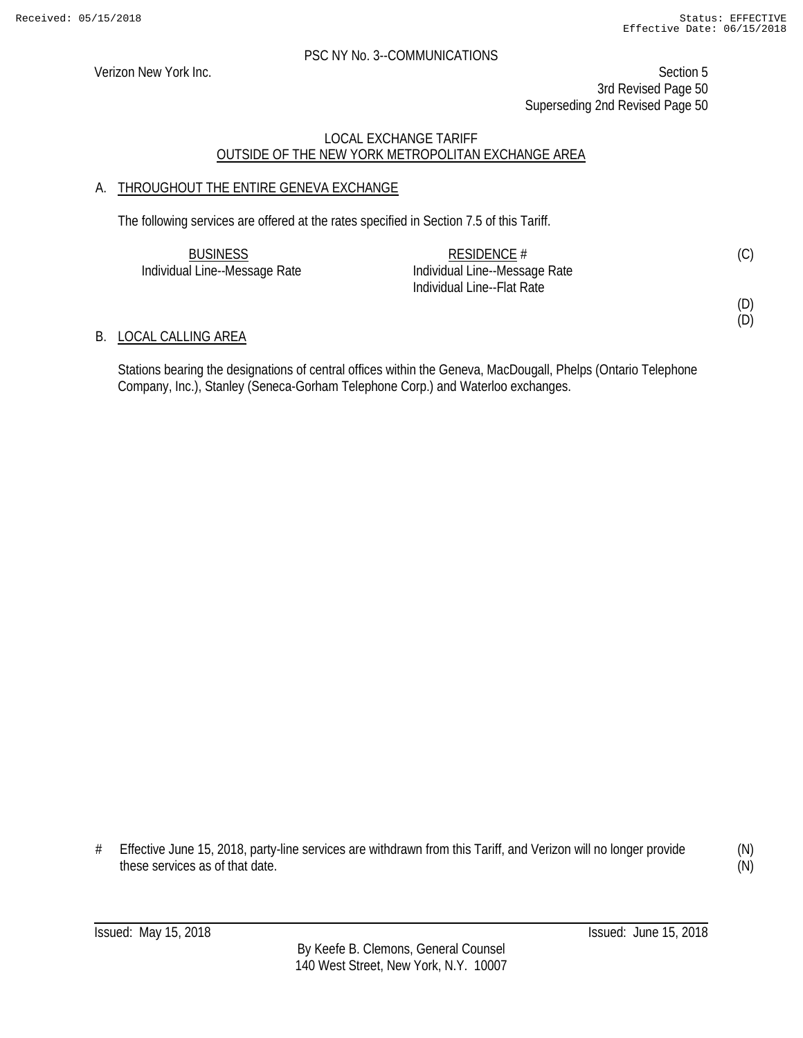PSC NY No. 3--COMMUNICATIONS

Verizon New York Inc.

Section 5
3rd Revised Page 50
Superseding 2nd Revised Page 50

## LOCAL EXCHANGE TARIFF
## OUTSIDE OF THE NEW YORK METROPOLITAN EXCHANGE AREA

### A. THROUGHOUT THE ENTIRE GENEVA EXCHANGE

The following services are offered at the rates specified in Section 7.5 of this Tariff.

| BUSINESS | RESIDENCE # | |
|---|---|---|
| Individual Line--Message Rate | Individual Line--Message Rate | (C) |
| | Individual Line--Flat Rate | |
| | | (D) |
| | | (D) |

### B. LOCAL CALLING AREA

Stations bearing the designations of central offices within the Geneva, MacDougall, Phelps (Ontario Telephone Company, Inc.), Stanley (Seneca-Gorham Telephone Corp.) and Waterloo exchanges.

# Effective June 15, 2018, party-line services are withdrawn from this Tariff, and Verizon will no longer provide these services as of that date. (N)
(N)

Issued: May 15, 2018

Issued: June 15, 2018

By Keefe B. Clemons, General Counsel
140 West Street, New York, N.Y. 10007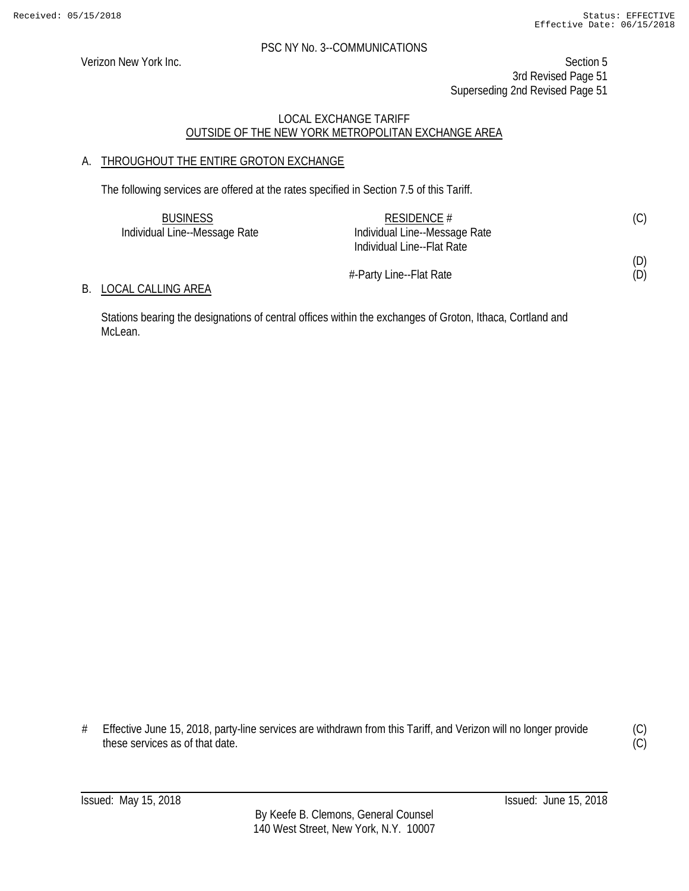PSC NY No. 3--COMMUNICATIONS

Verizon New York Inc.

Section 5
3rd Revised Page 51
Superseding 2nd Revised Page 51

LOCAL EXCHANGE TARIFF
OUTSIDE OF THE NEW YORK METROPOLITAN EXCHANGE AREA

A. THROUGHOUT THE ENTIRE GROTON EXCHANGE

The following services are offered at the rates specified in Section 7.5 of this Tariff.

| BUSINESS | RESIDENCE # | |
|---|---|---|
| Individual Line--Message Rate | Individual Line--Message Rate | (C) |
| | Individual Line--Flat Rate | |
| | | (D) |
| | #-Party Line--Flat Rate | (D) |

B. LOCAL CALLING AREA

Stations bearing the designations of central offices within the exchanges of Groton, Ithaca, Cortland and McLean.

\# Effective June 15, 2018, party-line services are withdrawn from this Tariff, and Verizon will no longer provide these services as of that date. (C)
(C)

Issued: May 15, 2018 Issued: June 15, 2018

By Keefe B. Clemons, General Counsel
140 West Street, New York, N.Y. 10007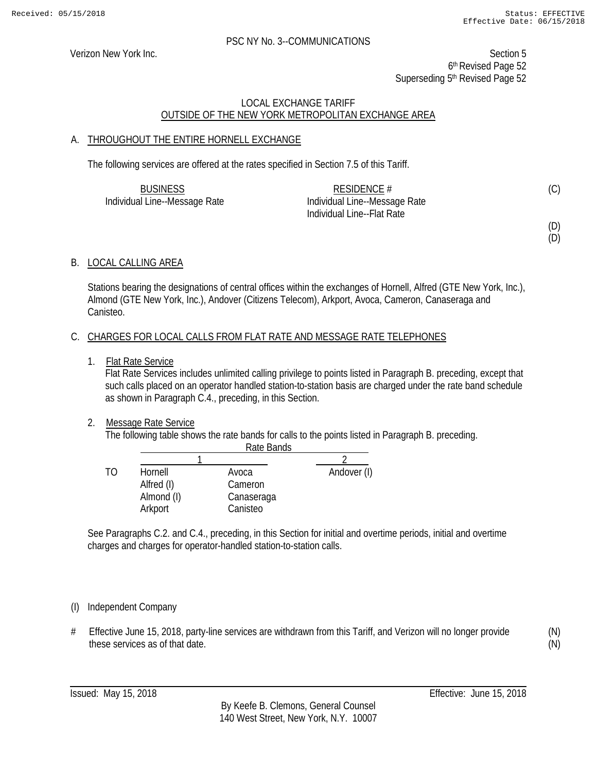PSC NY No. 3--COMMUNICATIONS

Verizon New York Inc.

Section 5
6th Revised Page 52
Superseding 5th Revised Page 52

LOCAL EXCHANGE TARIFF
OUTSIDE OF THE NEW YORK METROPOLITAN EXCHANGE AREA

## A. THROUGHOUT THE ENTIRE HORNELL EXCHANGE

The following services are offered at the rates specified in Section 7.5 of this Tariff.

| BUSINESS | RESIDENCE # | |
|---|---|---|
| Individual Line--Message Rate | Individual Line--Message Rate | (C) |
| | Individual Line--Flat Rate | |
| | | (D) |
| | | (D) |

## B. LOCAL CALLING AREA

Stations bearing the designations of central offices within the exchanges of Hornell, Alfred (GTE New York, Inc.), Almond (GTE New York, Inc.), Andover (Citizens Telecom), Arkport, Avoca, Cameron, Canaseraga and Canisteo.

## C. CHARGES FOR LOCAL CALLS FROM FLAT RATE AND MESSAGE RATE TELEPHONES

1. Flat Rate Service
   Flat Rate Services includes unlimited calling privilege to points listed in Paragraph B. preceding, except that such calls placed on an operator handled station-to-station basis are charged under the rate band schedule as shown in Paragraph C.4., preceding, in this Section.

2. Message Rate Service
   The following table shows the rate bands for calls to the points listed in Paragraph B. preceding.

| | Rate Bands | | |
|---|---|---|---|
| | 1 | | 2 |
| TO | Hornell | Avoca | Andover (I) |
| | Alfred (I) | Cameron | |
| | Almond (I) | Canaseraga | |
| | Arkport | Canisteo | |

See Paragraphs C.2. and C.4., preceding, in this Section for initial and overtime periods, initial and overtime charges and charges for operator-handled station-to-station calls.

(I) Independent Company

\# Effective June 15, 2018, party-line services are withdrawn from this Tariff, and Verizon will no longer provide these services as of that date. (N)

Issued: May 15, 2018

Effective: June 15, 2018

By Keefe B. Clemons, General Counsel
140 West Street, New York, N.Y. 10007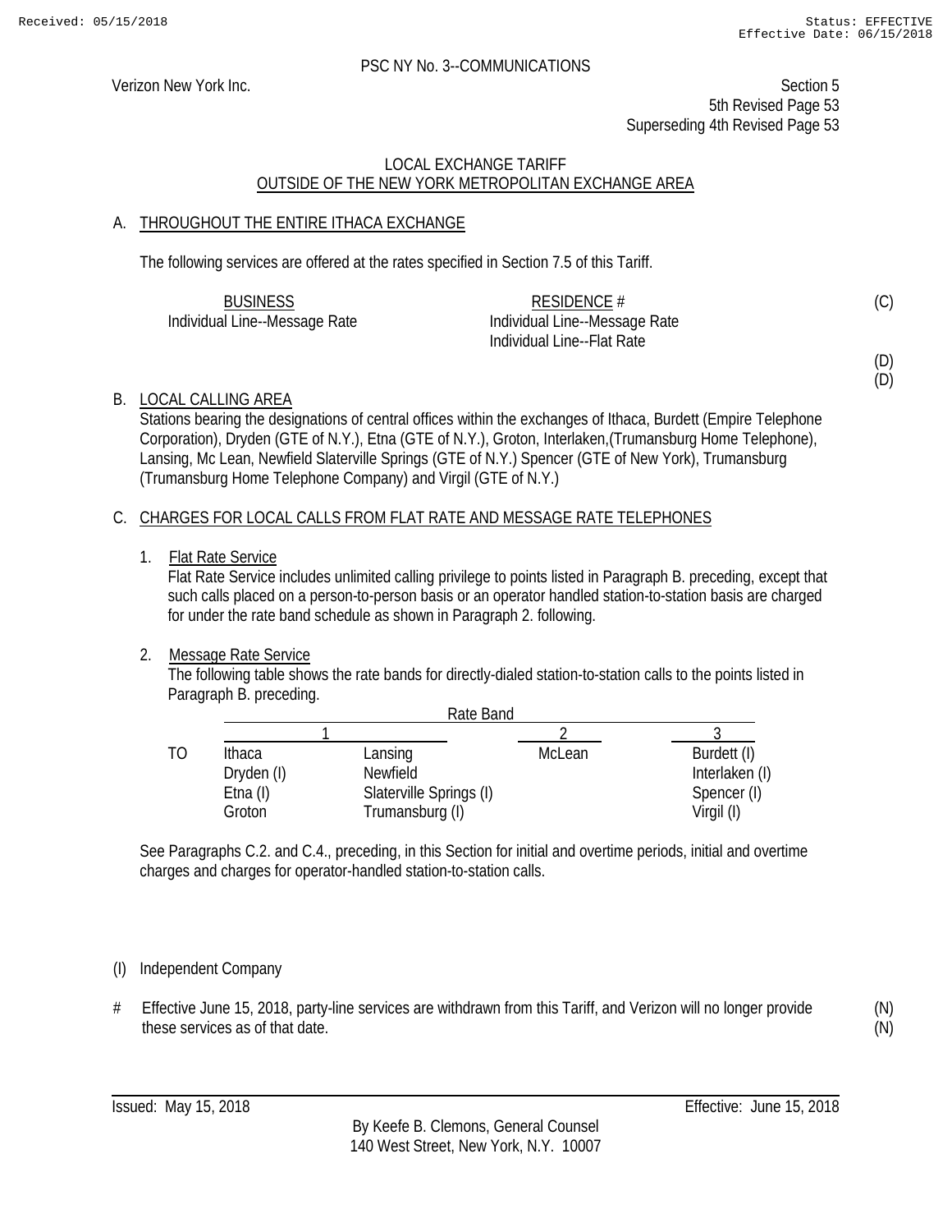PSC NY No. 3--COMMUNICATIONS

Verizon New York Inc.

Section 5
5th Revised Page 53
Superseding 4th Revised Page 53

LOCAL EXCHANGE TARIFF
OUTSIDE OF THE NEW YORK METROPOLITAN EXCHANGE AREA

A. THROUGHOUT THE ENTIRE ITHACA EXCHANGE

The following services are offered at the rates specified in Section 7.5 of this Tariff.

| BUSINESS | RESIDENCE # |
|---|---|
| Individual Line--Message Rate | Individual Line--Message Rate |
| | Individual Line--Flat Rate |

(C)

(D)
(D)

B. LOCAL CALLING AREA

Stations bearing the designations of central offices within the exchanges of Ithaca, Burdett (Empire Telephone Corporation), Dryden (GTE of N.Y.), Etna (GTE of N.Y.), Groton, Interlaken,(Trumansburg Home Telephone), Lansing, Mc Lean, Newfield Slaterville Springs (GTE of N.Y.) Spencer (GTE of New York), Trumansburg (Trumansburg Home Telephone Company) and Virgil (GTE of N.Y.)

C. CHARGES FOR LOCAL CALLS FROM FLAT RATE AND MESSAGE RATE TELEPHONES

1. Flat Rate Service

   Flat Rate Service includes unlimited calling privilege to points listed in Paragraph B. preceding, except that such calls placed on a person-to-person basis or an operator handled station-to-station basis are charged for under the rate band schedule as shown in Paragraph 2. following.

2. Message Rate Service

   The following table shows the rate bands for directly-dialed station-to-station calls to the points listed in Paragraph B. preceding.

| | Rate Band | | | |
|---|---|---|---|---|
| | 1 | | 2 | 3 |
| TO | Ithaca | Lansing | McLean | Burdett (I) |
| | Dryden (I) | Newfield | | Interlaken (I) |
| | Etna (I) | Slaterville Springs (I) | | Spencer (I) |
| | Groton | Trumansburg (I) | | Virgil (I) |

See Paragraphs C.2. and C.4., preceding, in this Section for initial and overtime periods, initial and overtime charges and charges for operator-handled station-to-station calls.

(I) Independent Company

# Effective June 15, 2018, party-line services are withdrawn from this Tariff, and Verizon will no longer provide these services as of that date. (N)

Issued: May 15, 2018

Effective: June 15, 2018

By Keefe B. Clemons, General Counsel
140 West Street, New York, N.Y. 10007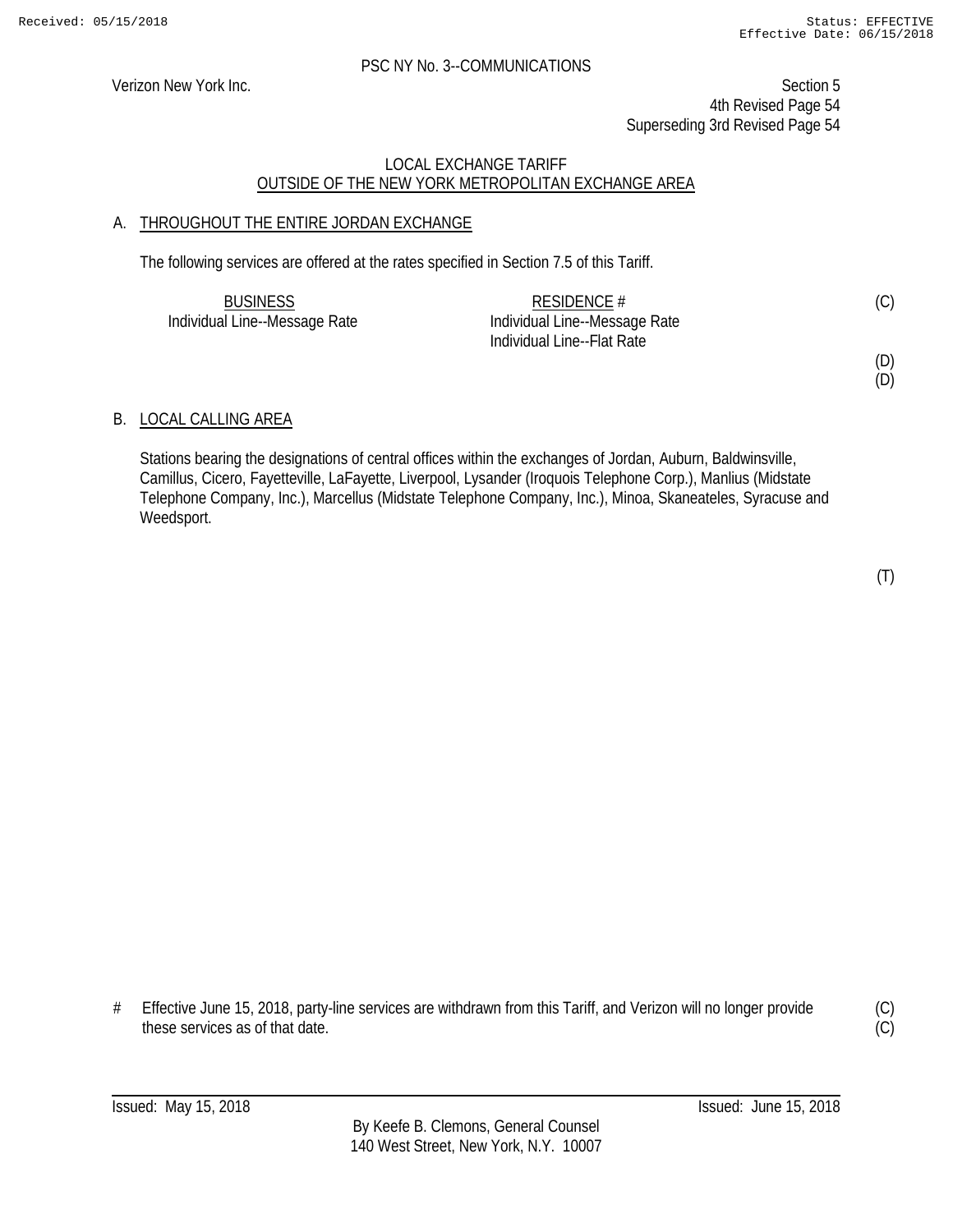PSC NY No. 3--COMMUNICATIONS

Verizon New York Inc.

Section 5
4th Revised Page 54
Superseding 3rd Revised Page 54

LOCAL EXCHANGE TARIFF
OUTSIDE OF THE NEW YORK METROPOLITAN EXCHANGE AREA

## A. THROUGHOUT THE ENTIRE JORDAN EXCHANGE

The following services are offered at the rates specified in Section 7.5 of this Tariff.

| BUSINESS | RESIDENCE # | |
|---|---|---|
| Individual Line--Message Rate | Individual Line--Message Rate | (C) |
| | Individual Line--Flat Rate | |
| | | (D) |
| | | (D) |

## B. LOCAL CALLING AREA

Stations bearing the designations of central offices within the exchanges of Jordan, Auburn, Baldwinsville, Camillus, Cicero, Fayetteville, LaFayette, Liverpool, Lysander (Iroquois Telephone Corp.), Manlius (Midstate Telephone Company, Inc.), Marcellus (Midstate Telephone Company, Inc.), Minoa, Skaneateles, Syracuse and Weedsport.

(T)

# Effective June 15, 2018, party-line services are withdrawn from this Tariff, and Verizon will no longer provide these services as of that date. (C)

Issued: May 15, 2018

Issued: June 15, 2018

By Keefe B. Clemons, General Counsel
140 West Street, New York, N.Y. 10007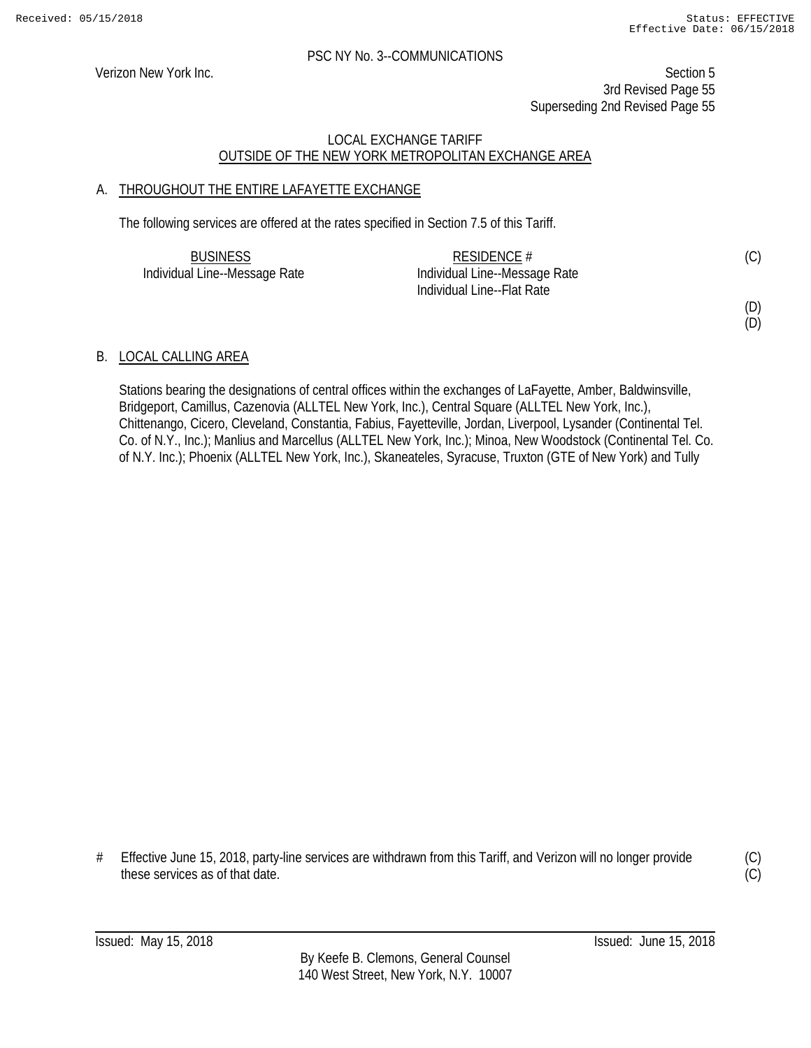PSC NY No. 3--COMMUNICATIONS

Verizon New York Inc.

Section 5
3rd Revised Page 55
Superseding 2nd Revised Page 55

LOCAL EXCHANGE TARIFF
OUTSIDE OF THE NEW YORK METROPOLITAN EXCHANGE AREA

## A. THROUGHOUT THE ENTIRE LAFAYETTE EXCHANGE

The following services are offered at the rates specified in Section 7.5 of this Tariff.

| BUSINESS | RESIDENCE # | |
|---|---|---|
| Individual Line--Message Rate | Individual Line--Message Rate | (C) |
| | Individual Line--Flat Rate | |
| | | (D) |
| | | (D) |

## B. LOCAL CALLING AREA

Stations bearing the designations of central offices within the exchanges of LaFayette, Amber, Baldwinsville, Bridgeport, Camillus, Cazenovia (ALLTEL New York, Inc.), Central Square (ALLTEL New York, Inc.), Chittenango, Cicero, Cleveland, Constantia, Fabius, Fayetteville, Jordan, Liverpool, Lysander (Continental Tel. Co. of N.Y., Inc.); Manlius and Marcellus (ALLTEL New York, Inc.); Minoa, New Woodstock (Continental Tel. Co. of N.Y. Inc.); Phoenix (ALLTEL New York, Inc.), Skaneateles, Syracuse, Truxton (GTE of New York) and Tully

\# Effective June 15, 2018, party-line services are withdrawn from this Tariff, and Verizon will no longer provide these services as of that date. (C)(C)

Issued: May 15, 2018 Issued: June 15, 2018

By Keefe B. Clemons, General Counsel
140 West Street, New York, N.Y. 10007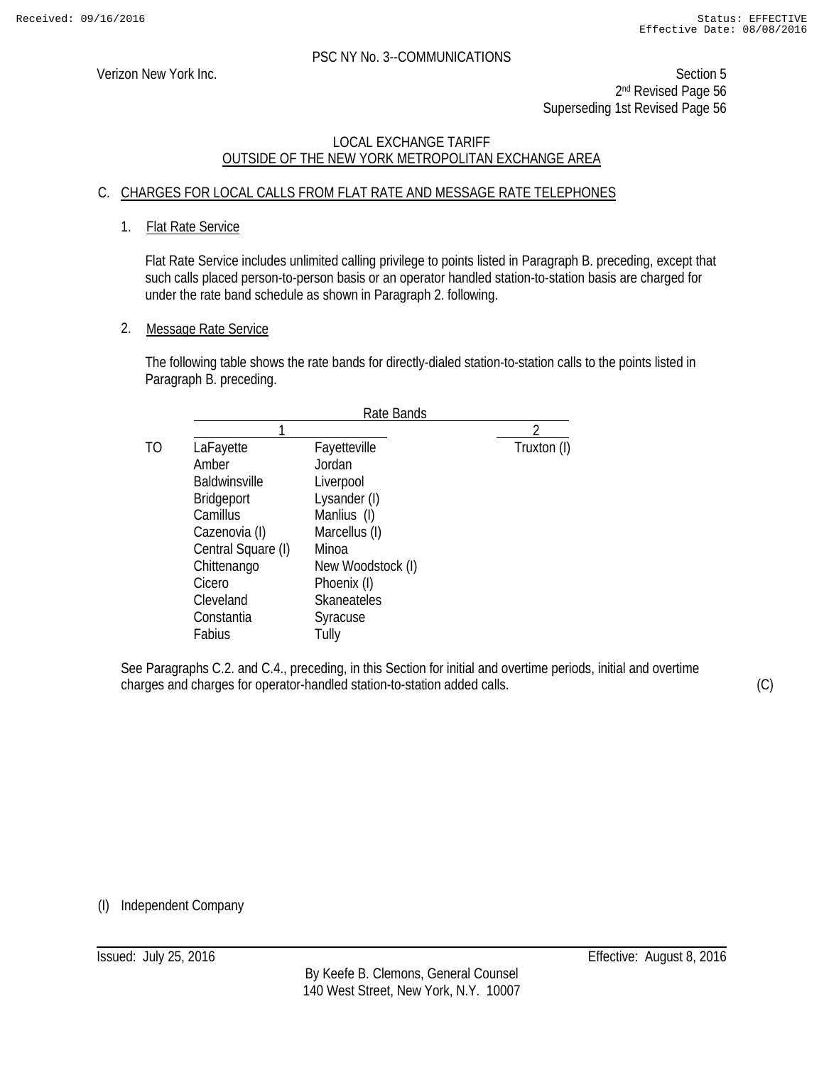PSC NY No. 3--COMMUNICATIONS

Verizon New York Inc.

Section 5
2nd Revised Page 56
Superseding 1st Revised Page 56

LOCAL EXCHANGE TARIFF
OUTSIDE OF THE NEW YORK METROPOLITAN EXCHANGE AREA

## C. CHARGES FOR LOCAL CALLS FROM FLAT RATE AND MESSAGE RATE TELEPHONES

### 1. Flat Rate Service

Flat Rate Service includes unlimited calling privilege to points listed in Paragraph B. preceding, except that such calls placed person-to-person basis or an operator handled station-to-station basis are charged for under the rate band schedule as shown in Paragraph 2. following.

### 2. Message Rate Service

The following table shows the rate bands for directly-dialed station-to-station calls to the points listed in Paragraph B. preceding.

| | Rate Bands | | |
|---|---|---|---|
| | 1 | | 2 |
| TO | LaFayette | Fayetteville | Truxton (I) |
| | Amber | Jordan | |
| | Baldwinsville | Liverpool | |
| | Bridgeport | Lysander (I) | |
| | Camillus | Manlius (I) | |
| | Cazenovia (I) | Marcellus (I) | |
| | Central Square (I) | Minoa | |
| | Chittenango | New Woodstock (I) | |
| | Cicero | Phoenix (I) | |
| | Cleveland | Skaneateles | |
| | Constantia | Syracuse | |
| | Fabius | Tully | |

See Paragraphs C.2. and C.4., preceding, in this Section for initial and overtime periods, initial and overtime charges and charges for operator-handled station-to-station added calls. (C)

(I) Independent Company

Issued: July 25, 2016 Effective: August 8, 2016

By Keefe B. Clemons, General Counsel
140 West Street, New York, N.Y. 10007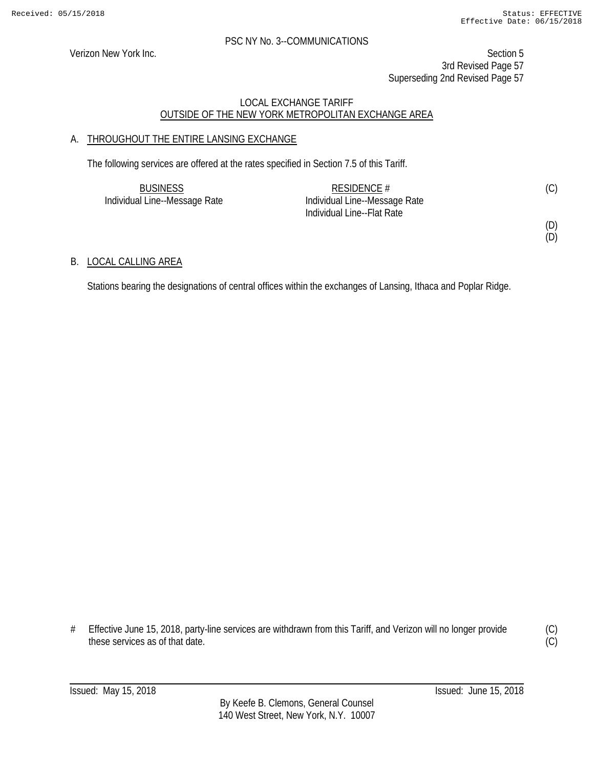PSC NY No. 3--COMMUNICATIONS

Verizon New York Inc.

Section 5
3rd Revised Page 57
Superseding 2nd Revised Page 57

LOCAL EXCHANGE TARIFF
OUTSIDE OF THE NEW YORK METROPOLITAN EXCHANGE AREA

## A. THROUGHOUT THE ENTIRE LANSING EXCHANGE

The following services are offered at the rates specified in Section 7.5 of this Tariff.

| BUSINESS | RESIDENCE # | |
|---|---|---|
| Individual Line--Message Rate | Individual Line--Message Rate | (C) |
| | Individual Line--Flat Rate | |
| | | (D) |
| | | (D) |

## B. LOCAL CALLING AREA

Stations bearing the designations of central offices within the exchanges of Lansing, Ithaca and Poplar Ridge.

# Effective June 15, 2018, party-line services are withdrawn from this Tariff, and Verizon will no longer provide these services as of that date. (C)(C)

Issued: May 15, 2018 Issued: June 15, 2018

By Keefe B. Clemons, General Counsel
140 West Street, New York, N.Y. 10007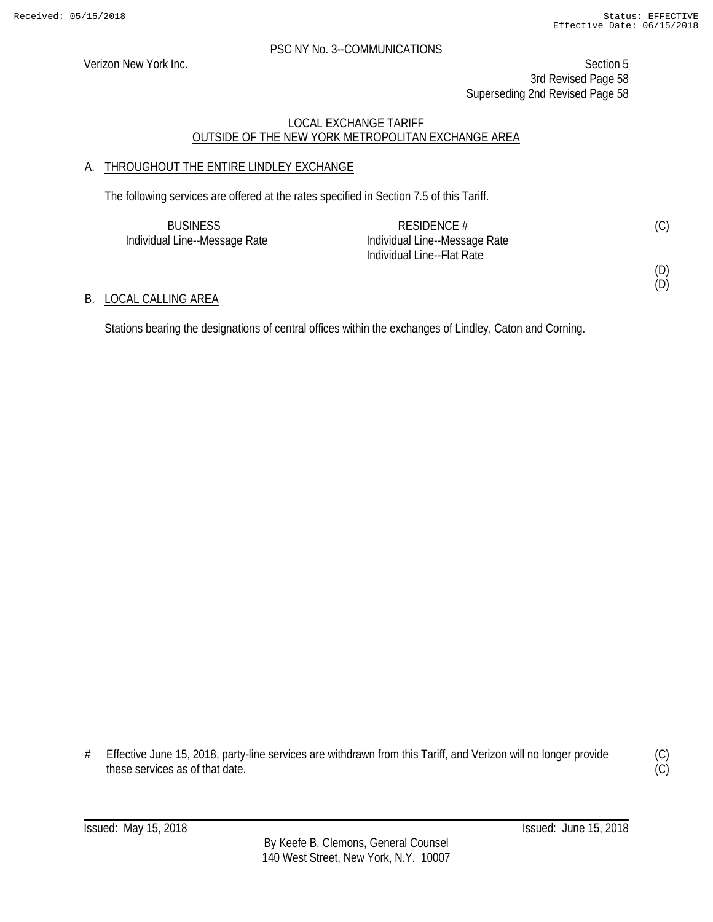PSC NY No. 3--COMMUNICATIONS

Verizon New York Inc.

Section 5
3rd Revised Page 58
Superseding 2nd Revised Page 58

LOCAL EXCHANGE TARIFF
OUTSIDE OF THE NEW YORK METROPOLITAN EXCHANGE AREA

## A. THROUGHOUT THE ENTIRE LINDLEY EXCHANGE

The following services are offered at the rates specified in Section 7.5 of this Tariff.

| BUSINESS | RESIDENCE # | |
|---|---|---|
| Individual Line--Message Rate | Individual Line--Message Rate | (C) |
| | Individual Line--Flat Rate | |
| | | (D) |
| | | (D) |

## B. LOCAL CALLING AREA

Stations bearing the designations of central offices within the exchanges of Lindley, Caton and Corning.

# Effective June 15, 2018, party-line services are withdrawn from this Tariff, and Verizon will no longer provide these services as of that date. (C) (C)

Issued: May 15, 2018 Issued: June 15, 2018

By Keefe B. Clemons, General Counsel
140 West Street, New York, N.Y. 10007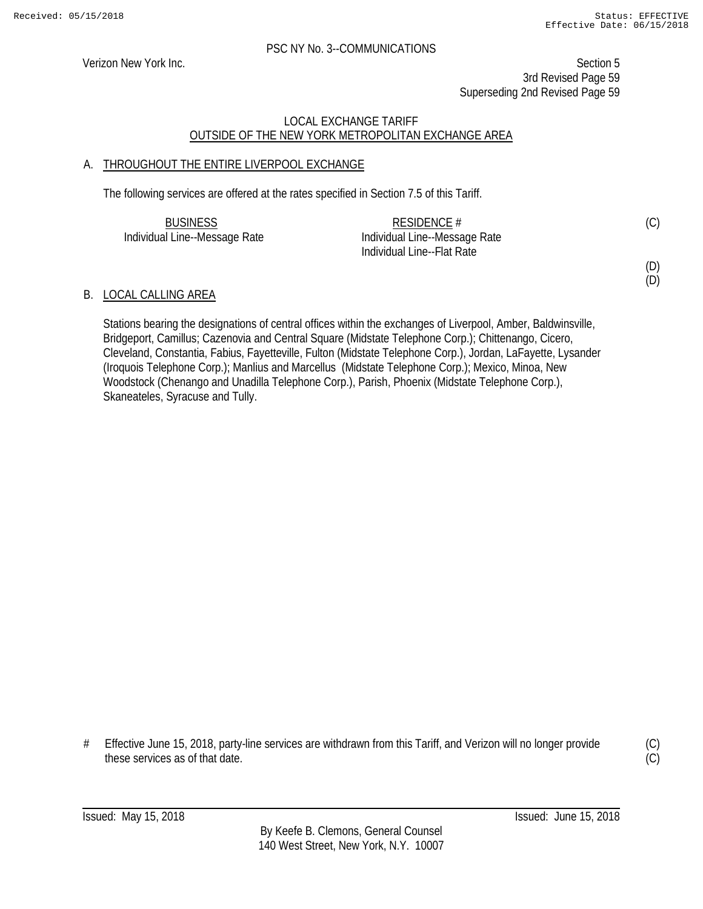PSC NY No. 3--COMMUNICATIONS

Verizon New York Inc.

Section 5
3rd Revised Page 59
Superseding 2nd Revised Page 59

LOCAL EXCHANGE TARIFF
OUTSIDE OF THE NEW YORK METROPOLITAN EXCHANGE AREA

A. THROUGHOUT THE ENTIRE LIVERPOOL EXCHANGE

The following services are offered at the rates specified in Section 7.5 of this Tariff.

| BUSINESS | RESIDENCE # | |
|---|---|---|
| Individual Line--Message Rate | Individual Line--Message Rate | (C) |
| | Individual Line--Flat Rate | |
| | | (D) |
| | | (D) |

B. LOCAL CALLING AREA

Stations bearing the designations of central offices within the exchanges of Liverpool, Amber, Baldwinsville, Bridgeport, Camillus; Cazenovia and Central Square (Midstate Telephone Corp.); Chittenango, Cicero, Cleveland, Constantia, Fabius, Fayetteville, Fulton (Midstate Telephone Corp.), Jordan, LaFayette, Lysander (Iroquois Telephone Corp.); Manlius and Marcellus (Midstate Telephone Corp.); Mexico, Minoa, New Woodstock (Chenango and Unadilla Telephone Corp.), Parish, Phoenix (Midstate Telephone Corp.), Skaneateles, Syracuse and Tully.

\# Effective June 15, 2018, party-line services are withdrawn from this Tariff, and Verizon will no longer provide these services as of that date. (C)
(C)

Issued: May 15, 2018

Issued: June 15, 2018

By Keefe B. Clemons, General Counsel
140 West Street, New York, N.Y. 10007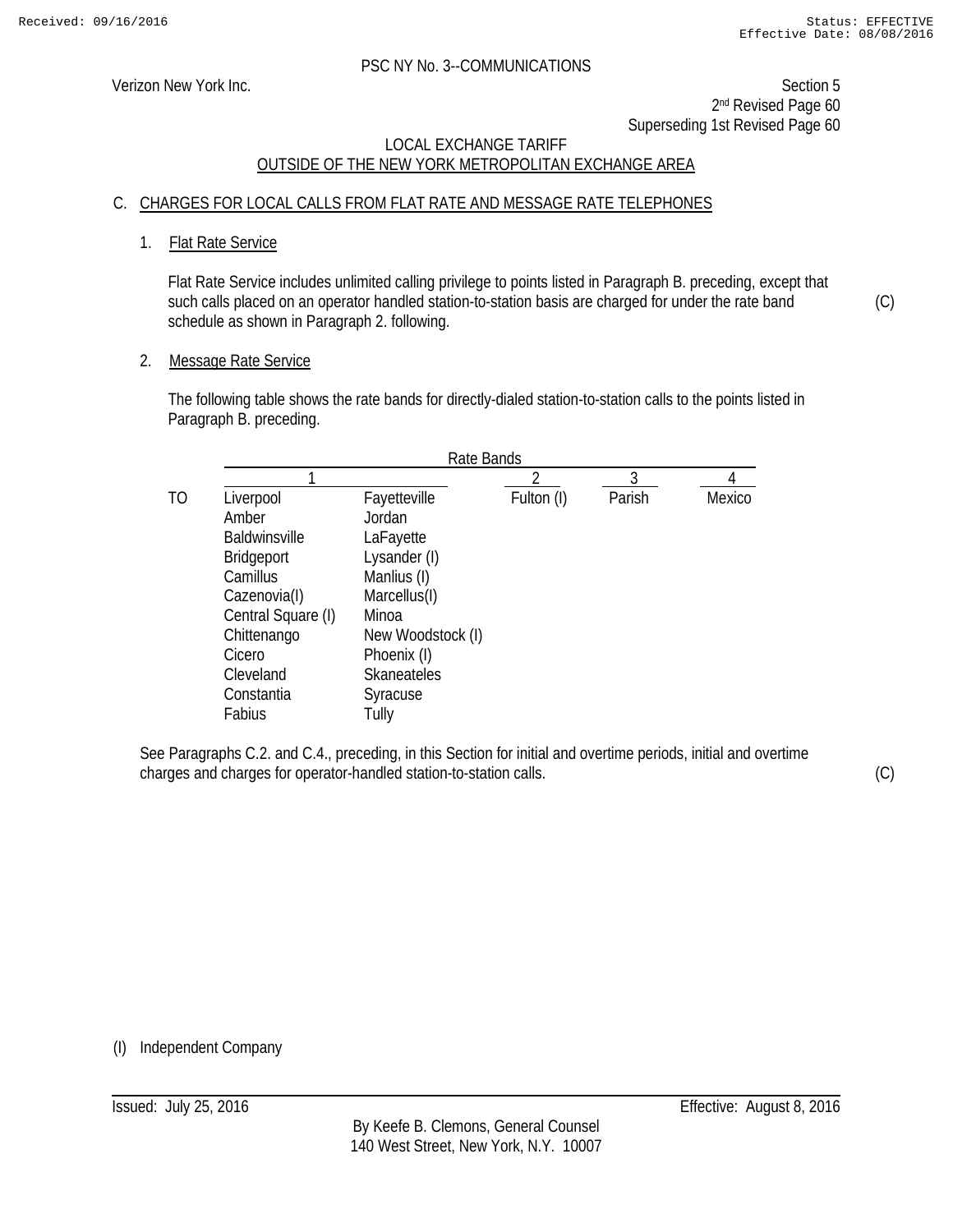PSC NY No. 3--COMMUNICATIONS

Verizon New York Inc.

Section 5
2nd Revised Page 60
Superseding 1st Revised Page 60

LOCAL EXCHANGE TARIFF
OUTSIDE OF THE NEW YORK METROPOLITAN EXCHANGE AREA

## C. CHARGES FOR LOCAL CALLS FROM FLAT RATE AND MESSAGE RATE TELEPHONES

### 1. Flat Rate Service

Flat Rate Service includes unlimited calling privilege to points listed in Paragraph B. preceding, except that such calls placed on an operator handled station-to-station basis are charged for under the rate band schedule as shown in Paragraph 2. following. (C)

### 2. Message Rate Service

The following table shows the rate bands for directly-dialed station-to-station calls to the points listed in Paragraph B. preceding.

| | Rate Bands | | | | |
|---|---|---|---|---|---|
| | 1 | | 2 | 3 | 4 |
| TO | Liverpool | Fayetteville | Fulton (I) | Parish | Mexico |
| | Amber | Jordan | | | |
| | Baldwinsville | LaFayette | | | |
| | Bridgeport | Lysander (I) | | | |
| | Camillus | Manlius (I) | | | |
| | Cazenovia(I) | Marcellus(I) | | | |
| | Central Square (I) | Minoa | | | |
| | Chittenango | New Woodstock (I) | | | |
| | Cicero | Phoenix (I) | | | |
| | Cleveland | Skaneateles | | | |
| | Constantia | Syracuse | | | |
| | Fabius | Tully | | | |

See Paragraphs C.2. and C.4., preceding, in this Section for initial and overtime periods, initial and overtime charges and charges for operator-handled station-to-station calls. (C)

(I) Independent Company

Issued: July 25, 2016 Effective: August 8, 2016

By Keefe B. Clemons, General Counsel
140 West Street, New York, N.Y. 10007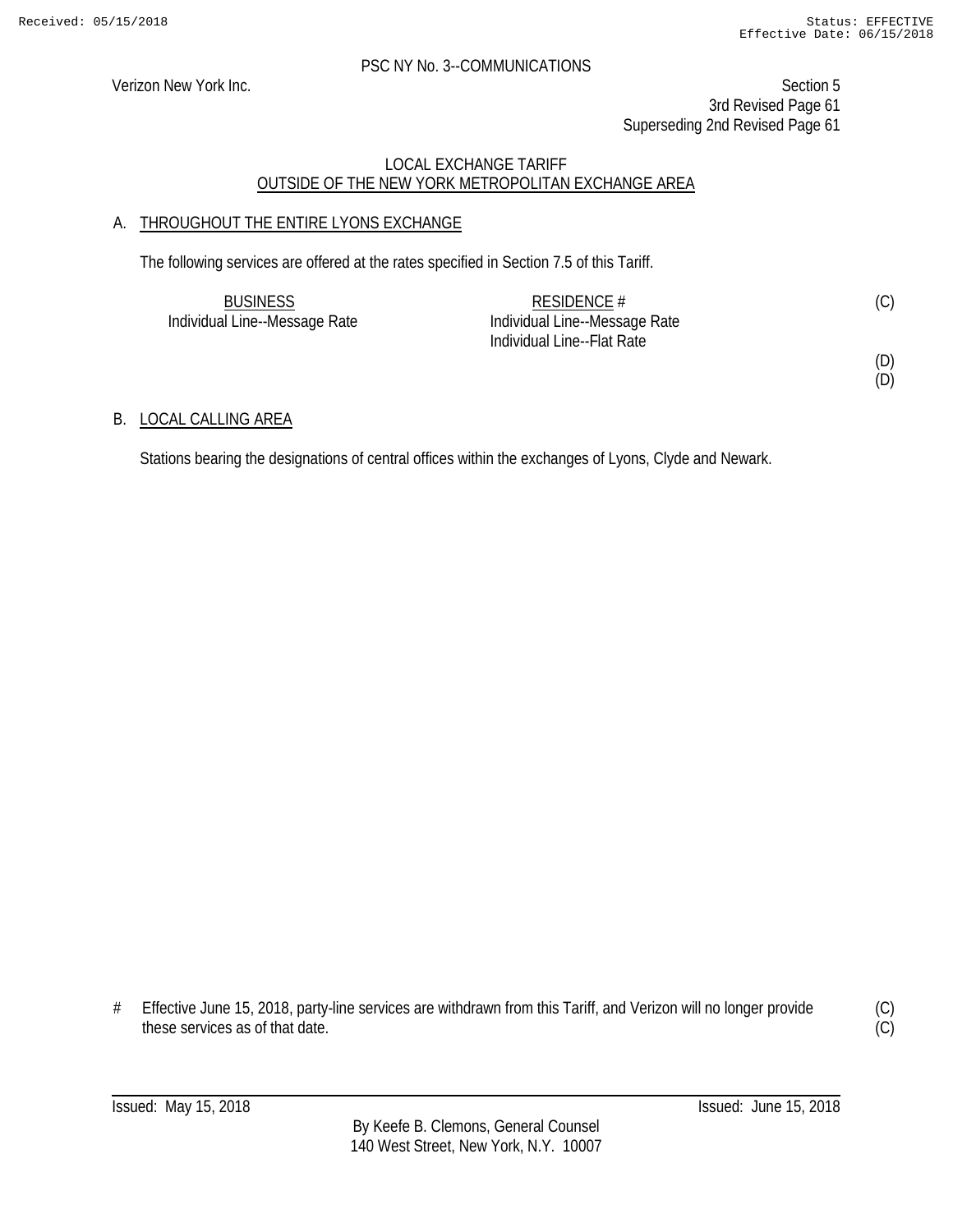PSC NY No. 3--COMMUNICATIONS

Verizon New York Inc.

Section 5
3rd Revised Page 61
Superseding 2nd Revised Page 61

## LOCAL EXCHANGE TARIFF
## OUTSIDE OF THE NEW YORK METROPOLITAN EXCHANGE AREA

### A. THROUGHOUT THE ENTIRE LYONS EXCHANGE

The following services are offered at the rates specified in Section 7.5 of this Tariff.

| BUSINESS | RESIDENCE # | |
|---|---|---|
| Individual Line--Message Rate | Individual Line--Message Rate | (C) |
| | Individual Line--Flat Rate | |
| | | (D) |
| | | (D) |

### B. LOCAL CALLING AREA

Stations bearing the designations of central offices within the exchanges of Lyons, Clyde and Newark.

# Effective June 15, 2018, party-line services are withdrawn from this Tariff, and Verizon will no longer provide these services as of that date. (C)(C)

Issued: May 15, 2018

Issued: June 15, 2018

By Keefe B. Clemons, General Counsel
140 West Street, New York, N.Y. 10007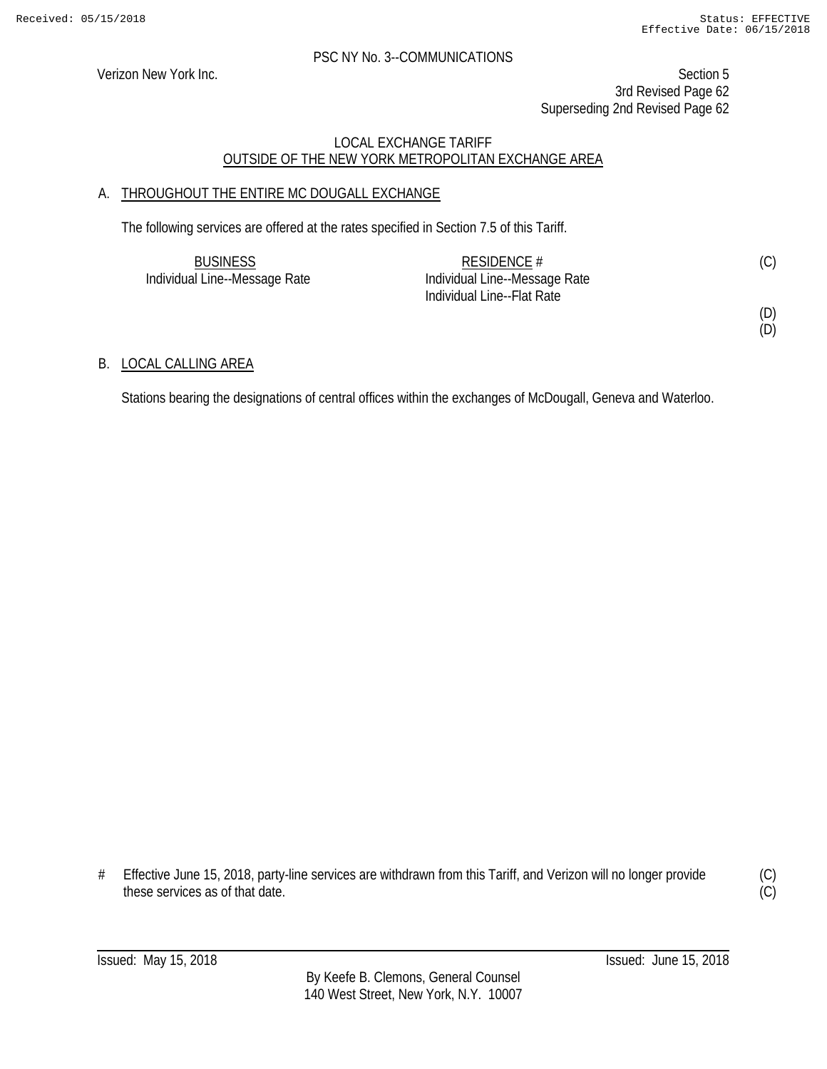PSC NY No. 3--COMMUNICATIONS

Verizon New York Inc.

Section 5
3rd Revised Page 62
Superseding 2nd Revised Page 62

## LOCAL EXCHANGE TARIFF
## OUTSIDE OF THE NEW YORK METROPOLITAN EXCHANGE AREA

### A. THROUGHOUT THE ENTIRE MC DOUGALL EXCHANGE

The following services are offered at the rates specified in Section 7.5 of this Tariff.

| BUSINESS | RESIDENCE # | |
|---|---|---|
| Individual Line--Message Rate | Individual Line--Message Rate | (C) |
| | Individual Line--Flat Rate | |
| | | (D) |
| | | (D) |

### B. LOCAL CALLING AREA

Stations bearing the designations of central offices within the exchanges of McDougall, Geneva and Waterloo.

\# Effective June 15, 2018, party-line services are withdrawn from this Tariff, and Verizon will no longer provide these services as of that date. (C) (C)

Issued: May 15, 2018 Issued: June 15, 2018

By Keefe B. Clemons, General Counsel
140 West Street, New York, N.Y. 10007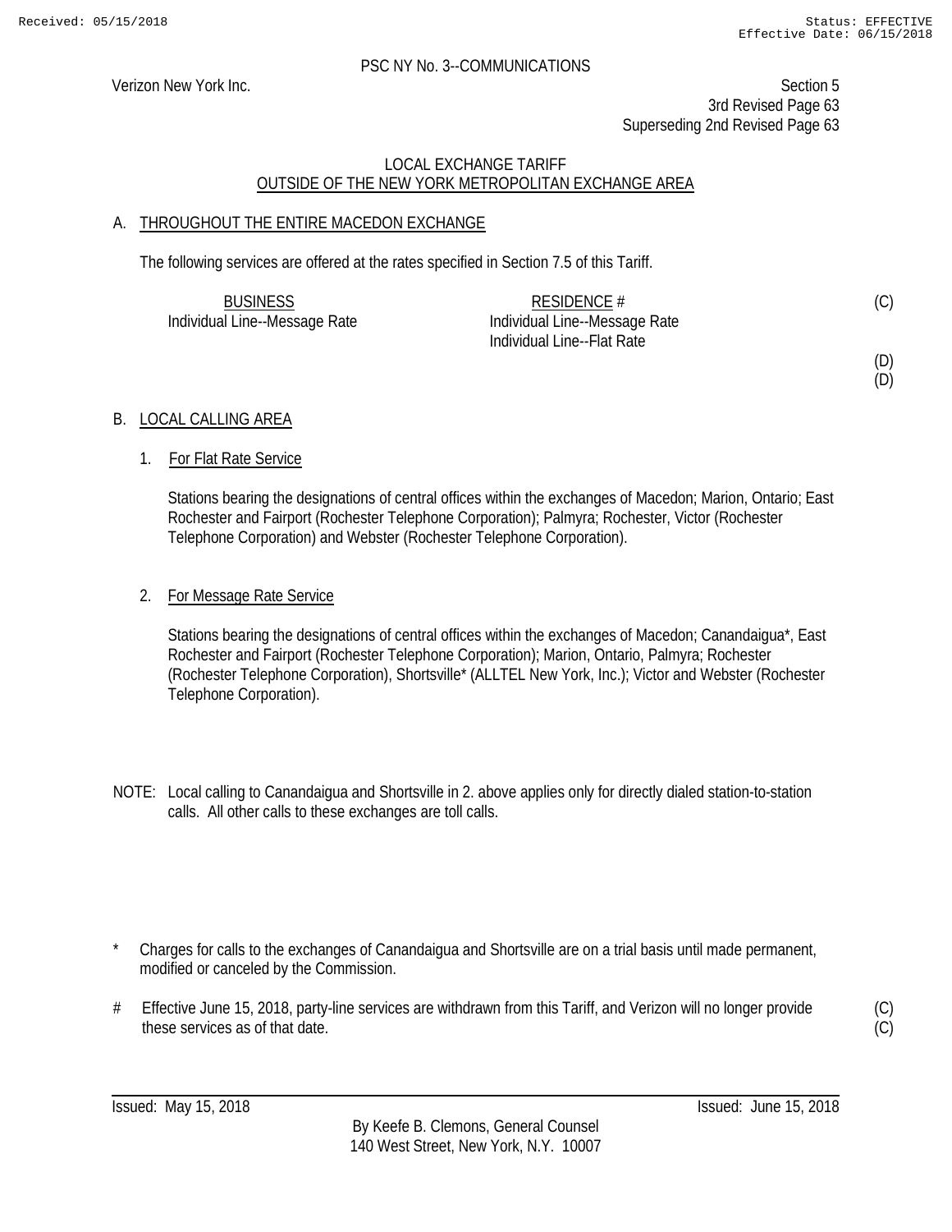PSC NY No. 3--COMMUNICATIONS

Verizon New York Inc.

Section 5
3rd Revised Page 63
Superseding 2nd Revised Page 63

LOCAL EXCHANGE TARIFF
OUTSIDE OF THE NEW YORK METROPOLITAN EXCHANGE AREA

## A. THROUGHOUT THE ENTIRE MACEDON EXCHANGE

The following services are offered at the rates specified in Section 7.5 of this Tariff.

| BUSINESS | RESIDENCE # | |
|---|---|---|
| Individual Line--Message Rate | Individual Line--Message Rate | (C) |
| | Individual Line--Flat Rate | |
| | | (D) |
| | | (D) |

## B. LOCAL CALLING AREA

1. For Flat Rate Service

   Stations bearing the designations of central offices within the exchanges of Macedon; Marion, Ontario; East Rochester and Fairport (Rochester Telephone Corporation); Palmyra; Rochester, Victor (Rochester Telephone Corporation) and Webster (Rochester Telephone Corporation).

2. For Message Rate Service

   Stations bearing the designations of central offices within the exchanges of Macedon; Canandaigua*, East Rochester and Fairport (Rochester Telephone Corporation); Marion, Ontario, Palmyra; Rochester (Rochester Telephone Corporation), Shortsville* (ALLTEL New York, Inc.); Victor and Webster (Rochester Telephone Corporation).

NOTE: Local calling to Canandaigua and Shortsville in 2. above applies only for directly dialed station-to-station calls. All other calls to these exchanges are toll calls.

\* Charges for calls to the exchanges of Canandaigua and Shortsville are on a trial basis until made permanent, modified or canceled by the Commission.

\# Effective June 15, 2018, party-line services are withdrawn from this Tariff, and Verizon will no longer provide these services as of that date. (C)(C)

Issued: May 15, 2018 Issued: June 15, 2018

By Keefe B. Clemons, General Counsel
140 West Street, New York, N.Y. 10007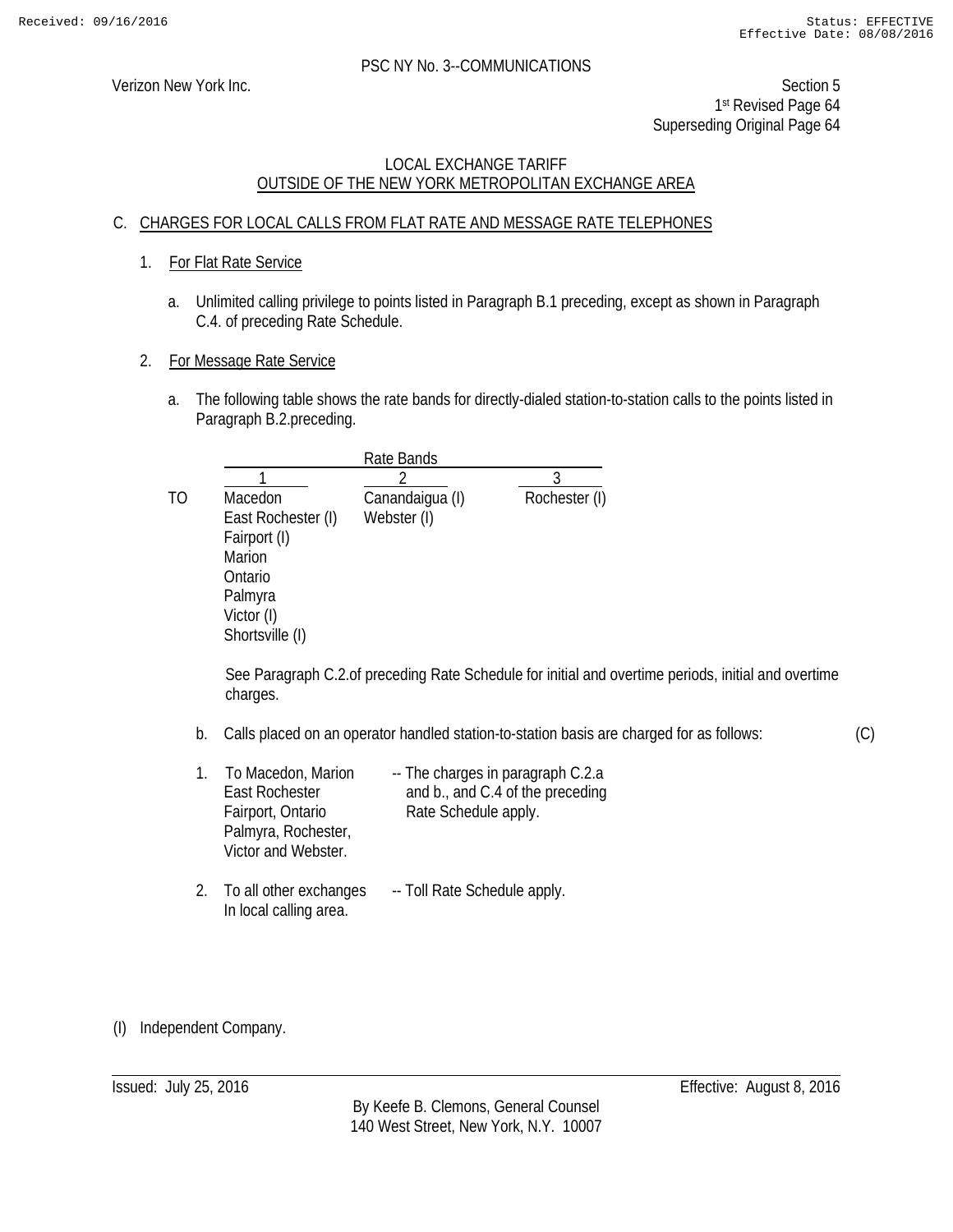PSC NY No. 3--COMMUNICATIONS

Verizon New York Inc.

Section 5
1st Revised Page 64
Superseding Original Page 64

LOCAL EXCHANGE TARIFF
OUTSIDE OF THE NEW YORK METROPOLITAN EXCHANGE AREA

## C. CHARGES FOR LOCAL CALLS FROM FLAT RATE AND MESSAGE RATE TELEPHONES

### 1. For Flat Rate Service

a. Unlimited calling privilege to points listed in Paragraph B.1 preceding, except as shown in Paragraph C.4. of preceding Rate Schedule.

### 2. For Message Rate Service

a. The following table shows the rate bands for directly-dialed station-to-station calls to the points listed in Paragraph B.2.preceding.

| | Rate Bands | | |
|---|---|---|---|
| | 1 | 2 | 3 |
| TO | Macedon | Canandaigua (I) | Rochester (I) |
| | East Rochester (I) | Webster (I) | |
| | Fairport (I) | | |
| | Marion | | |
| | Ontario | | |
| | Palmyra | | |
| | Victor (I) | | |
| | Shortsville (I) | | |

See Paragraph C.2.of preceding Rate Schedule for initial and overtime periods, initial and overtime charges.

b. Calls placed on an operator handled station-to-station basis are charged for as follows: (C)

1. To Macedon, Marion East Rochester Fairport, Ontario Palmyra, Rochester, Victor and Webster. -- The charges in paragraph C.2.a and b., and C.4 of the preceding Rate Schedule apply.

2. To all other exchanges In local calling area. -- Toll Rate Schedule apply.

(I) Independent Company.

Issued: July 25, 2016

Effective: August 8, 2016

By Keefe B. Clemons, General Counsel
140 West Street, New York, N.Y. 10007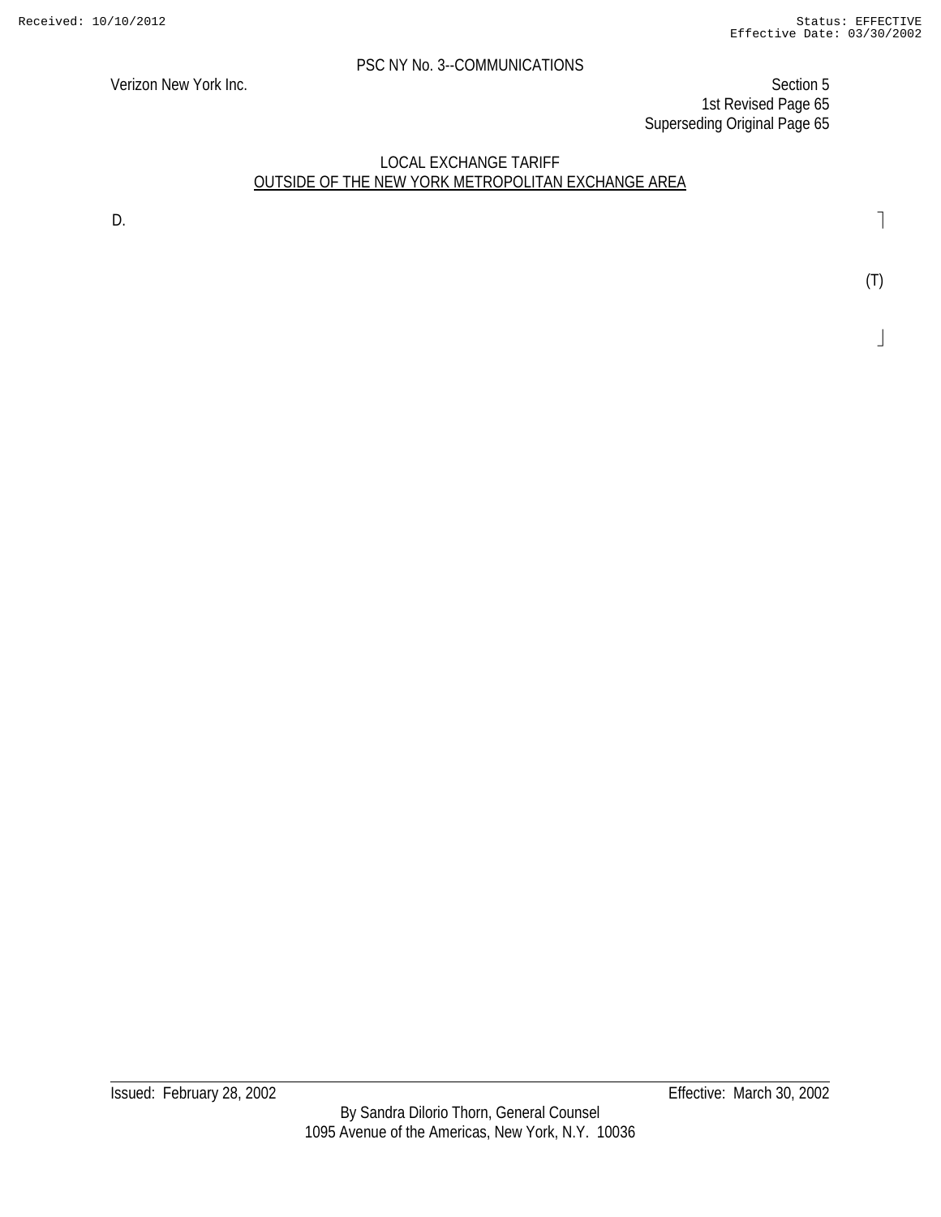LOCAL EXCHANGE TARIFF
OUTSIDE OF THE NEW YORK METROPOLITAN EXCHANGE AREA

D.

(T)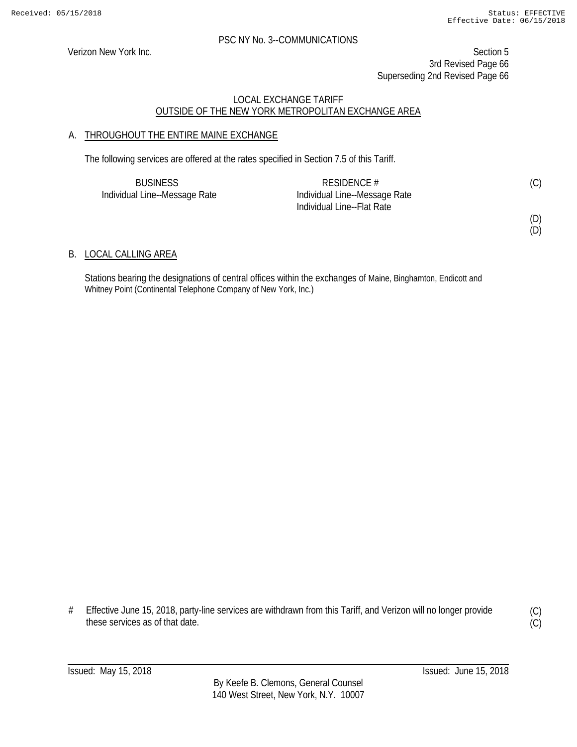PSC NY No. 3--COMMUNICATIONS

Verizon New York Inc.

Section 5
3rd Revised Page 66
Superseding 2nd Revised Page 66

## LOCAL EXCHANGE TARIFF
## OUTSIDE OF THE NEW YORK METROPOLITAN EXCHANGE AREA

### A. THROUGHOUT THE ENTIRE MAINE EXCHANGE

The following services are offered at the rates specified in Section 7.5 of this Tariff.

| BUSINESS | RESIDENCE # | |
|---|---|---|
| Individual Line--Message Rate | Individual Line--Message Rate | (C) |
| | Individual Line--Flat Rate | |
| | | (D) |
| | | (D) |

### B. LOCAL CALLING AREA

Stations bearing the designations of central offices within the exchanges of Maine, Binghamton, Endicott and Whitney Point (Continental Telephone Company of New York, Inc.)

\# Effective June 15, 2018, party-line services are withdrawn from this Tariff, and Verizon will no longer provide these services as of that date. (C) (C)

Issued: May 15, 2018 Issued: June 15, 2018

By Keefe B. Clemons, General Counsel
140 West Street, New York, N.Y. 10007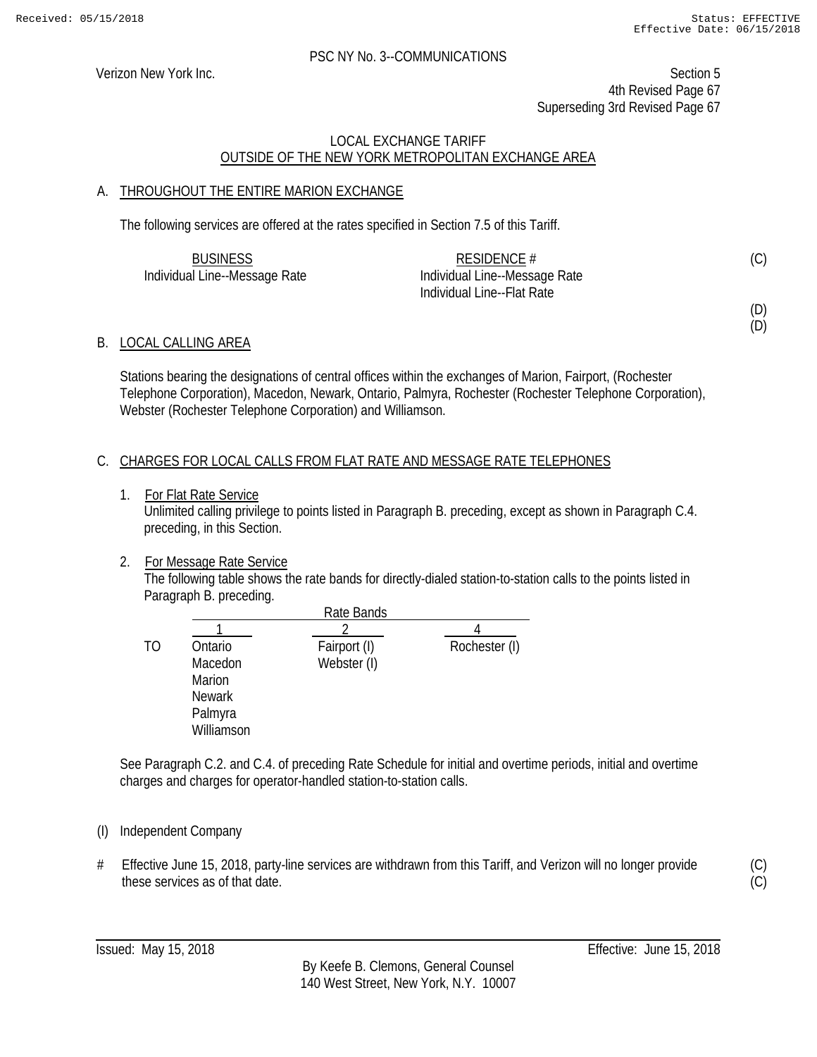PSC NY No. 3--COMMUNICATIONS

Verizon New York Inc.

Section 5
4th Revised Page 67
Superseding 3rd Revised Page 67

LOCAL EXCHANGE TARIFF
OUTSIDE OF THE NEW YORK METROPOLITAN EXCHANGE AREA

## A. THROUGHOUT THE ENTIRE MARION EXCHANGE

The following services are offered at the rates specified in Section 7.5 of this Tariff.

| BUSINESS | RESIDENCE # | |
|---|---|---|
| Individual Line--Message Rate | Individual Line--Message Rate | (C) |
| | Individual Line--Flat Rate | |
| | | (D) |
| | | (D) |

## B. LOCAL CALLING AREA

Stations bearing the designations of central offices within the exchanges of Marion, Fairport, (Rochester Telephone Corporation), Macedon, Newark, Ontario, Palmyra, Rochester (Rochester Telephone Corporation), Webster (Rochester Telephone Corporation) and Williamson.

## C. CHARGES FOR LOCAL CALLS FROM FLAT RATE AND MESSAGE RATE TELEPHONES

1. For Flat Rate Service
   Unlimited calling privilege to points listed in Paragraph B. preceding, except as shown in Paragraph C.4. preceding, in this Section.

2. For Message Rate Service
   The following table shows the rate bands for directly-dialed station-to-station calls to the points listed in Paragraph B. preceding.

| | Rate Bands | | |
|---|---|---|---|
| | 1 | 2 | 4 |
| TO | Ontario | Fairport (I) | Rochester (I) |
| | Macedon | Webster (I) | |
| | Marion | | |
| | Newark | | |
| | Palmyra | | |
| | Williamson | | |

See Paragraph C.2. and C.4. of preceding Rate Schedule for initial and overtime periods, initial and overtime charges and charges for operator-handled station-to-station calls.

(I) Independent Company

# Effective June 15, 2018, party-line services are withdrawn from this Tariff, and Verizon will no longer provide these services as of that date. (C)(C)

Issued: May 15, 2018

Effective: June 15, 2018

By Keefe B. Clemons, General Counsel
140 West Street, New York, N.Y. 10007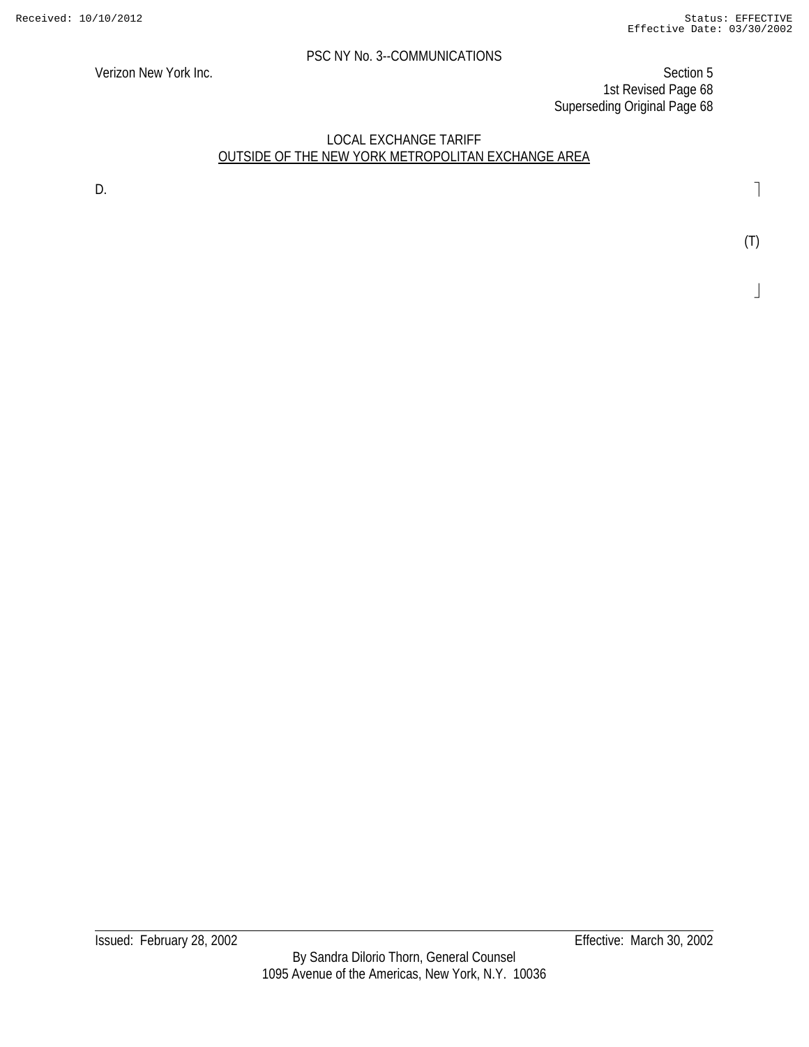PSC NY No. 3--COMMUNICATIONS

Verizon New York Inc.

Section 5
1st Revised Page 68
Superseding Original Page 68

LOCAL EXCHANGE TARIFF
OUTSIDE OF THE NEW YORK METROPOLITAN EXCHANGE AREA

D.

(T)

Issued: February 28, 2002

Effective: March 30, 2002

By Sandra Dilorio Thorn, General Counsel
1095 Avenue of the Americas, New York, N.Y. 10036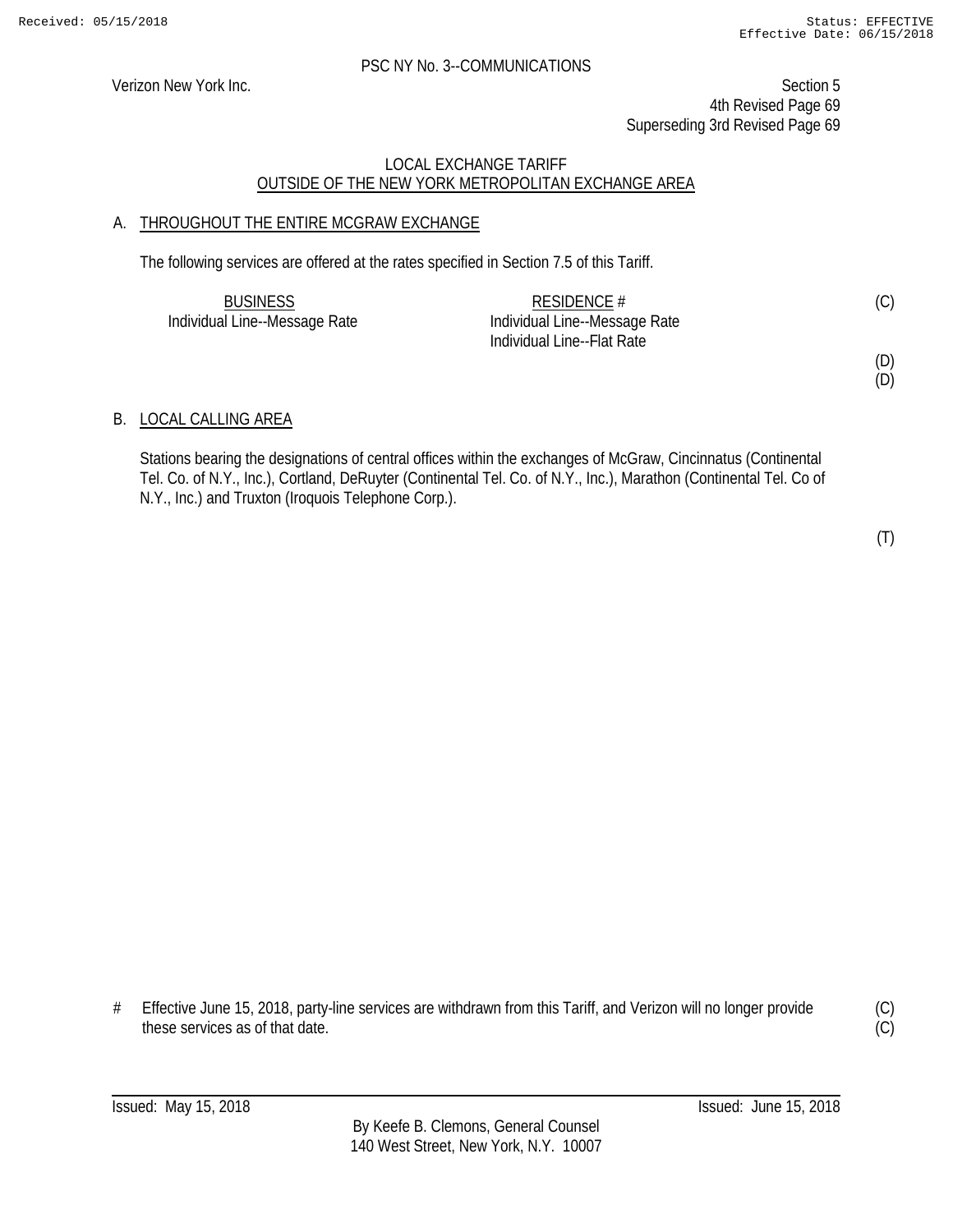PSC NY No. 3--COMMUNICATIONS

Verizon New York Inc.

Section 5
4th Revised Page 69
Superseding 3rd Revised Page 69

LOCAL EXCHANGE TARIFF
OUTSIDE OF THE NEW YORK METROPOLITAN EXCHANGE AREA

## A. THROUGHOUT THE ENTIRE MCGRAW EXCHANGE

The following services are offered at the rates specified in Section 7.5 of this Tariff.

| BUSINESS | RESIDENCE # | |
|---|---|---|
| Individual Line--Message Rate | Individual Line--Message Rate | (C) |
| | Individual Line--Flat Rate | |
| | | (D) |
| | | (D) |

## B. LOCAL CALLING AREA

Stations bearing the designations of central offices within the exchanges of McGraw, Cincinnatus (Continental Tel. Co. of N.Y., Inc.), Cortland, DeRuyter (Continental Tel. Co. of N.Y., Inc.), Marathon (Continental Tel. Co of N.Y., Inc.) and Truxton (Iroquois Telephone Corp.).

(T)

# Effective June 15, 2018, party-line services are withdrawn from this Tariff, and Verizon will no longer provide these services as of that date. (C)

Issued: May 15, 2018

Issued: June 15, 2018

By Keefe B. Clemons, General Counsel
140 West Street, New York, N.Y. 10007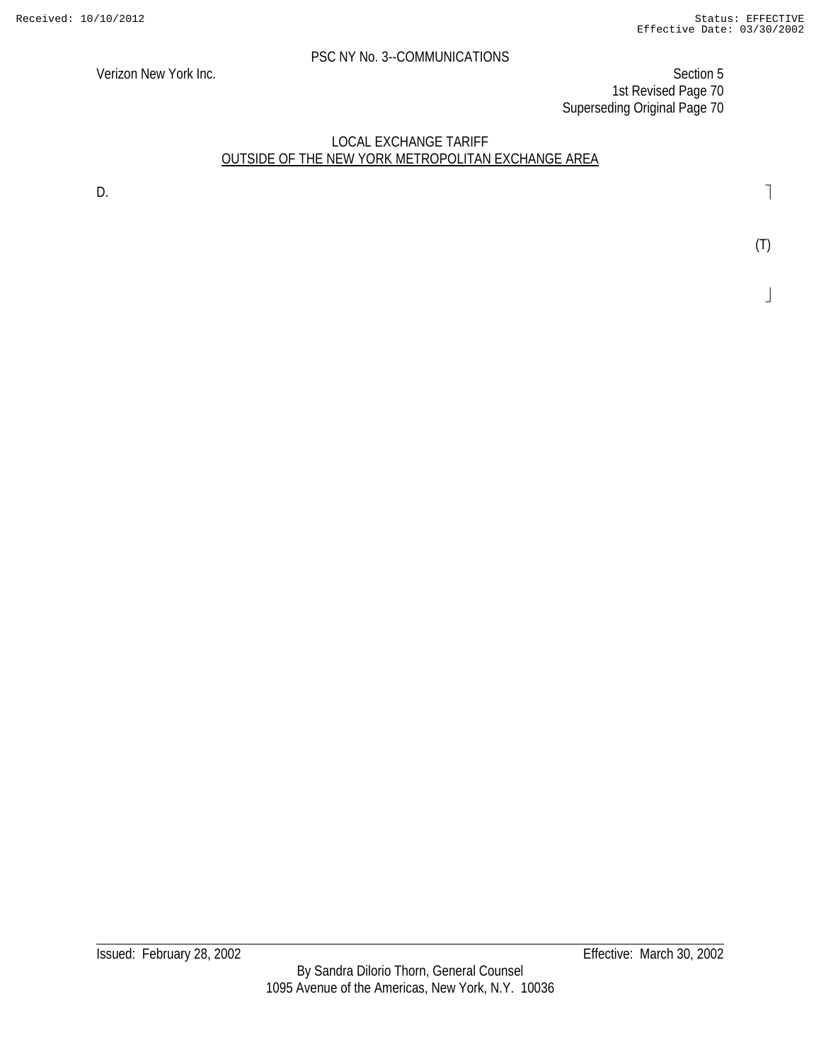## LOCAL EXCHANGE TARIFF

## OUTSIDE OF THE NEW YORK METROPOLITAN EXCHANGE AREA

D.

(T)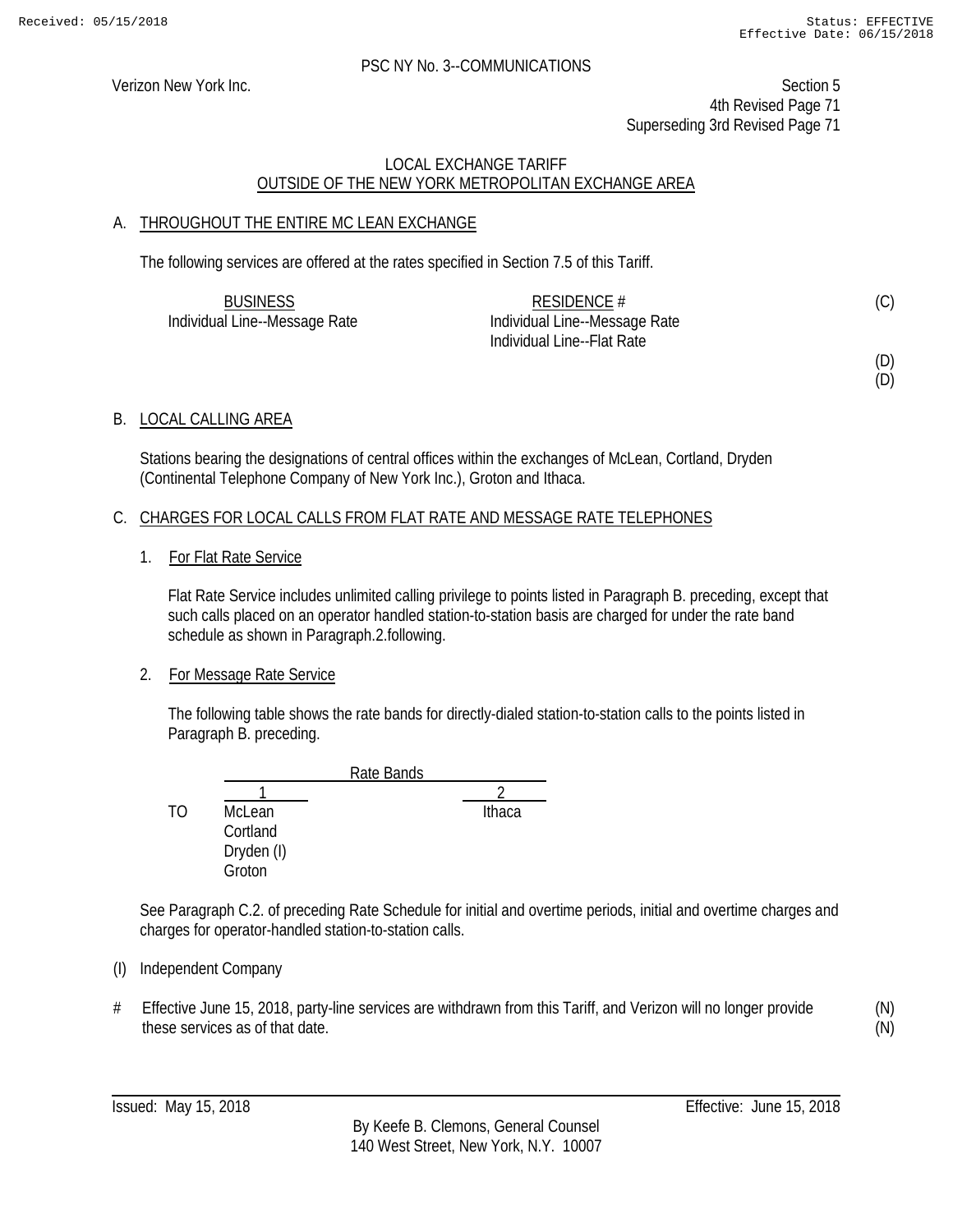PSC NY No. 3--COMMUNICATIONS

Verizon New York Inc.

Section 5
4th Revised Page 71
Superseding 3rd Revised Page 71

LOCAL EXCHANGE TARIFF
OUTSIDE OF THE NEW YORK METROPOLITAN EXCHANGE AREA

## A. THROUGHOUT THE ENTIRE MC LEAN EXCHANGE

The following services are offered at the rates specified in Section 7.5 of this Tariff.

| BUSINESS | RESIDENCE # | |
|---|---|---|
| Individual Line--Message Rate | Individual Line--Message Rate | (C) |
| | Individual Line--Flat Rate | |
| | | (D) |
| | | (D) |

## B. LOCAL CALLING AREA

Stations bearing the designations of central offices within the exchanges of McLean, Cortland, Dryden (Continental Telephone Company of New York Inc.), Groton and Ithaca.

## C. CHARGES FOR LOCAL CALLS FROM FLAT RATE AND MESSAGE RATE TELEPHONES

1. For Flat Rate Service

   Flat Rate Service includes unlimited calling privilege to points listed in Paragraph B. preceding, except that such calls placed on an operator handled station-to-station basis are charged for under the rate band schedule as shown in Paragraph.2.following.

2. For Message Rate Service

   The following table shows the rate bands for directly-dialed station-to-station calls to the points listed in Paragraph B. preceding.

| | Rate Bands | |
|---|---|---|
| | 1 | 2 |
| TO | McLean | Ithaca |
| | Cortland | |
| | Dryden (I) | |
| | Groton | |

See Paragraph C.2. of preceding Rate Schedule for initial and overtime periods, initial and overtime charges and charges for operator-handled station-to-station calls.

(I) Independent Company

\# Effective June 15, 2018, party-line services are withdrawn from this Tariff, and Verizon will no longer provide these services as of that date. (N)

Issued: May 15, 2018

Effective: June 15, 2018

By Keefe B. Clemons, General Counsel
140 West Street, New York, N.Y. 10007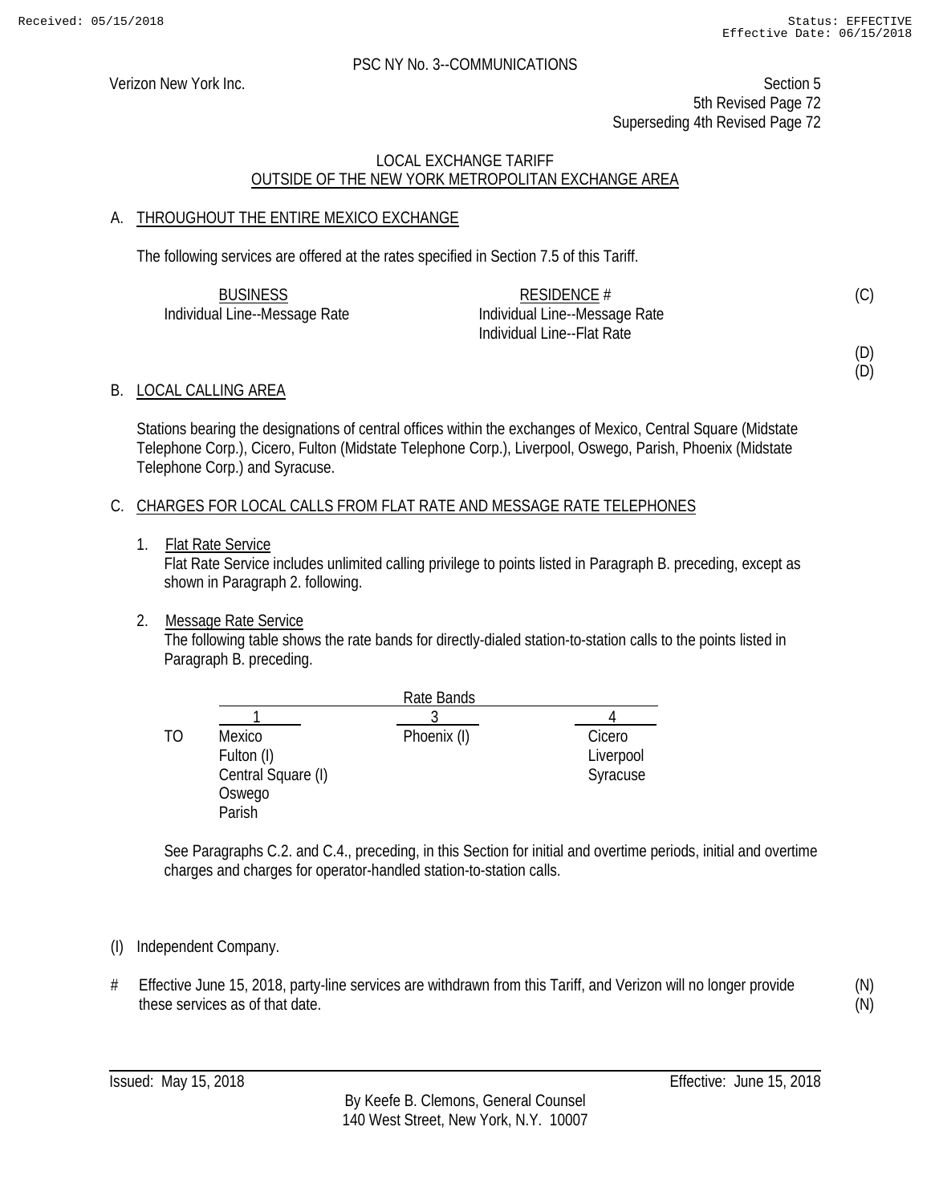PSC NY No. 3--COMMUNICATIONS

Verizon New York Inc.

Section 5
5th Revised Page 72
Superseding 4th Revised Page 72

LOCAL EXCHANGE TARIFF
OUTSIDE OF THE NEW YORK METROPOLITAN EXCHANGE AREA

## A. THROUGHOUT THE ENTIRE MEXICO EXCHANGE

The following services are offered at the rates specified in Section 7.5 of this Tariff.

| BUSINESS | RESIDENCE # |
|---|---|
| Individual Line--Message Rate | Individual Line--Message Rate |
| | Individual Line--Flat Rate |

(C)

(D)
(D)

## B. LOCAL CALLING AREA

Stations bearing the designations of central offices within the exchanges of Mexico, Central Square (Midstate Telephone Corp.), Cicero, Fulton (Midstate Telephone Corp.), Liverpool, Oswego, Parish, Phoenix (Midstate Telephone Corp.) and Syracuse.

## C. CHARGES FOR LOCAL CALLS FROM FLAT RATE AND MESSAGE RATE TELEPHONES

1. Flat Rate Service
   Flat Rate Service includes unlimited calling privilege to points listed in Paragraph B. preceding, except as shown in Paragraph 2. following.

2. Message Rate Service
   The following table shows the rate bands for directly-dialed station-to-station calls to the points listed in Paragraph B. preceding.

| | Rate Bands | | |
|---|---|---|---|
| | 1 | 3 | 4 |
| TO | Mexico | Phoenix (I) | Cicero |
| | Fulton (I) | | Liverpool |
| | Central Square (I) | | Syracuse |
| | Oswego | | |
| | Parish | | |

See Paragraphs C.2. and C.4., preceding, in this Section for initial and overtime periods, initial and overtime charges and charges for operator-handled station-to-station calls.

(I) Independent Company.

# Effective June 15, 2018, party-line services are withdrawn from this Tariff, and Verizon will no longer provide these services as of that date. (N)

Issued: May 15, 2018

Effective: June 15, 2018

By Keefe B. Clemons, General Counsel
140 West Street, New York, N.Y. 10007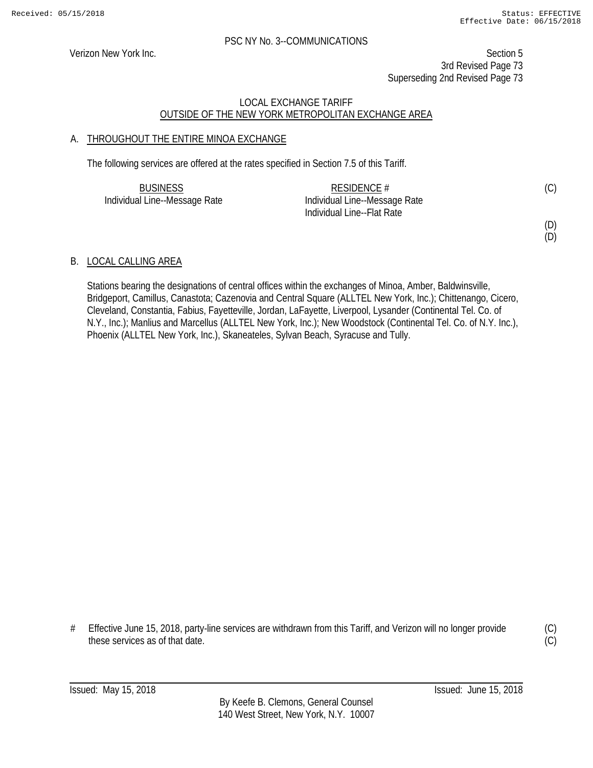PSC NY No. 3--COMMUNICATIONS

Verizon New York Inc.

Section 5
3rd Revised Page 73
Superseding 2nd Revised Page 73

LOCAL EXCHANGE TARIFF
OUTSIDE OF THE NEW YORK METROPOLITAN EXCHANGE AREA

## A. THROUGHOUT THE ENTIRE MINOA EXCHANGE

The following services are offered at the rates specified in Section 7.5 of this Tariff.

| BUSINESS | RESIDENCE # | |
|---|---|---|
| Individual Line--Message Rate | Individual Line--Message Rate | (C) |
| | Individual Line--Flat Rate | |
| | | (D) |
| | | (D) |

## B. LOCAL CALLING AREA

Stations bearing the designations of central offices within the exchanges of Minoa, Amber, Baldwinsville, Bridgeport, Camillus, Canastota; Cazenovia and Central Square (ALLTEL New York, Inc.); Chittenango, Cicero, Cleveland, Constantia, Fabius, Fayetteville, Jordan, LaFayette, Liverpool, Lysander (Continental Tel. Co. of N.Y., Inc.); Manlius and Marcellus (ALLTEL New York, Inc.); New Woodstock (Continental Tel. Co. of N.Y. Inc.), Phoenix (ALLTEL New York, Inc.), Skaneateles, Sylvan Beach, Syracuse and Tully.

# Effective June 15, 2018, party-line services are withdrawn from this Tariff, and Verizon will no longer provide these services as of that date. (C) (C)

Issued: May 15, 2018 Issued: June 15, 2018

By Keefe B. Clemons, General Counsel
140 West Street, New York, N.Y. 10007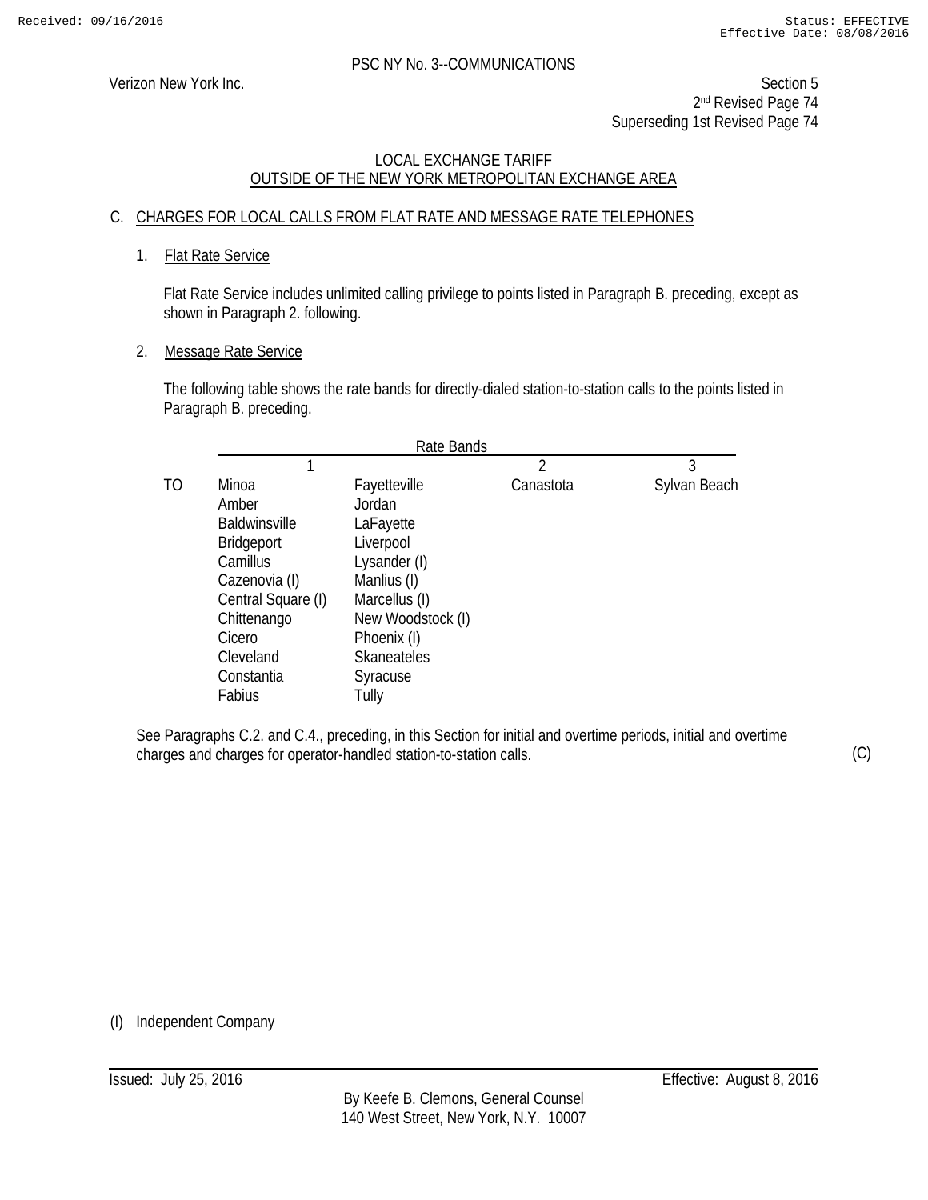PSC NY No. 3--COMMUNICATIONS

Verizon New York Inc.

Section 5
2nd Revised Page 74
Superseding 1st Revised Page 74

LOCAL EXCHANGE TARIFF
OUTSIDE OF THE NEW YORK METROPOLITAN EXCHANGE AREA

## C. CHARGES FOR LOCAL CALLS FROM FLAT RATE AND MESSAGE RATE TELEPHONES

### 1. Flat Rate Service

Flat Rate Service includes unlimited calling privilege to points listed in Paragraph B. preceding, except as shown in Paragraph 2. following.

### 2. Message Rate Service

The following table shows the rate bands for directly-dialed station-to-station calls to the points listed in Paragraph B. preceding.

| | Rate Bands | | | |
|---|---|---|---|---|
| | 1 | | 2 | 3 |
| TO | Minoa | Fayetteville | Canastota | Sylvan Beach |
| | Amber | Jordan | | |
| | Baldwinsville | LaFayette | | |
| | Bridgeport | Liverpool | | |
| | Camillus | Lysander (I) | | |
| | Cazenovia (I) | Manlius (I) | | |
| | Central Square (I) | Marcellus (I) | | |
| | Chittenango | New Woodstock (I) | | |
| | Cicero | Phoenix (I) | | |
| | Cleveland | Skaneateles | | |
| | Constantia | Syracuse | | |
| | Fabius | Tully | | |

See Paragraphs C.2. and C.4., preceding, in this Section for initial and overtime periods, initial and overtime charges and charges for operator-handled station-to-station calls. (C)

(I) Independent Company

Issued: July 25, 2016

Effective: August 8, 2016

By Keefe B. Clemons, General Counsel
140 West Street, New York, N.Y. 10007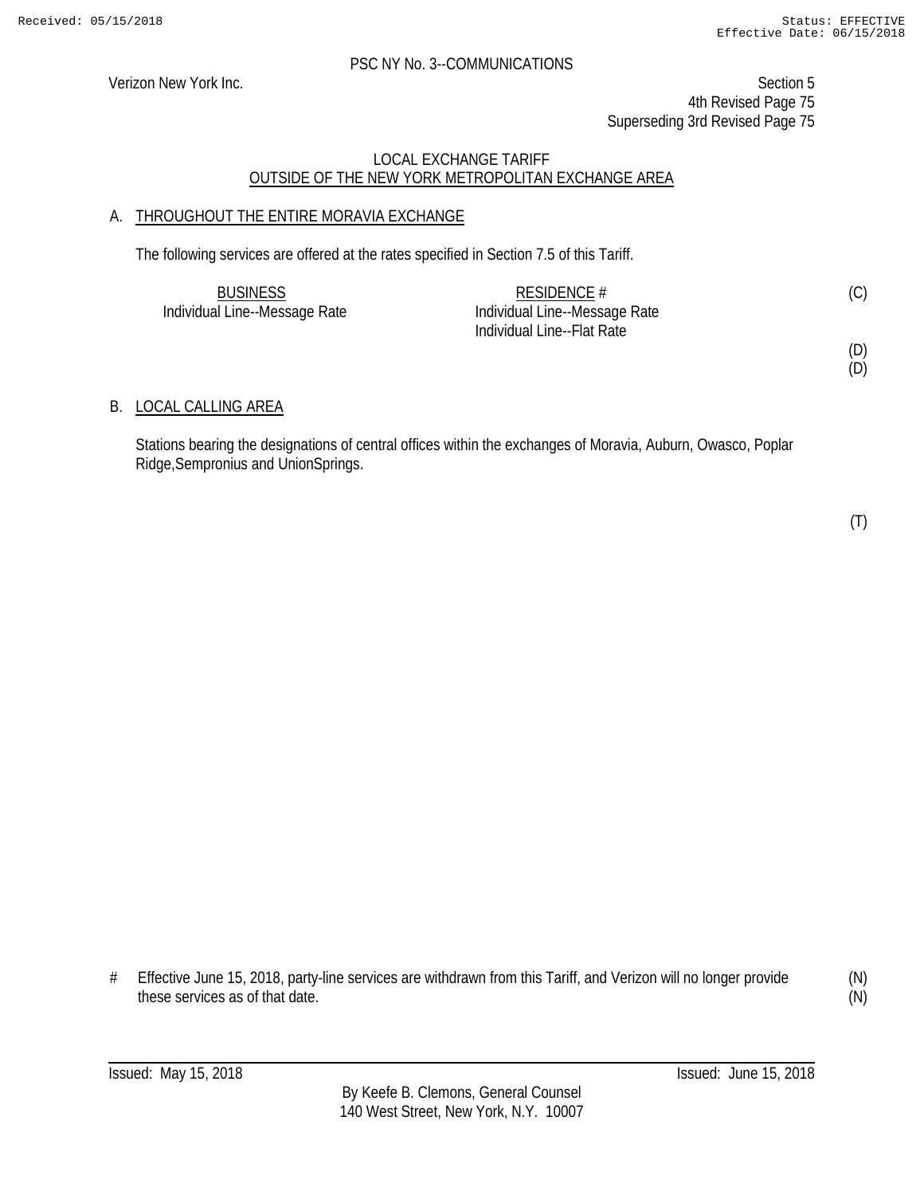PSC NY No. 3--COMMUNICATIONS

Verizon New York Inc.

Section 5
4th Revised Page 75
Superseding 3rd Revised Page 75

## LOCAL EXCHANGE TARIFF
## OUTSIDE OF THE NEW YORK METROPOLITAN EXCHANGE AREA

### A. THROUGHOUT THE ENTIRE MORAVIA EXCHANGE

The following services are offered at the rates specified in Section 7.5 of this Tariff.

| BUSINESS | RESIDENCE # | |
|---|---|---|
| Individual Line--Message Rate | Individual Line--Message Rate | (C) |
| | Individual Line--Flat Rate | |
| | | (D) |
| | | (D) |

### B. LOCAL CALLING AREA

Stations bearing the designations of central offices within the exchanges of Moravia, Auburn, Owasco, Poplar Ridge,Sempronius and UnionSprings.

(T)

# Effective June 15, 2018, party-line services are withdrawn from this Tariff, and Verizon will no longer provide these services as of that date. (N)

Issued: May 15, 2018

Issued: June 15, 2018

By Keefe B. Clemons, General Counsel
140 West Street, New York, N.Y. 10007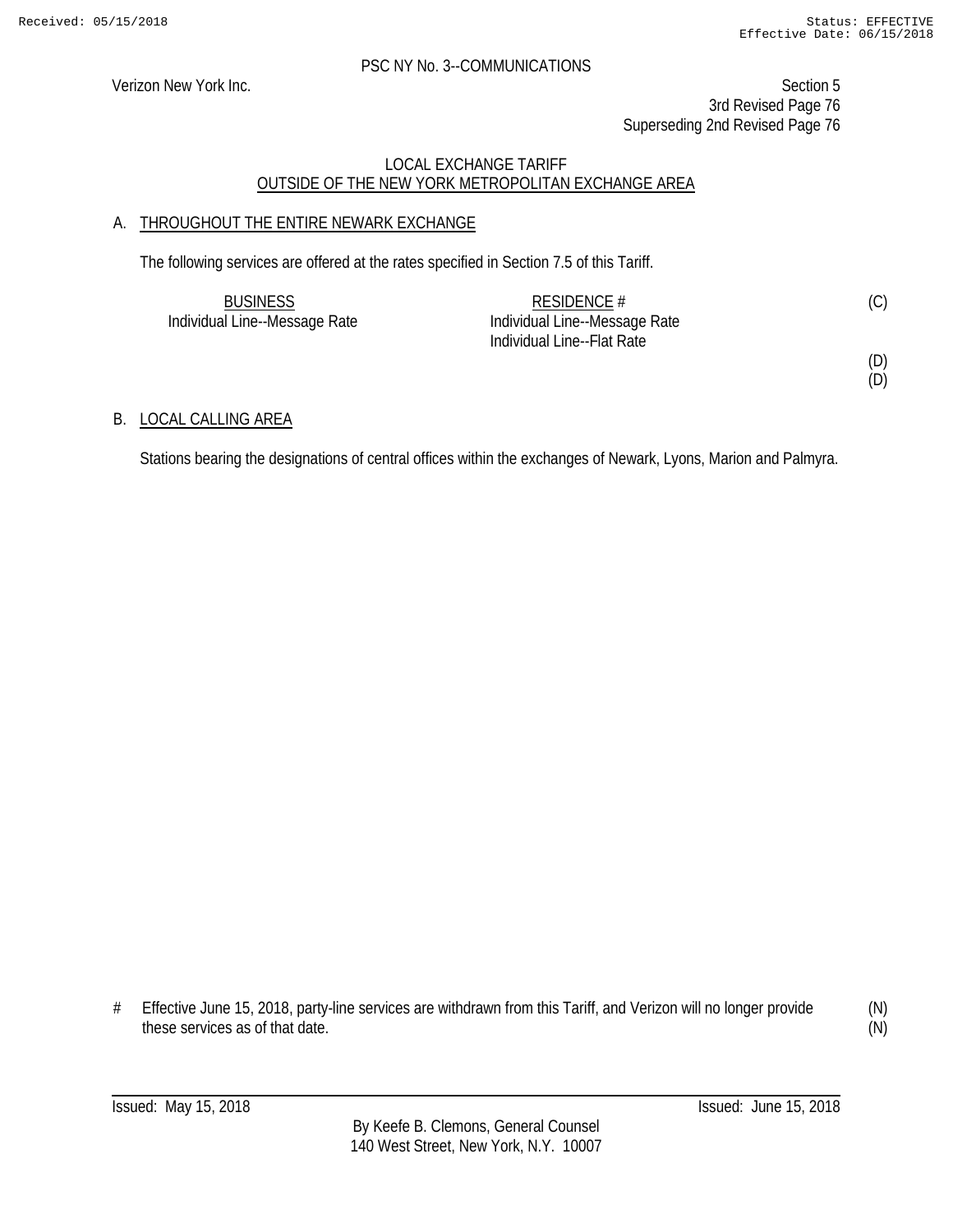PSC NY No. 3--COMMUNICATIONS

Verizon New York Inc.

Section 5
3rd Revised Page 76
Superseding 2nd Revised Page 76

LOCAL EXCHANGE TARIFF
OUTSIDE OF THE NEW YORK METROPOLITAN EXCHANGE AREA

## A. THROUGHOUT THE ENTIRE NEWARK EXCHANGE

The following services are offered at the rates specified in Section 7.5 of this Tariff.

| BUSINESS | RESIDENCE # | |
|---|---|---|
| Individual Line--Message Rate | Individual Line--Message Rate | (C) |
| | Individual Line--Flat Rate | |
| | | (D) |
| | | (D) |

## B. LOCAL CALLING AREA

Stations bearing the designations of central offices within the exchanges of Newark, Lyons, Marion and Palmyra.

# Effective June 15, 2018, party-line services are withdrawn from this Tariff, and Verizon will no longer provide these services as of that date. (N)

Issued: May 15, 2018 Issued: June 15, 2018

By Keefe B. Clemons, General Counsel
140 West Street, New York, N.Y. 10007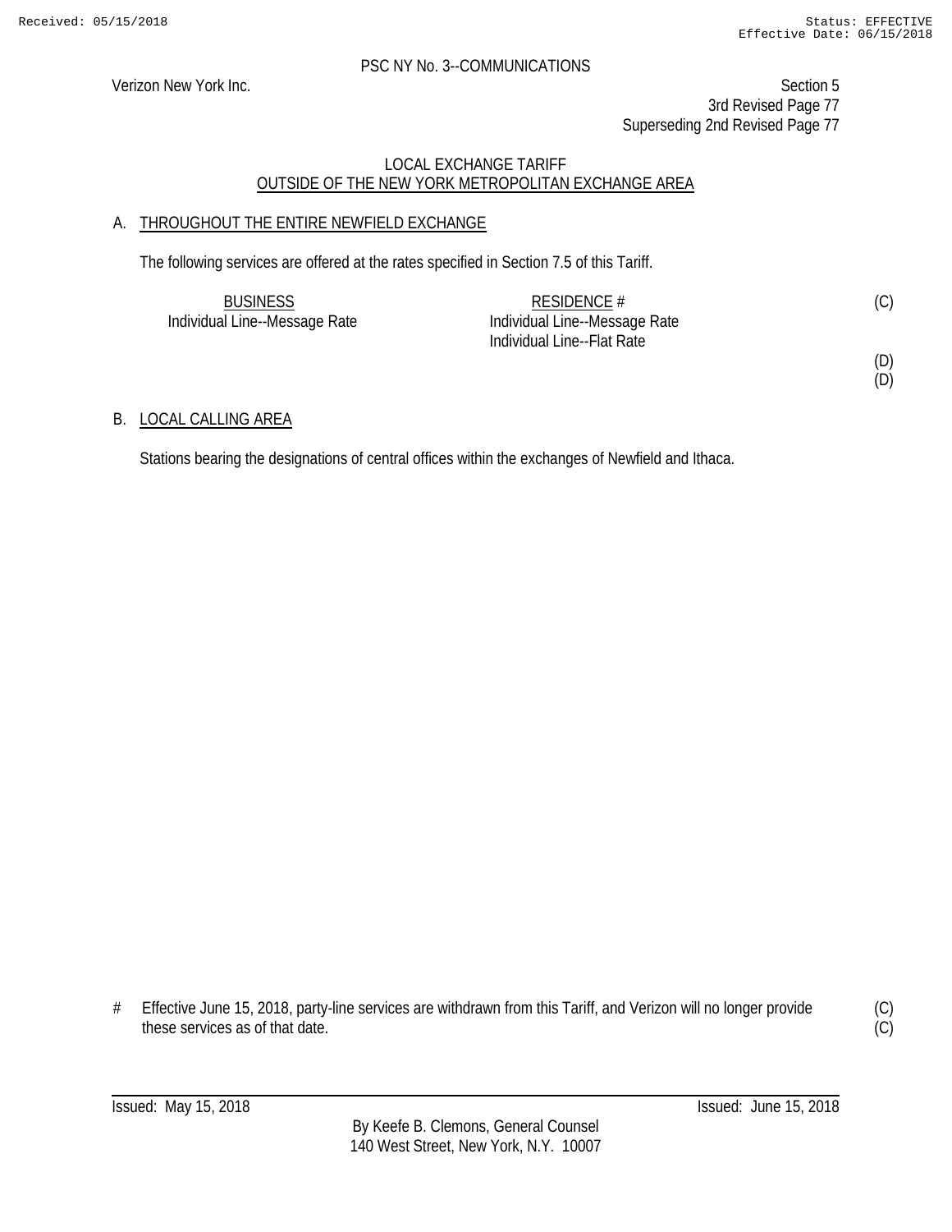PSC NY No. 3--COMMUNICATIONS

Verizon New York Inc.

Section 5
3rd Revised Page 77
Superseding 2nd Revised Page 77

LOCAL EXCHANGE TARIFF
OUTSIDE OF THE NEW YORK METROPOLITAN EXCHANGE AREA

A. THROUGHOUT THE ENTIRE NEWFIELD EXCHANGE

The following services are offered at the rates specified in Section 7.5 of this Tariff.

| BUSINESS | RESIDENCE # | |
|---|---|---|
| Individual Line--Message Rate | Individual Line--Message Rate | (C) |
| | Individual Line--Flat Rate | |
| | | (D) |
| | | (D) |

B. LOCAL CALLING AREA

Stations bearing the designations of central offices within the exchanges of Newfield and Ithaca.

# Effective June 15, 2018, party-line services are withdrawn from this Tariff, and Verizon will no longer provide these services as of that date. (C)
(C)

Issued: May 15, 2018 Issued: June 15, 2018

By Keefe B. Clemons, General Counsel
140 West Street, New York, N.Y. 10007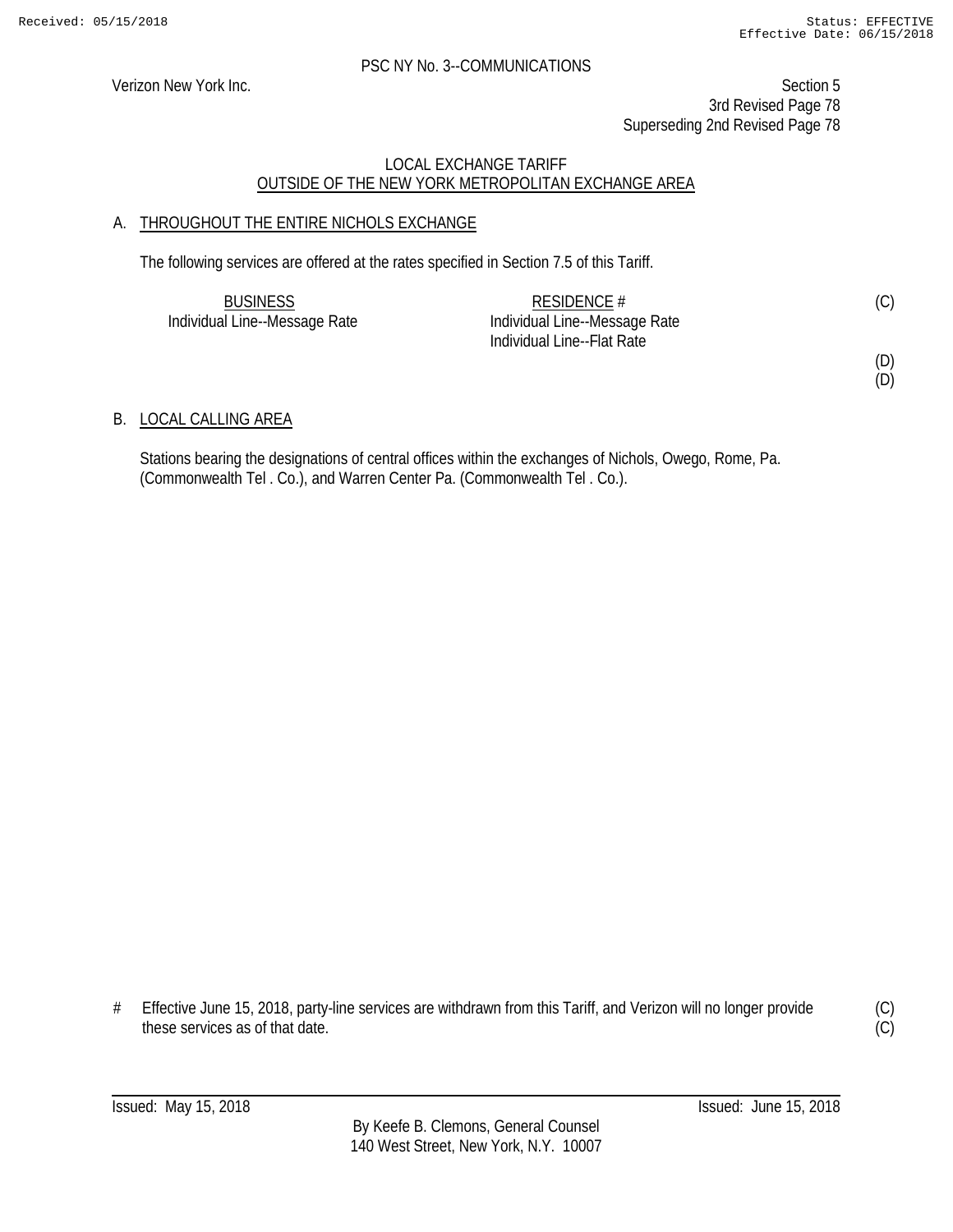Verizon New York Inc.

PSC NY No. 3--COMMUNICATIONS

Section 5
3rd Revised Page 78
Superseding 2nd Revised Page 78

LOCAL EXCHANGE TARIFF
OUTSIDE OF THE NEW YORK METROPOLITAN EXCHANGE AREA

## A. THROUGHOUT THE ENTIRE NICHOLS EXCHANGE

The following services are offered at the rates specified in Section 7.5 of this Tariff.

| BUSINESS | RESIDENCE # | |
|---|---|---|
| Individual Line--Message Rate | Individual Line--Message Rate | (C) |
| | Individual Line--Flat Rate | |
| | | (D) |
| | | (D) |

## B. LOCAL CALLING AREA

Stations bearing the designations of central offices within the exchanges of Nichols, Owego, Rome, Pa. (Commonwealth Tel . Co.), and Warren Center Pa. (Commonwealth Tel . Co.).

# Effective June 15, 2018, party-line services are withdrawn from this Tariff, and Verizon will no longer provide these services as of that date. (C)
(C)

Issued: May 15, 2018 Issued: June 15, 2018

By Keefe B. Clemons, General Counsel
140 West Street, New York, N.Y. 10007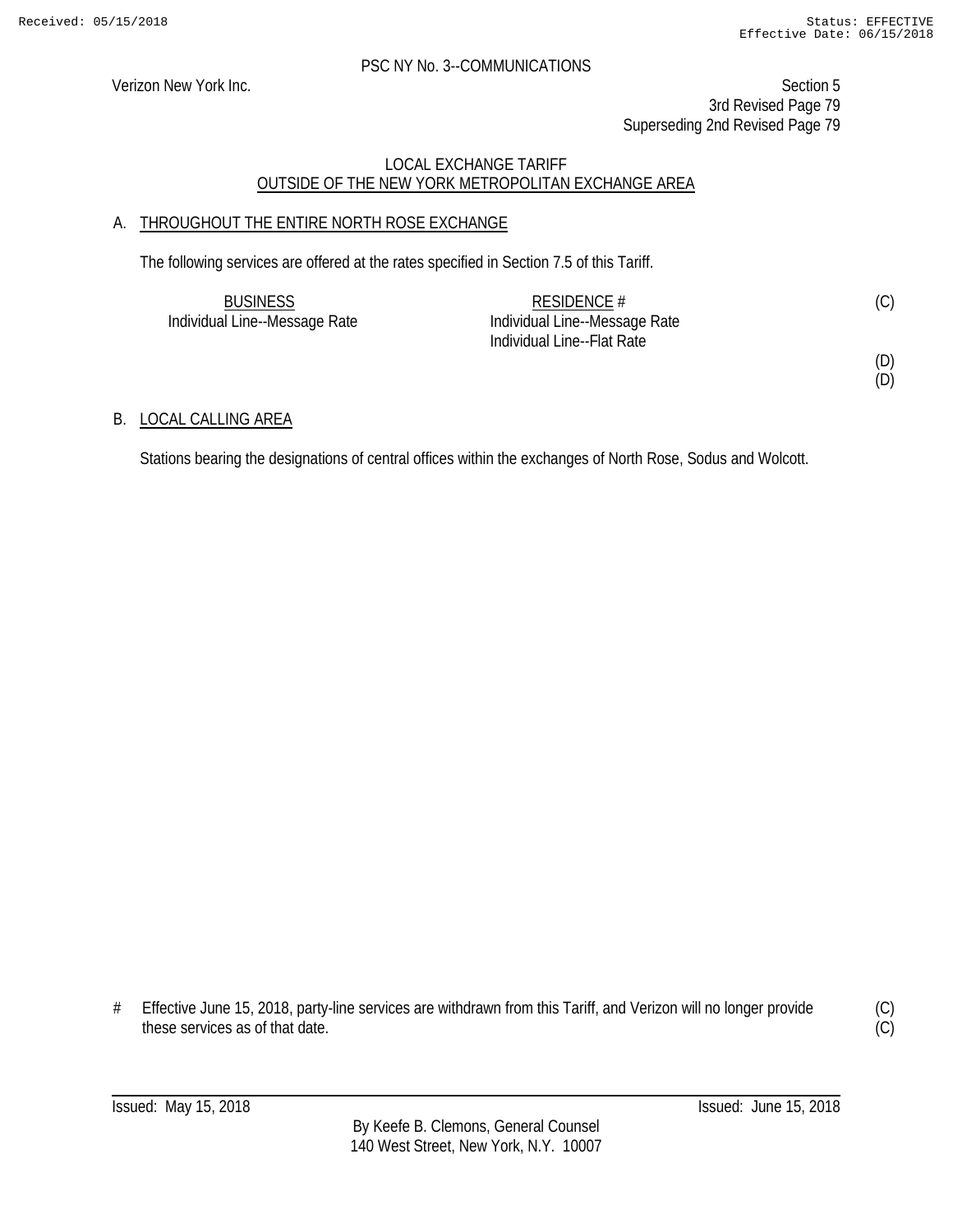PSC NY No. 3--COMMUNICATIONS

Verizon New York Inc.

Section 5
3rd Revised Page 79
Superseding 2nd Revised Page 79

LOCAL EXCHANGE TARIFF
OUTSIDE OF THE NEW YORK METROPOLITAN EXCHANGE AREA

A. THROUGHOUT THE ENTIRE NORTH ROSE EXCHANGE

The following services are offered at the rates specified in Section 7.5 of this Tariff.

| BUSINESS | RESIDENCE # | |
|---|---|---|
| Individual Line--Message Rate | Individual Line--Message Rate | (C) |
| | Individual Line--Flat Rate | |
| | | (D) |
| | | (D) |

B. LOCAL CALLING AREA

Stations bearing the designations of central offices within the exchanges of North Rose, Sodus and Wolcott.

\# Effective June 15, 2018, party-line services are withdrawn from this Tariff, and Verizon will no longer provide these services as of that date. (C)
(C)

Issued: May 15, 2018 Issued: June 15, 2018

By Keefe B. Clemons, General Counsel
140 West Street, New York, N.Y. 10007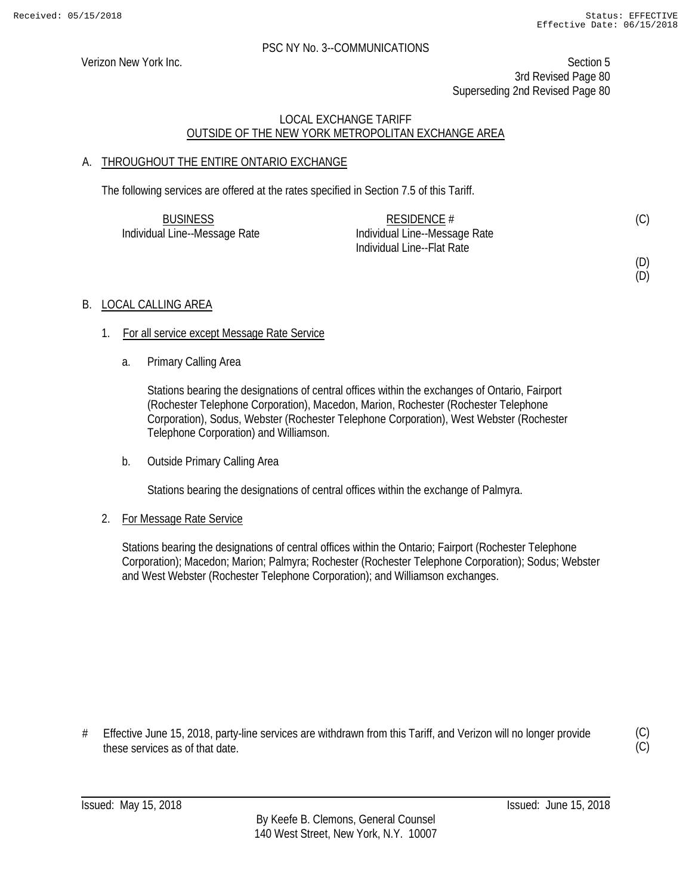PSC NY No. 3--COMMUNICATIONS

Verizon New York Inc.

Section 5
3rd Revised Page 80
Superseding 2nd Revised Page 80

LOCAL EXCHANGE TARIFF
OUTSIDE OF THE NEW YORK METROPOLITAN EXCHANGE AREA

## A. THROUGHOUT THE ENTIRE ONTARIO EXCHANGE

The following services are offered at the rates specified in Section 7.5 of this Tariff.

| BUSINESS | RESIDENCE # | |
|---|---|---|
| Individual Line--Message Rate | Individual Line--Message Rate | (C) |
| | Individual Line--Flat Rate | |
| | | (D) |
| | | (D) |

## B. LOCAL CALLING AREA

1. For all service except Message Rate Service

   a. Primary Calling Area

      Stations bearing the designations of central offices within the exchanges of Ontario, Fairport (Rochester Telephone Corporation), Macedon, Marion, Rochester (Rochester Telephone Corporation), Sodus, Webster (Rochester Telephone Corporation), West Webster (Rochester Telephone Corporation) and Williamson.

   b. Outside Primary Calling Area

      Stations bearing the designations of central offices within the exchange of Palmyra.

2. For Message Rate Service

   Stations bearing the designations of central offices within the Ontario; Fairport (Rochester Telephone Corporation); Macedon; Marion; Palmyra; Rochester (Rochester Telephone Corporation); Sodus; Webster and West Webster (Rochester Telephone Corporation); and Williamson exchanges.

# Effective June 15, 2018, party-line services are withdrawn from this Tariff, and Verizon will no longer provide these services as of that date. (C)(C)

Issued: May 15, 2018 | Issued: June 15, 2018

By Keefe B. Clemons, General Counsel
140 West Street, New York, N.Y. 10007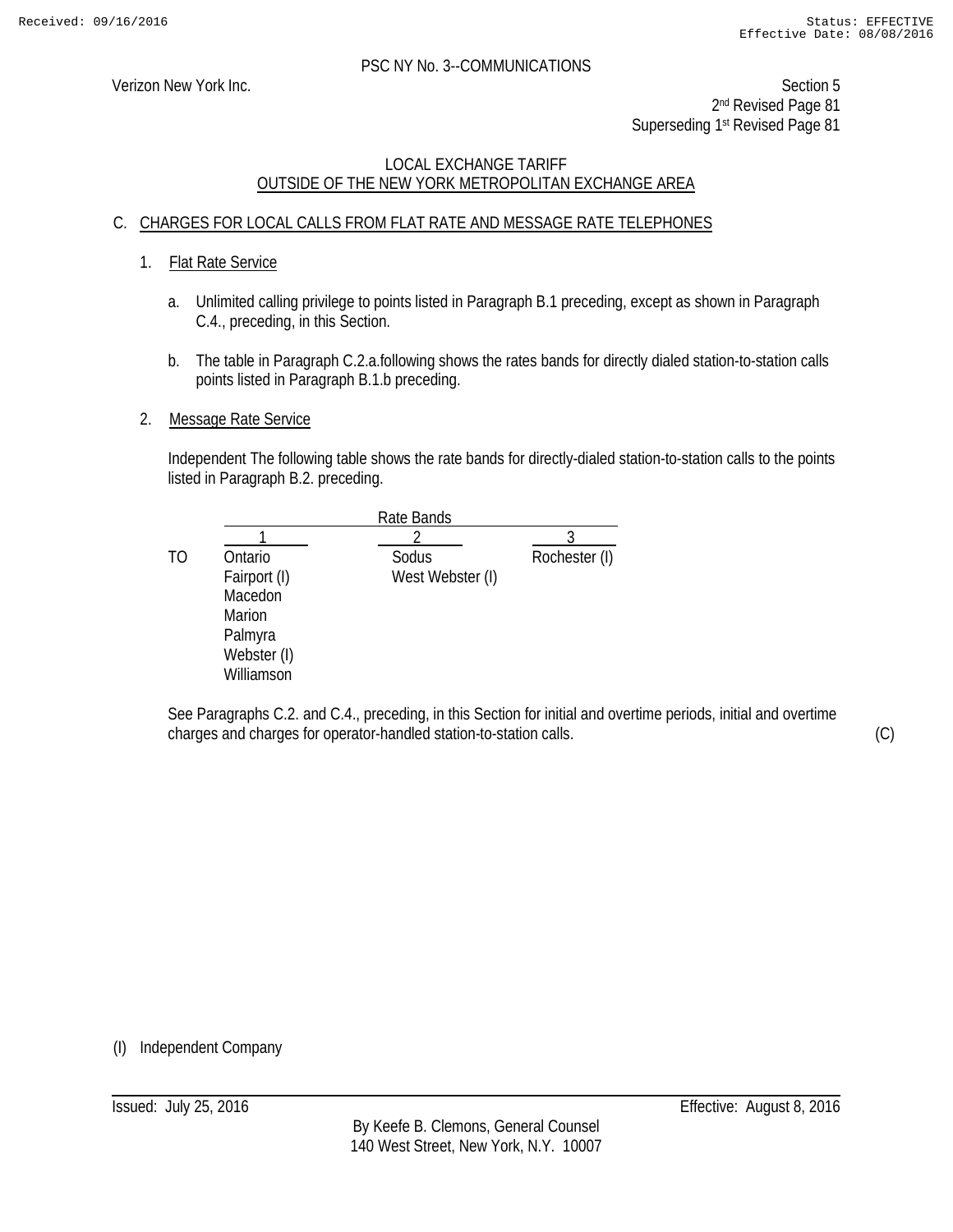PSC NY No. 3--COMMUNICATIONS

Verizon New York Inc.

Section 5
2nd Revised Page 81
Superseding 1st Revised Page 81

LOCAL EXCHANGE TARIFF
OUTSIDE OF THE NEW YORK METROPOLITAN EXCHANGE AREA

C. CHARGES FOR LOCAL CALLS FROM FLAT RATE AND MESSAGE RATE TELEPHONES

1. Flat Rate Service

   a. Unlimited calling privilege to points listed in Paragraph B.1 preceding, except as shown in Paragraph C.4., preceding, in this Section.

   b. The table in Paragraph C.2.a.following shows the rates bands for directly dialed station-to-station calls points listed in Paragraph B.1.b preceding.

2. Message Rate Service

   Independent The following table shows the rate bands for directly-dialed station-to-station calls to the points listed in Paragraph B.2. preceding.

|  | Rate Bands | | |
|---|---|---|---|
|  | 1 | 2 | 3 |
| TO | Ontario | Sodus | Rochester (I) |
|  | Fairport (I) | West Webster (I) |  |
|  | Macedon |  |  |
|  | Marion |  |  |
|  | Palmyra |  |  |
|  | Webster (I) |  |  |
|  | Williamson |  |  |

   See Paragraphs C.2. and C.4., preceding, in this Section for initial and overtime periods, initial and overtime charges and charges for operator-handled station-to-station calls. (C)

(I) Independent Company

Issued: July 25, 2016

Effective: August 8, 2016

By Keefe B. Clemons, General Counsel
140 West Street, New York, N.Y. 10007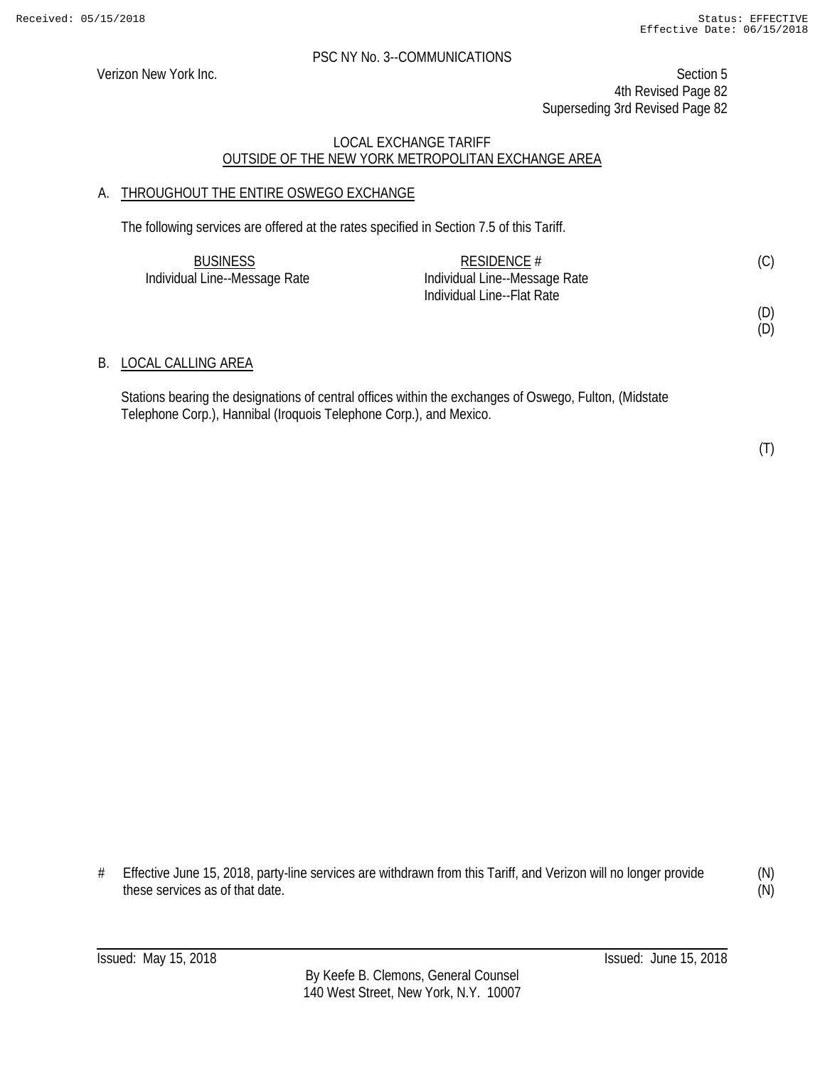PSC NY No. 3--COMMUNICATIONS

Verizon New York Inc.

Section 5
4th Revised Page 82
Superseding 3rd Revised Page 82

LOCAL EXCHANGE TARIFF
OUTSIDE OF THE NEW YORK METROPOLITAN EXCHANGE AREA

## A. THROUGHOUT THE ENTIRE OSWEGO EXCHANGE

The following services are offered at the rates specified in Section 7.5 of this Tariff.

| BUSINESS | RESIDENCE # | |
|---|---|---|
| Individual Line--Message Rate | Individual Line--Message Rate | (C) |
| | Individual Line--Flat Rate | |
| | | (D) |
| | | (D) |

## B. LOCAL CALLING AREA

Stations bearing the designations of central offices within the exchanges of Oswego, Fulton, (Midstate Telephone Corp.), Hannibal (Iroquois Telephone Corp.), and Mexico.

(T)

# Effective June 15, 2018, party-line services are withdrawn from this Tariff, and Verizon will no longer provide these services as of that date. (N)

Issued: May 15, 2018 Issued: June 15, 2018

By Keefe B. Clemons, General Counsel
140 West Street, New York, N.Y. 10007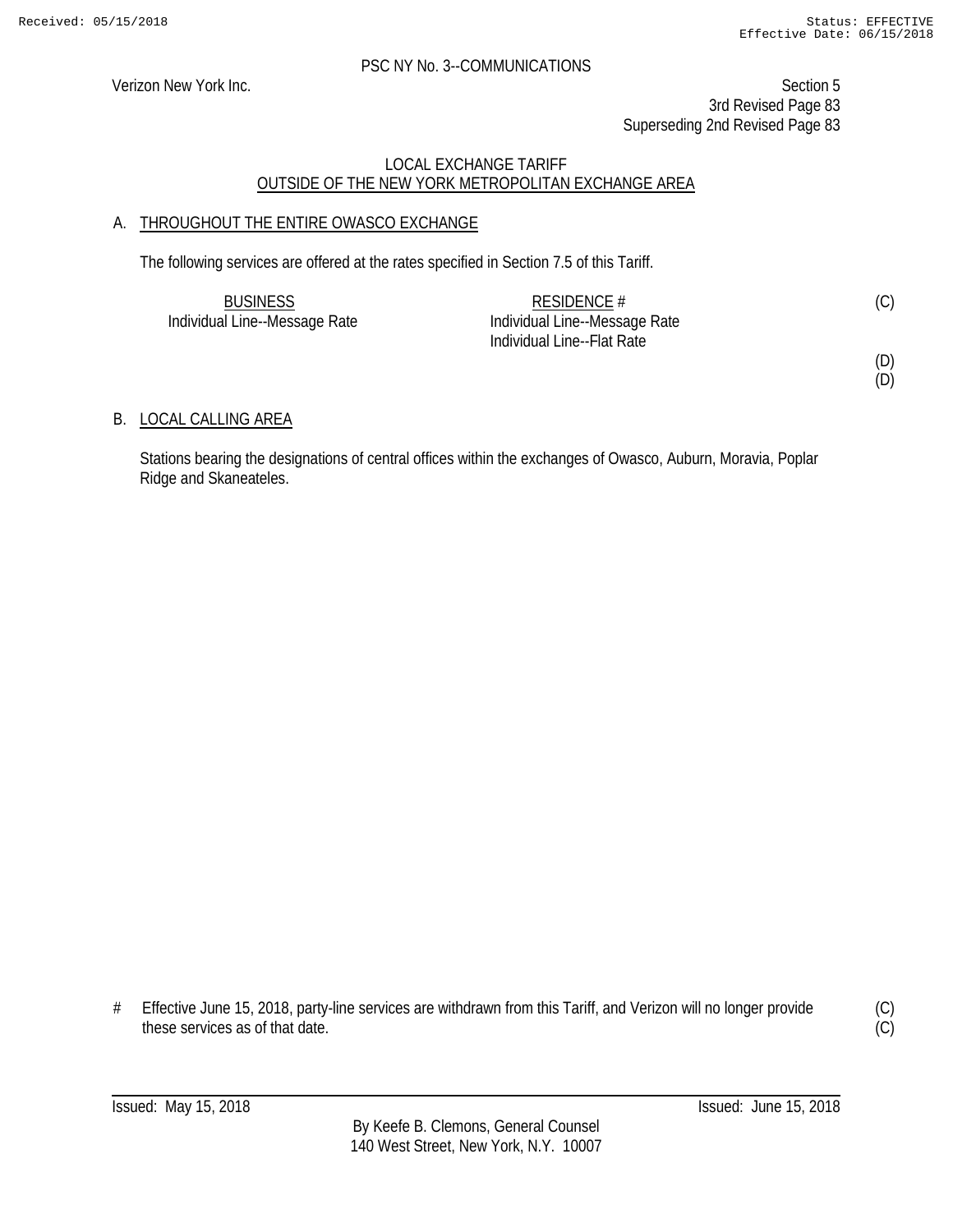PSC NY No. 3--COMMUNICATIONS

Verizon New York Inc.

Section 5
3rd Revised Page 83
Superseding 2nd Revised Page 83

LOCAL EXCHANGE TARIFF
OUTSIDE OF THE NEW YORK METROPOLITAN EXCHANGE AREA

## A. THROUGHOUT THE ENTIRE OWASCO EXCHANGE

The following services are offered at the rates specified in Section 7.5 of this Tariff.

| BUSINESS | RESIDENCE # | |
|---|---|---|
| Individual Line--Message Rate | Individual Line--Message Rate | (C) |
| | Individual Line--Flat Rate | |
| | | (D) |
| | | (D) |

## B. LOCAL CALLING AREA

Stations bearing the designations of central offices within the exchanges of Owasco, Auburn, Moravia, Poplar Ridge and Skaneateles.

# Effective June 15, 2018, party-line services are withdrawn from this Tariff, and Verizon will no longer provide these services as of that date. (C)
(C)

Issued: May 15, 2018

Issued: June 15, 2018

By Keefe B. Clemons, General Counsel
140 West Street, New York, N.Y. 10007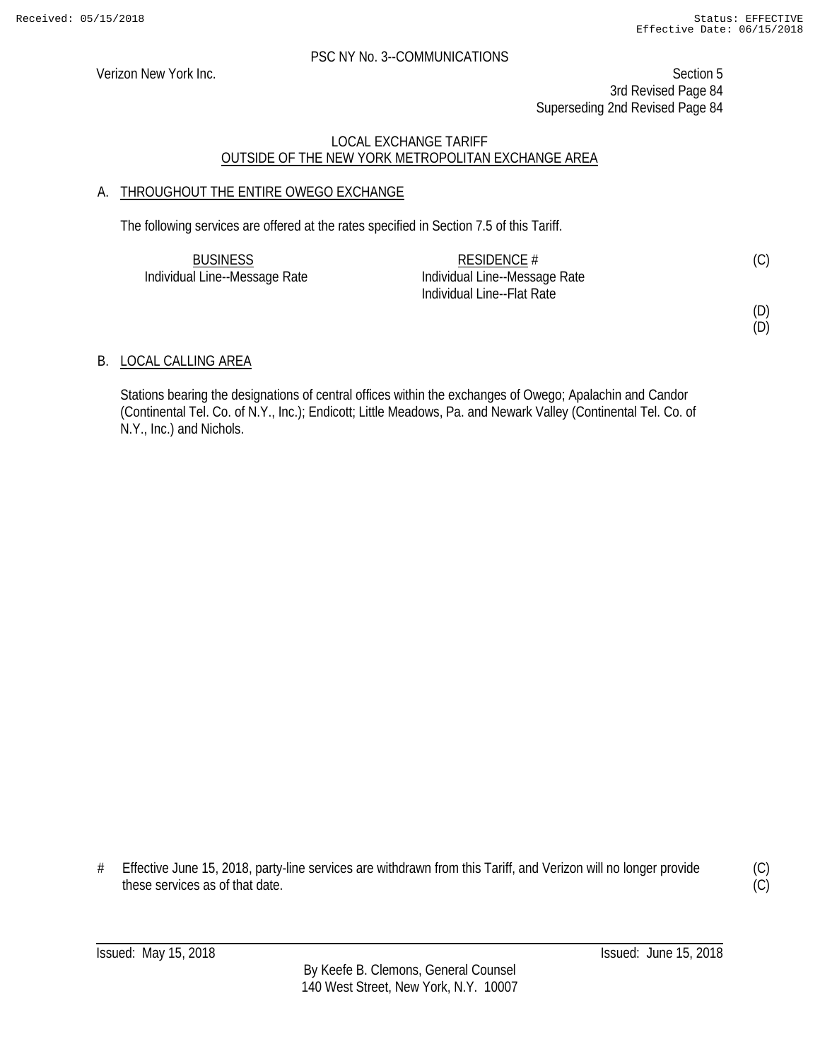PSC NY No. 3--COMMUNICATIONS

Verizon New York Inc.

Section 5
3rd Revised Page 84
Superseding 2nd Revised Page 84

LOCAL EXCHANGE TARIFF
OUTSIDE OF THE NEW YORK METROPOLITAN EXCHANGE AREA

A. THROUGHOUT THE ENTIRE OWEGO EXCHANGE

The following services are offered at the rates specified in Section 7.5 of this Tariff.

| BUSINESS | RESIDENCE # | |
|---|---|---|
| Individual Line--Message Rate | Individual Line--Message Rate | (C) |
| | Individual Line--Flat Rate | |
| | | (D) |
| | | (D) |

B. LOCAL CALLING AREA

Stations bearing the designations of central offices within the exchanges of Owego; Apalachin and Candor (Continental Tel. Co. of N.Y., Inc.); Endicott; Little Meadows, Pa. and Newark Valley (Continental Tel. Co. of N.Y., Inc.) and Nichols.

# Effective June 15, 2018, party-line services are withdrawn from this Tariff, and Verizon will no longer provide these services as of that date. (C)
(C)

Issued: May 15, 2018 Issued: June 15, 2018

By Keefe B. Clemons, General Counsel
140 West Street, New York, N.Y. 10007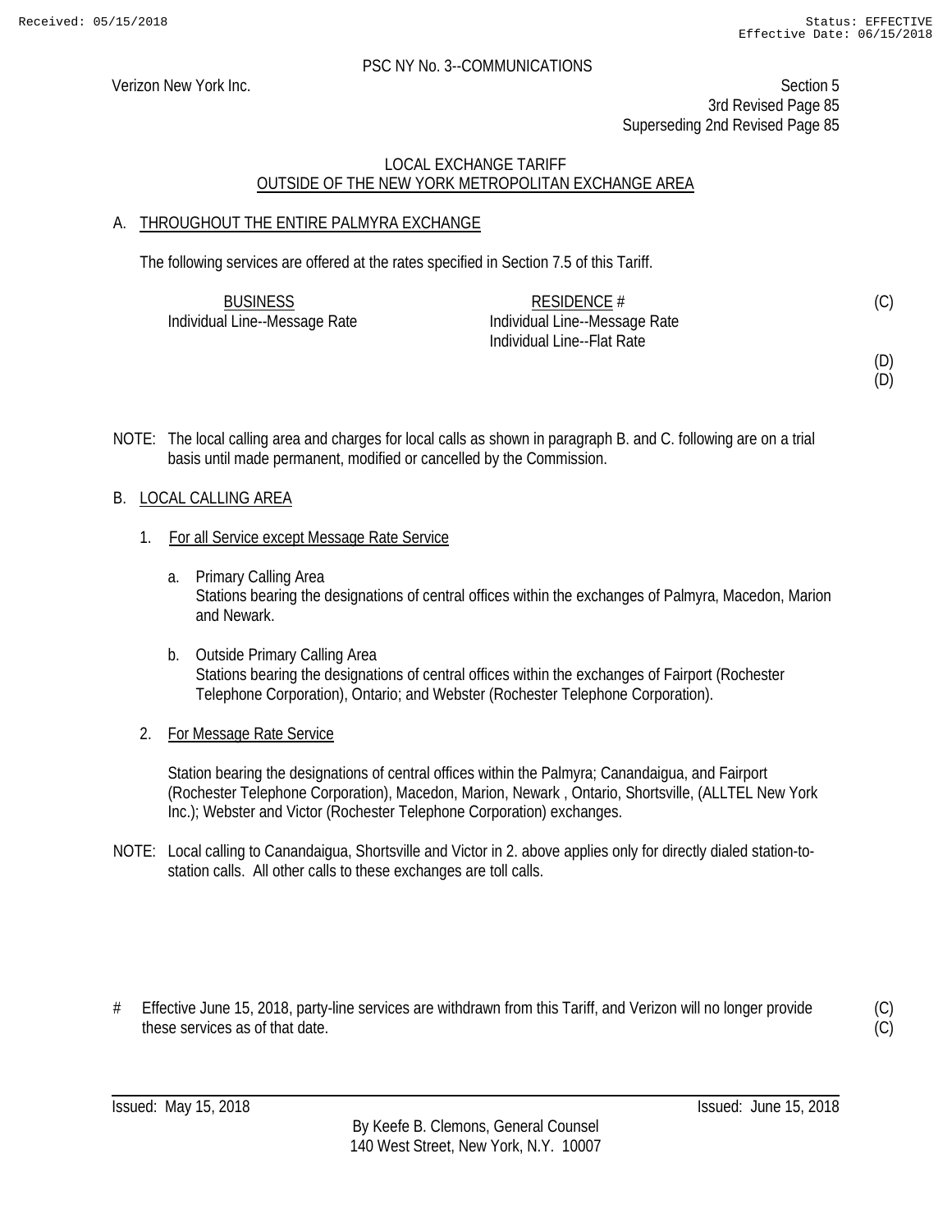PSC NY No. 3--COMMUNICATIONS

Verizon New York Inc.

Section 5
3rd Revised Page 85
Superseding 2nd Revised Page 85

LOCAL EXCHANGE TARIFF
OUTSIDE OF THE NEW YORK METROPOLITAN EXCHANGE AREA

## A. THROUGHOUT THE ENTIRE PALMYRA EXCHANGE

The following services are offered at the rates specified in Section 7.5 of this Tariff.

| BUSINESS | RESIDENCE # | |
|---|---|---|
| Individual Line--Message Rate | Individual Line--Message Rate | (C) |
| | Individual Line--Flat Rate | |
| | | (D) |
| | | (D) |

NOTE: The local calling area and charges for local calls as shown in paragraph B. and C. following are on a trial basis until made permanent, modified or cancelled by the Commission.

## B. LOCAL CALLING AREA

1. For all Service except Message Rate Service

   a. Primary Calling Area
   Stations bearing the designations of central offices within the exchanges of Palmyra, Macedon, Marion and Newark.

   b. Outside Primary Calling Area
   Stations bearing the designations of central offices within the exchanges of Fairport (Rochester Telephone Corporation), Ontario; and Webster (Rochester Telephone Corporation).

2. For Message Rate Service

   Station bearing the designations of central offices within the Palmyra; Canandaigua, and Fairport (Rochester Telephone Corporation), Macedon, Marion, Newark , Ontario, Shortsville, (ALLTEL New York Inc.); Webster and Victor (Rochester Telephone Corporation) exchanges.

NOTE: Local calling to Canandaigua, Shortsville and Victor in 2. above applies only for directly dialed station-to-station calls. All other calls to these exchanges are toll calls.

# Effective June 15, 2018, party-line services are withdrawn from this Tariff, and Verizon will no longer provide these services as of that date. (C) (C)

Issued: May 15, 2018 Issued: June 15, 2018

By Keefe B. Clemons, General Counsel
140 West Street, New York, N.Y. 10007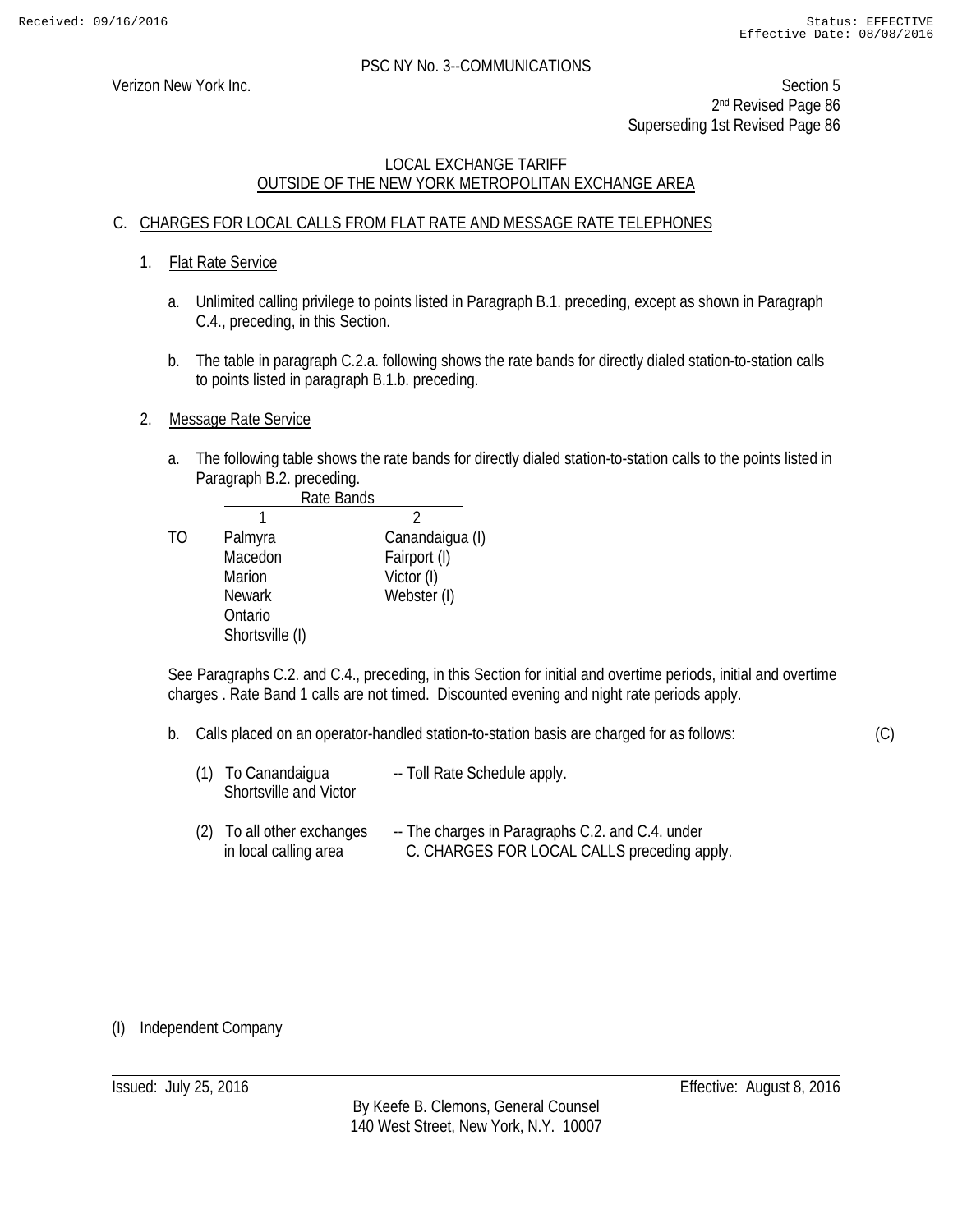PSC NY No. 3--COMMUNICATIONS

Verizon New York Inc.

Section 5
2nd Revised Page 86
Superseding 1st Revised Page 86

LOCAL EXCHANGE TARIFF
OUTSIDE OF THE NEW YORK METROPOLITAN EXCHANGE AREA

## C. CHARGES FOR LOCAL CALLS FROM FLAT RATE AND MESSAGE RATE TELEPHONES

### 1. Flat Rate Service

a. Unlimited calling privilege to points listed in Paragraph B.1. preceding, except as shown in Paragraph C.4., preceding, in this Section.

b. The table in paragraph C.2.a. following shows the rate bands for directly dialed station-to-station calls to points listed in paragraph B.1.b. preceding.

### 2. Message Rate Service

a. The following table shows the rate bands for directly dialed station-to-station calls to the points listed in Paragraph B.2. preceding.

| | Rate Bands | |
|---|---|---|
| | 1 | 2 |
| TO | Palmyra | Canandaigua (I) |
| | Macedon | Fairport (I) |
| | Marion | Victor (I) |
| | Newark | Webster (I) |
| | Ontario | |
| | Shortsville (I) | |

See Paragraphs C.2. and C.4., preceding, in this Section for initial and overtime periods, initial and overtime charges . Rate Band 1 calls are not timed. Discounted evening and night rate periods apply.

b. Calls placed on an operator-handled station-to-station basis are charged for as follows: (C)

(1) To Canandaigua Shortsville and Victor -- Toll Rate Schedule apply.

(2) To all other exchanges in local calling area -- The charges in Paragraphs C.2. and C.4. under C. CHARGES FOR LOCAL CALLS preceding apply.

(I) Independent Company

Issued: July 25, 2016 Effective: August 8, 2016

By Keefe B. Clemons, General Counsel
140 West Street, New York, N.Y. 10007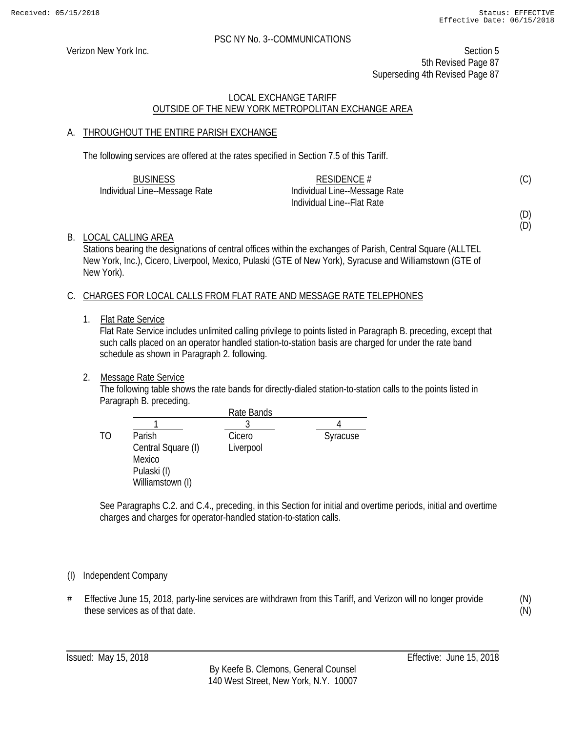PSC NY No. 3--COMMUNICATIONS

Verizon New York Inc.

Section 5
5th Revised Page 87
Superseding 4th Revised Page 87

LOCAL EXCHANGE TARIFF
OUTSIDE OF THE NEW YORK METROPOLITAN EXCHANGE AREA

## A. THROUGHOUT THE ENTIRE PARISH EXCHANGE

The following services are offered at the rates specified in Section 7.5 of this Tariff.

| BUSINESS | RESIDENCE # |
|---|---|
| Individual Line--Message Rate | Individual Line--Message Rate |
| | Individual Line--Flat Rate |

(C)

(D)
(D)

## B. LOCAL CALLING AREA

Stations bearing the designations of central offices within the exchanges of Parish, Central Square (ALLTEL New York, Inc.), Cicero, Liverpool, Mexico, Pulaski (GTE of New York), Syracuse and Williamstown (GTE of New York).

## C. CHARGES FOR LOCAL CALLS FROM FLAT RATE AND MESSAGE RATE TELEPHONES

1. Flat Rate Service

   Flat Rate Service includes unlimited calling privilege to points listed in Paragraph B. preceding, except that such calls placed on an operator handled station-to-station basis are charged for under the rate band schedule as shown in Paragraph 2. following.

2. Message Rate Service

   The following table shows the rate bands for directly-dialed station-to-station calls to the points listed in Paragraph B. preceding.

| | Rate Bands | | |
|---|---|---|---|
| | 1 | 3 | 4 |
| TO | Parish | Cicero | Syracuse |
| | Central Square (I) | Liverpool | |
| | Mexico | | |
| | Pulaski (I) | | |
| | Williamstown (I) | | |

   See Paragraphs C.2. and C.4., preceding, in this Section for initial and overtime periods, initial and overtime charges and charges for operator-handled station-to-station calls.

(I) Independent Company

# Effective June 15, 2018, party-line services are withdrawn from this Tariff, and Verizon will no longer provide these services as of that date. (N)

Issued: May 15, 2018 Effective: June 15, 2018

By Keefe B. Clemons, General Counsel
140 West Street, New York, N.Y. 10007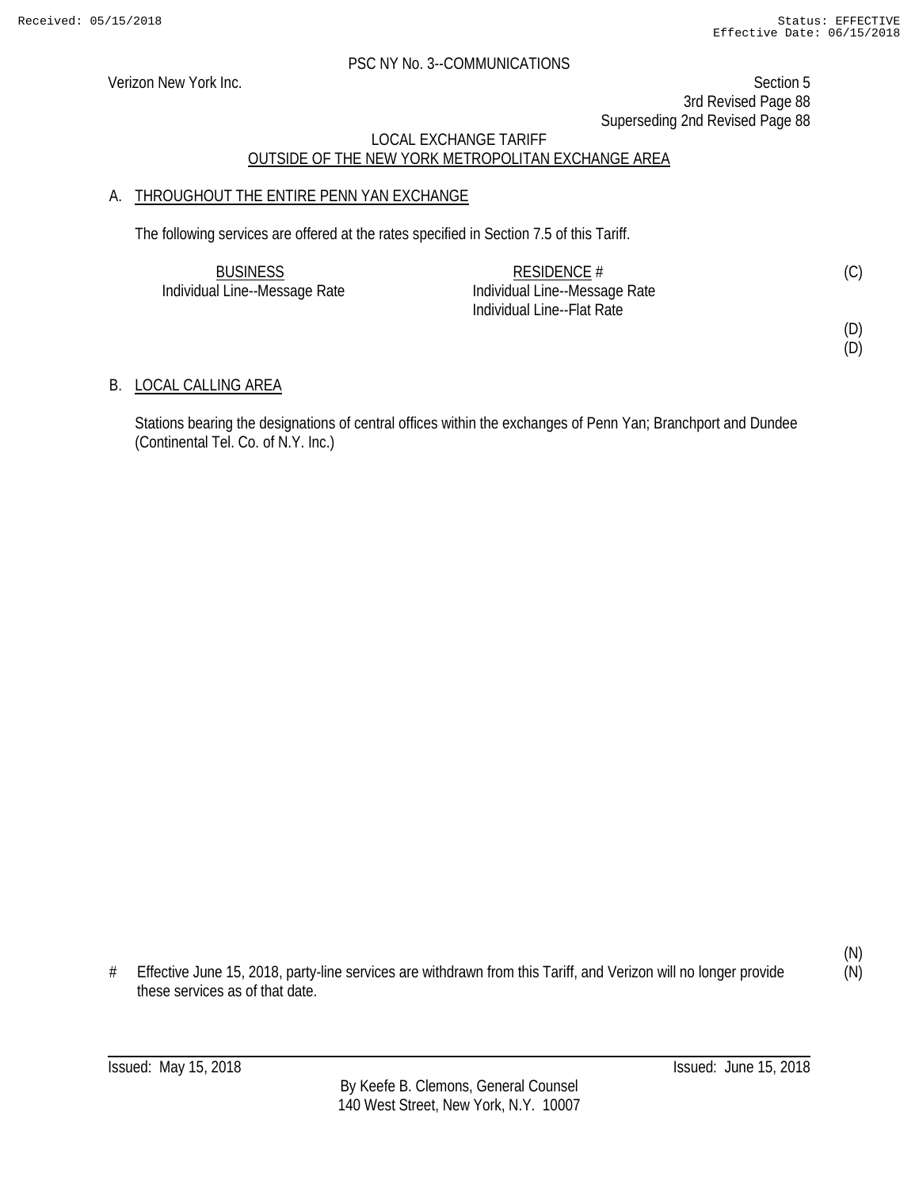PSC NY No. 3--COMMUNICATIONS

Verizon New York Inc.

Section 5
3rd Revised Page 88
Superseding 2nd Revised Page 88

LOCAL EXCHANGE TARIFF
OUTSIDE OF THE NEW YORK METROPOLITAN EXCHANGE AREA

A. THROUGHOUT THE ENTIRE PENN YAN EXCHANGE

The following services are offered at the rates specified in Section 7.5 of this Tariff.

| BUSINESS | RESIDENCE # | |
|---|---|---|
| Individual Line--Message Rate | Individual Line--Message Rate | (C) |
| | Individual Line--Flat Rate | |
| | | (D) |
| | | (D) |

B. LOCAL CALLING AREA

Stations bearing the designations of central offices within the exchanges of Penn Yan; Branchport and Dundee (Continental Tel. Co. of N.Y. Inc.)

\# Effective June 15, 2018, party-line services are withdrawn from this Tariff, and Verizon will no longer provide these services as of that date. (N)
(N)

Issued: May 15, 2018

Issued: June 15, 2018

By Keefe B. Clemons, General Counsel
140 West Street, New York, N.Y. 10007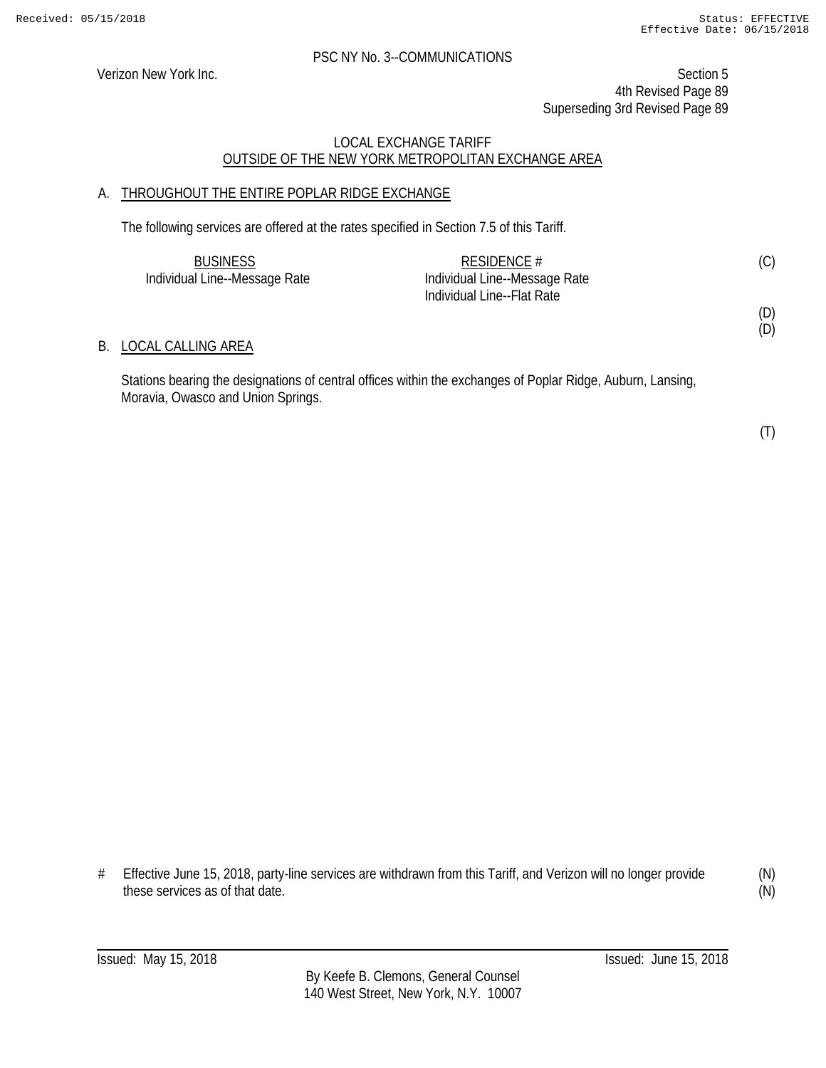Verizon New York Inc.

PSC NY No. 3--COMMUNICATIONS

Section 5
4th Revised Page 89
Superseding 3rd Revised Page 89

LOCAL EXCHANGE TARIFF
OUTSIDE OF THE NEW YORK METROPOLITAN EXCHANGE AREA

## A. THROUGHOUT THE ENTIRE POPLAR RIDGE EXCHANGE

The following services are offered at the rates specified in Section 7.5 of this Tariff.

| BUSINESS | RESIDENCE # | |
|---|---|---|
| Individual Line--Message Rate | Individual Line--Message Rate | (C) |
| | Individual Line--Flat Rate | |
| | | (D) |
| | | (D) |

## B. LOCAL CALLING AREA

Stations bearing the designations of central offices within the exchanges of Poplar Ridge, Auburn, Lansing, Moravia, Owasco and Union Springs.

(T)

# Effective June 15, 2018, party-line services are withdrawn from this Tariff, and Verizon will no longer provide these services as of that date. (N) (N)

Issued: May 15, 2018 Issued: June 15, 2018

By Keefe B. Clemons, General Counsel
140 West Street, New York, N.Y. 10007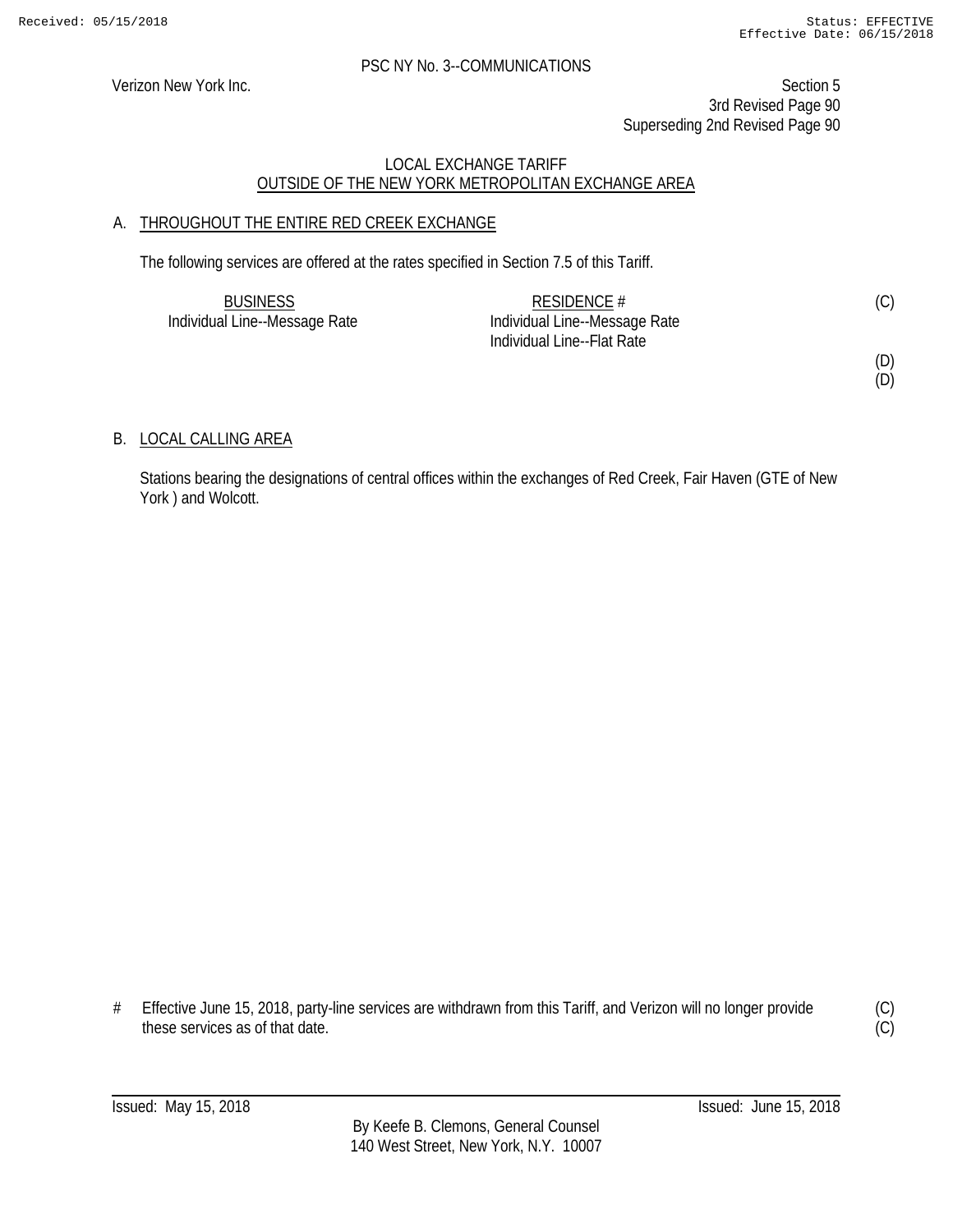Verizon New York Inc.

PSC NY No. 3--COMMUNICATIONS

Section 5
3rd Revised Page 90
Superseding 2nd Revised Page 90

LOCAL EXCHANGE TARIFF
OUTSIDE OF THE NEW YORK METROPOLITAN EXCHANGE AREA

A. THROUGHOUT THE ENTIRE RED CREEK EXCHANGE

The following services are offered at the rates specified in Section 7.5 of this Tariff.

| BUSINESS | RESIDENCE # | |
|---|---|---|
| Individual Line--Message Rate | Individual Line--Message Rate | (C) |
| | Individual Line--Flat Rate | |
| | | (D) |
| | | (D) |

B. LOCAL CALLING AREA

Stations bearing the designations of central offices within the exchanges of Red Creek, Fair Haven (GTE of New York ) and Wolcott.

# Effective June 15, 2018, party-line services are withdrawn from this Tariff, and Verizon will no longer provide these services as of that date. (C) (C)

Issued: May 15, 2018

Issued: June 15, 2018

By Keefe B. Clemons, General Counsel
140 West Street, New York, N.Y. 10007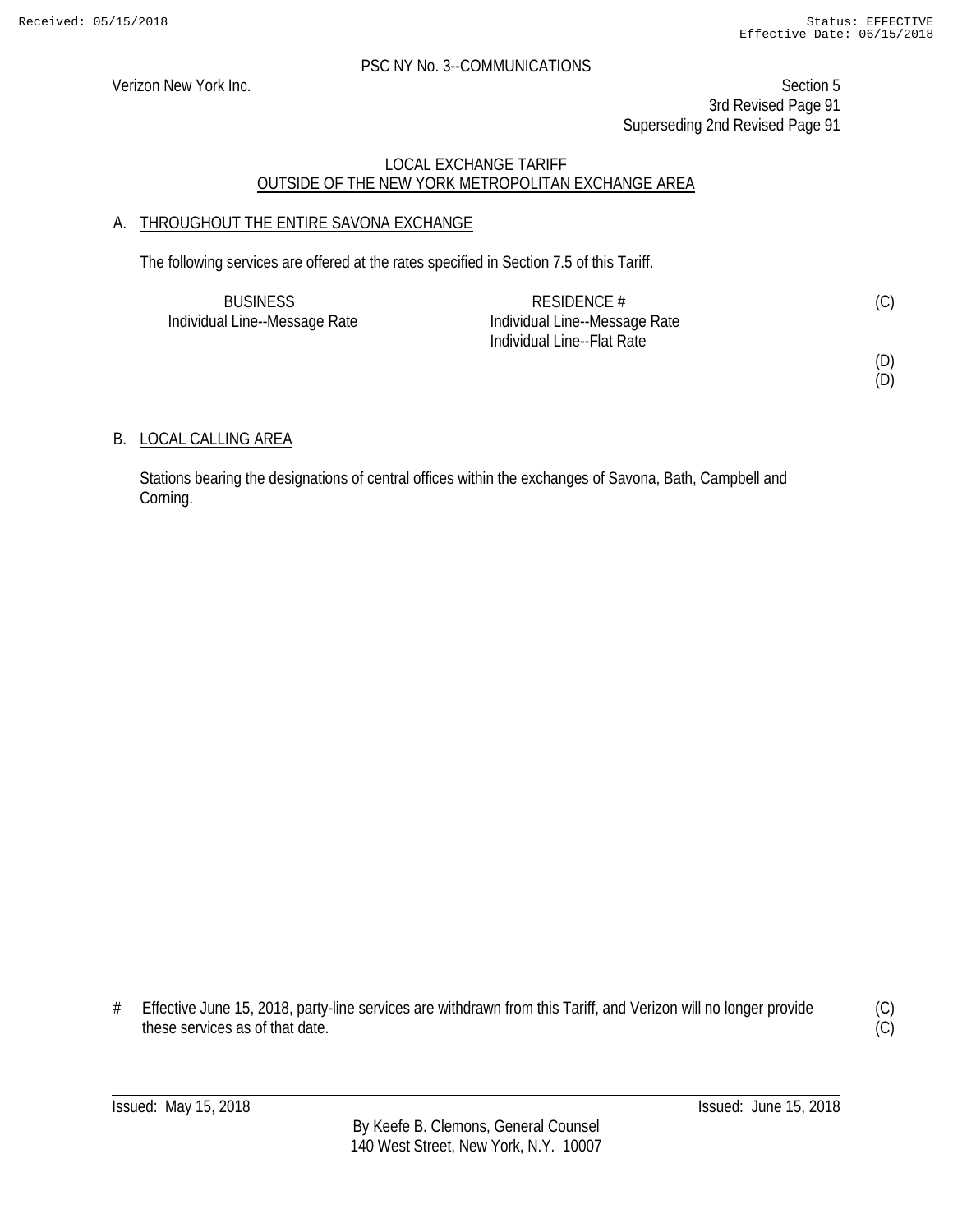PSC NY No. 3--COMMUNICATIONS

Verizon New York Inc.

Section 5
3rd Revised Page 91
Superseding 2nd Revised Page 91

## LOCAL EXCHANGE TARIFF
## OUTSIDE OF THE NEW YORK METROPOLITAN EXCHANGE AREA

### A. THROUGHOUT THE ENTIRE SAVONA EXCHANGE

The following services are offered at the rates specified in Section 7.5 of this Tariff.

| BUSINESS | RESIDENCE # | |
|---|---|---|
| Individual Line--Message Rate | Individual Line--Message Rate | (C) |
| | Individual Line--Flat Rate | |
| | | (D) |
| | | (D) |

### B. LOCAL CALLING AREA

Stations bearing the designations of central offices within the exchanges of Savona, Bath, Campbell and Corning.

# Effective June 15, 2018, party-line services are withdrawn from this Tariff, and Verizon will no longer provide these services as of that date. (C)
(C)

Issued: May 15, 2018 Issued: June 15, 2018

By Keefe B. Clemons, General Counsel
140 West Street, New York, N.Y. 10007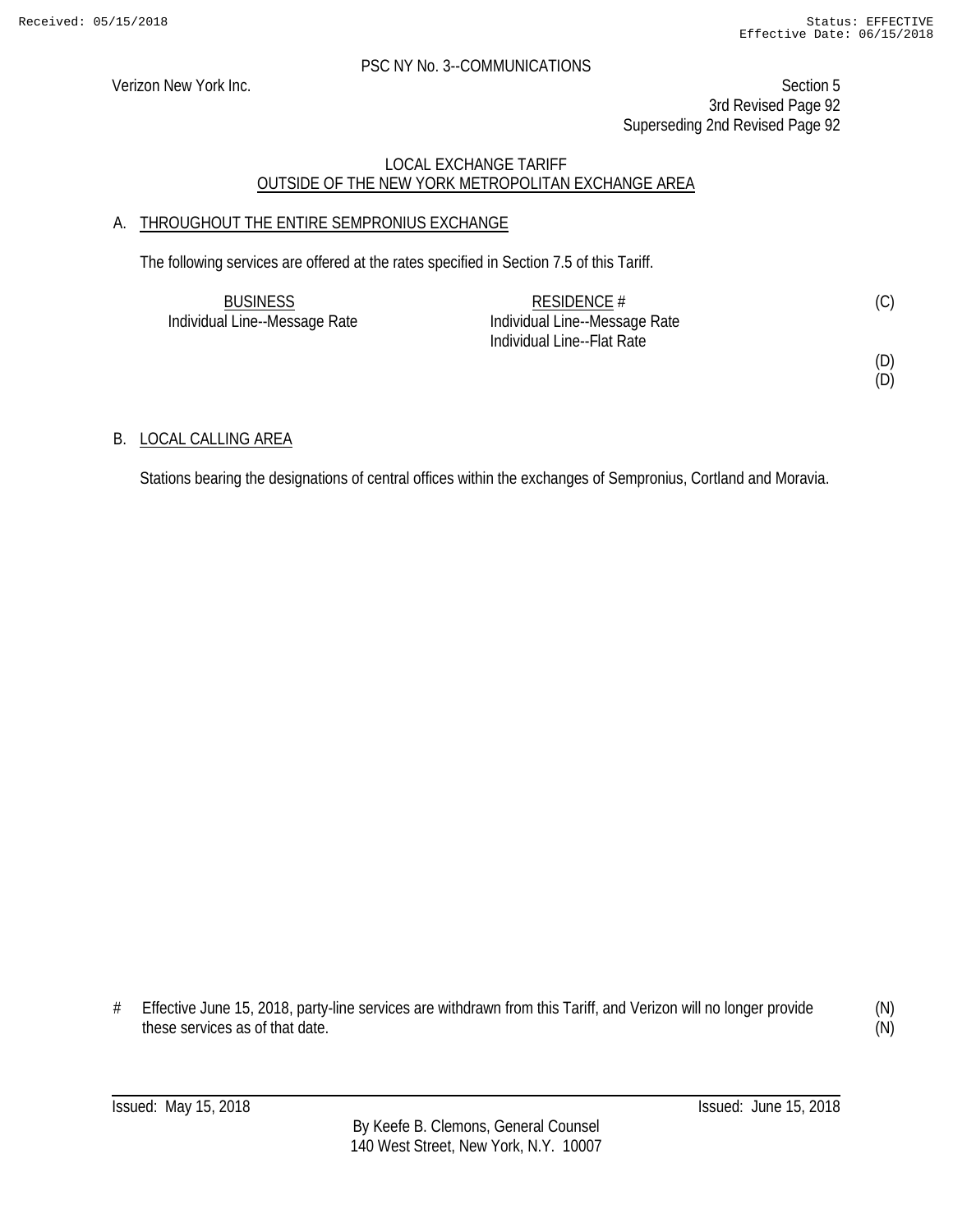PSC NY No. 3--COMMUNICATIONS

Verizon New York Inc.

Section 5
3rd Revised Page 92
Superseding 2nd Revised Page 92

LOCAL EXCHANGE TARIFF
OUTSIDE OF THE NEW YORK METROPOLITAN EXCHANGE AREA

A. THROUGHOUT THE ENTIRE SEMPRONIUS EXCHANGE

The following services are offered at the rates specified in Section 7.5 of this Tariff.

| BUSINESS | RESIDENCE # | |
|---|---|---|
| Individual Line--Message Rate | Individual Line--Message Rate | (C) |
| | Individual Line--Flat Rate | |
| | | (D) |
| | | (D) |

B. LOCAL CALLING AREA

Stations bearing the designations of central offices within the exchanges of Sempronius, Cortland and Moravia.

# Effective June 15, 2018, party-line services are withdrawn from this Tariff, and Verizon will no longer provide these services as of that date. (N) (N)

Issued: May 15, 2018 Issued: June 15, 2018

By Keefe B. Clemons, General Counsel
140 West Street, New York, N.Y. 10007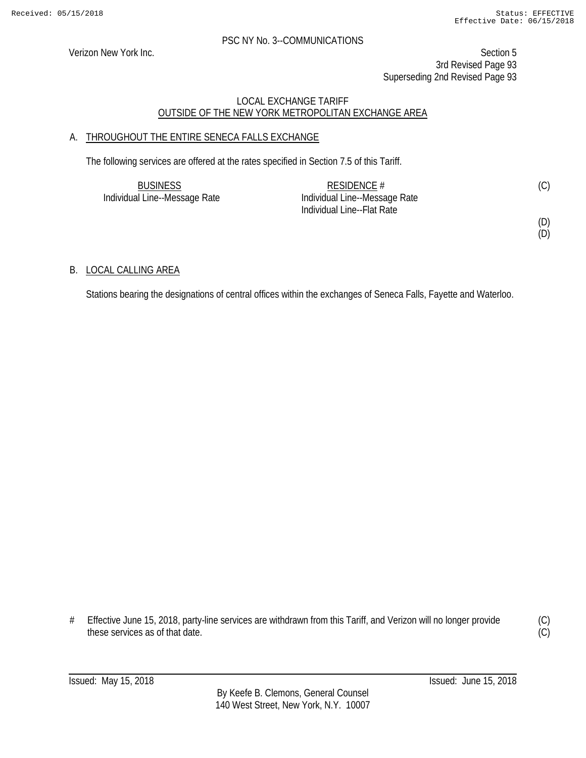PSC NY No. 3--COMMUNICATIONS

Verizon New York Inc.

Section 5
3rd Revised Page 93
Superseding 2nd Revised Page 93

LOCAL EXCHANGE TARIFF
OUTSIDE OF THE NEW YORK METROPOLITAN EXCHANGE AREA

## A. THROUGHOUT THE ENTIRE SENECA FALLS EXCHANGE

The following services are offered at the rates specified in Section 7.5 of this Tariff.

| BUSINESS | RESIDENCE # | |
|---|---|---|
| Individual Line--Message Rate | Individual Line--Message Rate | (C) |
| | Individual Line--Flat Rate | |
| | | (D) |
| | | (D) |

## B. LOCAL CALLING AREA

Stations bearing the designations of central offices within the exchanges of Seneca Falls, Fayette and Waterloo.

# Effective June 15, 2018, party-line services are withdrawn from this Tariff, and Verizon will no longer provide these services as of that date. (C)
(C)

Issued: May 15, 2018 Issued: June 15, 2018

By Keefe B. Clemons, General Counsel
140 West Street, New York, N.Y. 10007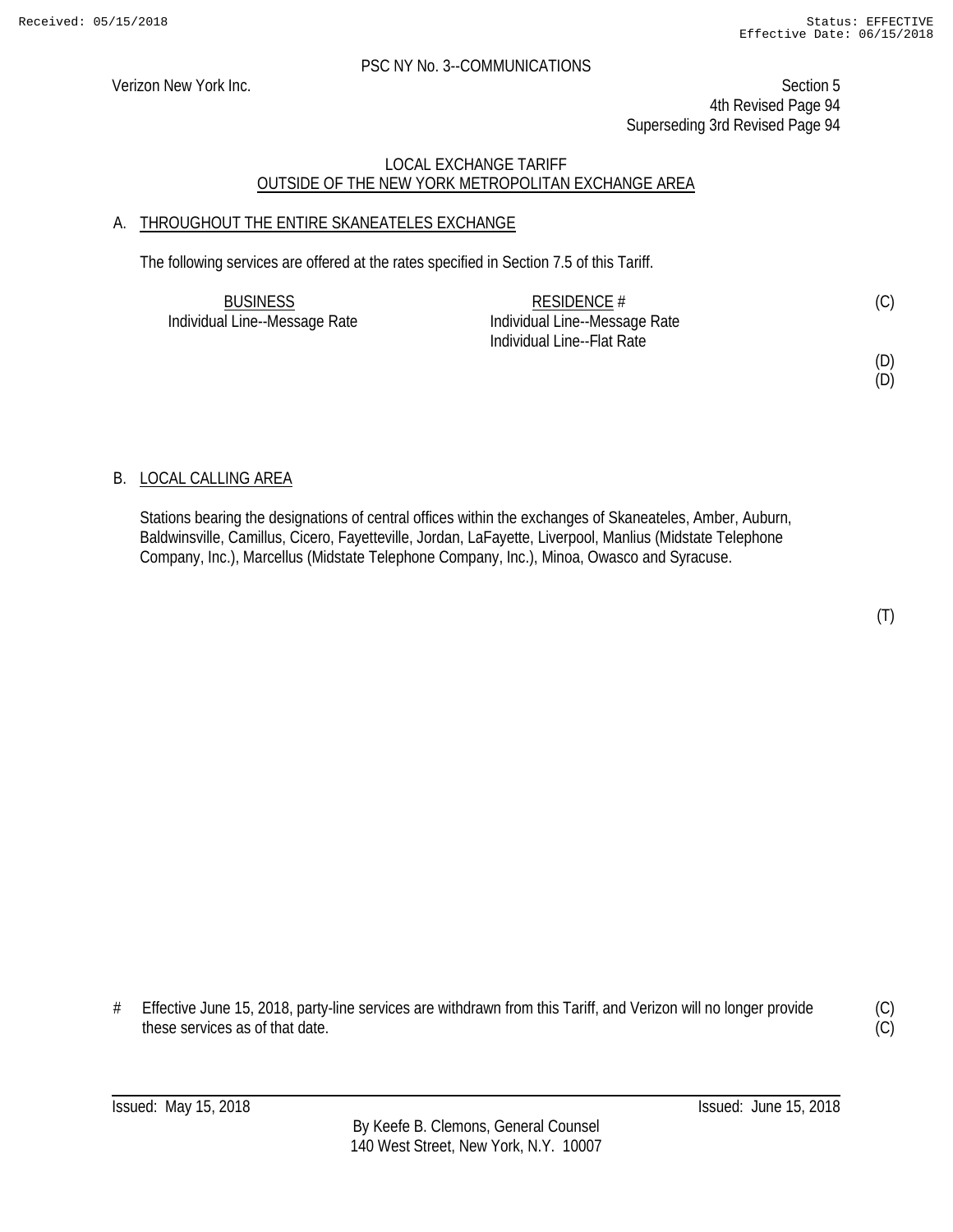PSC NY No. 3--COMMUNICATIONS

Verizon New York Inc.

Section 5
4th Revised Page 94
Superseding 3rd Revised Page 94

LOCAL EXCHANGE TARIFF
OUTSIDE OF THE NEW YORK METROPOLITAN EXCHANGE AREA

## A. THROUGHOUT THE ENTIRE SKANEATELES EXCHANGE

The following services are offered at the rates specified in Section 7.5 of this Tariff.

| BUSINESS | RESIDENCE # | |
|---|---|---|
| Individual Line--Message Rate | Individual Line--Message Rate | (C) |
| | Individual Line--Flat Rate | |
| | | (D) |
| | | (D) |

## B. LOCAL CALLING AREA

Stations bearing the designations of central offices within the exchanges of Skaneateles, Amber, Auburn, Baldwinsville, Camillus, Cicero, Fayetteville, Jordan, LaFayette, Liverpool, Manlius (Midstate Telephone Company, Inc.), Marcellus (Midstate Telephone Company, Inc.), Minoa, Owasco and Syracuse.

(T)

# Effective June 15, 2018, party-line services are withdrawn from this Tariff, and Verizon will no longer provide these services as of that date. (C)
(C)

Issued: May 15, 2018 Issued: June 15, 2018

By Keefe B. Clemons, General Counsel
140 West Street, New York, N.Y. 10007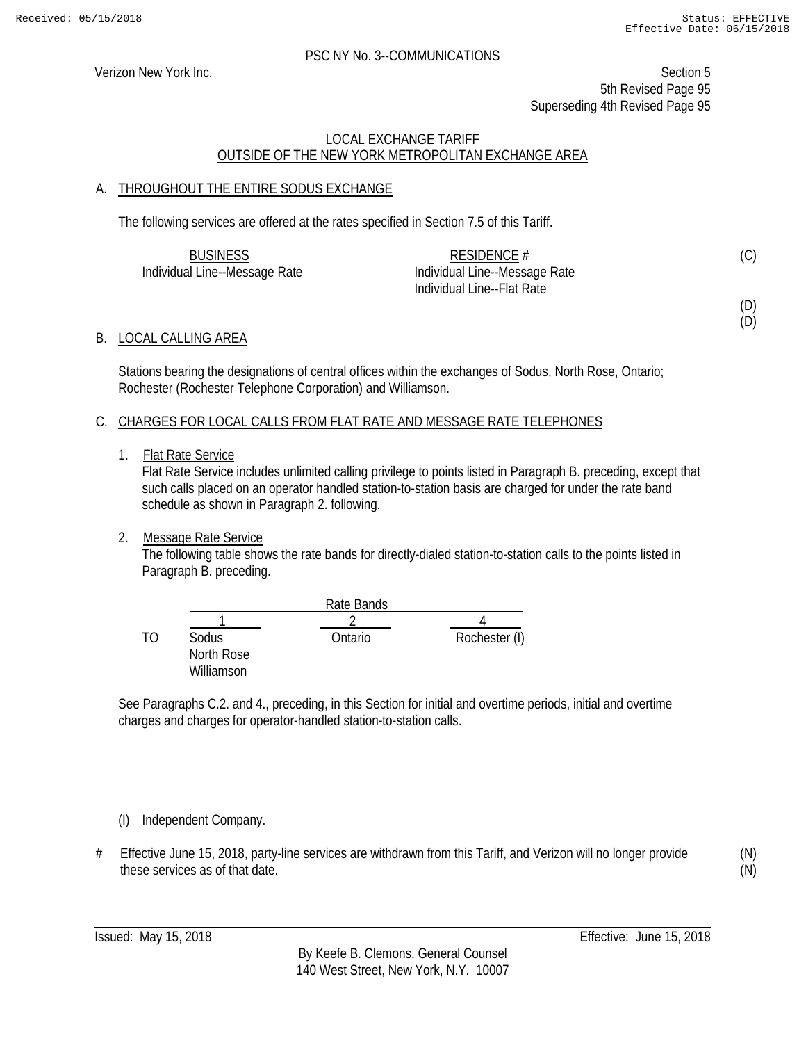PSC NY No. 3--COMMUNICATIONS

Verizon New York Inc.

Section 5
5th Revised Page 95
Superseding 4th Revised Page 95

LOCAL EXCHANGE TARIFF
OUTSIDE OF THE NEW YORK METROPOLITAN EXCHANGE AREA

## A. THROUGHOUT THE ENTIRE SODUS EXCHANGE

The following services are offered at the rates specified in Section 7.5 of this Tariff.

| BUSINESS | RESIDENCE # | |
|---|---|---|
| Individual Line--Message Rate | Individual Line--Message Rate | (C) |
| | Individual Line--Flat Rate | |
| | | (D) |
| | | (D) |

## B. LOCAL CALLING AREA

Stations bearing the designations of central offices within the exchanges of Sodus, North Rose, Ontario; Rochester (Rochester Telephone Corporation) and Williamson.

## C. CHARGES FOR LOCAL CALLS FROM FLAT RATE AND MESSAGE RATE TELEPHONES

1. Flat Rate Service
   Flat Rate Service includes unlimited calling privilege to points listed in Paragraph B. preceding, except that such calls placed on an operator handled station-to-station basis are charged for under the rate band schedule as shown in Paragraph 2. following.

2. Message Rate Service
   The following table shows the rate bands for directly-dialed station-to-station calls to the points listed in Paragraph B. preceding.

| | Rate Bands | | |
|---|---|---|---|
| | 1 | 2 | 4 |
| TO | Sodus | Ontario | Rochester (I) |
| | North Rose | | |
| | Williamson | | |

See Paragraphs C.2. and 4., preceding, in this Section for initial and overtime periods, initial and overtime charges and charges for operator-handled station-to-station calls.

(I) Independent Company.

\# Effective June 15, 2018, party-line services are withdrawn from this Tariff, and Verizon will no longer provide these services as of that date. (N)

Issued: May 15, 2018

Effective: June 15, 2018

By Keefe B. Clemons, General Counsel
140 West Street, New York, N.Y. 10007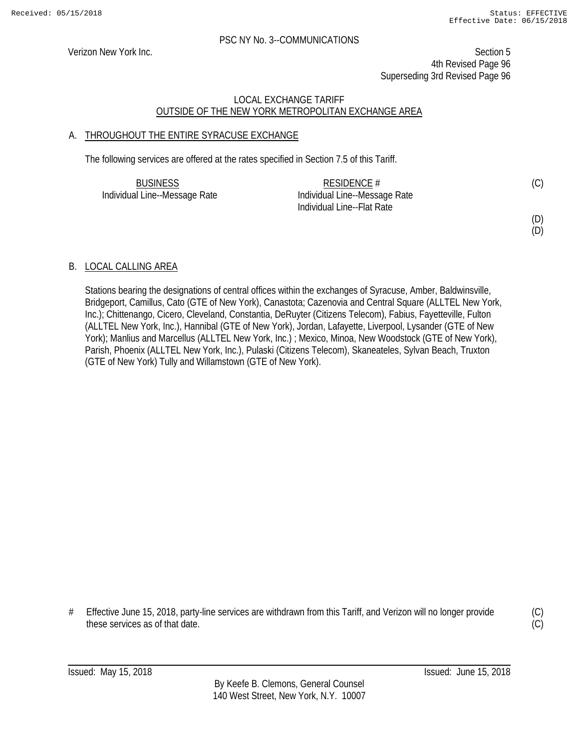PSC NY No. 3--COMMUNICATIONS

Verizon New York Inc.

Section 5
4th Revised Page 96
Superseding 3rd Revised Page 96

LOCAL EXCHANGE TARIFF
OUTSIDE OF THE NEW YORK METROPOLITAN EXCHANGE AREA

A. THROUGHOUT THE ENTIRE SYRACUSE EXCHANGE

The following services are offered at the rates specified in Section 7.5 of this Tariff.

| BUSINESS | RESIDENCE # | |
|---|---|---|
| Individual Line--Message Rate | Individual Line--Message Rate | (C) |
| | Individual Line--Flat Rate | |
| | | (D) |
| | | (D) |

B. LOCAL CALLING AREA

Stations bearing the designations of central offices within the exchanges of Syracuse, Amber, Baldwinsville, Bridgeport, Camillus, Cato (GTE of New York), Canastota; Cazenovia and Central Square (ALLTEL New York, Inc.); Chittenango, Cicero, Cleveland, Constantia, DeRuyter (Citizens Telecom), Fabius, Fayetteville, Fulton (ALLTEL New York, Inc.), Hannibal (GTE of New York), Jordan, Lafayette, Liverpool, Lysander (GTE of New York); Manlius and Marcellus (ALLTEL New York, Inc.) ; Mexico, Minoa, New Woodstock (GTE of New York), Parish, Phoenix (ALLTEL New York, Inc.), Pulaski (Citizens Telecom), Skaneateles, Sylvan Beach, Truxton (GTE of New York) Tully and Willamstown (GTE of New York).

# Effective June 15, 2018, party-line services are withdrawn from this Tariff, and Verizon will no longer provide these services as of that date. (C)(C)

Issued: May 15, 2018 Issued: June 15, 2018

By Keefe B. Clemons, General Counsel
140 West Street, New York, N.Y. 10007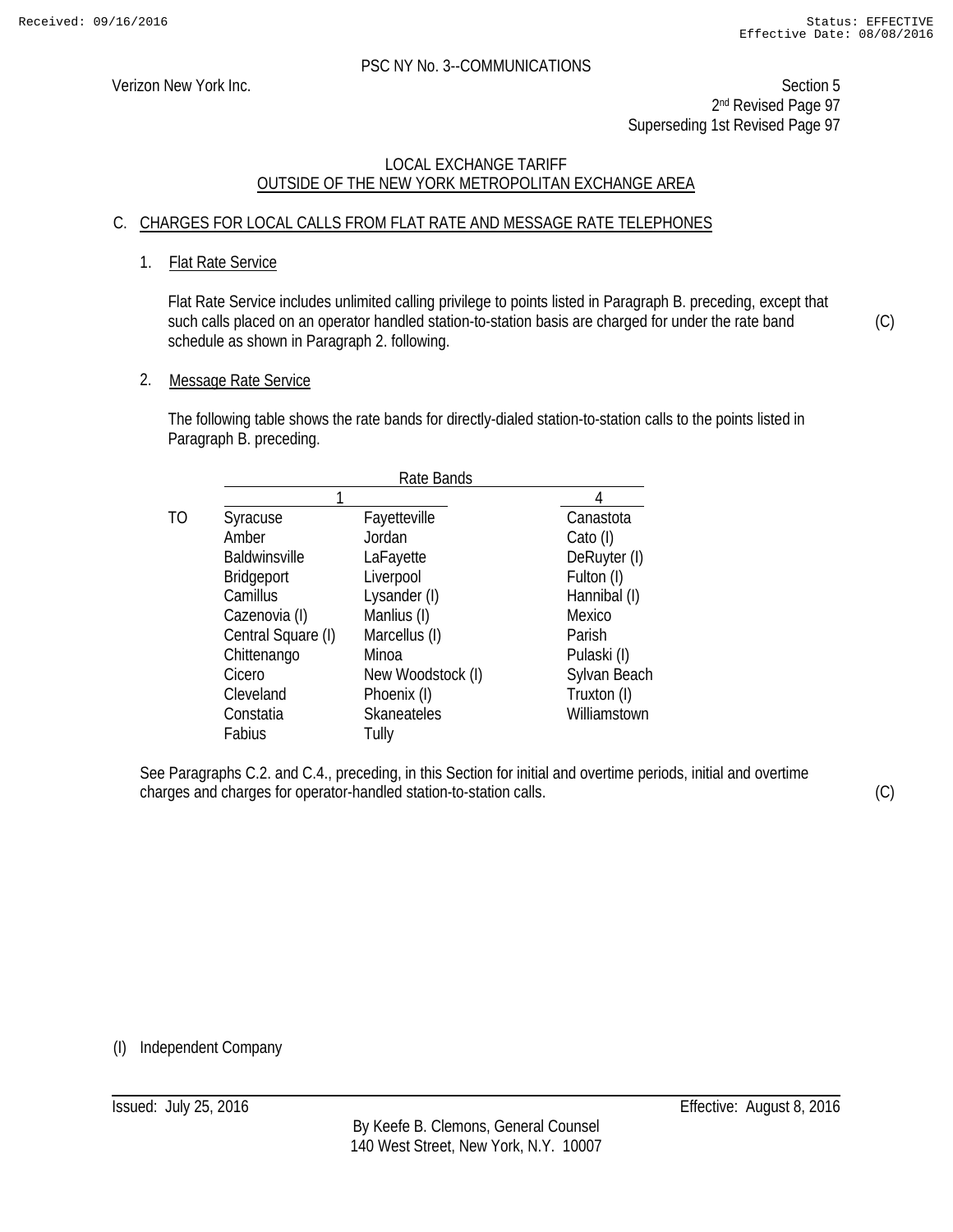PSC NY No. 3--COMMUNICATIONS

Verizon New York Inc.

Section 5
2nd Revised Page 97
Superseding 1st Revised Page 97

LOCAL EXCHANGE TARIFF
OUTSIDE OF THE NEW YORK METROPOLITAN EXCHANGE AREA

## C. CHARGES FOR LOCAL CALLS FROM FLAT RATE AND MESSAGE RATE TELEPHONES

### 1. Flat Rate Service

Flat Rate Service includes unlimited calling privilege to points listed in Paragraph B. preceding, except that such calls placed on an operator handled station-to-station basis are charged for under the rate band schedule as shown in Paragraph 2. following. (C)

### 2. Message Rate Service

The following table shows the rate bands for directly-dialed station-to-station calls to the points listed in Paragraph B. preceding.

| | Rate Bands | | |
|---|---|---|---|
| | 1 | | 4 |
| TO | Syracuse | Fayetteville | Canastota |
| | Amber | Jordan | Cato (I) |
| | Baldwinsville | LaFayette | DeRuyter (I) |
| | Bridgeport | Liverpool | Fulton (I) |
| | Camillus | Lysander (I) | Hannibal (I) |
| | Cazenovia (I) | Manlius (I) | Mexico |
| | Central Square (I) | Marcellus (I) | Parish |
| | Chittenango | Minoa | Pulaski (I) |
| | Cicero | New Woodstock (I) | Sylvan Beach |
| | Cleveland | Phoenix (I) | Truxton (I) |
| | Constatia | Skaneateles | Williamstown |
| | Fabius | Tully | |

See Paragraphs C.2. and C.4., preceding, in this Section for initial and overtime periods, initial and overtime charges and charges for operator-handled station-to-station calls. (C)

(I) Independent Company

Issued: July 25, 2016

Effective: August 8, 2016

By Keefe B. Clemons, General Counsel
140 West Street, New York, N.Y. 10007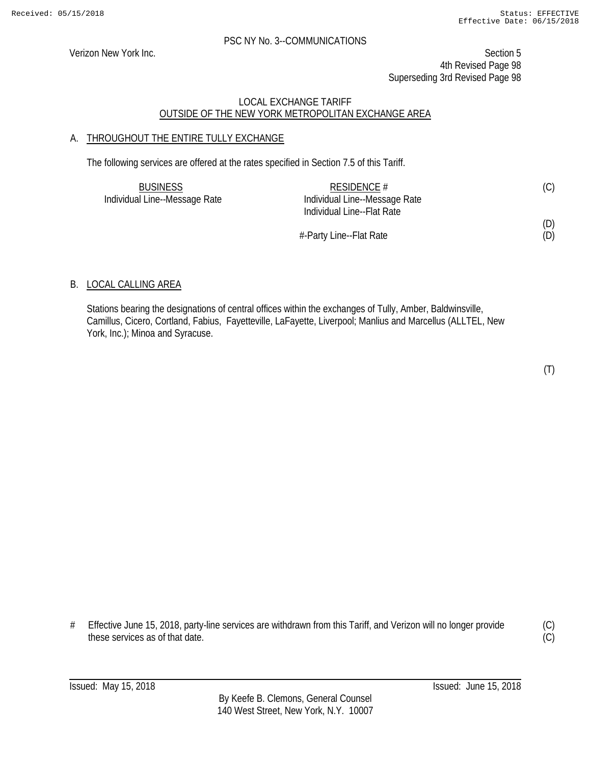PSC NY No. 3--COMMUNICATIONS

Verizon New York Inc.

Section 5
4th Revised Page 98
Superseding 3rd Revised Page 98

LOCAL EXCHANGE TARIFF
OUTSIDE OF THE NEW YORK METROPOLITAN EXCHANGE AREA

## A. THROUGHOUT THE ENTIRE TULLY EXCHANGE

The following services are offered at the rates specified in Section 7.5 of this Tariff.

| BUSINESS | RESIDENCE # | |
|---|---|---|
| Individual Line--Message Rate | Individual Line--Message Rate | (C) |
| | Individual Line--Flat Rate | |
| | | (D) |
| | #-Party Line--Flat Rate | (D) |

## B. LOCAL CALLING AREA

Stations bearing the designations of central offices within the exchanges of Tully, Amber, Baldwinsville, Camillus, Cicero, Cortland, Fabius, Fayetteville, LaFayette, Liverpool; Manlius and Marcellus (ALLTEL, New York, Inc.); Minoa and Syracuse.

(T)

\# Effective June 15, 2018, party-line services are withdrawn from this Tariff, and Verizon will no longer provide these services as of that date. (C)

Issued: May 15, 2018

Issued: June 15, 2018

By Keefe B. Clemons, General Counsel
140 West Street, New York, N.Y. 10007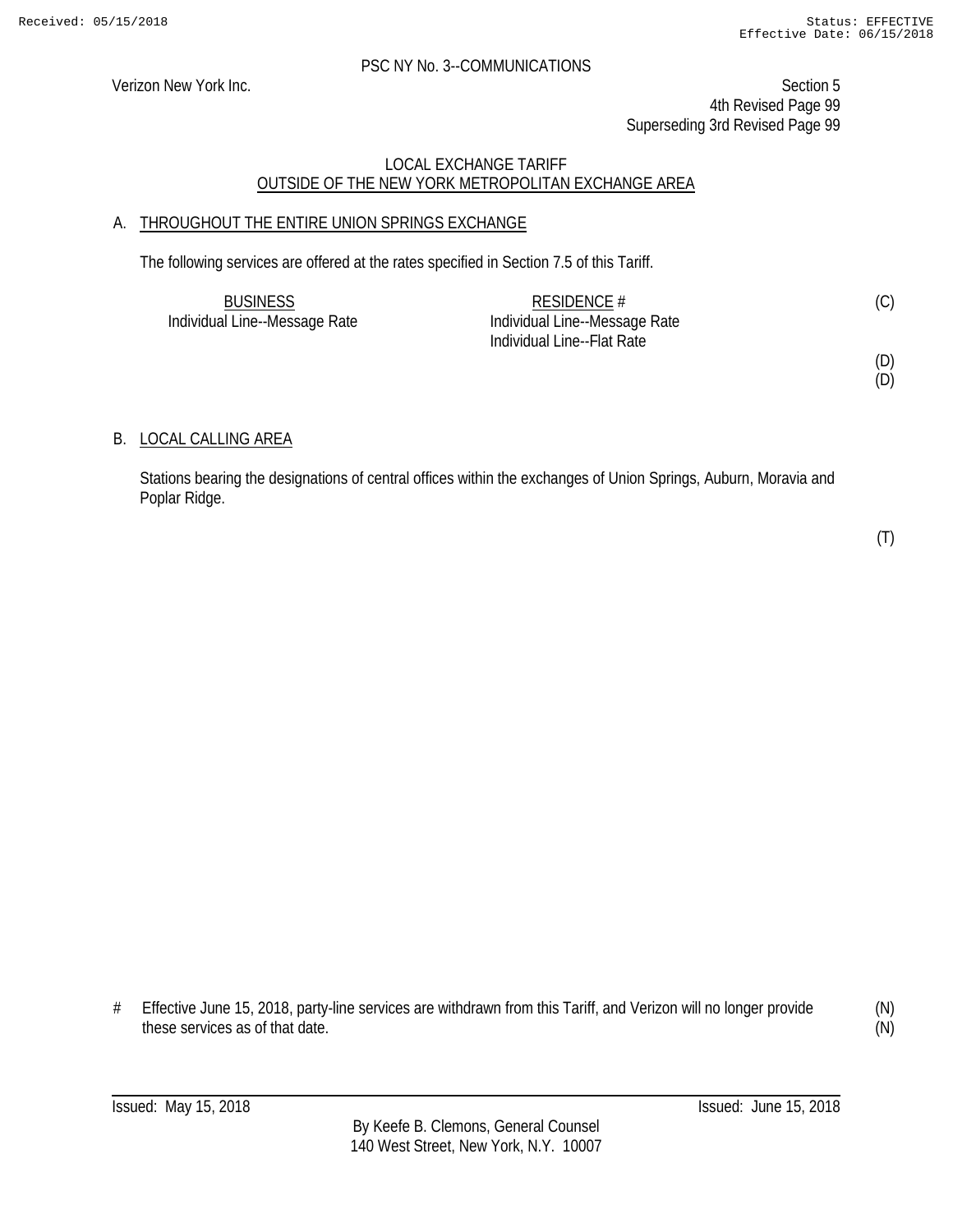PSC NY No. 3--COMMUNICATIONS

Verizon New York Inc.

Section 5
4th Revised Page 99
Superseding 3rd Revised Page 99

LOCAL EXCHANGE TARIFF
OUTSIDE OF THE NEW YORK METROPOLITAN EXCHANGE AREA

A. THROUGHOUT THE ENTIRE UNION SPRINGS EXCHANGE

The following services are offered at the rates specified in Section 7.5 of this Tariff.

| BUSINESS | RESIDENCE # | |
|---|---|---|
| Individual Line--Message Rate | Individual Line--Message Rate | (C) |
| | Individual Line--Flat Rate | |
| | | (D) |
| | | (D) |

B. LOCAL CALLING AREA

Stations bearing the designations of central offices within the exchanges of Union Springs, Auburn, Moravia and Poplar Ridge.

(T)

# Effective June 15, 2018, party-line services are withdrawn from this Tariff, and Verizon will no longer provide these services as of that date. (N) (N)

Issued: May 15, 2018
Issued: June 15, 2018

By Keefe B. Clemons, General Counsel
140 West Street, New York, N.Y. 10007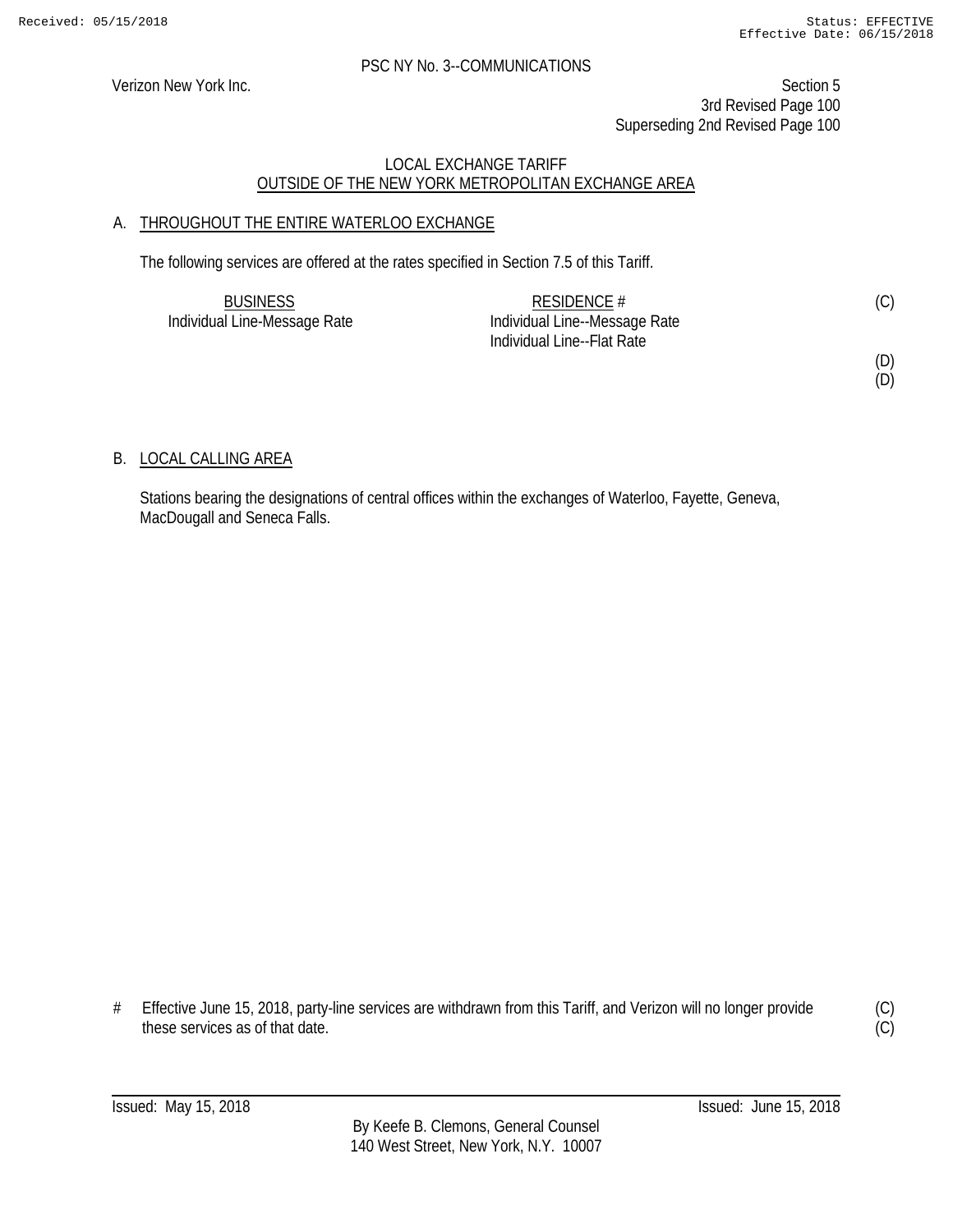PSC NY No. 3--COMMUNICATIONS

Verizon New York Inc.

Section 5
3rd Revised Page 100
Superseding 2nd Revised Page 100

LOCAL EXCHANGE TARIFF
OUTSIDE OF THE NEW YORK METROPOLITAN EXCHANGE AREA

## A. THROUGHOUT THE ENTIRE WATERLOO EXCHANGE

The following services are offered at the rates specified in Section 7.5 of this Tariff.

| BUSINESS | RESIDENCE # | |
|---|---|---|
| Individual Line-Message Rate | Individual Line--Message Rate | (C) |
| | Individual Line--Flat Rate | |
| | | (D) |
| | | (D) |

## B. LOCAL CALLING AREA

Stations bearing the designations of central offices within the exchanges of Waterloo, Fayette, Geneva, MacDougall and Seneca Falls.

\# Effective June 15, 2018, party-line services are withdrawn from this Tariff, and Verizon will no longer provide these services as of that date. (C) (C)

Issued: May 15, 2018

Issued: June 15, 2018

By Keefe B. Clemons, General Counsel
140 West Street, New York, N.Y. 10007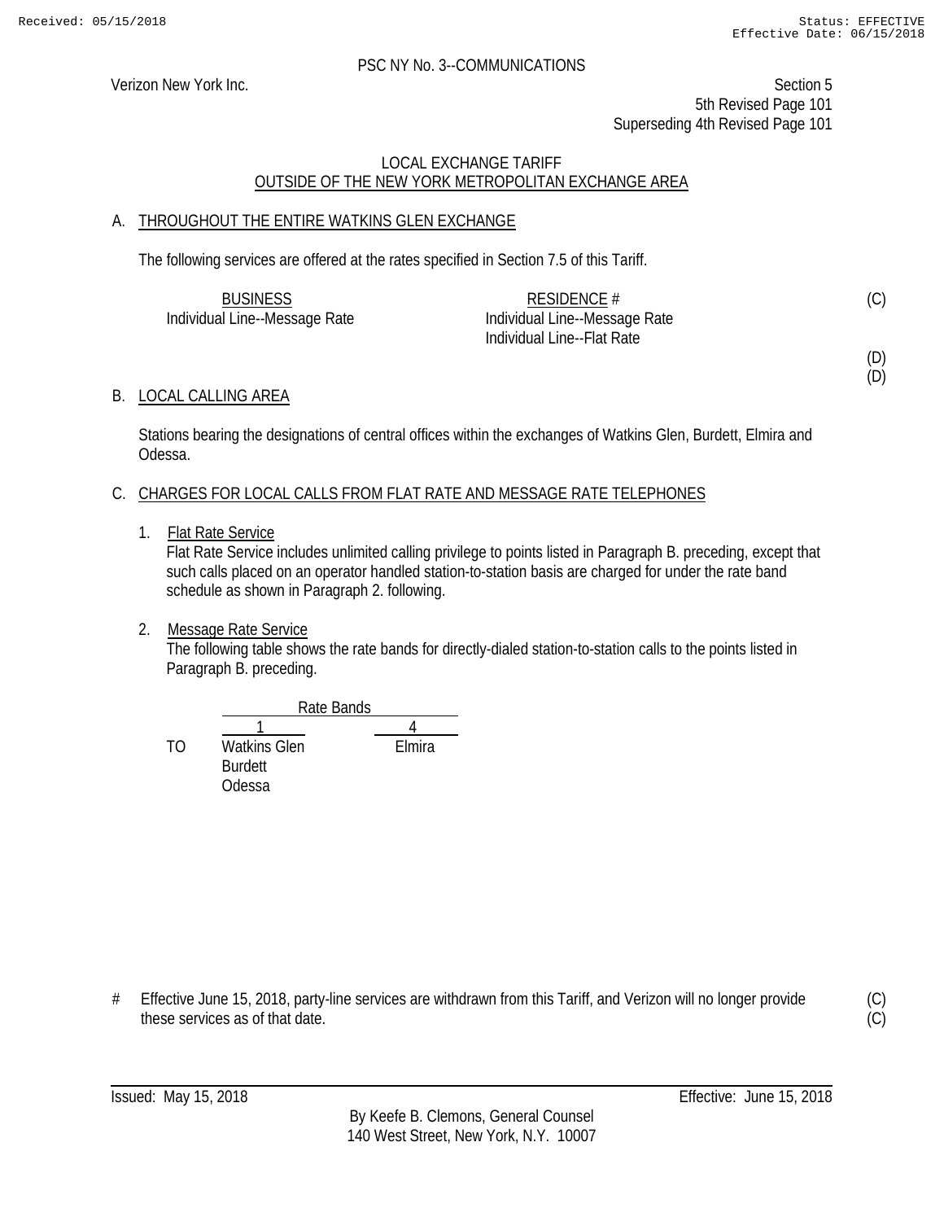PSC NY No. 3--COMMUNICATIONS

Verizon New York Inc.

Section 5
5th Revised Page 101
Superseding 4th Revised Page 101

LOCAL EXCHANGE TARIFF
OUTSIDE OF THE NEW YORK METROPOLITAN EXCHANGE AREA

A. THROUGHOUT THE ENTIRE WATKINS GLEN EXCHANGE

The following services are offered at the rates specified in Section 7.5 of this Tariff.

| BUSINESS | RESIDENCE # | |
|---|---|---|
| Individual Line--Message Rate | Individual Line--Message Rate | (C) |
| | Individual Line--Flat Rate | |
| | | (D) |
| | | (D) |

B. LOCAL CALLING AREA

Stations bearing the designations of central offices within the exchanges of Watkins Glen, Burdett, Elmira and Odessa.

C. CHARGES FOR LOCAL CALLS FROM FLAT RATE AND MESSAGE RATE TELEPHONES

1. Flat Rate Service
   Flat Rate Service includes unlimited calling privilege to points listed in Paragraph B. preceding, except that such calls placed on an operator handled station-to-station basis are charged for under the rate band schedule as shown in Paragraph 2. following.

2. Message Rate Service
   The following table shows the rate bands for directly-dialed station-to-station calls to the points listed in Paragraph B. preceding.

| | Rate Bands | |
|---|---|---|
| | 1 | 4 |
| TO | Watkins Glen | Elmira |
| | Burdett | |
| | Odessa | |

\# Effective June 15, 2018, party-line services are withdrawn from this Tariff, and Verizon will no longer provide these services as of that date. (C)(C)

Issued: May 15, 2018

Effective: June 15, 2018

By Keefe B. Clemons, General Counsel
140 West Street, New York, N.Y. 10007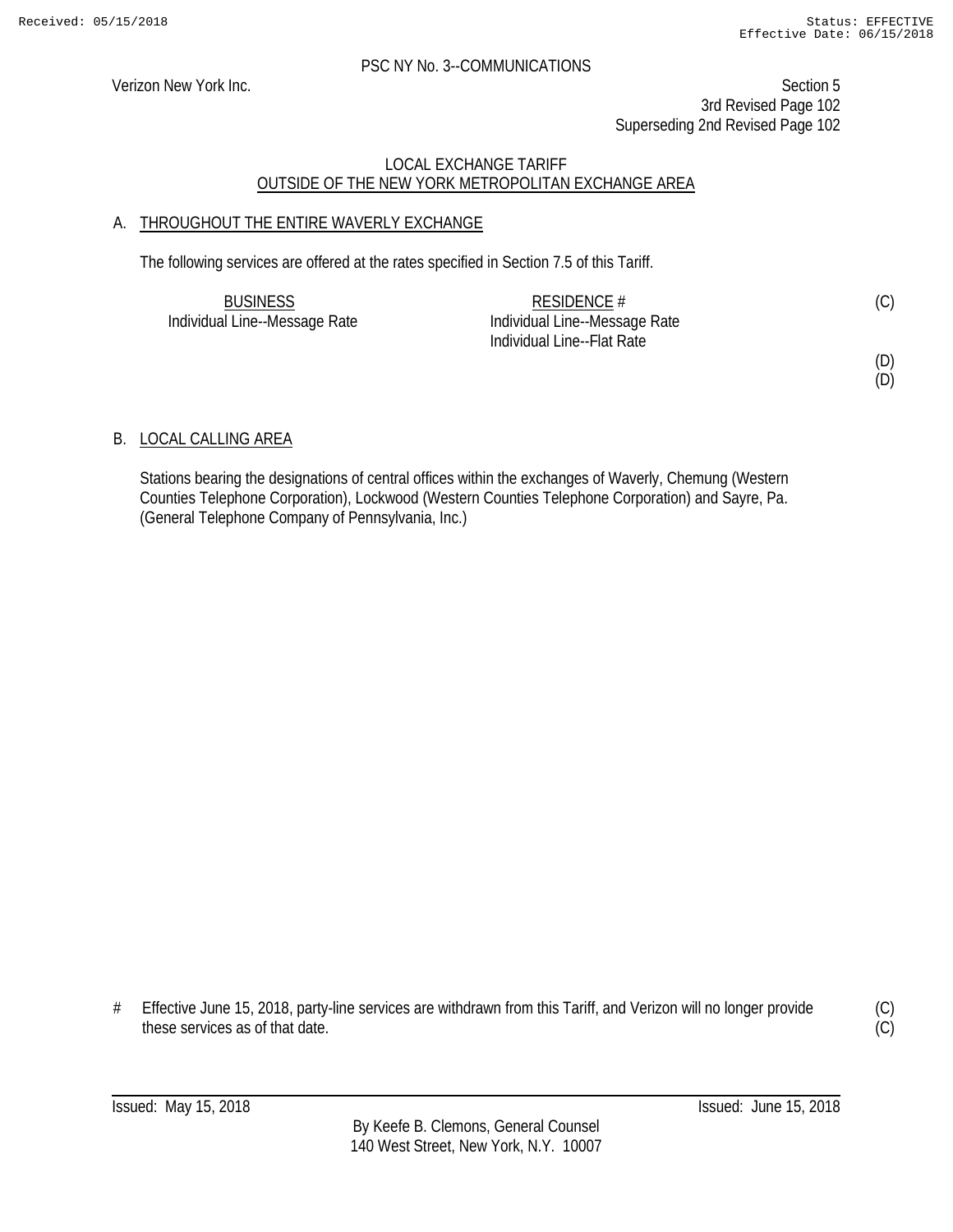PSC NY No. 3--COMMUNICATIONS

Verizon New York Inc.

Section 5
3rd Revised Page 102
Superseding 2nd Revised Page 102

LOCAL EXCHANGE TARIFF
OUTSIDE OF THE NEW YORK METROPOLITAN EXCHANGE AREA

## A. THROUGHOUT THE ENTIRE WAVERLY EXCHANGE

The following services are offered at the rates specified in Section 7.5 of this Tariff.

| BUSINESS | RESIDENCE # | |
|---|---|---|
| Individual Line--Message Rate | Individual Line--Message Rate | (C) |
| | Individual Line--Flat Rate | |
| | | (D) |
| | | (D) |

## B. LOCAL CALLING AREA

Stations bearing the designations of central offices within the exchanges of Waverly, Chemung (Western Counties Telephone Corporation), Lockwood (Western Counties Telephone Corporation) and Sayre, Pa. (General Telephone Company of Pennsylvania, Inc.)

# Effective June 15, 2018, party-line services are withdrawn from this Tariff, and Verizon will no longer provide these services as of that date. (C)
(C)

Issued: May 15, 2018 Issued: June 15, 2018

By Keefe B. Clemons, General Counsel
140 West Street, New York, N.Y. 10007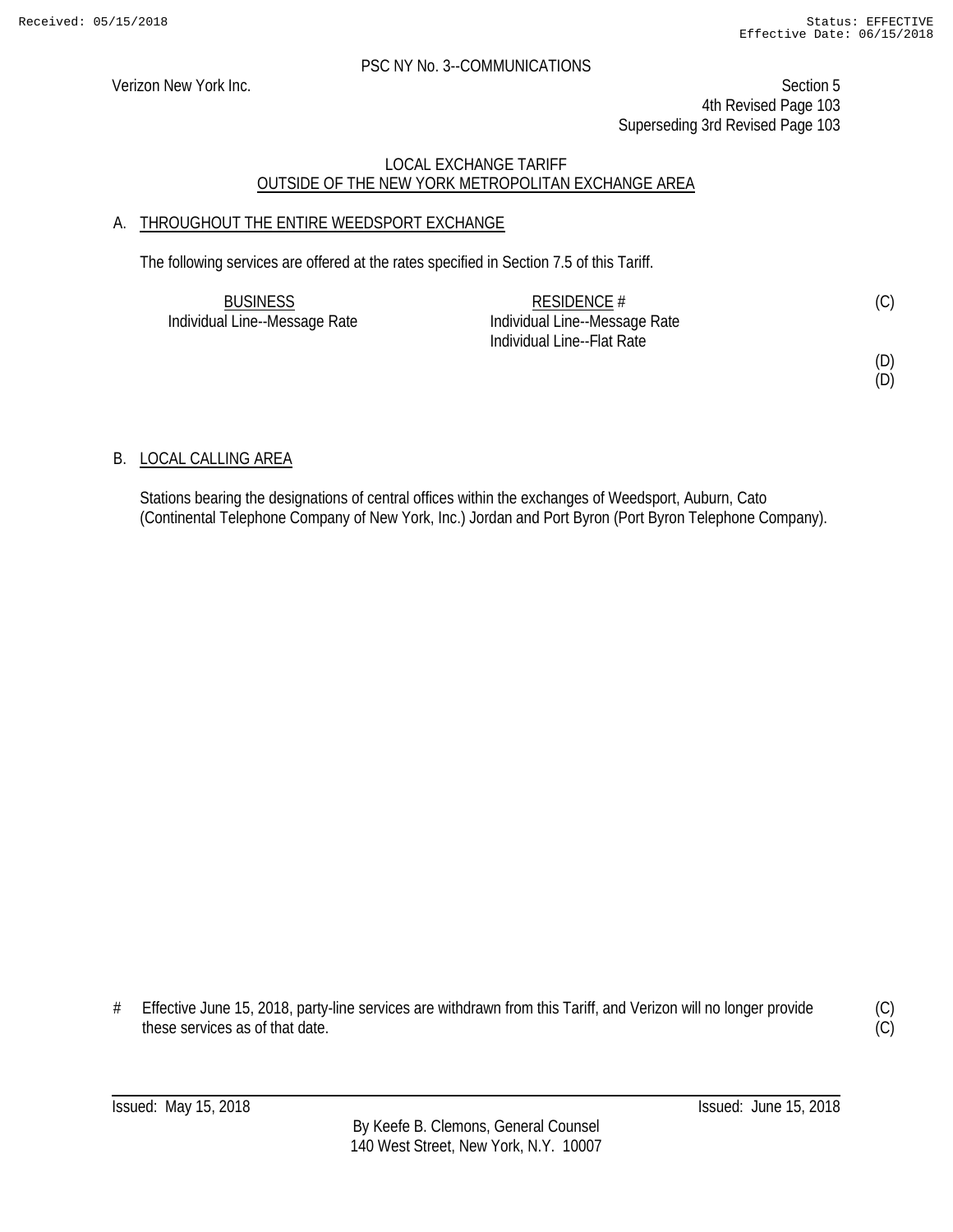PSC NY No. 3--COMMUNICATIONS

Verizon New York Inc.

Section 5
4th Revised Page 103
Superseding 3rd Revised Page 103

LOCAL EXCHANGE TARIFF
OUTSIDE OF THE NEW YORK METROPOLITAN EXCHANGE AREA

## A. THROUGHOUT THE ENTIRE WEEDSPORT EXCHANGE

The following services are offered at the rates specified in Section 7.5 of this Tariff.

| BUSINESS | RESIDENCE # | |
|---|---|---|
| Individual Line--Message Rate | Individual Line--Message Rate | (C) |
| | Individual Line--Flat Rate | |
| | | (D) |
| | | (D) |

## B. LOCAL CALLING AREA

Stations bearing the designations of central offices within the exchanges of Weedsport, Auburn, Cato (Continental Telephone Company of New York, Inc.) Jordan and Port Byron (Port Byron Telephone Company).

# Effective June 15, 2018, party-line services are withdrawn from this Tariff, and Verizon will no longer provide these services as of that date. (C) (C)

Issued: May 15, 2018 Issued: June 15, 2018

By Keefe B. Clemons, General Counsel
140 West Street, New York, N.Y. 10007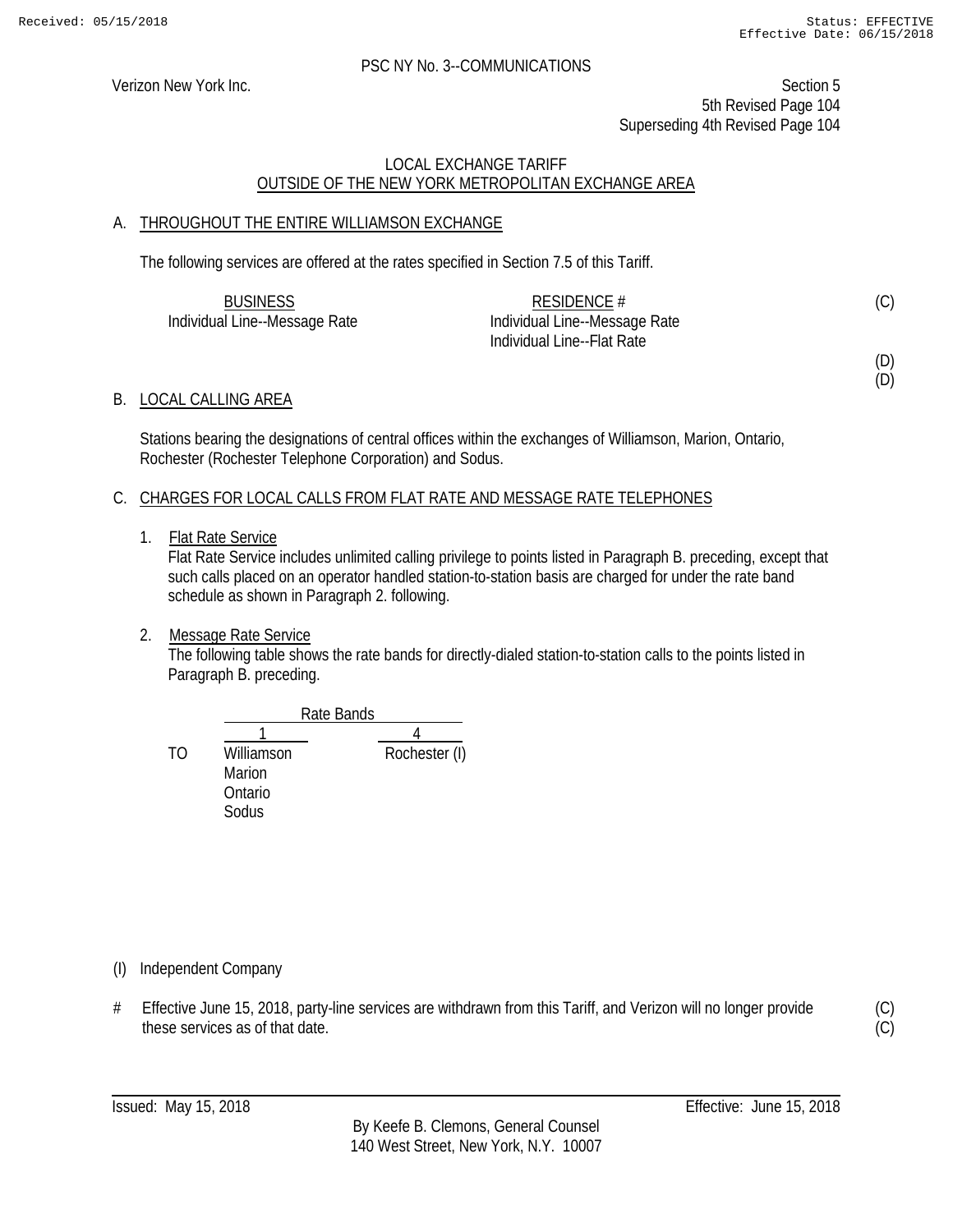PSC NY No. 3--COMMUNICATIONS

Verizon New York Inc.

Section 5
5th Revised Page 104
Superseding 4th Revised Page 104

LOCAL EXCHANGE TARIFF
OUTSIDE OF THE NEW YORK METROPOLITAN EXCHANGE AREA

## A. THROUGHOUT THE ENTIRE WILLIAMSON EXCHANGE

The following services are offered at the rates specified in Section 7.5 of this Tariff.

| BUSINESS | RESIDENCE # | |
|---|---|---|
| Individual Line--Message Rate | Individual Line--Message Rate | (C) |
| | Individual Line--Flat Rate | |
| | | (D) |
| | | (D) |

## B. LOCAL CALLING AREA

Stations bearing the designations of central offices within the exchanges of Williamson, Marion, Ontario, Rochester (Rochester Telephone Corporation) and Sodus.

## C. CHARGES FOR LOCAL CALLS FROM FLAT RATE AND MESSAGE RATE TELEPHONES

1. Flat Rate Service
   Flat Rate Service includes unlimited calling privilege to points listed in Paragraph B. preceding, except that such calls placed on an operator handled station-to-station basis are charged for under the rate band schedule as shown in Paragraph 2. following.

2. Message Rate Service
   The following table shows the rate bands for directly-dialed station-to-station calls to the points listed in Paragraph B. preceding.

| | Rate Bands | |
|---|---|---|
| | 1 | 4 |
| TO | Williamson | Rochester (I) |
| | Marion | |
| | Ontario | |
| | Sodus | |

(I) Independent Company

\# Effective June 15, 2018, party-line services are withdrawn from this Tariff, and Verizon will no longer provide these services as of that date. (C)(C)

Issued: May 15, 2018

Effective: June 15, 2018

By Keefe B. Clemons, General Counsel
140 West Street, New York, N.Y. 10007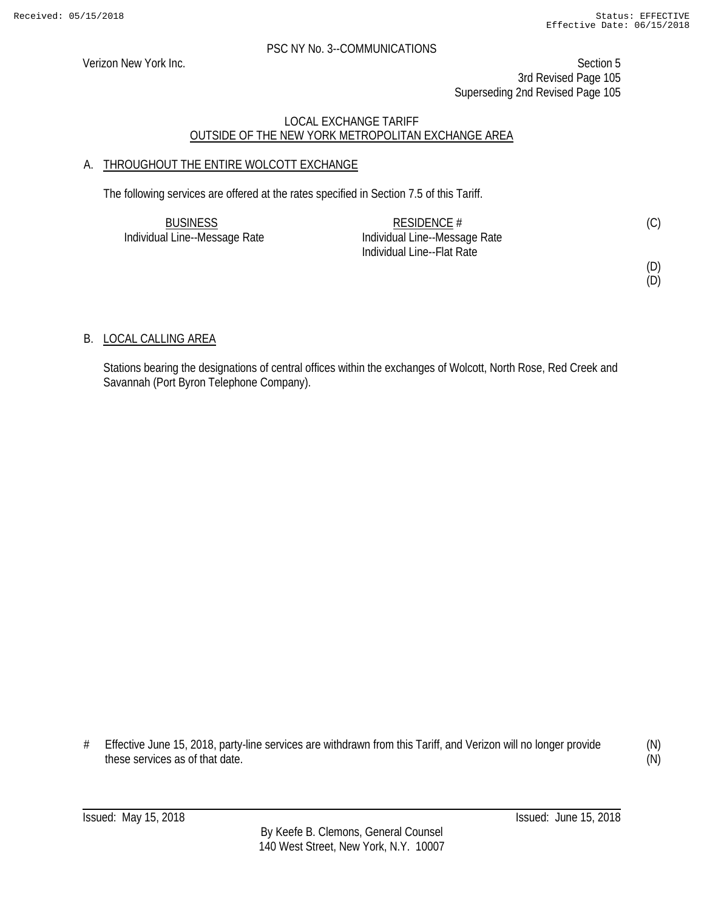PSC NY No. 3--COMMUNICATIONS

Verizon New York Inc.

Section 5
3rd Revised Page 105
Superseding 2nd Revised Page 105

LOCAL EXCHANGE TARIFF
OUTSIDE OF THE NEW YORK METROPOLITAN EXCHANGE AREA

## A. THROUGHOUT THE ENTIRE WOLCOTT EXCHANGE

The following services are offered at the rates specified in Section 7.5 of this Tariff.

| BUSINESS | RESIDENCE # | |
|---|---|---|
| Individual Line--Message Rate | Individual Line--Message Rate | (C) |
| | Individual Line--Flat Rate | |
| | | (D) |
| | | (D) |

## B. LOCAL CALLING AREA

Stations bearing the designations of central offices within the exchanges of Wolcott, North Rose, Red Creek and Savannah (Port Byron Telephone Company).

# Effective June 15, 2018, party-line services are withdrawn from this Tariff, and Verizon will no longer provide these services as of that date. (N)
(N)

Issued: May 15, 2018

Issued: June 15, 2018

By Keefe B. Clemons, General Counsel
140 West Street, New York, N.Y. 10007